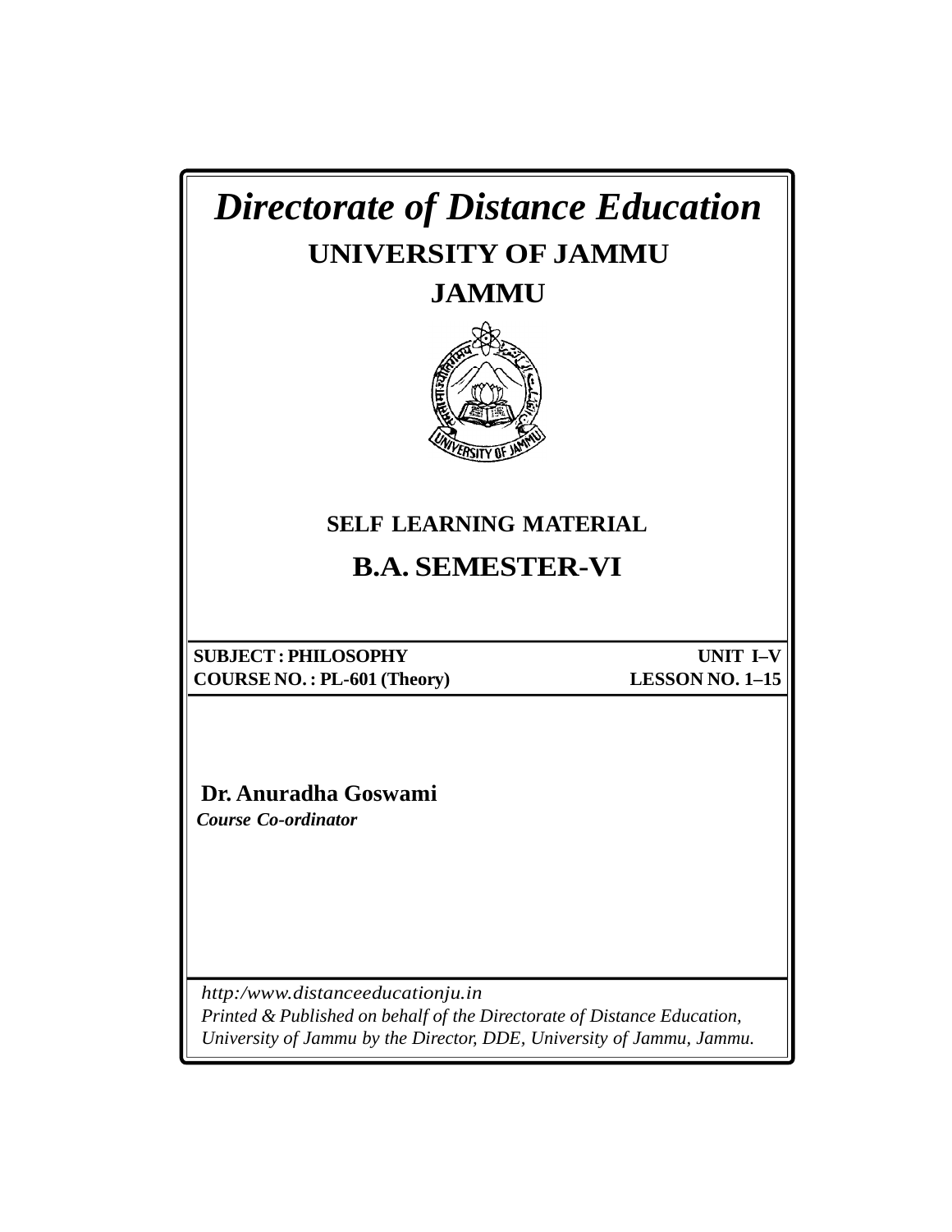# *Directorate of Distance Education*

## UNIVERSITY OF JAMMU

## JAMMU

**SELF LEARNING MATERIAL**

## B.A. SEMESTER-VI

| | |
|---|---|
| **SUBJECT : PHILOSOPHY** | **UNIT I–V** |
| **COURSE NO. : PL-601 (Theory)** | **LESSON NO. 1–15** |

**Dr. Anuradha Goswami**
***Course Co-ordinator***

*http:/www.distanceeducationju.in*
*Printed & Published on behalf of the Directorate of Distance Education, University of Jammu by the Director, DDE, University of Jammu, Jammu.*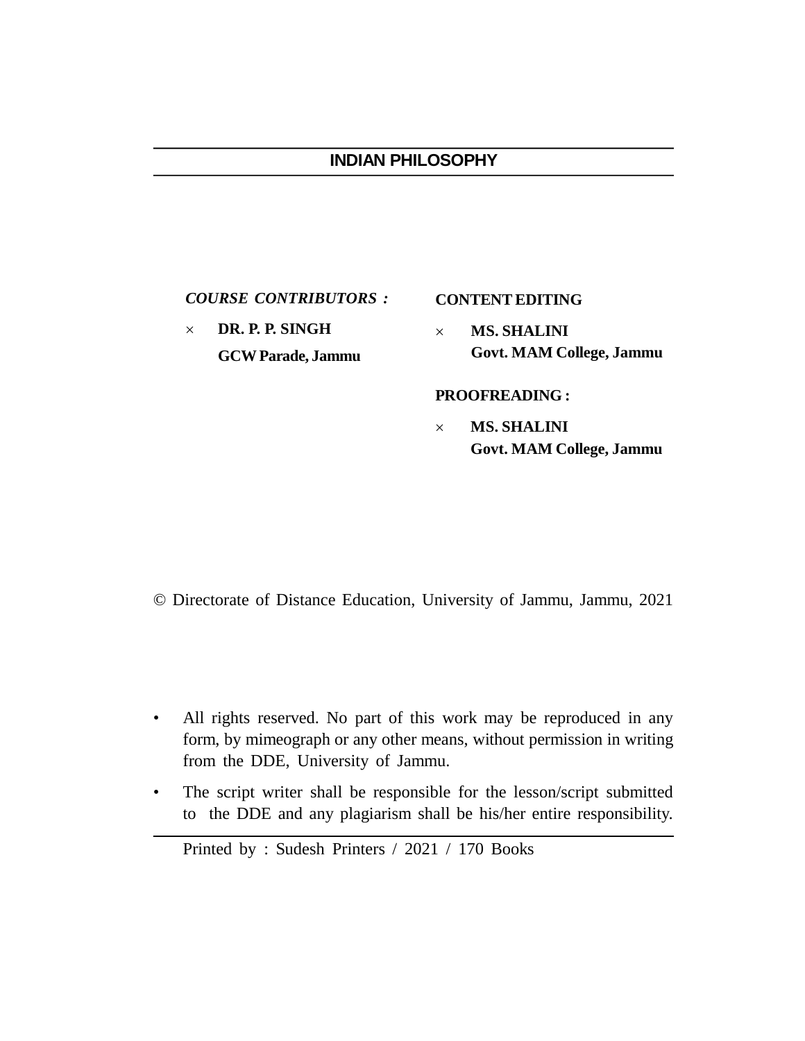# INDIAN PHILOSOPHY

***COURSE CONTRIBUTORS :***

× **DR. P. P. SINGH**
**GCW Parade, Jammu**

**CONTENT EDITING**

× **MS. SHALINI**
**Govt. MAM College, Jammu**

**PROOFREADING :**

× **MS. SHALINI**
**Govt. MAM College, Jammu**

© Directorate of Distance Education, University of Jammu, Jammu, 2021

- All rights reserved. No part of this work may be reproduced in any form, by mimeograph or any other means, without permission in writing from the DDE, University of Jammu.
- The script writer shall be responsible for the lesson/script submitted to the DDE and any plagiarism shall be his/her entire responsibility.

Printed by : Sudesh Printers / 2021 / 170 Books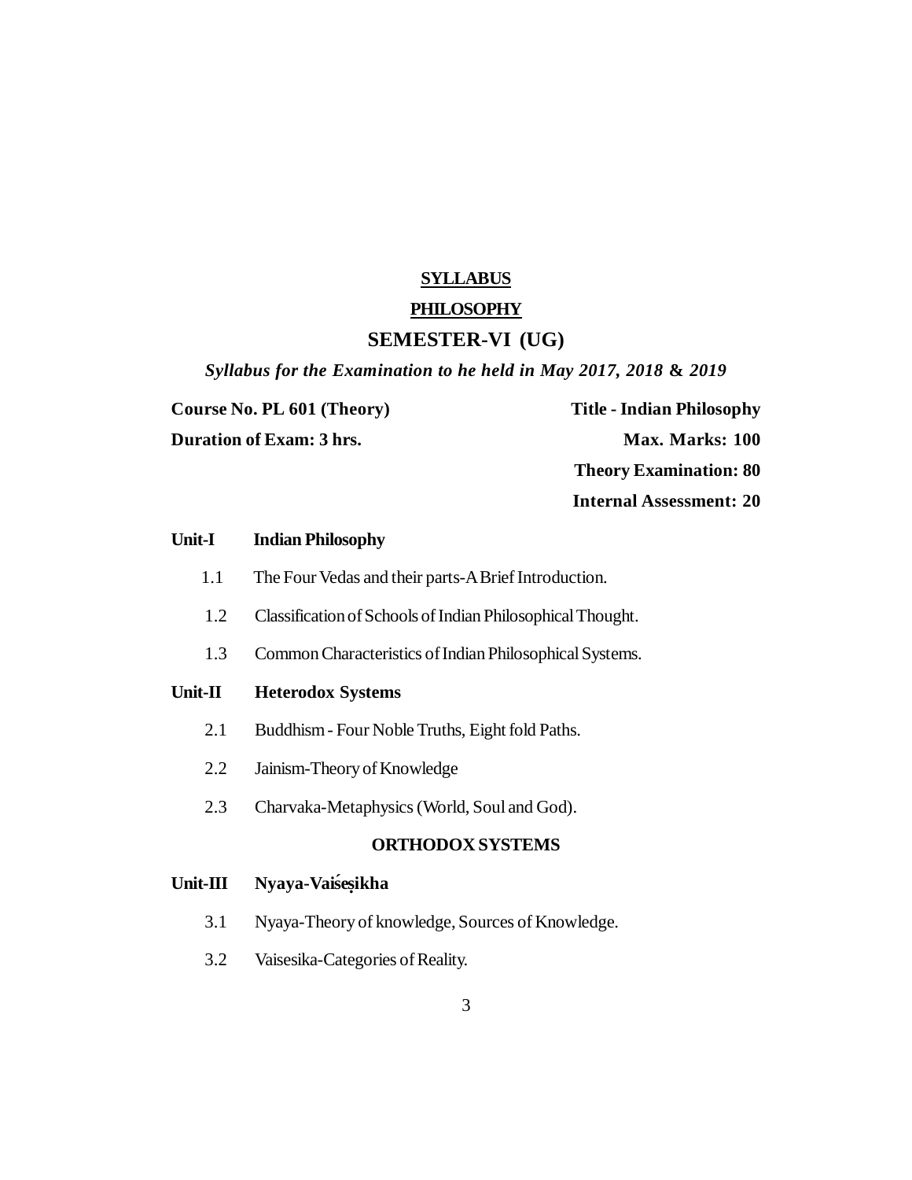**SYLLABUS**

**PHILOSOPHY**

## SEMESTER-VI (UG)

***Syllabus for the Examination to he held in May 2017, 2018 & 2019***

**Course No. PL 601 (Theory)** **Title - Indian Philosophy**

**Duration of Exam: 3 hrs.** **Max. Marks: 100**

**Theory Examination: 80**

**Internal Assessment: 20**

**Unit-I Indian Philosophy**

1.1 The Four Vedas and their parts-A Brief Introduction.

1.2 Classification of Schools of Indian Philosophical Thought.

1.3 Common Characteristics of Indian Philosophical Systems.

**Unit-II Heterodox Systems**

2.1 Buddhism - Four Noble Truths, Eight fold Paths.

2.2 Jainism-Theory of Knowledge

2.3 Charvaka-Metaphysics (World, Soul and God).

**ORTHODOX SYSTEMS**

**Unit-III Nyaya-Vaiśeṣikha**

3.1 Nyaya-Theory of knowledge, Sources of Knowledge.

3.2 Vaisesika-Categories of Reality.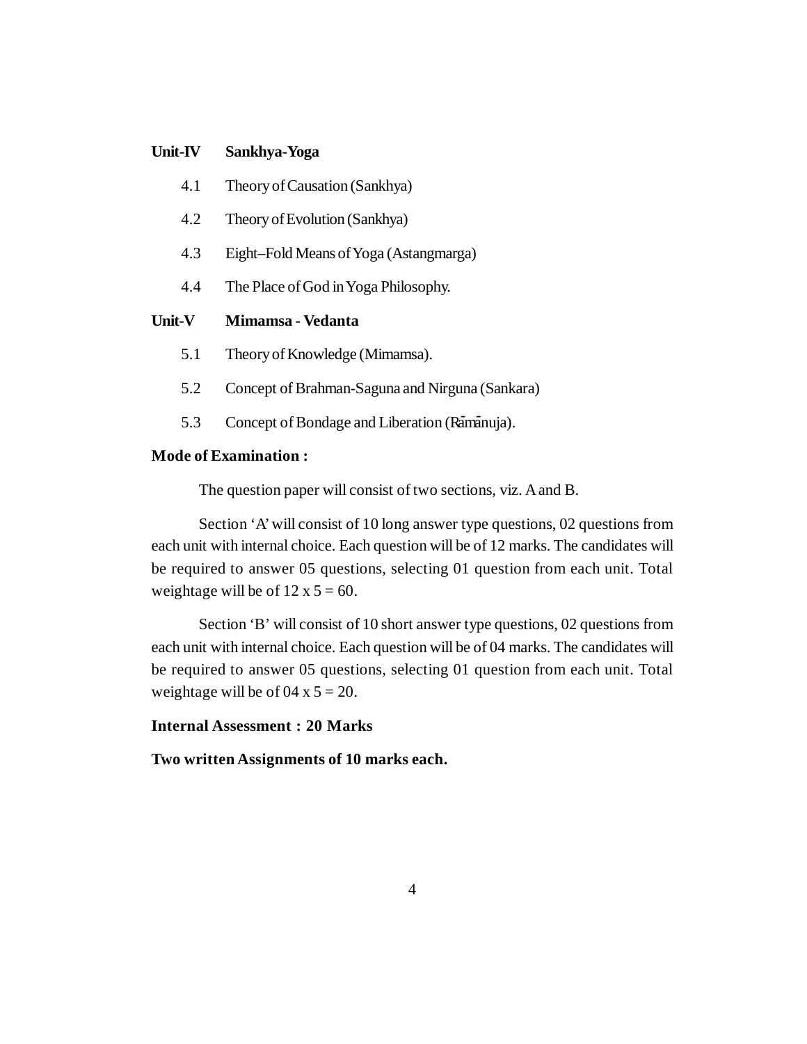**Unit-IV Sankhya-Yoga**

4.1 Theory of Causation (Sankhya)

4.2 Theory of Evolution (Sankhya)

4.3 Eight–Fold Means of Yoga (Astangmarga)

4.4 The Place of God in Yoga Philosophy.

**Unit-V Mimamsa - Vedanta**

5.1 Theory of Knowledge (Mimamsa).

5.2 Concept of Brahman-Saguna and Nirguna (Sankara)

5.3 Concept of Bondage and Liberation (Rāmānuja).

**Mode of Examination :**

The question paper will consist of two sections, viz. A and B.

Section 'A' will consist of 10 long answer type questions, 02 questions from each unit with internal choice. Each question will be of 12 marks. The candidates will be required to answer 05 questions, selecting 01 question from each unit. Total weightage will be of 12 x 5 = 60.

Section 'B' will consist of 10 short answer type questions, 02 questions from each unit with internal choice. Each question will be of 04 marks. The candidates will be required to answer 05 questions, selecting 01 question from each unit. Total weightage will be of 04 x 5 = 20.

**Internal Assessment : 20 Marks**

**Two written Assignments of 10 marks each.**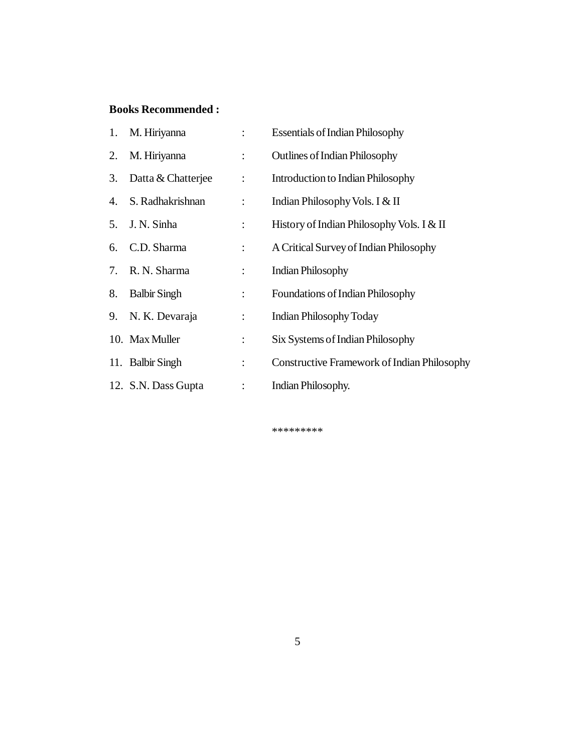**Books Recommended :**

1. M. Hiriyanna : Essentials of Indian Philosophy
2. M. Hiriyanna : Outlines of Indian Philosophy
3. Datta & Chatterjee : Introduction to Indian Philosophy
4. S. Radhakrishnan : Indian Philosophy Vols. I & II
5. J. N. Sinha : History of Indian Philosophy Vols. I & II
6. C.D. Sharma : A Critical Survey of Indian Philosophy
7. R. N. Sharma : Indian Philosophy
8. Balbir Singh : Foundations of Indian Philosophy
9. N. K. Devaraja : Indian Philosophy Today
10. Max Muller : Six Systems of Indian Philosophy
11. Balbir Singh : Constructive Framework of Indian Philosophy
12. S.N. Dass Gupta : Indian Philosophy.

*********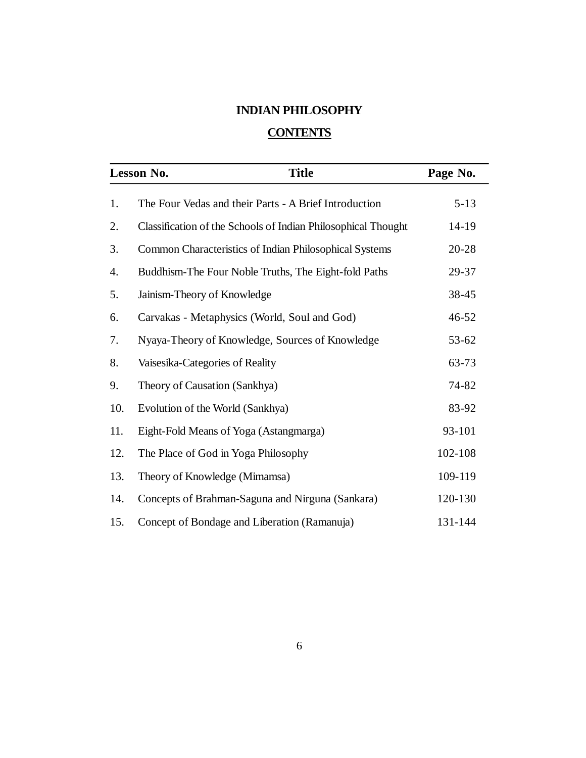# INDIAN PHILOSOPHY

## CONTENTS

| Lesson No. | Title | Page No. |
| --- | --- | --- |
| 1. | The Four Vedas and their Parts - A Brief Introduction | 5-13 |
| 2. | Classification of the Schools of Indian Philosophical Thought | 14-19 |
| 3. | Common Characteristics of Indian Philosophical Systems | 20-28 |
| 4. | Buddhism-The Four Noble Truths, The Eight-fold Paths | 29-37 |
| 5. | Jainism-Theory of Knowledge | 38-45 |
| 6. | Carvakas - Metaphysics (World, Soul and God) | 46-52 |
| 7. | Nyaya-Theory of Knowledge, Sources of Knowledge | 53-62 |
| 8. | Vaisesika-Categories of Reality | 63-73 |
| 9. | Theory of Causation (Sankhya) | 74-82 |
| 10. | Evolution of the World (Sankhya) | 83-92 |
| 11. | Eight-Fold Means of Yoga (Astangmarga) | 93-101 |
| 12. | The Place of God in Yoga Philosophy | 102-108 |
| 13. | Theory of Knowledge (Mimamsa) | 109-119 |
| 14. | Concepts of Brahman-Saguna and Nirguna (Sankara) | 120-130 |
| 15. | Concept of Bondage and Liberation (Ramanuja) | 131-144 |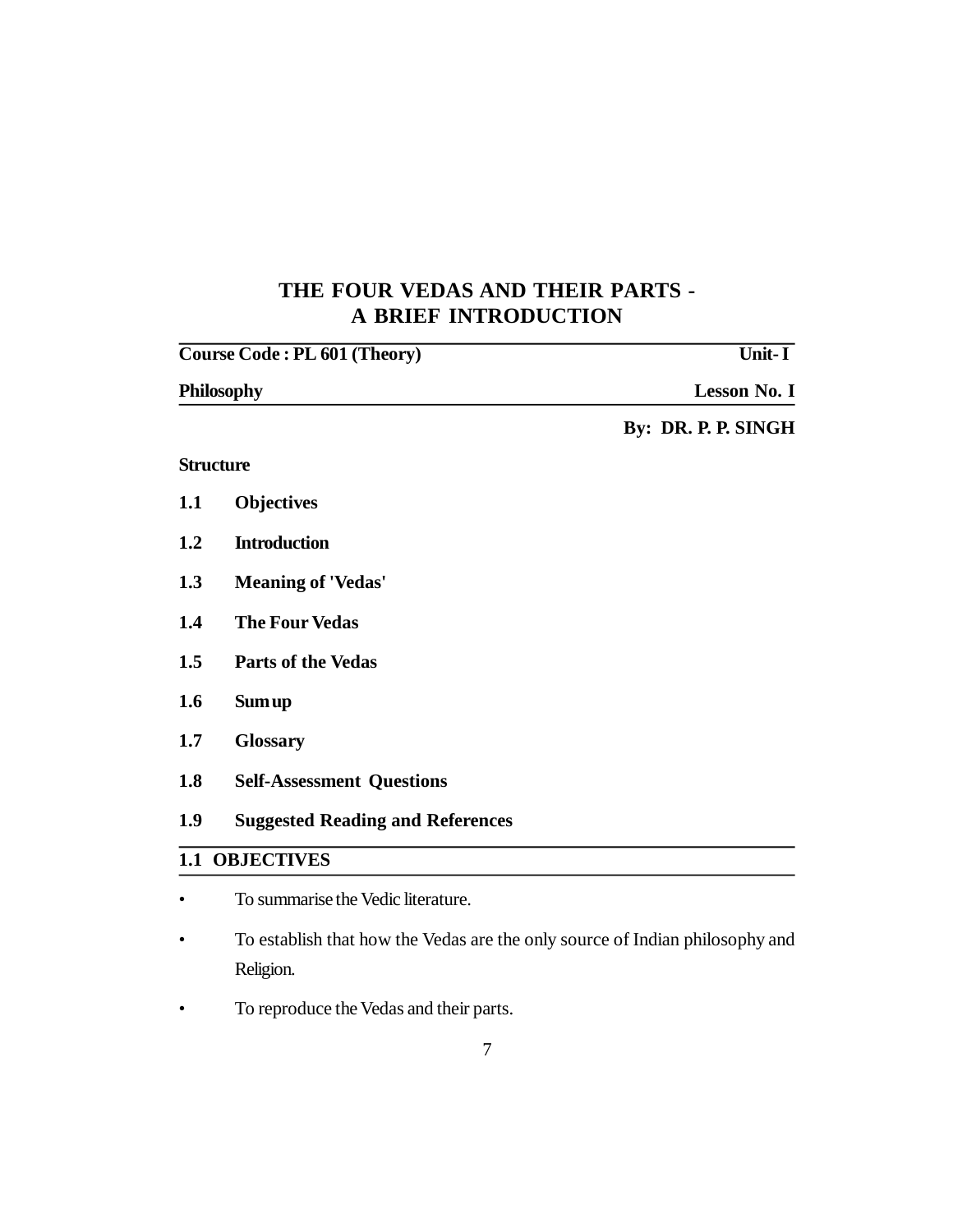# THE FOUR VEDAS AND THEIR PARTS - A BRIEF INTRODUCTION

| **Course Code : PL 601 (Theory)** | **Unit- I** |
|---|---|
| **Philosophy** | **Lesson No. I** |

**By: DR. P. P. SINGH**

**Structure**

**1.1 Objectives**

**1.2 Introduction**

**1.3 Meaning of 'Vedas'**

**1.4 The Four Vedas**

**1.5 Parts of the Vedas**

**1.6 Sum up**

**1.7 Glossary**

**1.8 Self-Assessment Questions**

**1.9 Suggested Reading and References**

## 1.1 OBJECTIVES

- To summarise the Vedic literature.
- To establish that how the Vedas are the only source of Indian philosophy and Religion.
- To reproduce the Vedas and their parts.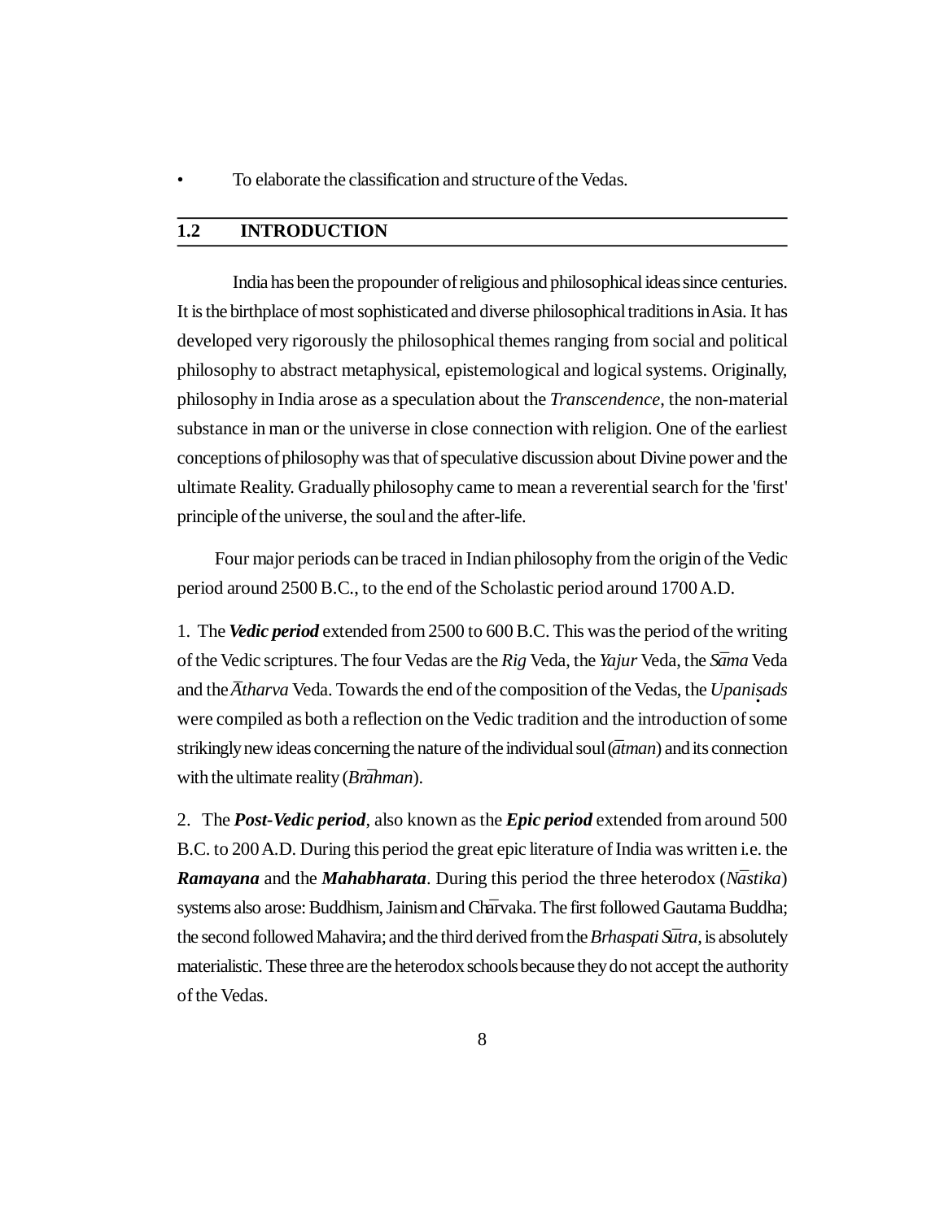- To elaborate the classification and structure of the Vedas.

## 1.2 INTRODUCTION

India has been the propounder of religious and philosophical ideas since centuries. It is the birthplace of most sophisticated and diverse philosophical traditions in Asia. It has developed very rigorously the philosophical themes ranging from social and political philosophy to abstract metaphysical, epistemological and logical systems. Originally, philosophy in India arose as a speculation about the *Transcendence*, the non-material substance in man or the universe in close connection with religion. One of the earliest conceptions of philosophy was that of speculative discussion about Divine power and the ultimate Reality. Gradually philosophy came to mean a reverential search for the 'first' principle of the universe, the soul and the after-life.

Four major periods can be traced in Indian philosophy from the origin of the Vedic period around 2500 B.C., to the end of the Scholastic period around 1700 A.D.

1. The ***Vedic period*** extended from 2500 to 600 B.C. This was the period of the writing of the Vedic scriptures. The four Vedas are the *Rig* Veda, the *Yajur* Veda, the *Sāma* Veda and the *Ātharva* Veda. Towards the end of the composition of the Vedas, the *Upaniṣads* were compiled as both a reflection on the Vedic tradition and the introduction of some strikingly new ideas concerning the nature of the individual soul (*ātman*) and its connection with the ultimate reality (*Brāhman*).

2. The ***Post-Vedic period***, also known as the ***Epic period*** extended from around 500 B.C. to 200 A.D. During this period the great epic literature of India was written i.e. the ***Ramayana*** and the ***Mahabharata***. During this period the three heterodox (*Nāstika*) systems also arose: Buddhism, Jainism and Chārvaka. The first followed Gautama Buddha; the second followed Mahavira; and the third derived from the *Brhaspati Sūtra*, is absolutely materialistic. These three are the heterodox schools because they do not accept the authority of the Vedas.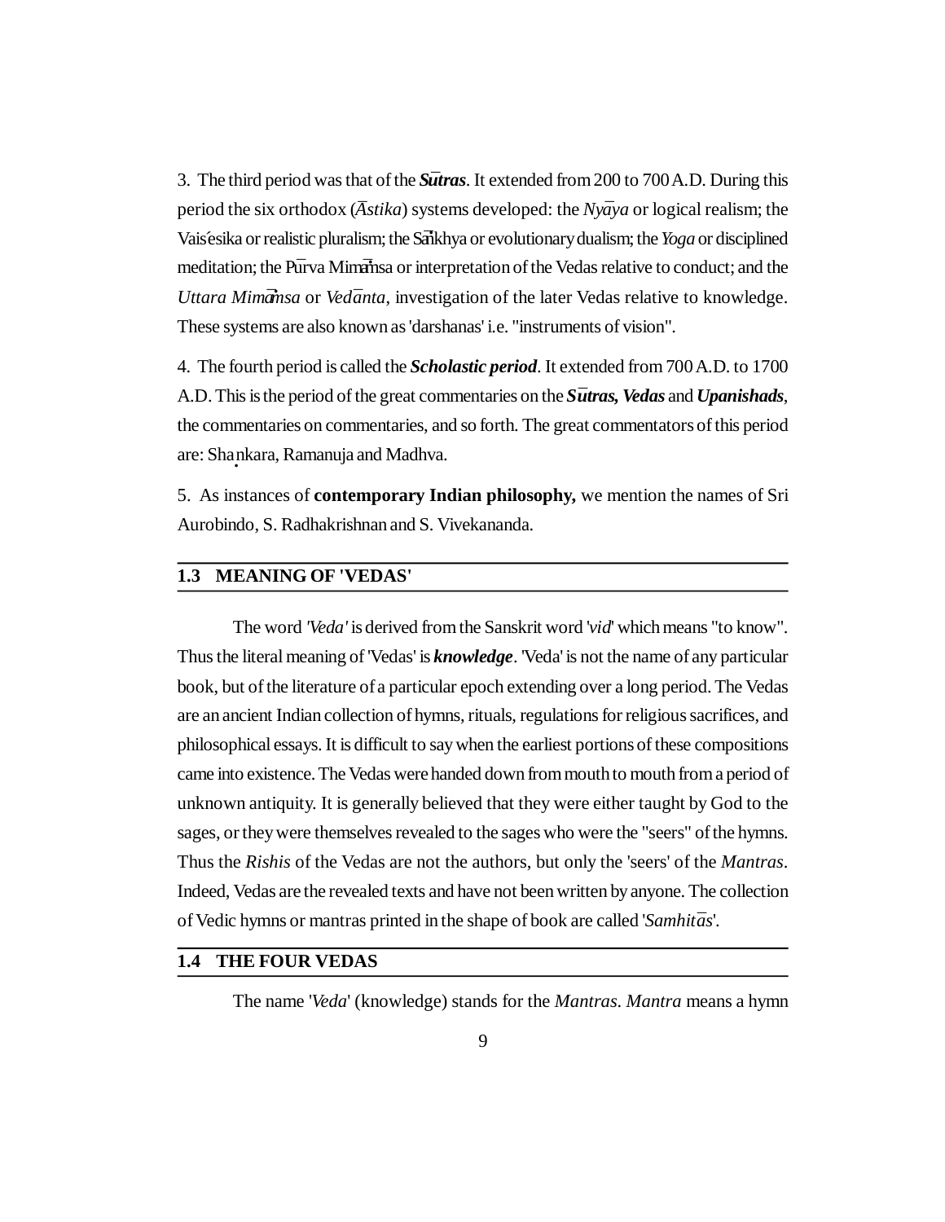3. The third period was that of the ***Sūtras***. It extended from 200 to 700 A.D. During this period the six orthodox (*Āstika*) systems developed: the *Nyāya* or logical realism; the Vaiśesika or realistic pluralism; the Sāṁkhya or evolutionary dualism; the *Yoga* or disciplined meditation; the Pūrva Mimāṁsa or interpretation of the Vedas relative to conduct; and the *Uttara Mimāṁsa* or *Vedānta*, investigation of the later Vedas relative to knowledge. These systems are also known as 'darshanas' i.e. "instruments of vision".

4. The fourth period is called the ***Scholastic period***. It extended from 700 A.D. to 1700 A.D. This is the period of the great commentaries on the ***Sūtras, Vedas*** and ***Upanishads***, the commentaries on commentaries, and so forth. The great commentators of this period are: Shaṇkara, Ramanuja and Madhva.

5. As instances of **contemporary Indian philosophy,** we mention the names of Sri Aurobindo, S. Radhakrishnan and S. Vivekananda.

## 1.3 MEANING OF 'VEDAS'

The word *'Veda'* is derived from the Sanskrit word '*vid*' which means "to know". Thus the literal meaning of 'Vedas' is ***knowledge***. 'Veda' is not the name of any particular book, but of the literature of a particular epoch extending over a long period. The Vedas are an ancient Indian collection of hymns, rituals, regulations for religious sacrifices, and philosophical essays. It is difficult to say when the earliest portions of these compositions came into existence. The Vedas were handed down from mouth to mouth from a period of unknown antiquity. It is generally believed that they were either taught by God to the sages, or they were themselves revealed to the sages who were the "seers" of the hymns. Thus the *Rishis* of the Vedas are not the authors, but only the 'seers' of the *Mantras*. Indeed, Vedas are the revealed texts and have not been written by anyone. The collection of Vedic hymns or mantras printed in the shape of book are called '*Samhitās*'.

## 1.4 THE FOUR VEDAS

The name '*Veda*' (knowledge) stands for the *Mantras*. *Mantra* means a hymn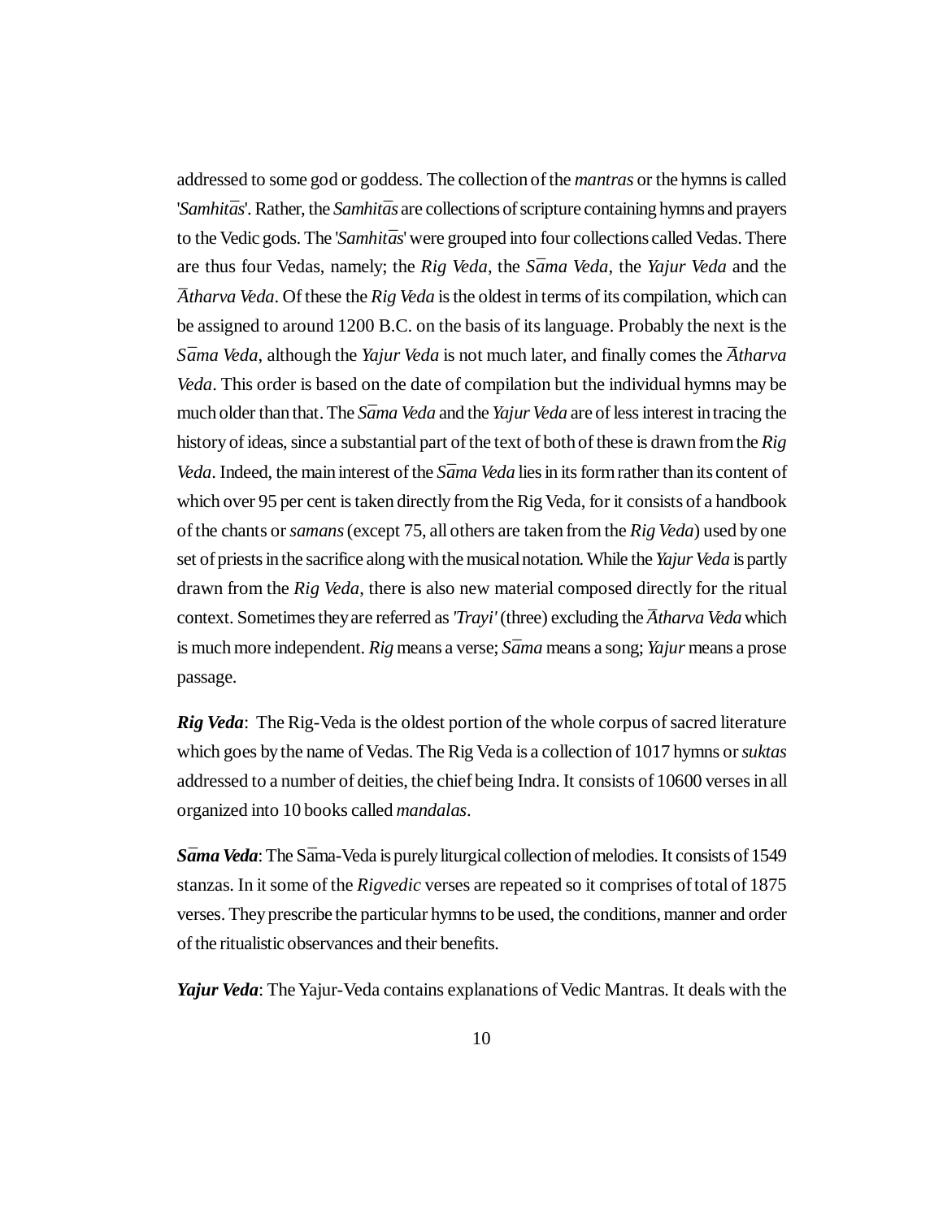addressed to some god or goddess. The collection of the *mantras* or the hymns is called '*Samhitās*'. Rather, the *Samhitās* are collections of scripture containing hymns and prayers to the Vedic gods. The '*Samhitās*' were grouped into four collections called Vedas. There are thus four Vedas, namely; the *Rig Veda*, the *Sāma Veda*, the *Yajur Veda* and the *Ātharva Veda*. Of these the *Rig Veda* is the oldest in terms of its compilation, which can be assigned to around 1200 B.C. on the basis of its language. Probably the next is the *Sāma Veda*, although the *Yajur Veda* is not much later, and finally comes the *Ātharva Veda*. This order is based on the date of compilation but the individual hymns may be much older than that. The *Sāma Veda* and the *Yajur Veda* are of less interest in tracing the history of ideas, since a substantial part of the text of both of these is drawn from the *Rig Veda*. Indeed, the main interest of the *Sāma Veda* lies in its form rather than its content of which over 95 per cent is taken directly from the Rig Veda, for it consists of a handbook of the chants or *samans* (except 75, all others are taken from the *Rig Veda*) used by one set of priests in the sacrifice along with the musical notation. While the *Yajur Veda* is partly drawn from the *Rig Veda*, there is also new material composed directly for the ritual context. Sometimes they are referred as *'Trayi'* (three) excluding the *Ātharva Veda* which is much more independent. *Rig* means a verse; *Sāma* means a song; *Yajur* means a prose passage.

***Rig Veda***: The Rig-Veda is the oldest portion of the whole corpus of sacred literature which goes by the name of Vedas. The Rig Veda is a collection of 1017 hymns or *suktas* addressed to a number of deities, the chief being Indra. It consists of 10600 verses in all organized into 10 books called *mandalas*.

***Sāma Veda***: The Sāma-Veda is purely liturgical collection of melodies. It consists of 1549 stanzas. In it some of the *Rigvedic* verses are repeated so it comprises of total of 1875 verses. They prescribe the particular hymns to be used, the conditions, manner and order of the ritualistic observances and their benefits.

***Yajur Veda***: The Yajur-Veda contains explanations of Vedic Mantras. It deals with the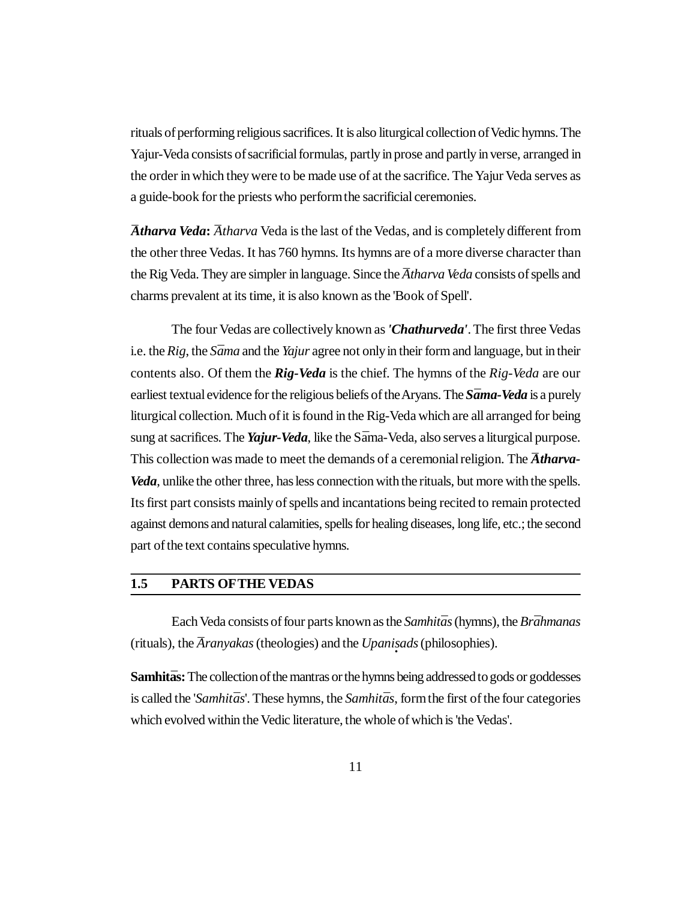rituals of performing religious sacrifices. It is also liturgical collection of Vedic hymns. The Yajur-Veda consists of sacrificial formulas, partly in prose and partly in verse, arranged in the order in which they were to be made use of at the sacrifice. The Yajur Veda serves as a guide-book for the priests who perform the sacrificial ceremonies.

***Ātharva Veda*:** *Ātharva* Veda is the last of the Vedas, and is completely different from the other three Vedas. It has 760 hymns. Its hymns are of a more diverse character than the Rig Veda. They are simpler in language. Since the *Ātharva Veda* consists of spells and charms prevalent at its time, it is also known as the 'Book of Spell'.

The four Vedas are collectively known as ***'Chathurveda'***. The first three Vedas i.e. the *Rig*, the *Sāma* and the *Yajur* agree not only in their form and language, but in their contents also. Of them the ***Rig-Veda*** is the chief. The hymns of the *Rig-Veda* are our earliest textual evidence for the religious beliefs of the Aryans. The ***Sāma-Veda*** is a purely liturgical collection. Much of it is found in the Rig-Veda which are all arranged for being sung at sacrifices. The ***Yajur-Veda***, like the Sāma-Veda, also serves a liturgical purpose. This collection was made to meet the demands of a ceremonial religion. The ***Ātharva-Veda***, unlike the other three, has less connection with the rituals, but more with the spells. Its first part consists mainly of spells and incantations being recited to remain protected against demons and natural calamities, spells for healing diseases, long life, etc.; the second part of the text contains speculative hymns.

## 1.5 PARTS OF THE VEDAS

Each Veda consists of four parts known as the *Samhitās* (hymns), the *Brāhmanas* (rituals), the *Āranyakas* (theologies) and the *Upaniṣads* (philosophies).

**Samhitās:** The collection of the mantras or the hymns being addressed to gods or goddesses is called the '*Samhitās*'. These hymns, the *Samhitās*, form the first of the four categories which evolved within the Vedic literature, the whole of which is 'the Vedas'.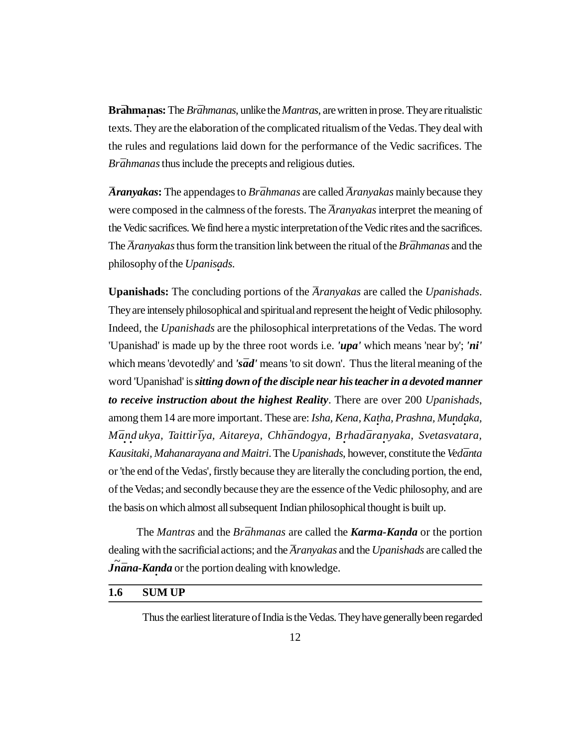**Brāhmaṇas:** The *Brāhmanas*, unlike the *Mantras*, are written in prose. They are ritualistic texts. They are the elaboration of the complicated ritualism of the Vedas. They deal with the rules and regulations laid down for the performance of the Vedic sacrifices. The *Brāhmanas* thus include the precepts and religious duties.

***Āranyakas*:** The appendages to *Brāhmanas* are called *Āranyakas* mainly because they were composed in the calmness of the forests. The *Āranyakas* interpret the meaning of the Vedic sacrifices. We find here a mystic interpretation of the Vedic rites and the sacrifices. The *Āranyakas* thus form the transition link between the ritual of the *Brāhmanas* and the philosophy of the *Upaniṣads*.

**Upanishads:** The concluding portions of the *Āranyakas* are called the *Upanishads*. They are intensely philosophical and spiritual and represent the height of Vedic philosophy. Indeed, the *Upanishads* are the philosophical interpretations of the Vedas. The word 'Upanishad' is made up by the three root words i.e. ***'upa'*** which means 'near by'; ***'ni'*** which means 'devotedly' and ***'sād'*** means 'to sit down'. Thus the literal meaning of the word 'Upanishad' is ***sitting down of the disciple near his teacher in a devoted manner to receive instruction about the highest Reality***. There are over 200 *Upanishads*, among them 14 are more important. These are: *Isha, Kena, Kaṭha, Prashna, Muṇḍaka, Māṇḍukya, Taittirīya, Aitareya, Chhāndogya, Bṛhadāraṇyaka, Svetasvatara, Kausitaki, Mahanarayana and Maitri*. The *Upanishads*, however, constitute the *Vedānta* or 'the end of the Vedas', firstly because they are literally the concluding portion, the end, of the Vedas; and secondly because they are the essence of the Vedic philosophy, and are the basis on which almost all subsequent Indian philosophical thought is built up.

The *Mantras* and the *Brāhmanas* are called the ***Karma-Kaṇda*** or the portion dealing with the sacrificial actions; and the *Āranyakas* and the *Upanishads* are called the ***J̃nāna-Kaṇda*** or the portion dealing with knowledge.

## 1.6 SUM UP

Thus the earliest literature of India is the Vedas. They have generally been regarded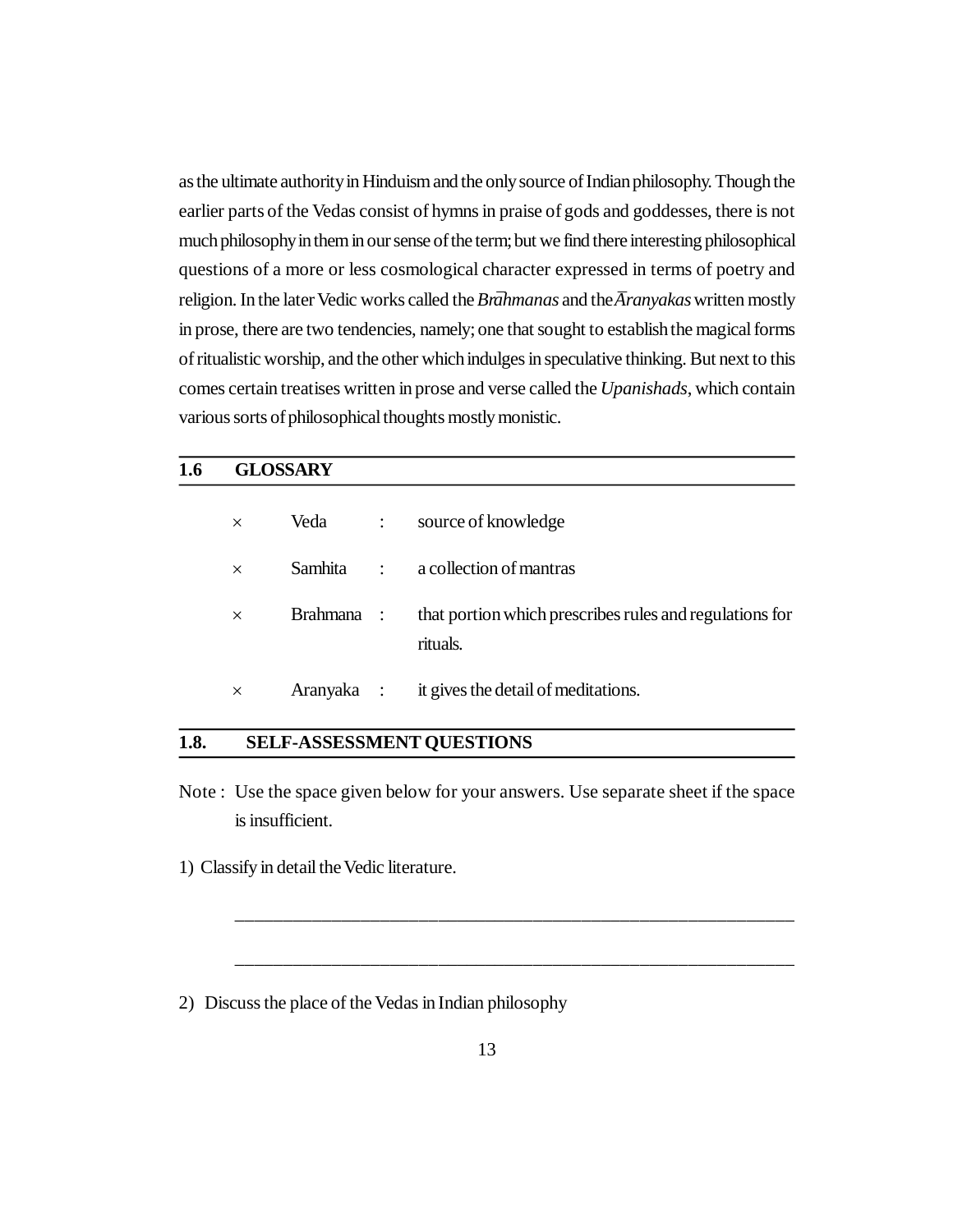as the ultimate authority in Hinduism and the only source of Indian philosophy. Though the earlier parts of the Vedas consist of hymns in praise of gods and goddesses, there is not much philosophy in them in our sense of the term; but we find there interesting philosophical questions of a more or less cosmological character expressed in terms of poetry and religion. In the later Vedic works called the *Brāhmanas* and the *Āranyakas* written mostly in prose, there are two tendencies, namely; one that sought to establish the magical forms of ritualistic worship, and the other which indulges in speculative thinking. But next to this comes certain treatises written in prose and verse called the *Upanishads*, which contain various sorts of philosophical thoughts mostly monistic.

## 1.6 GLOSSARY

- × Veda : source of knowledge
- × Samhita : a collection of mantras
- × Brahmana : that portion which prescribes rules and regulations for rituals.
- × Aranyaka : it gives the detail of meditations.

## 1.8. SELF-ASSESSMENT QUESTIONS

Note : Use the space given below for your answers. Use separate sheet if the space is insufficient.

1) Classify in detail the Vedic literature.

_______________________________________________________________

_______________________________________________________________

2) Discuss the place of the Vedas in Indian philosophy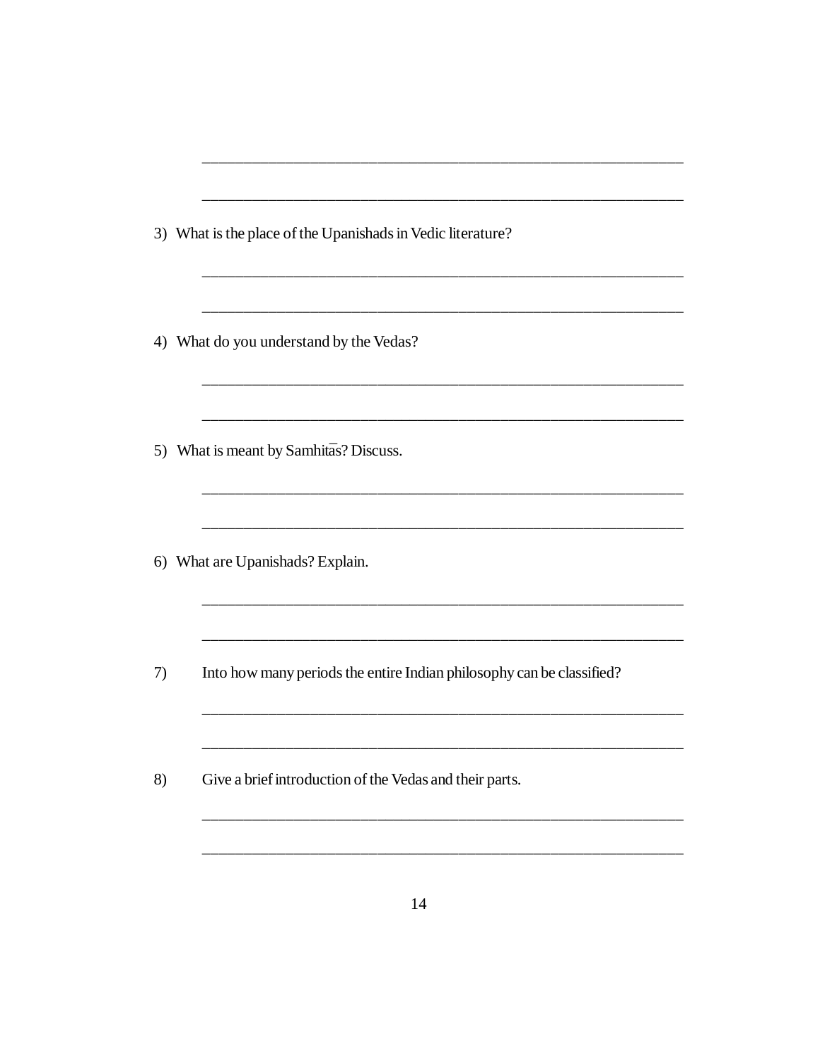_______________________________________________

_______________________________________________

3) What is the place of the Upanishads in Vedic literature?

_______________________________________________

_______________________________________________

4) What do you understand by the Vedas?

_______________________________________________

_______________________________________________

5) What is meant by Samhitās? Discuss.

_______________________________________________

_______________________________________________

6) What are Upanishads? Explain.

_______________________________________________

_______________________________________________

7) Into how many periods the entire Indian philosophy can be classified?

_______________________________________________

_______________________________________________

8) Give a brief introduction of the Vedas and their parts.

_______________________________________________

_______________________________________________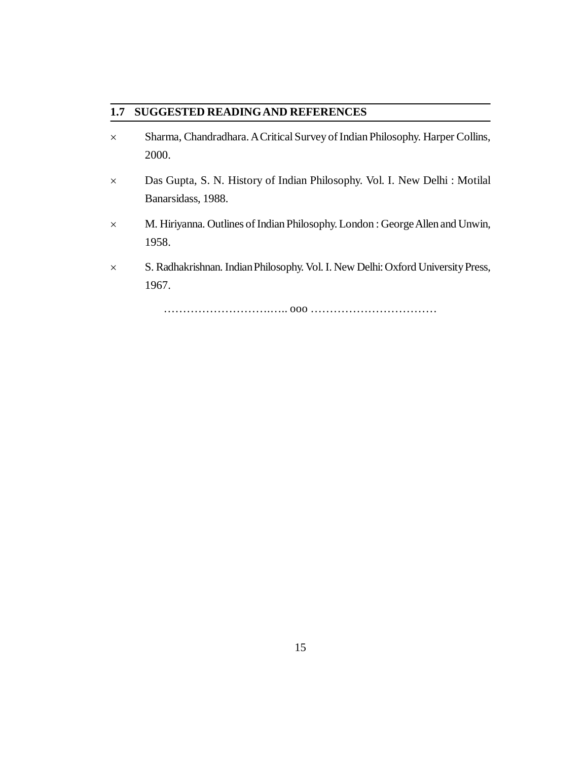## 1.7 SUGGESTED READING AND REFERENCES

- Sharma, Chandradhara. A Critical Survey of Indian Philosophy. Harper Collins, 2000.
- Das Gupta, S. N. History of Indian Philosophy. Vol. I. New Delhi : Motilal Banarsidass, 1988.
- M. Hiriyanna. Outlines of Indian Philosophy. London : George Allen and Unwin, 1958.
- S. Radhakrishnan. Indian Philosophy. Vol. I. New Delhi: Oxford University Press, 1967.

…………………………..….. ooo ……………………………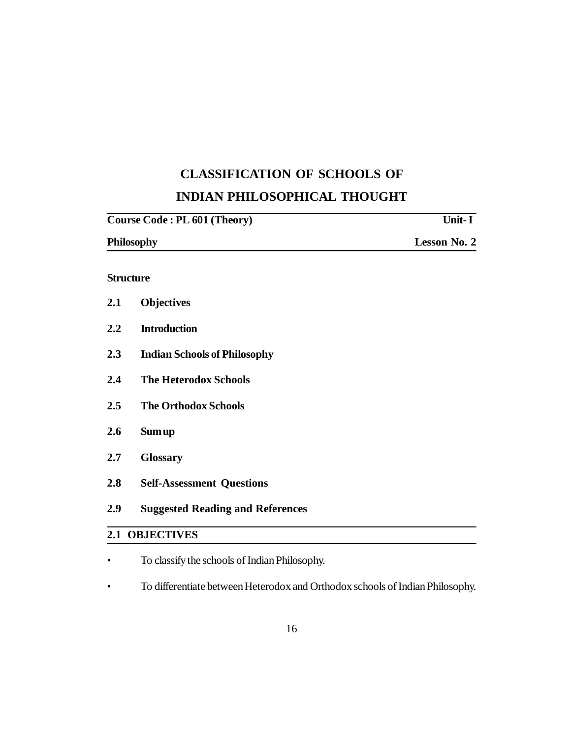# CLASSIFICATION OF SCHOOLS OF INDIAN PHILOSOPHICAL THOUGHT

| **Course Code : PL 601 (Theory)** | **Unit- I** |
|---|---|
| **Philosophy** | **Lesson No. 2** |

**Structure**

**2.1 Objectives**

**2.2 Introduction**

**2.3 Indian Schools of Philosophy**

**2.4 The Heterodox Schools**

**2.5 The Orthodox Schools**

**2.6 Sum up**

**2.7 Glossary**

**2.8 Self-Assessment Questions**

**2.9 Suggested Reading and References**

## 2.1 OBJECTIVES

- To classify the schools of Indian Philosophy.
- To differentiate between Heterodox and Orthodox schools of Indian Philosophy.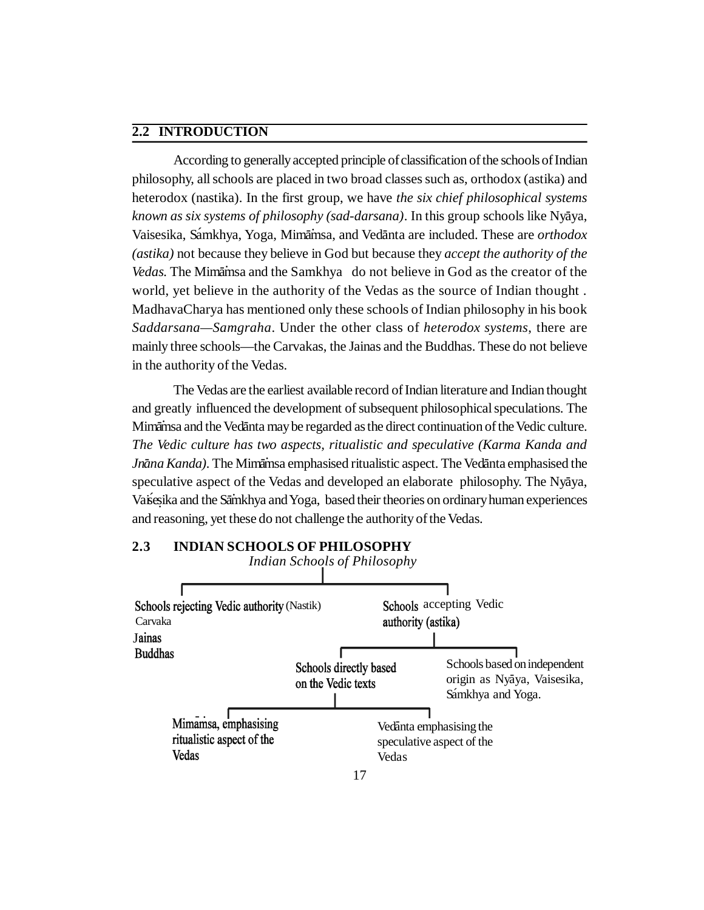## 2.2 INTRODUCTION

According to generally accepted principle of classification of the schools of Indian philosophy, all schools are placed in two broad classes such as, orthodox (astika) and heterodox (nastika). In the first group, we have *the six chief philosophical systems known as six systems of philosophy (sad-darsana)*. In this group schools like Nyāya, Vaisesika, Sámkhya, Yoga, Mimāṁsa, and Vedānta are included. These are *orthodox (astika)* not because they believe in God but because they *accept the authority of the Vedas.* The Mimāṁsa and the Samkhya do not believe in God as the creator of the world, yet believe in the authority of the Vedas as the source of Indian thought . MadhavaCharya has mentioned only these schools of Indian philosophy in his book *Saddarsana—Samgraha*. Under the other class of *heterodox systems*, there are mainly three schools—the Carvakas, the Jainas and the Buddhas. These do not believe in the authority of the Vedas.

The Vedas are the earliest available record of Indian literature and Indian thought and greatly influenced the development of subsequent philosophical speculations. The Mimāṁsa and the Vedānta may be regarded as the direct continuation of the Vedic culture. *The Vedic culture has two aspects, ritualistic and speculative (Karma Kanda and Jnāna Kanda)*. The Mimāṁsa emphasised ritualistic aspect. The Vedānta emphasised the speculative aspect of the Vedas and developed an elaborate philosophy. The Nyāya, Vaiśeṣika and the Sāṁkhya and Yoga, based their theories on ordinary human experiences and reasoning, yet these do not challenge the authority of the Vedas.

## 2.3 INDIAN SCHOOLS OF PHILOSOPHY

*Indian Schools of Philosophy*

- **Schools rejecting Vedic authority** (Nastik)
  - Carvaka
  - **Jainas**
  - **Buddhas**
- **Schools** accepting Vedic **authority (astika)**
  - **Schools directly based on the Vedic texts**
    - **Mimaṁsa, emphasising ritualistic aspect of the Vedas**
    - Vedānta emphasising the speculative aspect of the Vedas
  - Schools based on independent origin as Nyāya, Vaisesika, Sámkhya and Yoga.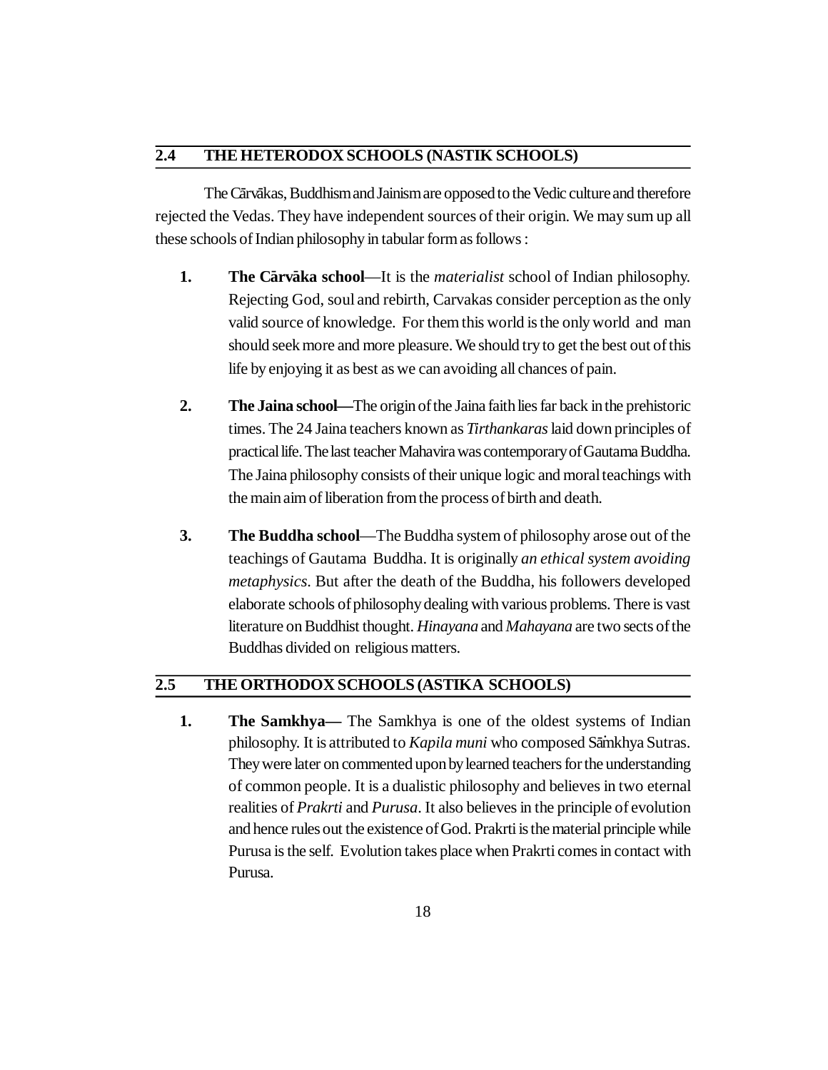## 2.4 THE HETERODOX SCHOOLS (NASTIK SCHOOLS)

The Cārvākas, Buddhism and Jainism are opposed to the Vedic culture and therefore rejected the Vedas. They have independent sources of their origin. We may sum up all these schools of Indian philosophy in tabular form as follows :

1. **The Cārvāka school**—It is the *materialist* school of Indian philosophy. Rejecting God, soul and rebirth, Carvakas consider perception as the only valid source of knowledge. For them this world is the only world and man should seek more and more pleasure. We should try to get the best out of this life by enjoying it as best as we can avoiding all chances of pain.

2. **The Jaina school—**The origin of the Jaina faith lies far back in the prehistoric times. The 24 Jaina teachers known as *Tirthankaras* laid down principles of practical life. The last teacher Mahavira was contemporary of Gautama Buddha. The Jaina philosophy consists of their unique logic and moral teachings with the main aim of liberation from the process of birth and death.

3. **The Buddha school**—The Buddha system of philosophy arose out of the teachings of Gautama Buddha. It is originally *an ethical system avoiding metaphysics*. But after the death of the Buddha, his followers developed elaborate schools of philosophy dealing with various problems. There is vast literature on Buddhist thought. *Hinayana* and *Mahayana* are two sects of the Buddhas divided on religious matters.

## 2.5 THE ORTHODOX SCHOOLS (ASTIKA SCHOOLS)

1. **The Samkhya—** The Samkhya is one of the oldest systems of Indian philosophy. It is attributed to *Kapila muni* who composed Sāṁkhya Sutras. They were later on commented upon by learned teachers for the understanding of common people. It is a dualistic philosophy and believes in two eternal realities of *Prakrti* and *Purusa*. It also believes in the principle of evolution and hence rules out the existence of God. Prakrti is the material principle while Purusa is the self. Evolution takes place when Prakrti comes in contact with Purusa.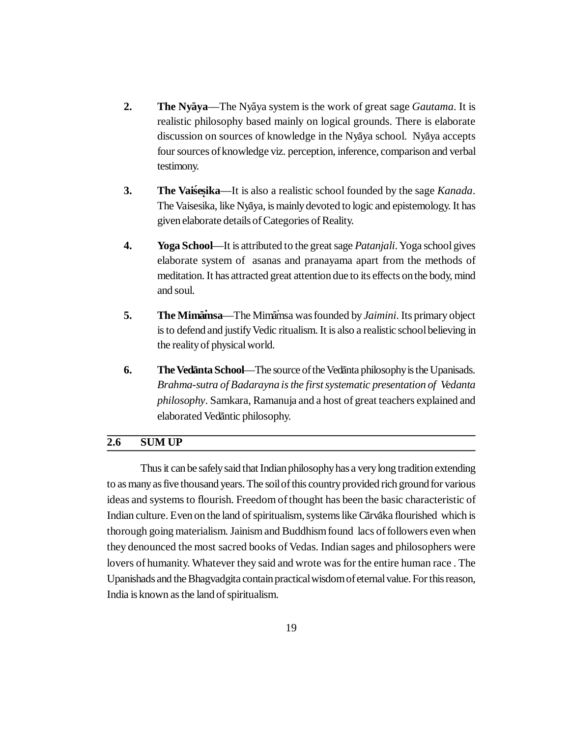2. **The Nyāya**—The Nyāya system is the work of great sage *Gautama*. It is realistic philosophy based mainly on logical grounds. There is elaborate discussion on sources of knowledge in the Nyāya school. Nyāya accepts four sources of knowledge viz. perception, inference, comparison and verbal testimony.

3. **The Vaiśeṣika**—It is also a realistic school founded by the sage *Kanada*. The Vaisesika, like Nyāya, is mainly devoted to logic and epistemology. It has given elaborate details of Categories of Reality.

4. **Yoga School**—It is attributed to the great sage *Patanjali*. Yoga school gives elaborate system of asanas and pranayama apart from the methods of meditation. It has attracted great attention due to its effects on the body, mind and soul.

5. **The Mimāṁsa**—The Mimāṁsa was founded by *Jaimini*. Its primary object is to defend and justify Vedic ritualism. It is also a realistic school believing in the reality of physical world.

6. **The Vedānta School**—The source of the Vedānta philosophy is the Upanisads. *Brahma-sutra of Badarayna is the first systematic presentation of Vedanta philosophy*. Samkara, Ramanuja and a host of great teachers explained and elaborated Vedāntic philosophy.

## 2.6 SUM UP

Thus it can be safely said that Indian philosophy has a very long tradition extending to as many as five thousand years. The soil of this country provided rich ground for various ideas and systems to flourish. Freedom of thought has been the basic characteristic of Indian culture. Even on the land of spiritualism, systems like Cārvāka flourished which is thorough going materialism. Jainism and Buddhism found lacs of followers even when they denounced the most sacred books of Vedas. Indian sages and philosophers were lovers of humanity. Whatever they said and wrote was for the entire human race . The Upanishads and the Bhagvadgita contain practical wisdom of eternal value. For this reason, India is known as the land of spiritualism.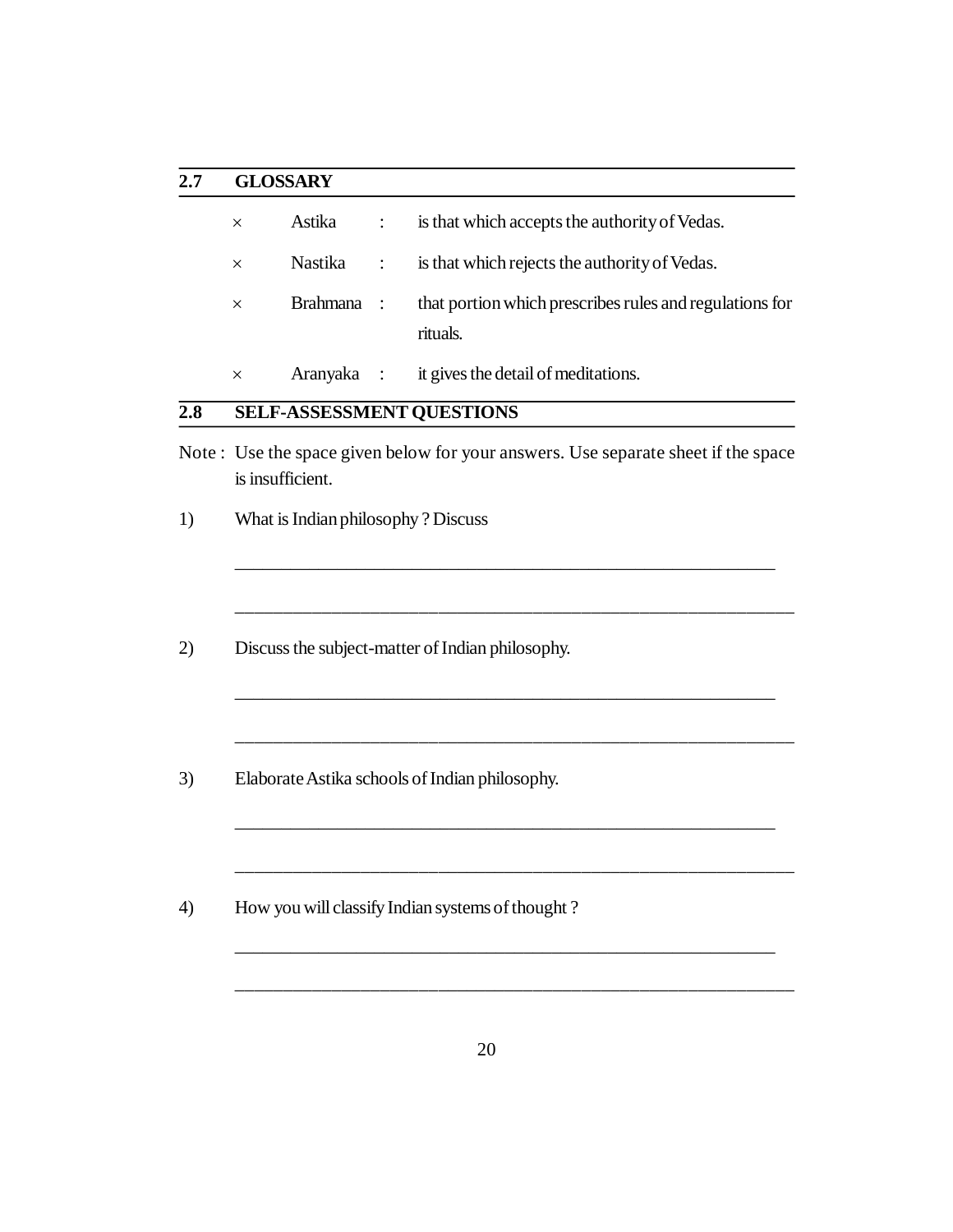## 2.7 GLOSSARY

- × Astika : is that which accepts the authority of Vedas.
- × Nastika : is that which rejects the authority of Vedas.
- × Brahmana : that portion which prescribes rules and regulations for rituals.
- × Aranyaka : it gives the detail of meditations.

## 2.8 SELF-ASSESSMENT QUESTIONS

Note : Use the space given below for your answers. Use separate sheet if the space is insufficient.

1) What is Indian philosophy ? Discuss

_______________________________________________________________

_______________________________________________________________

2) Discuss the subject-matter of Indian philosophy.

_______________________________________________________________

_______________________________________________________________

3) Elaborate Astika schools of Indian philosophy.

_______________________________________________________________

_______________________________________________________________

4) How you will classify Indian systems of thought ?

_______________________________________________________________

_______________________________________________________________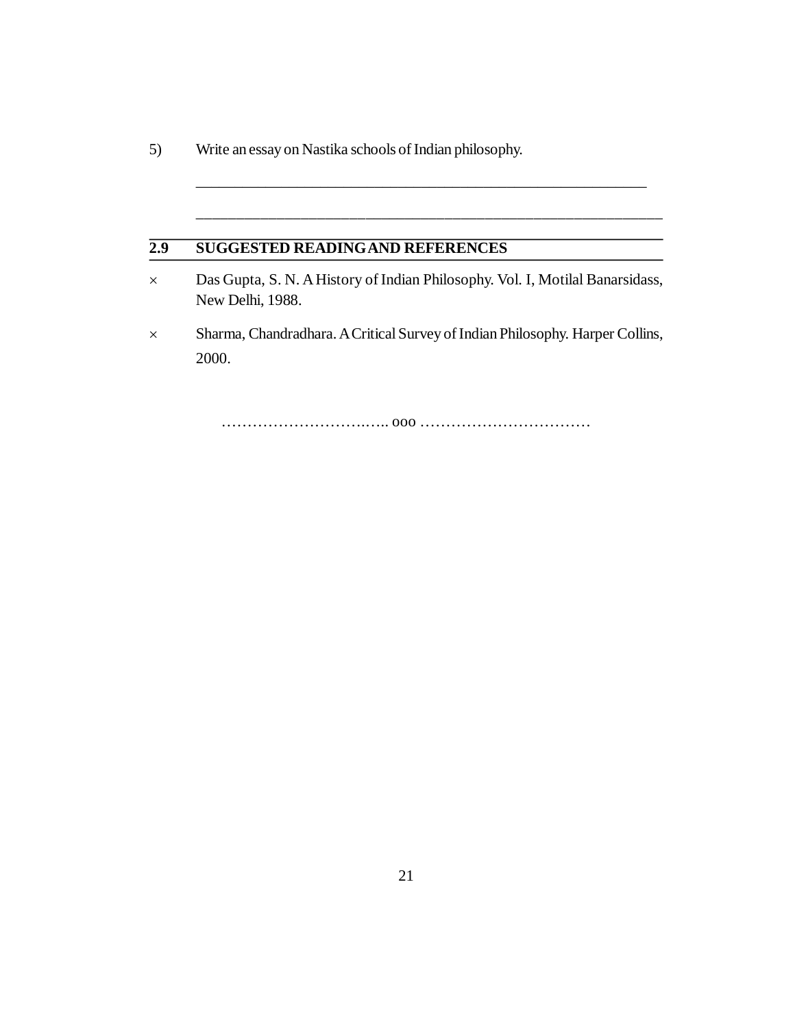5) Write an essay on Nastika schools of Indian philosophy.

______________________________________________________________

______________________________________________________________

## 2.9 SUGGESTED READING AND REFERENCES

- Das Gupta, S. N. A History of Indian Philosophy. Vol. I, Motilal Banarsidass, New Delhi, 1988.
- Sharma, Chandradhara. A Critical Survey of Indian Philosophy. Harper Collins, 2000.

…………………………..….. ooo ……………………………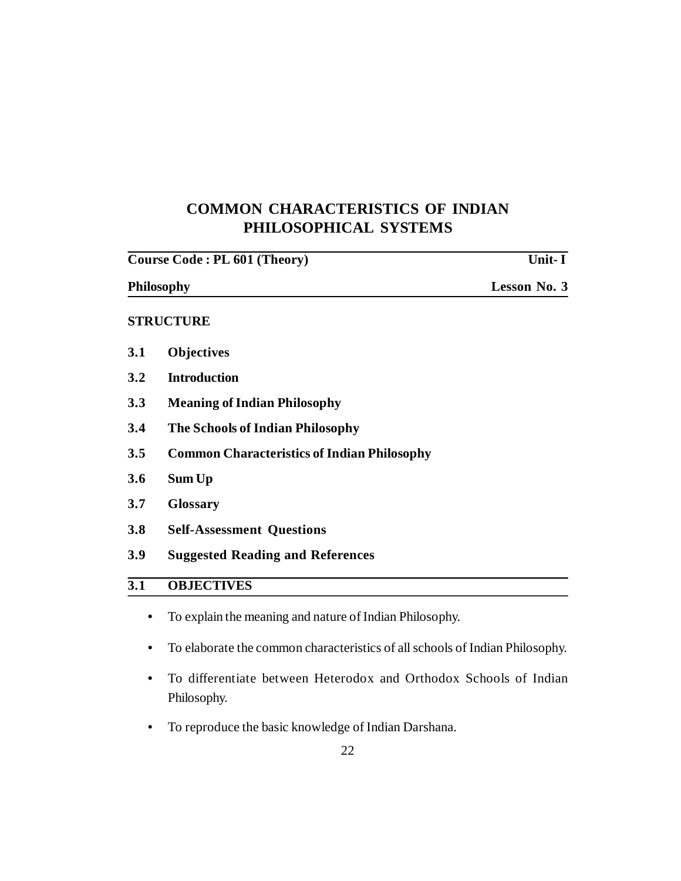# COMMON CHARACTERISTICS OF INDIAN PHILOSOPHICAL SYSTEMS

**Course Code : PL 601 (Theory)** **Unit- I**

**Philosophy** **Lesson No. 3**

**STRUCTURE**

**3.1 Objectives**

**3.2 Introduction**

**3.3 Meaning of Indian Philosophy**

**3.4 The Schools of Indian Philosophy**

**3.5 Common Characteristics of Indian Philosophy**

**3.6 Sum Up**

**3.7 Glossary**

**3.8 Self-Assessment Questions**

**3.9 Suggested Reading and References**

## 3.1 OBJECTIVES

- To explain the meaning and nature of Indian Philosophy.
- To elaborate the common characteristics of all schools of Indian Philosophy.
- To differentiate between Heterodox and Orthodox Schools of Indian Philosophy.
- To reproduce the basic knowledge of Indian Darshana.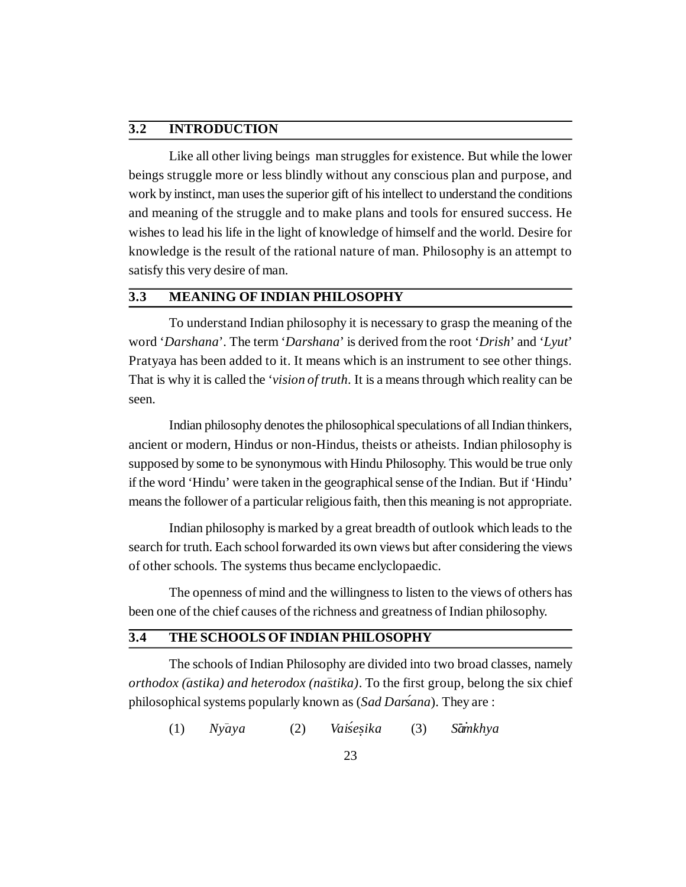## 3.2 INTRODUCTION

Like all other living beings man struggles for existence. But while the lower beings struggle more or less blindly without any conscious plan and purpose, and work by instinct, man uses the superior gift of his intellect to understand the conditions and meaning of the struggle and to make plans and tools for ensured success. He wishes to lead his life in the light of knowledge of himself and the world. Desire for knowledge is the result of the rational nature of man. Philosophy is an attempt to satisfy this very desire of man.

## 3.3 MEANING OF INDIAN PHILOSOPHY

To understand Indian philosophy it is necessary to grasp the meaning of the word '*Darshana*'. The term '*Darshana*' is derived from the root '*Drish*' and '*Lyut*' Pratyaya has been added to it. It means which is an instrument to see other things. That is why it is called the '*vision of truth*. It is a means through which reality can be seen.

Indian philosophy denotes the philosophical speculations of all Indian thinkers, ancient or modern, Hindus or non-Hindus, theists or atheists. Indian philosophy is supposed by some to be synonymous with Hindu Philosophy. This would be true only if the word 'Hindu' were taken in the geographical sense of the Indian. But if 'Hindu' means the follower of a particular religious faith, then this meaning is not appropriate.

Indian philosophy is marked by a great breadth of outlook which leads to the search for truth. Each school forwarded its own views but after considering the views of other schools. The systems thus became enclyclopaedic.

The openness of mind and the willingness to listen to the views of others has been one of the chief causes of the richness and greatness of Indian philosophy.

## 3.4 THE SCHOOLS OF INDIAN PHILOSOPHY

The schools of Indian Philosophy are divided into two broad classes, namely *orthodox (āstika) and heterodox (nāstika)*. To the first group, belong the six chief philosophical systems popularly known as (*Sad Darśana*). They are :

(1) *Nyāya* (2) *Vaiśeṣika* (3) *Sāṁkhya*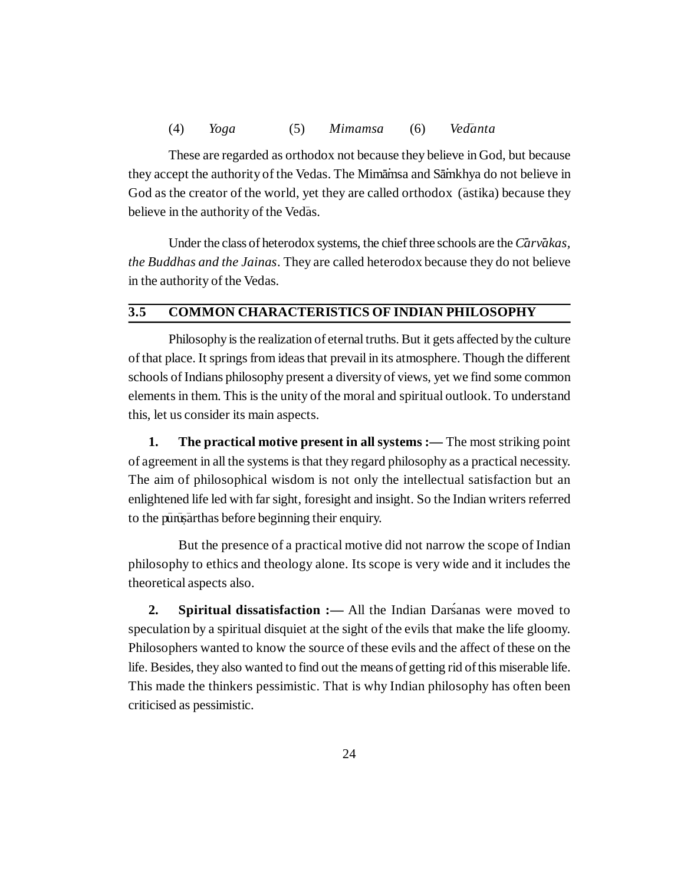(4) *Yoga* (5) *Mimamsa* (6) *Vedānta*

These are regarded as orthodox not because they believe in God, but because they accept the authority of the Vedas. The Mimāṁsa and Sāṁkhya do not believe in God as the creator of the world, yet they are called orthodox (āstika) because they believe in the authority of the Vedās.

Under the class of heterodox systems, the chief three schools are the *Cārvākas, the Buddhas and the Jainas*. They are called heterodox because they do not believe in the authority of the Vedas.

## 3.5 COMMON CHARACTERISTICS OF INDIAN PHILOSOPHY

Philosophy is the realization of eternal truths. But it gets affected by the culture of that place. It springs from ideas that prevail in its atmosphere. Though the different schools of Indians philosophy present a diversity of views, yet we find some common elements in them. This is the unity of the moral and spiritual outlook. To understand this, let us consider its main aspects.

**1. The practical motive present in all systems :—** The most striking point of agreement in all the systems is that they regard philosophy as a practical necessity. The aim of philosophical wisdom is not only the intellectual satisfaction but an enlightened life led with far sight, foresight and insight. So the Indian writers referred to the pūruṣārthas before beginning their enquiry.

But the presence of a practical motive did not narrow the scope of Indian philosophy to ethics and theology alone. Its scope is very wide and it includes the theoretical aspects also.

**2. Spiritual dissatisfaction :—** All the Indian Darśanas were moved to speculation by a spiritual disquiet at the sight of the evils that make the life gloomy. Philosophers wanted to know the source of these evils and the affect of these on the life. Besides, they also wanted to find out the means of getting rid of this miserable life. This made the thinkers pessimistic. That is why Indian philosophy has often been criticised as pessimistic.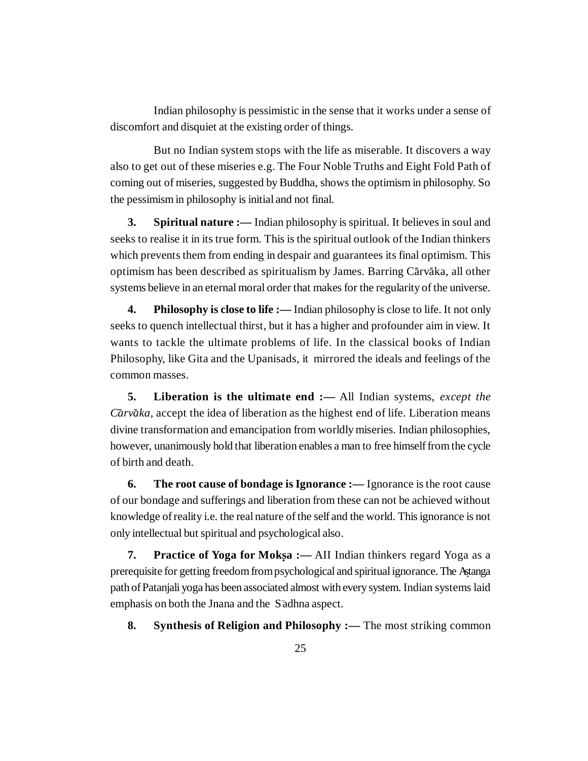Indian philosophy is pessimistic in the sense that it works under a sense of discomfort and disquiet at the existing order of things.

But no Indian system stops with the life as miserable. It discovers a way also to get out of these miseries e.g. The Four Noble Truths and Eight Fold Path of coming out of miseries, suggested by Buddha, shows the optimism in philosophy. So the pessimism in philosophy is initial and not final.

**3. Spiritual nature :—** Indian philosophy is spiritual. It believes in soul and seeks to realise it in its true form. This is the spiritual outlook of the Indian thinkers which prevents them from ending in despair and guarantees its final optimism. This optimism has been described as spiritualism by James. Barring Cārvāka, all other systems believe in an eternal moral order that makes for the regularity of the universe.

**4. Philosophy is close to life :—** Indian philosophy is close to life. It not only seeks to quench intellectual thirst, but it has a higher and profounder aim in view. It wants to tackle the ultimate problems of life. In the classical books of Indian Philosophy, like Gita and the Upanisads, it mirrored the ideals and feelings of the common masses.

**5. Liberation is the ultimate end :—** All Indian systems, *except the Cārvāka*, accept the idea of liberation as the highest end of life. Liberation means divine transformation and emancipation from worldly miseries. Indian philosophies, however, unanimously hold that liberation enables a man to free himself from the cycle of birth and death.

**6. The root cause of bondage is Ignorance :—** Ignorance is the root cause of our bondage and sufferings and liberation from these can not be achieved without knowledge of reality i.e. the real nature of the self and the world. This ignorance is not only intellectual but spiritual and psychological also.

**7. Practice of Yoga for Mokṣa :—** AII Indian thinkers regard Yoga as a prerequisite for getting freedom from psychological and spiritual ignorance. The Aṣtanga path of Patanjali yoga has been associated almost with every system. Indian systems laid emphasis on both the Jnana and the Sādhna aspect.

**8. Synthesis of Religion and Philosophy :—** The most striking common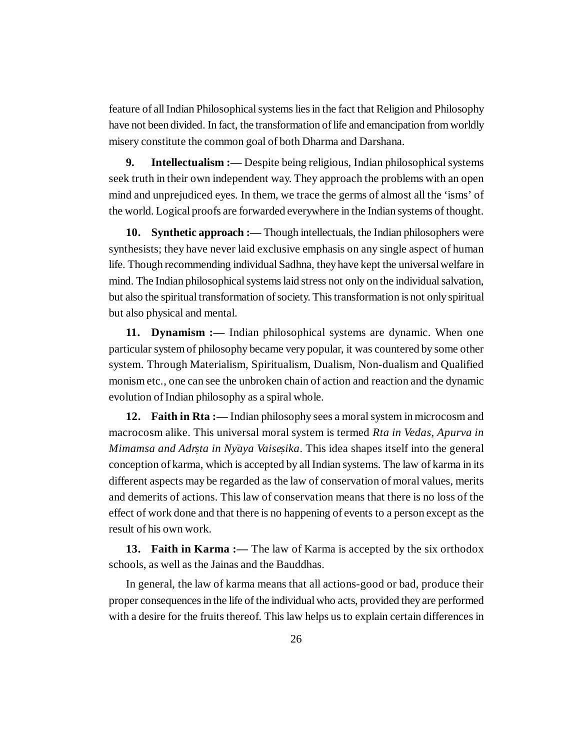feature of all Indian Philosophical systems lies in the fact that Religion and Philosophy have not been divided. In fact, the transformation of life and emancipation from worldly misery constitute the common goal of both Dharma and Darshana.

**9. Intellectualism :—** Despite being religious, Indian philosophical systems seek truth in their own independent way. They approach the problems with an open mind and unprejudiced eyes. In them, we trace the germs of almost all the 'isms' of the world. Logical proofs are forwarded everywhere in the Indian systems of thought.

**10. Synthetic approach :—** Though intellectuals, the Indian philosophers were synthesists; they have never laid exclusive emphasis on any single aspect of human life. Though recommending individual Sadhna, they have kept the universal welfare in mind. The Indian philosophical systems laid stress not only on the individual salvation, but also the spiritual transformation of society. This transformation is not only spiritual but also physical and mental.

**11. Dynamism :—** Indian philosophical systems are dynamic. When one particular system of philosophy became very popular, it was countered by some other system. Through Materialism, Spiritualism, Dualism, Non-dualism and Qualified monism etc., one can see the unbroken chain of action and reaction and the dynamic evolution of Indian philosophy as a spiral whole.

**12. Faith in Rta :—** Indian philosophy sees a moral system in microcosm and macrocosm alike. This universal moral system is termed *Rta in Vedas, Apurva in Mimamsa and Adṛṣta in Nyāya Vaiseṣika*. This idea shapes itself into the general conception of karma, which is accepted by all Indian systems. The law of karma in its different aspects may be regarded as the law of conservation of moral values, merits and demerits of actions. This law of conservation means that there is no loss of the effect of work done and that there is no happening of events to a person except as the result of his own work.

**13. Faith in Karma :—** The law of Karma is accepted by the six orthodox schools, as well as the Jainas and the Bauddhas.

In general, the law of karma means that all actions-good or bad, produce their proper consequences in the life of the individual who acts, provided they are performed with a desire for the fruits thereof. This law helps us to explain certain differences in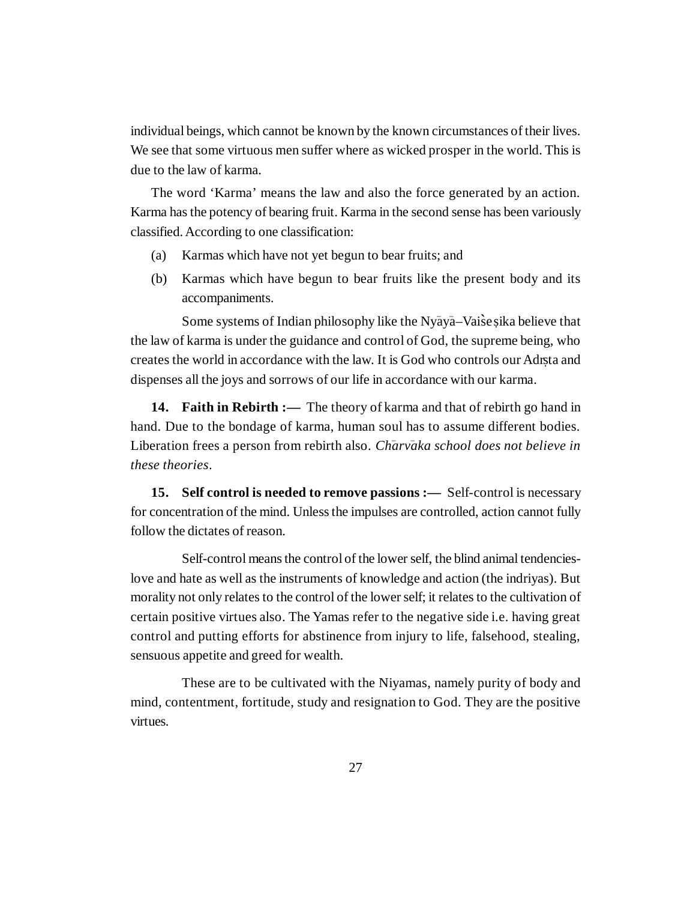individual beings, which cannot be known by the known circumstances of their lives. We see that some virtuous men suffer where as wicked prosper in the world. This is due to the law of karma.

The word 'Karma' means the law and also the force generated by an action. Karma has the potency of bearing fruit. Karma in the second sense has been variously classified. According to one classification:

(a) Karmas which have not yet begun to bear fruits; and

(b) Karmas which have begun to bear fruits like the present body and its accompaniments.

Some systems of Indian philosophy like the Nyāyā–Vaiśeṣika believe that the law of karma is under the guidance and control of God, the supreme being, who creates the world in accordance with the law. It is God who controls our Adṛṣta and dispenses all the joys and sorrows of our life in accordance with our karma.

**14. Faith in Rebirth :—** The theory of karma and that of rebirth go hand in hand. Due to the bondage of karma, human soul has to assume different bodies. Liberation frees a person from rebirth also. *Chārvāka school does not believe in these theories*.

**15. Self control is needed to remove passions :—** Self-control is necessary for concentration of the mind. Unless the impulses are controlled, action cannot fully follow the dictates of reason.

Self-control means the control of the lower self, the blind animal tendencies-love and hate as well as the instruments of knowledge and action (the indriyas). But morality not only relates to the control of the lower self; it relates to the cultivation of certain positive virtues also. The Yamas refer to the negative side i.e. having great control and putting efforts for abstinence from injury to life, falsehood, stealing, sensuous appetite and greed for wealth.

These are to be cultivated with the Niyamas, namely purity of body and mind, contentment, fortitude, study and resignation to God. They are the positive virtues.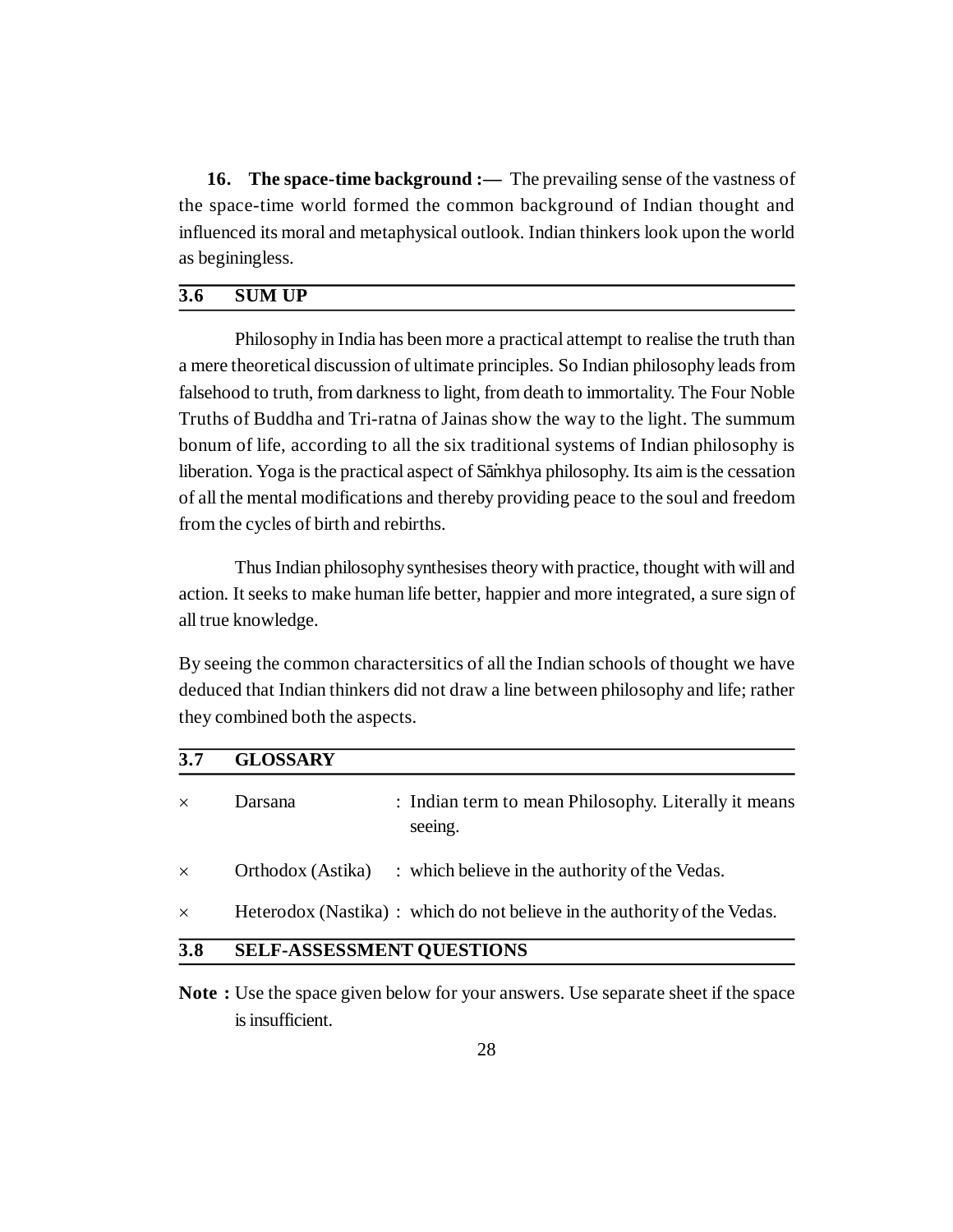**16. The space-time background :—** The prevailing sense of the vastness of the space-time world formed the common background of Indian thought and influenced its moral and metaphysical outlook. Indian thinkers look upon the world as beginingless.

## 3.6 SUM UP

Philosophy in India has been more a practical attempt to realise the truth than a mere theoretical discussion of ultimate principles. So Indian philosophy leads from falsehood to truth, from darkness to light, from death to immortality. The Four Noble Truths of Buddha and Tri-ratna of Jainas show the way to the light. The summum bonum of life, according to all the six traditional systems of Indian philosophy is liberation. Yoga is the practical aspect of Sāṁkhya philosophy. Its aim is the cessation of all the mental modifications and thereby providing peace to the soul and freedom from the cycles of birth and rebirths.

Thus Indian philosophy synthesises theory with practice, thought with will and action. It seeks to make human life better, happier and more integrated, a sure sign of all true knowledge.

By seeing the common charactersitics of all the Indian schools of thought we have deduced that Indian thinkers did not draw a line between philosophy and life; rather they combined both the aspects.

## 3.7 GLOSSARY

× Darsana : Indian term to mean Philosophy. Literally it means seeing.

× Orthodox (Astika) : which believe in the authority of the Vedas.

× Heterodox (Nastika) : which do not believe in the authority of the Vedas.

## 3.8 SELF-ASSESSMENT QUESTIONS

**Note :** Use the space given below for your answers. Use separate sheet if the space is insufficient.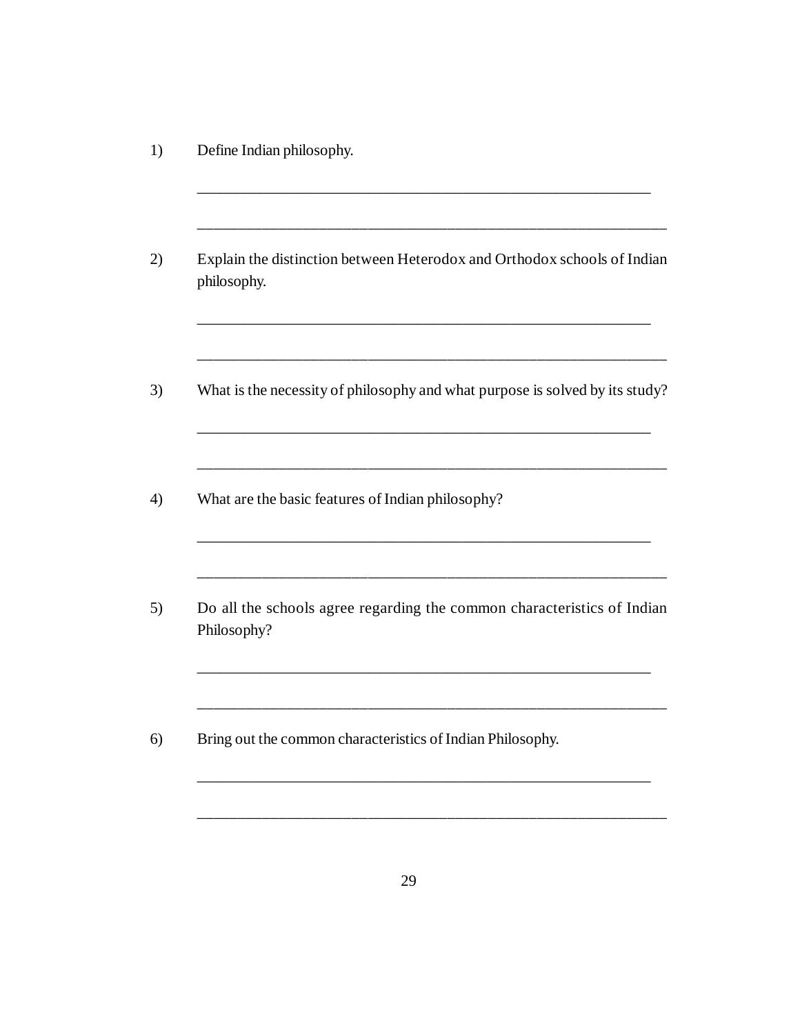1) Define Indian philosophy.

______________________________________________________________

______________________________________________________________

2) Explain the distinction between Heterodox and Orthodox schools of Indian philosophy.

______________________________________________________________

______________________________________________________________

3) What is the necessity of philosophy and what purpose is solved by its study?

______________________________________________________________

______________________________________________________________

4) What are the basic features of Indian philosophy?

______________________________________________________________

______________________________________________________________

5) Do all the schools agree regarding the common characteristics of Indian Philosophy?

______________________________________________________________

______________________________________________________________

6) Bring out the common characteristics of Indian Philosophy.

______________________________________________________________

______________________________________________________________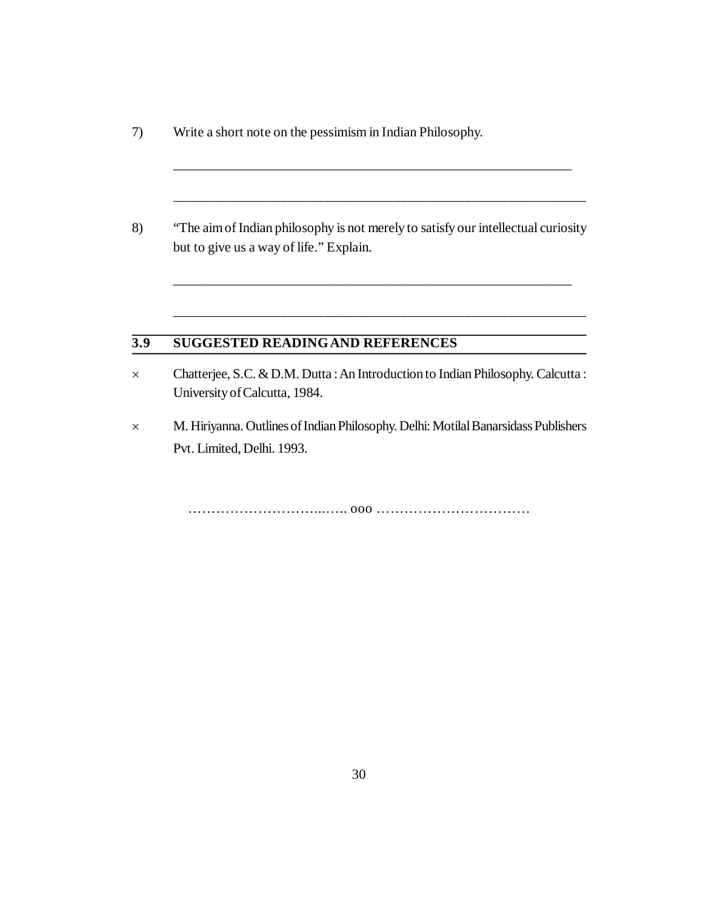7) Write a short note on the pessimism in Indian Philosophy.

_______________________________________________________________

_______________________________________________________________

8) "The aim of Indian philosophy is not merely to satisfy our intellectual curiosity but to give us a way of life." Explain.

_______________________________________________________________

_______________________________________________________________

## 3.9 SUGGESTED READING AND REFERENCES

- Chatterjee, S.C. & D.M. Dutta : An Introduction to Indian Philosophy. Calcutta : University of Calcutta, 1984.
- M. Hiriyanna. Outlines of Indian Philosophy. Delhi: Motilal Banarsidass Publishers Pvt. Limited, Delhi. 1993.

…………………………..….. ooo ……………………………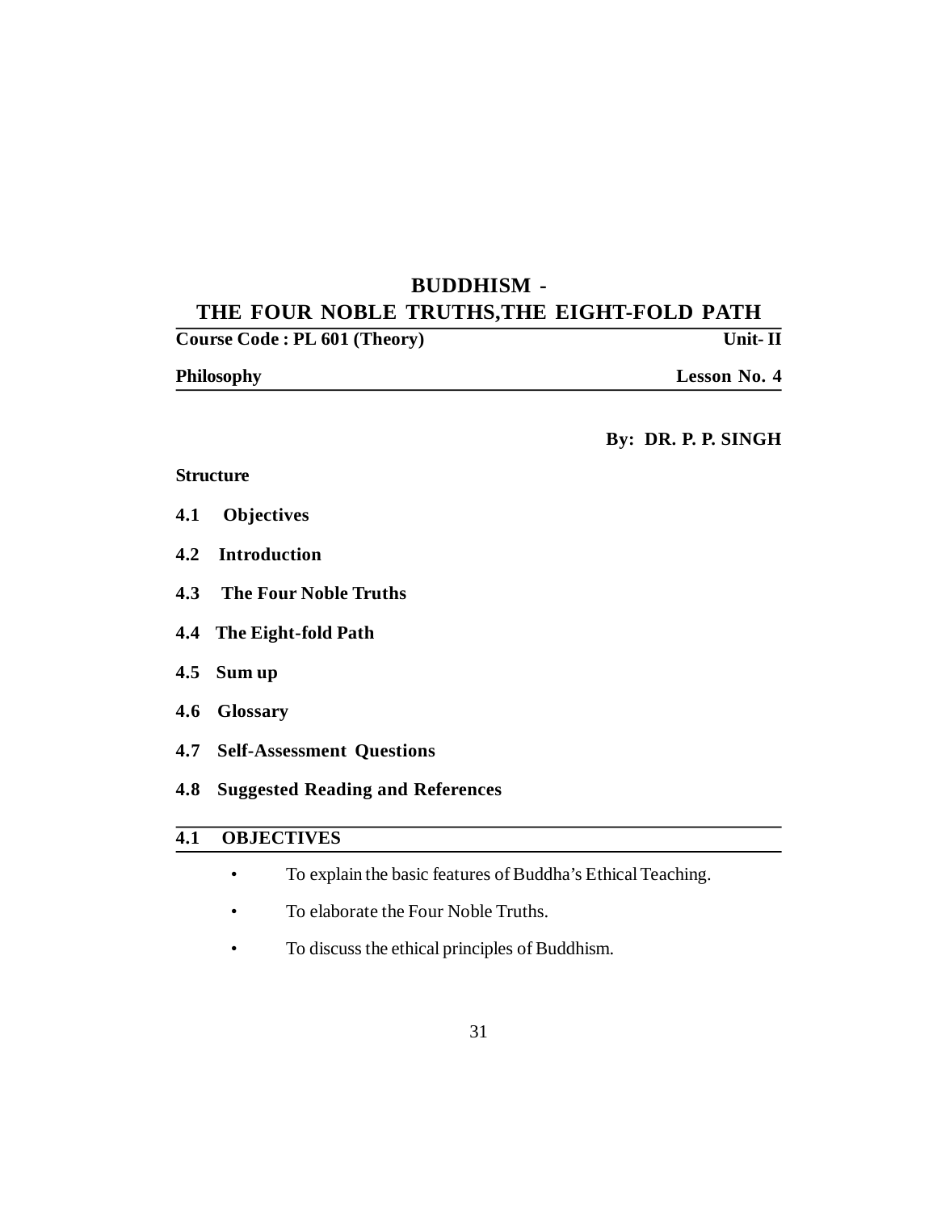# BUDDHISM -
# THE FOUR NOBLE TRUTHS,THE EIGHT-FOLD PATH

**Course Code : PL 601 (Theory)** **Unit- II**

**Philosophy** **Lesson No. 4**

**By: DR. P. P. SINGH**

**Structure**

**4.1 Objectives**

**4.2 Introduction**

**4.3 The Four Noble Truths**

**4.4 The Eight-fold Path**

**4.5 Sum up**

**4.6 Glossary**

**4.7 Self-Assessment Questions**

**4.8 Suggested Reading and References**

## 4.1 OBJECTIVES

- To explain the basic features of Buddha's Ethical Teaching.
- To elaborate the Four Noble Truths.
- To discuss the ethical principles of Buddhism.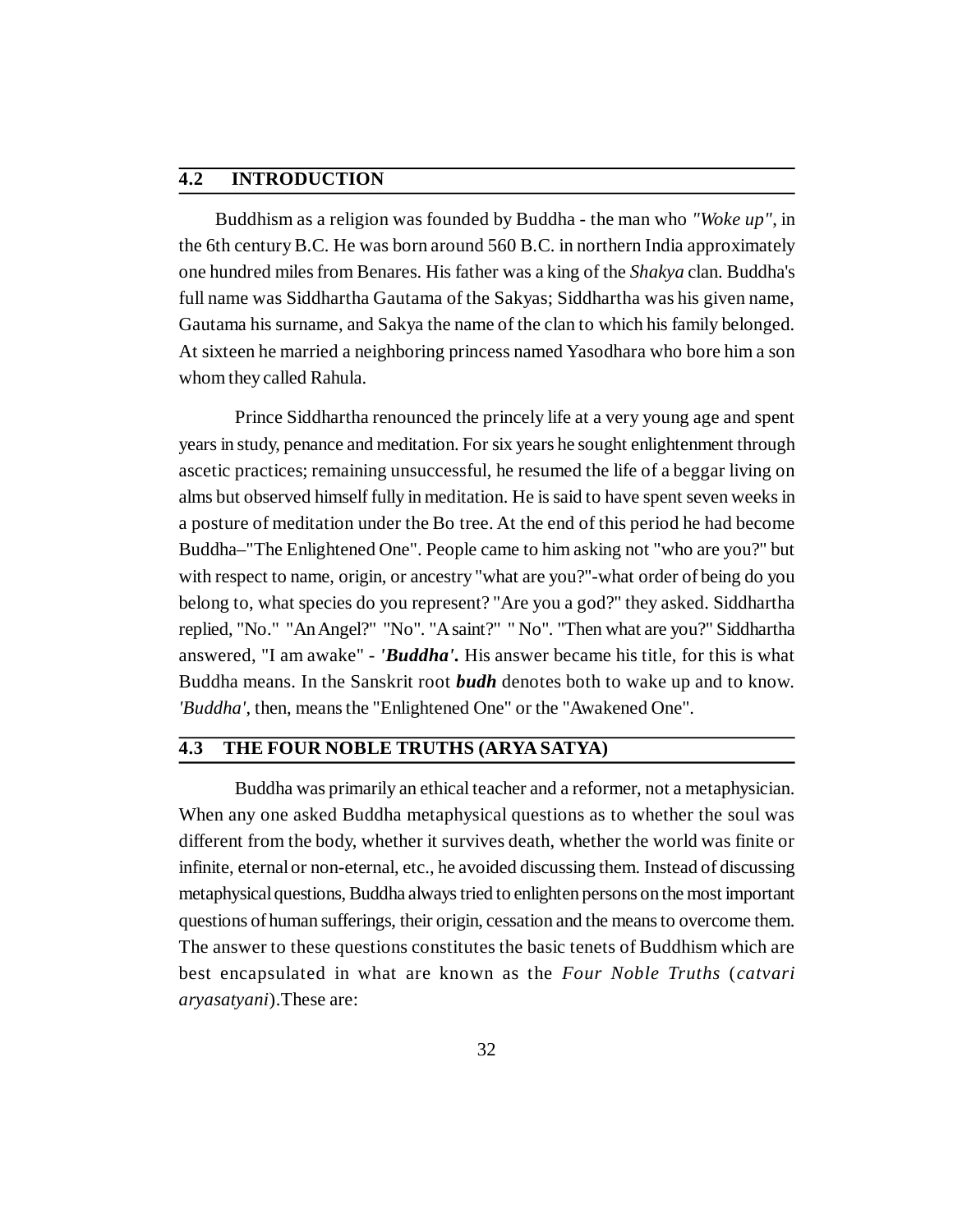## 4.2 INTRODUCTION

Buddhism as a religion was founded by Buddha - the man who *"Woke up"*, in the 6th century B.C. He was born around 560 B.C. in northern India approximately one hundred miles from Benares. His father was a king of the *Shakya* clan. Buddha's full name was Siddhartha Gautama of the Sakyas; Siddhartha was his given name, Gautama his surname, and Sakya the name of the clan to which his family belonged. At sixteen he married a neighboring princess named Yasodhara who bore him a son whom they called Rahula.

Prince Siddhartha renounced the princely life at a very young age and spent years in study, penance and meditation. For six years he sought enlightenment through ascetic practices; remaining unsuccessful, he resumed the life of a beggar living on alms but observed himself fully in meditation. He is said to have spent seven weeks in a posture of meditation under the Bo tree. At the end of this period he had become Buddha–"The Enlightened One". People came to him asking not "who are you?" but with respect to name, origin, or ancestry "what are you?"-what order of being do you belong to, what species do you represent? "Are you a god?" they asked. Siddhartha replied, "No." "An Angel?" "No". "A saint?" " No". "Then what are you?" Siddhartha answered, "I am awake" - ***'Buddha'.*** His answer became his title, for this is what Buddha means. In the Sanskrit root ***budh*** denotes both to wake up and to know. *'Buddha'*, then, means the "Enlightened One" or the "Awakened One".

## 4.3 THE FOUR NOBLE TRUTHS (ARYA SATYA)

Buddha was primarily an ethical teacher and a reformer, not a metaphysician. When any one asked Buddha metaphysical questions as to whether the soul was different from the body, whether it survives death, whether the world was finite or infinite, eternal or non-eternal, etc., he avoided discussing them. Instead of discussing metaphysical questions, Buddha always tried to enlighten persons on the most important questions of human sufferings, their origin, cessation and the means to overcome them. The answer to these questions constitutes the basic tenets of Buddhism which are best encapsulated in what are known as the *Four Noble Truths* (*catvari aryasatyani*).These are: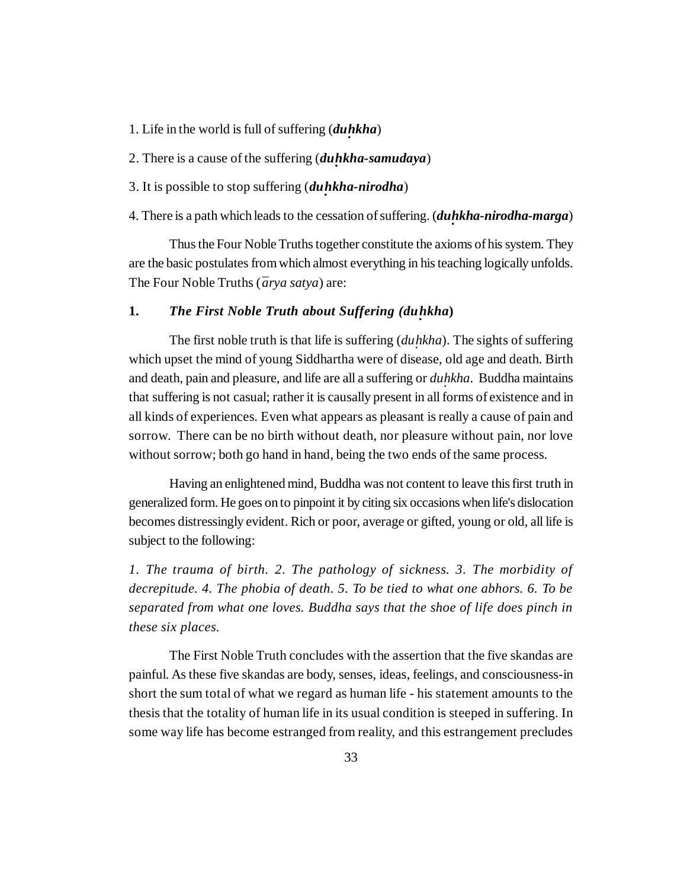1. Life in the world is full of suffering (***duḥkha***)

2. There is a cause of the suffering (***duḥkha-samudaya***)

3. It is possible to stop suffering (***duḥkha-nirodha***)

4. There is a path which leads to the cessation of suffering. (***duḥkha-nirodha-marga***)

Thus the Four Noble Truths together constitute the axioms of his system. They are the basic postulates from which almost everything in his teaching logically unfolds. The Four Noble Truths (*ārya satya*) are:

### 1. *The First Noble Truth about Suffering (duḥkha)*

The first noble truth is that life is suffering (*duḥkha*). The sights of suffering which upset the mind of young Siddhartha were of disease, old age and death. Birth and death, pain and pleasure, and life are all a suffering or *duḥkha*. Buddha maintains that suffering is not casual; rather it is causally present in all forms of existence and in all kinds of experiences. Even what appears as pleasant is really a cause of pain and sorrow. There can be no birth without death, nor pleasure without pain, nor love without sorrow; both go hand in hand, being the two ends of the same process.

Having an enlightened mind, Buddha was not content to leave this first truth in generalized form. He goes on to pinpoint it by citing six occasions when life's dislocation becomes distressingly evident. Rich or poor, average or gifted, young or old, all life is subject to the following:

*1. The trauma of birth. 2. The pathology of sickness. 3. The morbidity of decrepitude. 4. The phobia of death. 5. To be tied to what one abhors. 6. To be separated from what one loves. Buddha says that the shoe of life does pinch in these six places.*

The First Noble Truth concludes with the assertion that the five skandas are painful. As these five skandas are body, senses, ideas, feelings, and consciousness-in short the sum total of what we regard as human life - his statement amounts to the thesis that the totality of human life in its usual condition is steeped in suffering. In some way life has become estranged from reality, and this estrangement precludes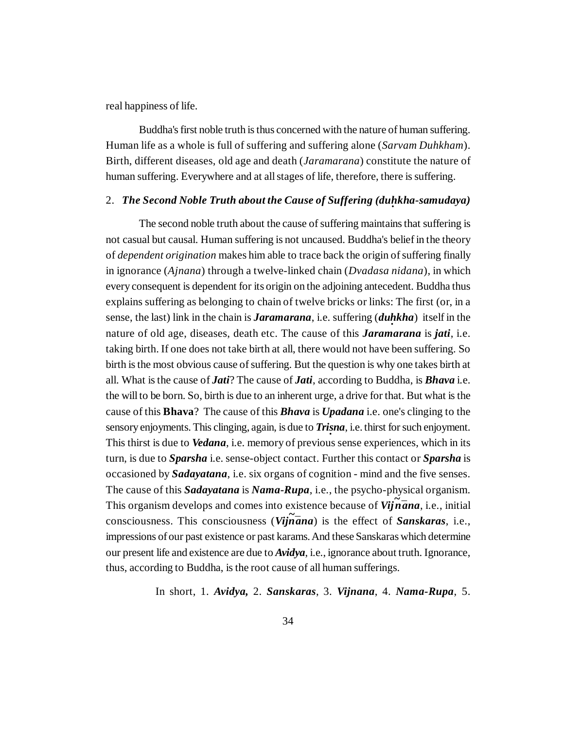real happiness of life.

Buddha's first noble truth is thus concerned with the nature of human suffering. Human life as a whole is full of suffering and suffering alone (*Sarvam Duhkham*). Birth, different diseases, old age and death (*Jaramarana*) constitute the nature of human suffering. Everywhere and at all stages of life, therefore, there is suffering.

### 2. *The Second Noble Truth about the Cause of Suffering (duḥkha-samudaya)*

The second noble truth about the cause of suffering maintains that suffering is not casual but causal. Human suffering is not uncaused. Buddha's belief in the theory of *dependent origination* makes him able to trace back the origin of suffering finally in ignorance (*Ajnana*) through a twelve-linked chain (*Dvadasa nidana*), in which every consequent is dependent for its origin on the adjoining antecedent. Buddha thus explains suffering as belonging to chain of twelve bricks or links: The first (or, in a sense, the last) link in the chain is ***Jaramarana***, i.e. suffering (***duḥkha***) itself in the nature of old age, diseases, death etc. The cause of this ***Jaramarana*** is ***jati***, i.e. taking birth. If one does not take birth at all, there would not have been suffering. So birth is the most obvious cause of suffering. But the question is why one takes birth at all. What is the cause of ***Jati***? The cause of ***Jati***, according to Buddha, is ***Bhava*** i.e. the will to be born. So, birth is due to an inherent urge, a drive for that. But what is the cause of this **Bhava**? The cause of this ***Bhava*** is ***Upadana*** i.e. one's clinging to the sensory enjoyments. This clinging, again, is due to ***Triṣna***, i.e. thirst for such enjoyment. This thirst is due to ***Vedana***, i.e. memory of previous sense experiences, which in its turn, is due to ***Sparsha*** i.e. sense-object contact. Further this contact or ***Sparsha*** is occasioned by ***Sadayatana***, i.e. six organs of cognition - mind and the five senses. The cause of this ***Sadayatana*** is ***Nama-Rupa***, i.e., the psycho-physical organism. This organism develops and comes into existence because of ***Vijñāna***, i.e., initial consciousness. This consciousness (***Vijñāna***) is the effect of ***Sanskaras***, i.e., impressions of our past existence or past karams. And these Sanskaras which determine our present life and existence are due to ***Avidya***, i.e., ignorance about truth. Ignorance, thus, according to Buddha, is the root cause of all human sufferings.

In short, 1. ***Avidya,*** 2. ***Sanskaras***, 3. ***Vijnana***, 4. ***Nama-Rupa***, 5.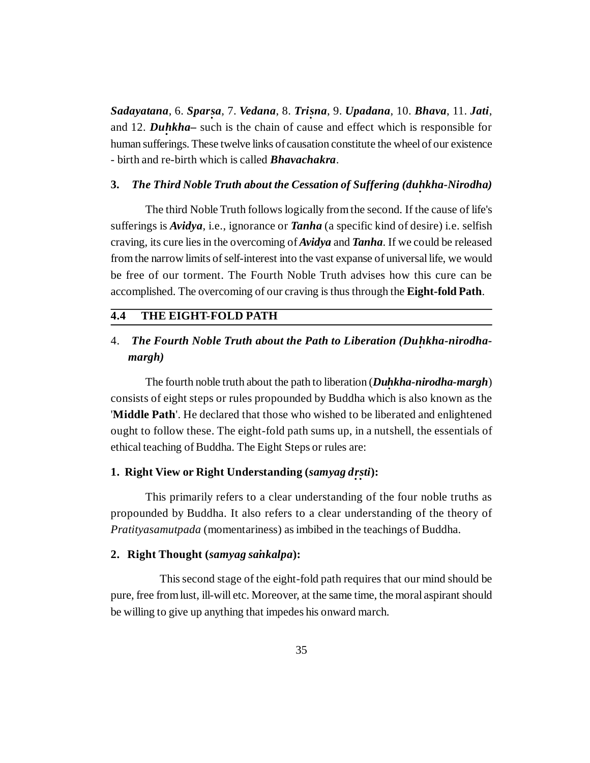***Sadayatana***, 6. ***Sparṣa***, 7. ***Vedana***, 8. ***Triṣna***, 9. ***Upadana***, 10. ***Bhava***, 11. ***Jati***, and 12. ***Duḥkha–*** such is the chain of cause and effect which is responsible for human sufferings. These twelve links of causation constitute the wheel of our existence - birth and re-birth which is called ***Bhavachakra***.

### 3. *The Third Noble Truth about the Cessation of Suffering (duḥkha-Nirodha)*

The third Noble Truth follows logically from the second. If the cause of life's sufferings is ***Avidya***, i.e., ignorance or ***Tanha*** (a specific kind of desire) i.e. selfish craving, its cure lies in the overcoming of ***Avidya*** and ***Tanha***. If we could be released from the narrow limits of self-interest into the vast expanse of universal life, we would be free of our torment. The Fourth Noble Truth advises how this cure can be accomplished. The overcoming of our craving is thus through the **Eight-fold Path**.

## 4.4 THE EIGHT-FOLD PATH

### 4. *The Fourth Noble Truth about the Path to Liberation (Duḥkha-nirodha-margh)*

The fourth noble truth about the path to liberation (***Duḥkha-nirodha-margh***) consists of eight steps or rules propounded by Buddha which is also known as the '**Middle Path**'. He declared that those who wished to be liberated and enlightened ought to follow these. The eight-fold path sums up, in a nutshell, the essentials of ethical teaching of Buddha. The Eight Steps or rules are:

**1. Right View or Right Understanding (*samyag dṛṣti*):**

This primarily refers to a clear understanding of the four noble truths as propounded by Buddha. It also refers to a clear understanding of the theory of *Pratityasamutpada* (momentariness) as imbibed in the teachings of Buddha.

**2. Right Thought (*samyag saṅkalpa*):**

This second stage of the eight-fold path requires that our mind should be pure, free from lust, ill-will etc. Moreover, at the same time, the moral aspirant should be willing to give up anything that impedes his onward march.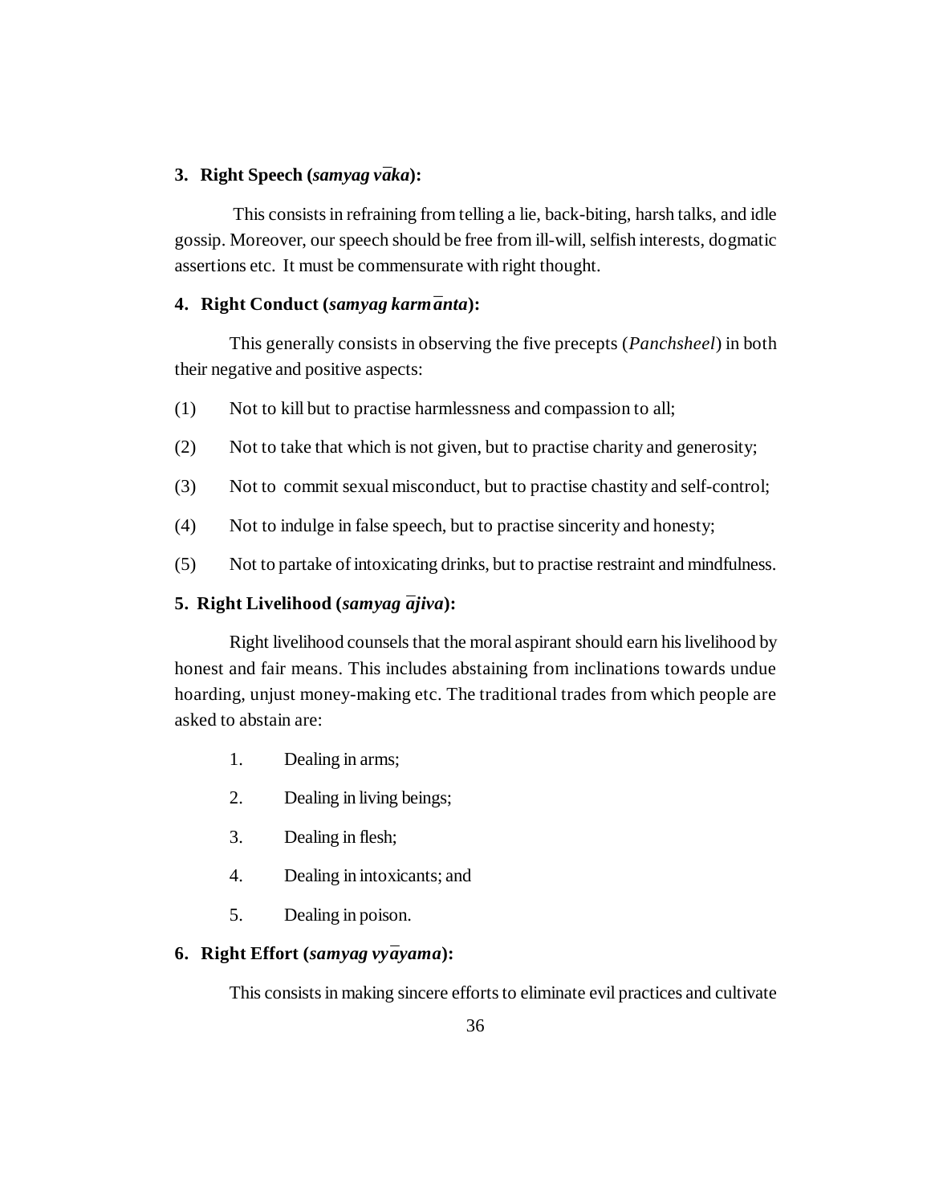### 3. Right Speech (*samyag vāka*):

This consists in refraining from telling a lie, back-biting, harsh talks, and idle gossip. Moreover, our speech should be free from ill-will, selfish interests, dogmatic assertions etc. It must be commensurate with right thought.

### 4. Right Conduct (*samyag karmānta*):

This generally consists in observing the five precepts (*Panchsheel*) in both their negative and positive aspects:

(1) Not to kill but to practise harmlessness and compassion to all;

(2) Not to take that which is not given, but to practise charity and generosity;

(3) Not to commit sexual misconduct, but to practise chastity and self-control;

(4) Not to indulge in false speech, but to practise sincerity and honesty;

(5) Not to partake of intoxicating drinks, but to practise restraint and mindfulness.

### 5. Right Livelihood (*samyag ājiva*):

Right livelihood counsels that the moral aspirant should earn his livelihood by honest and fair means. This includes abstaining from inclinations towards undue hoarding, unjust money-making etc. The traditional trades from which people are asked to abstain are:

1. Dealing in arms;
2. Dealing in living beings;
3. Dealing in flesh;
4. Dealing in intoxicants; and
5. Dealing in poison.

### 6. Right Effort (*samyag vyāyama*):

This consists in making sincere efforts to eliminate evil practices and cultivate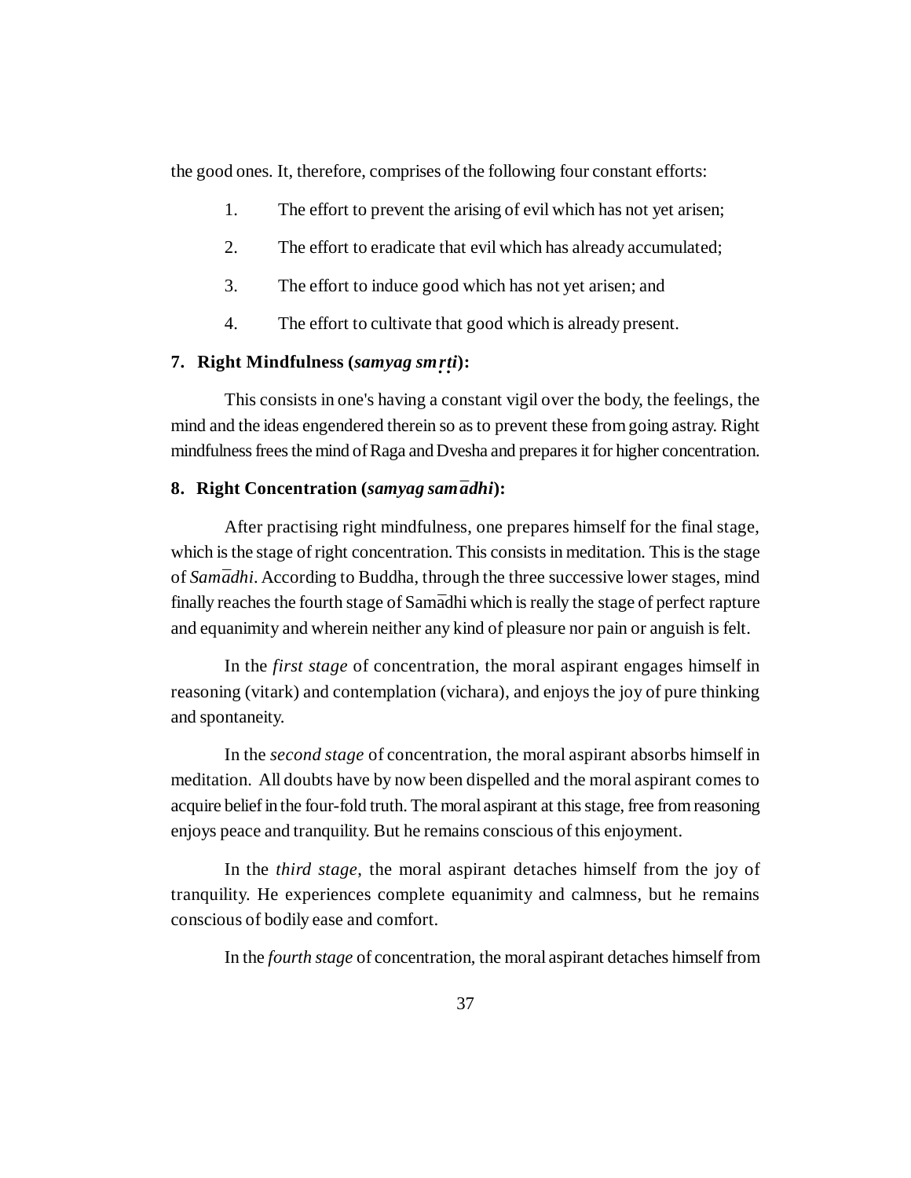the good ones. It, therefore, comprises of the following four constant efforts:

1. The effort to prevent the arising of evil which has not yet arisen;
2. The effort to eradicate that evil which has already accumulated;
3. The effort to induce good which has not yet arisen; and
4. The effort to cultivate that good which is already present.

### 7. Right Mindfulness (*samyag smṛti*):

This consists in one's having a constant vigil over the body, the feelings, the mind and the ideas engendered therein so as to prevent these from going astray. Right mindfulness frees the mind of Raga and Dvesha and prepares it for higher concentration.

### 8. Right Concentration (*samyag samādhi*):

After practising right mindfulness, one prepares himself for the final stage, which is the stage of right concentration. This consists in meditation. This is the stage of *Samādhi*. According to Buddha, through the three successive lower stages, mind finally reaches the fourth stage of Samādhi which is really the stage of perfect rapture and equanimity and wherein neither any kind of pleasure nor pain or anguish is felt.

In the *first stage* of concentration, the moral aspirant engages himself in reasoning (vitark) and contemplation (vichara), and enjoys the joy of pure thinking and spontaneity.

In the *second stage* of concentration, the moral aspirant absorbs himself in meditation. All doubts have by now been dispelled and the moral aspirant comes to acquire belief in the four-fold truth. The moral aspirant at this stage, free from reasoning enjoys peace and tranquility. But he remains conscious of this enjoyment.

In the *third stage*, the moral aspirant detaches himself from the joy of tranquility. He experiences complete equanimity and calmness, but he remains conscious of bodily ease and comfort.

In the *fourth stage* of concentration, the moral aspirant detaches himself from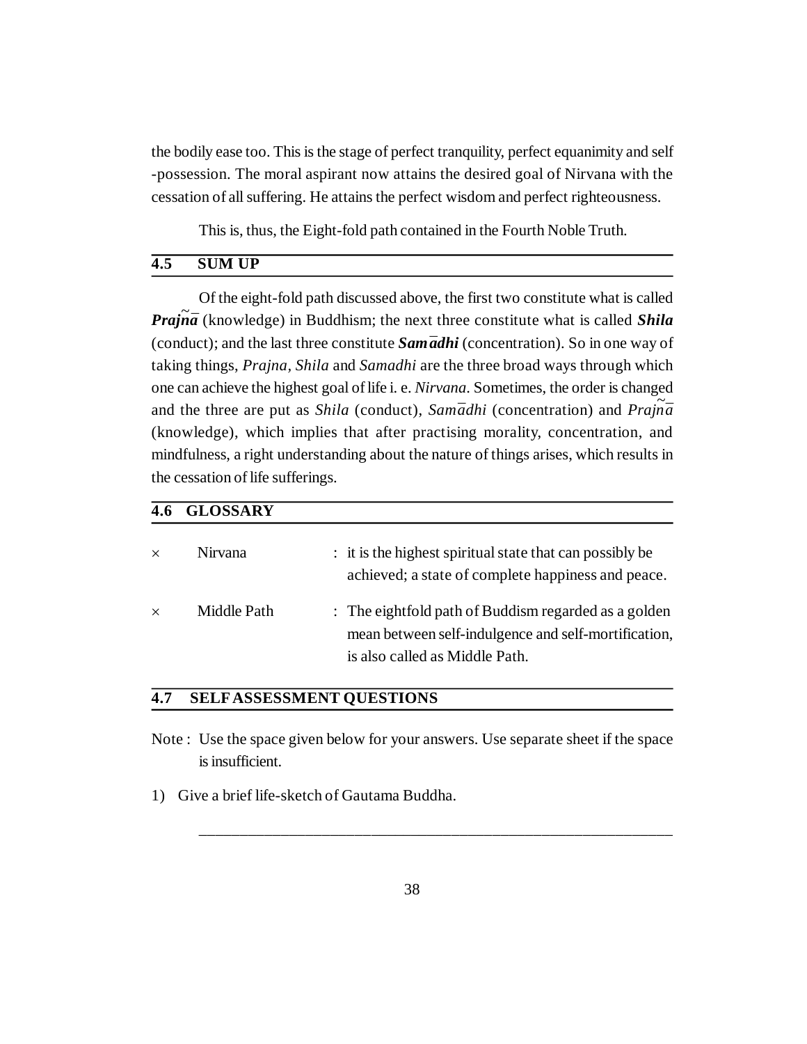the bodily ease too. This is the stage of perfect tranquility, perfect equanimity and self -possession. The moral aspirant now attains the desired goal of Nirvana with the cessation of all suffering. He attains the perfect wisdom and perfect righteousness.

This is, thus, the Eight-fold path contained in the Fourth Noble Truth.

## 4.5 SUM UP

Of the eight-fold path discussed above, the first two constitute what is called ***Prajñā*** (knowledge) in Buddhism; the next three constitute what is called ***Shila*** (conduct); and the last three constitute ***Samādhi*** (concentration). So in one way of taking things, *Prajna, Shila* and *Samadhi* are the three broad ways through which one can achieve the highest goal of life i. e. *Nirvana*. Sometimes, the order is changed and the three are put as *Shila* (conduct), *Samādhi* (concentration) and *Prajñā* (knowledge), which implies that after practising morality, concentration, and mindfulness, a right understanding about the nature of things arises, which results in the cessation of life sufferings.

## 4.6 GLOSSARY

× Nirvana : it is the highest spiritual state that can possibly be achieved; a state of complete happiness and peace.

× Middle Path : The eightfold path of Buddhism regarded as a golden mean between self-indulgence and self-mortification, is also called as Middle Path.

## 4.7 SELF ASSESSMENT QUESTIONS

Note : Use the space given below for your answers. Use separate sheet if the space is insufficient.

1) Give a brief life-sketch of Gautama Buddha.

_______________________________________________________________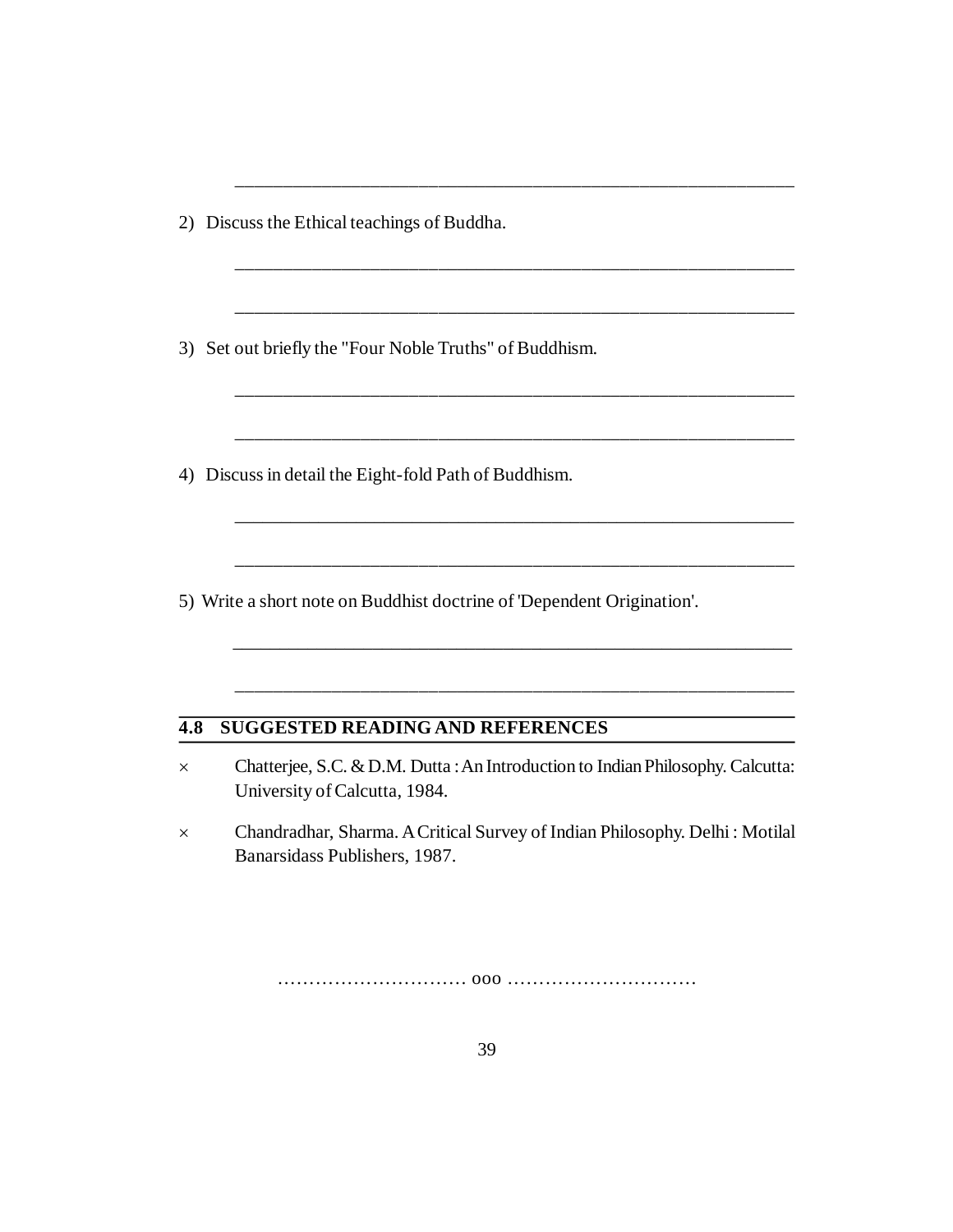2) Discuss the Ethical teachings of Buddha.

3) Set out briefly the "Four Noble Truths" of Buddhism.

4) Discuss in detail the Eight-fold Path of Buddhism.

5) Write a short note on Buddhist doctrine of 'Dependent Origination'.

## 4.8 SUGGESTED READING AND REFERENCES

- Chatterjee, S.C. & D.M. Dutta : An Introduction to Indian Philosophy. Calcutta: University of Calcutta, 1984.
- Chandradhar, Sharma. A Critical Survey of Indian Philosophy. Delhi : Motilal Banarsidass Publishers, 1987.

.............................. ooo ..............................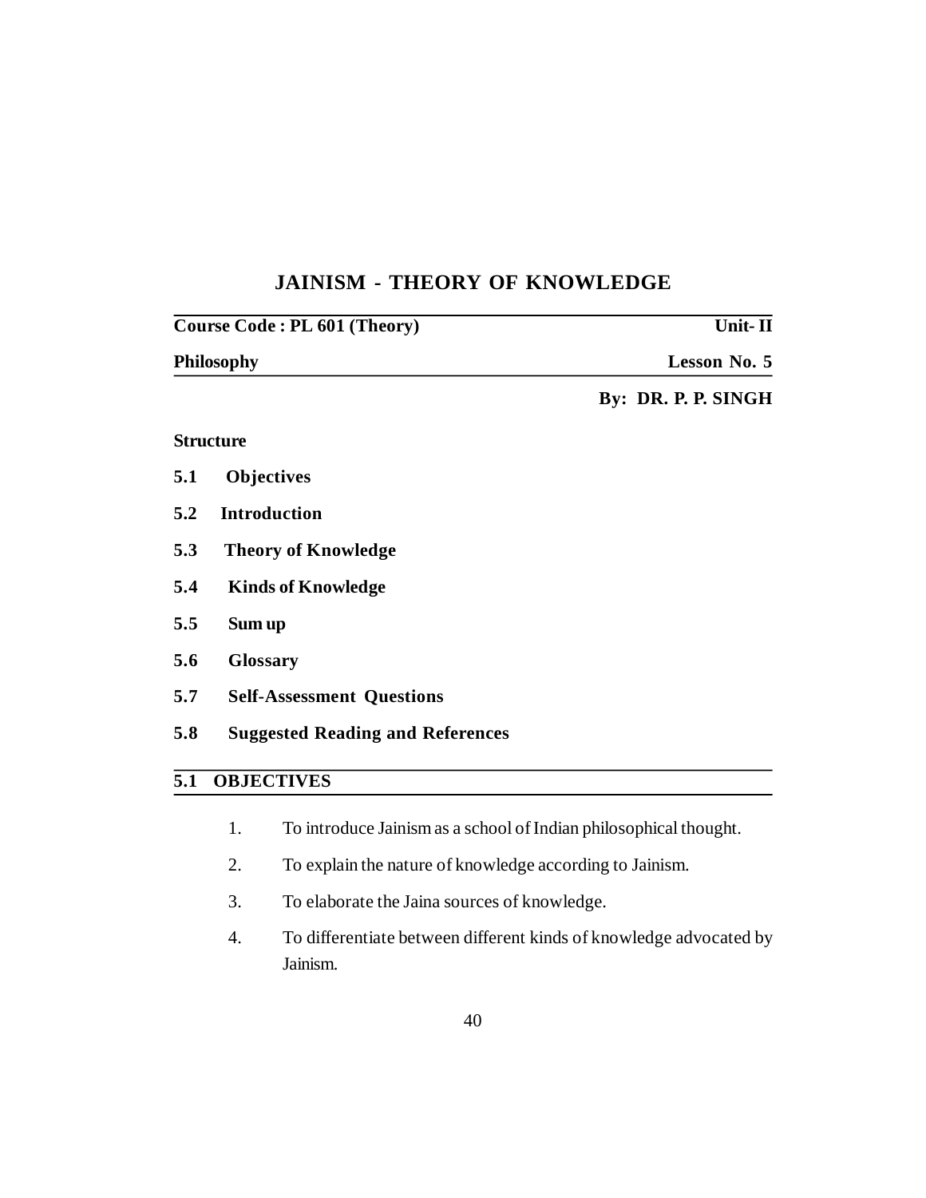# JAINISM - THEORY OF KNOWLEDGE

**Course Code : PL 601 (Theory)** — **Unit- II**

**Philosophy** — **Lesson No. 5**

**By: DR. P. P. SINGH**

**Structure**

**5.1 Objectives**

**5.2 Introduction**

**5.3 Theory of Knowledge**

**5.4 Kinds of Knowledge**

**5.5 Sum up**

**5.6 Glossary**

**5.7 Self-Assessment Questions**

**5.8 Suggested Reading and References**

## 5.1 OBJECTIVES

1. To introduce Jainism as a school of Indian philosophical thought.
2. To explain the nature of knowledge according to Jainism.
3. To elaborate the Jaina sources of knowledge.
4. To differentiate between different kinds of knowledge advocated by Jainism.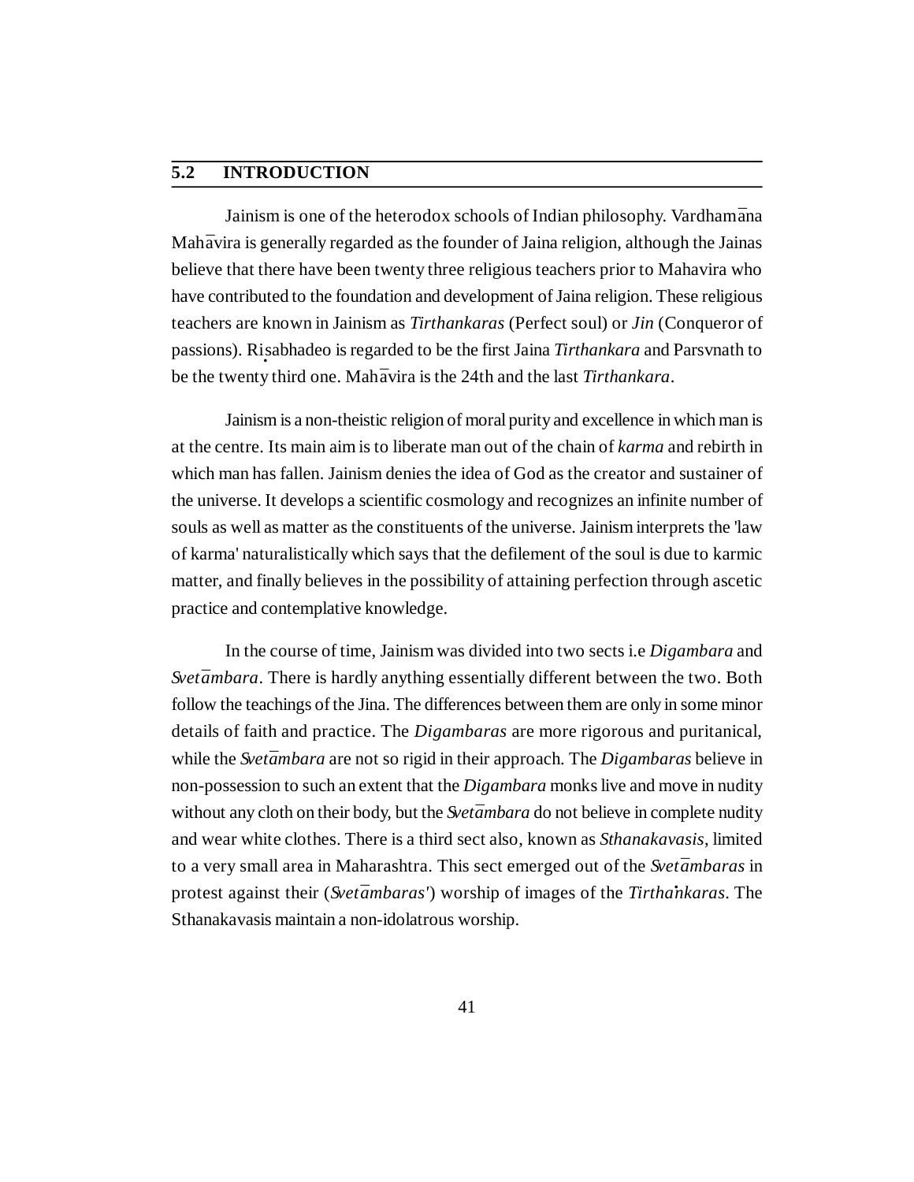## 5.2 INTRODUCTION

Jainism is one of the heterodox schools of Indian philosophy. Vardhamāna Mahāvira is generally regarded as the founder of Jaina religion, although the Jainas believe that there have been twenty three religious teachers prior to Mahavira who have contributed to the foundation and development of Jaina religion. These religious teachers are known in Jainism as *Tirthankaras* (Perfect soul) or *Jin* (Conqueror of passions). Riṣabhadeo is regarded to be the first Jaina *Tirthankara* and Parsvnath to be the twenty third one. Mahāvira is the 24th and the last *Tirthankara*.

Jainism is a non-theistic religion of moral purity and excellence in which man is at the centre. Its main aim is to liberate man out of the chain of *karma* and rebirth in which man has fallen. Jainism denies the idea of God as the creator and sustainer of the universe. It develops a scientific cosmology and recognizes an infinite number of souls as well as matter as the constituents of the universe. Jainism interprets the 'law of karma' naturalistically which says that the defilement of the soul is due to karmic matter, and finally believes in the possibility of attaining perfection through ascetic practice and contemplative knowledge.

In the course of time, Jainism was divided into two sects i.e *Digambara* and *Svetāmbara*. There is hardly anything essentially different between the two. Both follow the teachings of the Jina. The differences between them are only in some minor details of faith and practice. The *Digambaras* are more rigorous and puritanical, while the *Svetāmbara* are not so rigid in their approach. The *Digambaras* believe in non-possession to such an extent that the *Digambara* monks live and move in nudity without any cloth on their body, but the *Svetāmbara* do not believe in complete nudity and wear white clothes. There is a third sect also, known as *Sthanakavasis*, limited to a very small area in Maharashtra. This sect emerged out of the *Svetāmbaras* in protest against their (*Svetāmbaras'*) worship of images of the *Tirthaṅkaras*. The Sthanakavasis maintain a non-idolatrous worship.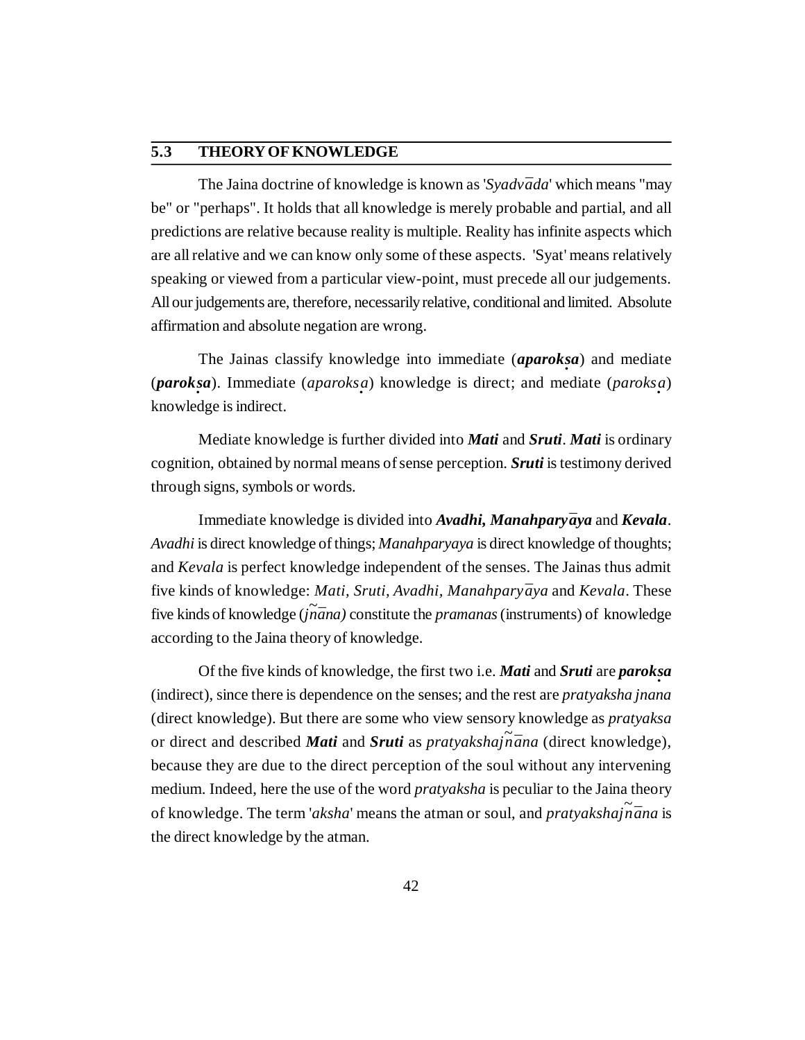## 5.3 THEORY OF KNOWLEDGE

The Jaina doctrine of knowledge is known as '*Syadvāda*' which means "may be" or "perhaps". It holds that all knowledge is merely probable and partial, and all predictions are relative because reality is multiple. Reality has infinite aspects which are all relative and we can know only some of these aspects. 'Syat' means relatively speaking or viewed from a particular view-point, must precede all our judgements. All our judgements are, therefore, necessarily relative, conditional and limited. Absolute affirmation and absolute negation are wrong.

The Jainas classify knowledge into immediate (***aparokṣa***) and mediate (***parokṣa***). Immediate (*aparokṣa*) knowledge is direct; and mediate (*parokṣa*) knowledge is indirect.

Mediate knowledge is further divided into ***Mati*** and ***Sruti***. ***Mati*** is ordinary cognition, obtained by normal means of sense perception. ***Sruti*** is testimony derived through signs, symbols or words.

Immediate knowledge is divided into ***Avadhi, Manahparyāya*** and ***Kevala***. *Avadhi* is direct knowledge of things; *Manahparyaya* is direct knowledge of thoughts; and *Kevala* is perfect knowledge independent of the senses. The Jainas thus admit five kinds of knowledge: *Mati, Sruti, Avadhi, Manahparyāya* and *Kevala*. These five kinds of knowledge (*jñāna)* constitute the *pramanas* (instruments) of knowledge according to the Jaina theory of knowledge.

Of the five kinds of knowledge, the first two i.e. ***Mati*** and ***Sruti*** are ***parokṣa*** (indirect), since there is dependence on the senses; and the rest are *pratyaksha jnana* (direct knowledge). But there are some who view sensory knowledge as *pratyaksa* or direct and described ***Mati*** and ***Sruti*** as *pratyakshajñāna* (direct knowledge), because they are due to the direct perception of the soul without any intervening medium. Indeed, here the use of the word *pratyaksha* is peculiar to the Jaina theory of knowledge. The term '*aksha*' means the atman or soul, and *pratyakshajñāna* is the direct knowledge by the atman.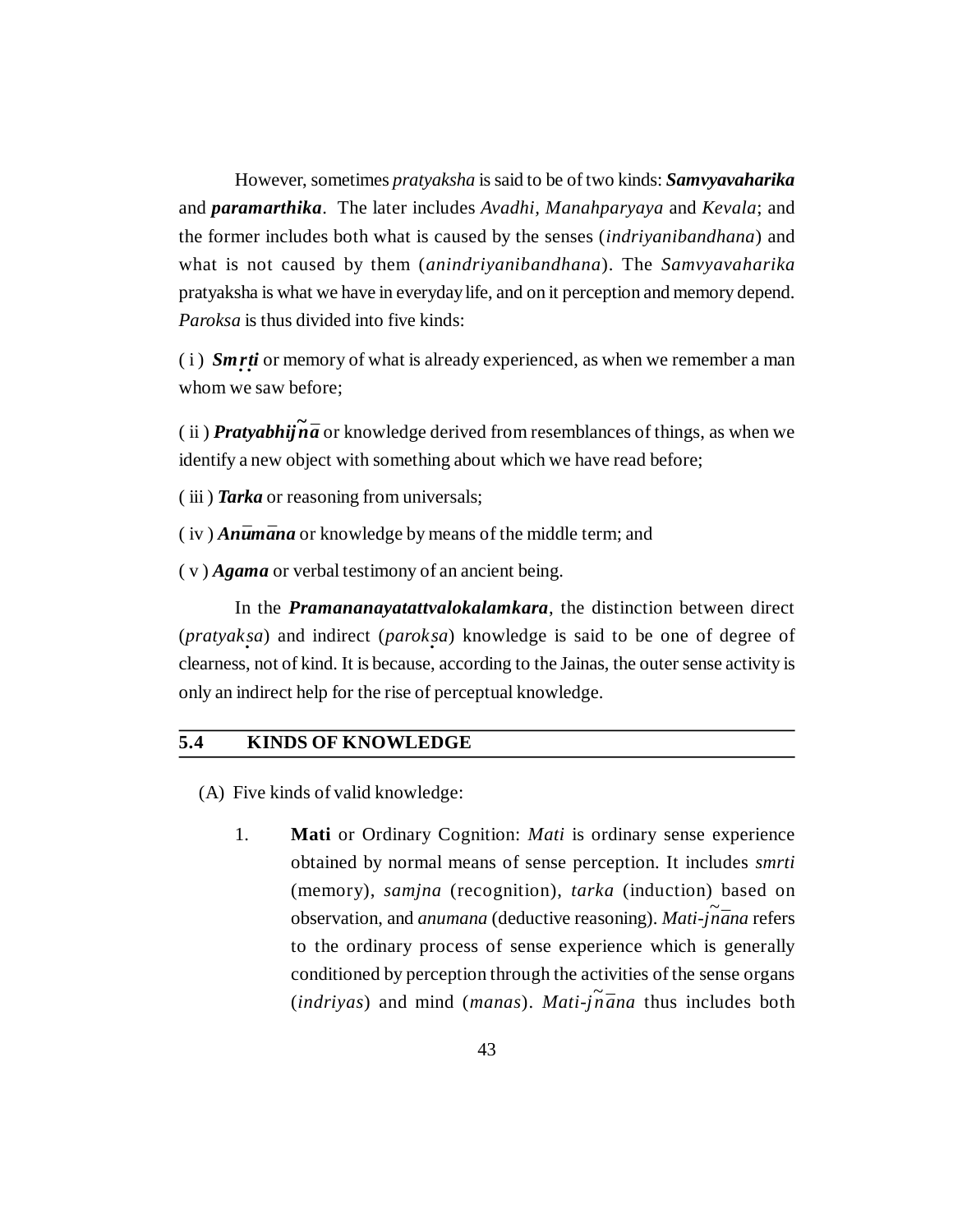However, sometimes *pratyaksha* is said to be of two kinds: ***Samvyavaharika*** and ***paramarthika***. The later includes *Avadhi, Manahparyaya* and *Kevala*; and the former includes both what is caused by the senses (*indriyanibandhana*) and what is not caused by them (*anindriyanibandhana*). The *Samvyavaharika* pratyaksha is what we have in everyday life, and on it perception and memory depend. *Paroksa* is thus divided into five kinds:

( i ) ***Smṛti*** or memory of what is already experienced, as when we remember a man whom we saw before;

( ii ) ***Pratyabhijñā*** or knowledge derived from resemblances of things, as when we identify a new object with something about which we have read before;

( iii ) ***Tarka*** or reasoning from universals;

( iv ) ***Anūmāna*** or knowledge by means of the middle term; and

( v ) ***Agama*** or verbal testimony of an ancient being.

In the ***Pramananayatattvalokalamkara***, the distinction between direct (*pratyakṣa*) and indirect (*parokṣa*) knowledge is said to be one of degree of clearness, not of kind. It is because, according to the Jainas, the outer sense activity is only an indirect help for the rise of perceptual knowledge.

## 5.4 KINDS OF KNOWLEDGE

(A) Five kinds of valid knowledge:

1. **Mati** or Ordinary Cognition: *Mati* is ordinary sense experience obtained by normal means of sense perception. It includes *smrti* (memory), *samjna* (recognition), *tarka* (induction) based on observation, and *anumana* (deductive reasoning). *Mati-jñāna* refers to the ordinary process of sense experience which is generally conditioned by perception through the activities of the sense organs (*indriyas*) and mind (*manas*). *Mati-jñāna* thus includes both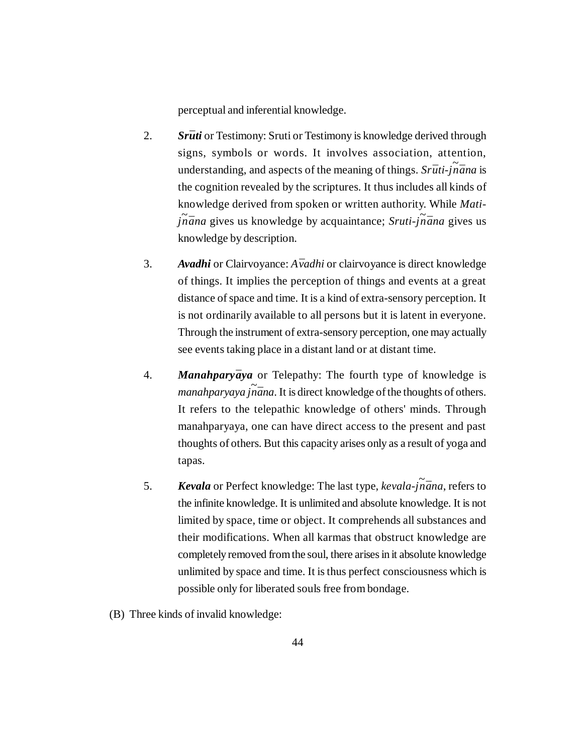perceptual and inferential knowledge.

2. ***Srūti*** or Testimony: Sruti or Testimony is knowledge derived through signs, symbols or words. It involves association, attention, understanding, and aspects of the meaning of things. *Srūti-jñāna* is the cognition revealed by the scriptures. It thus includes all kinds of knowledge derived from spoken or written authority. While *Mati-jñāna* gives us knowledge by acquaintance; *Sruti-jñāna* gives us knowledge by description.

3. ***Avadhi*** or Clairvoyance: *Āvadhi* or clairvoyance is direct knowledge of things. It implies the perception of things and events at a great distance of space and time. It is a kind of extra-sensory perception. It is not ordinarily available to all persons but it is latent in everyone. Through the instrument of extra-sensory perception, one may actually see events taking place in a distant land or at distant time.

4. ***Manahparyāya*** or Telepathy: The fourth type of knowledge is *manahparyaya jñāna*. It is direct knowledge of the thoughts of others. It refers to the telepathic knowledge of others' minds. Through manahparyaya, one can have direct access to the present and past thoughts of others. But this capacity arises only as a result of yoga and tapas.

5. ***Kevala*** or Perfect knowledge: The last type, *kevala-jñāna*, refers to the infinite knowledge. It is unlimited and absolute knowledge. It is not limited by space, time or object. It comprehends all substances and their modifications. When all karmas that obstruct knowledge are completely removed from the soul, there arises in it absolute knowledge unlimited by space and time. It is thus perfect consciousness which is possible only for liberated souls free from bondage.

(B) Three kinds of invalid knowledge: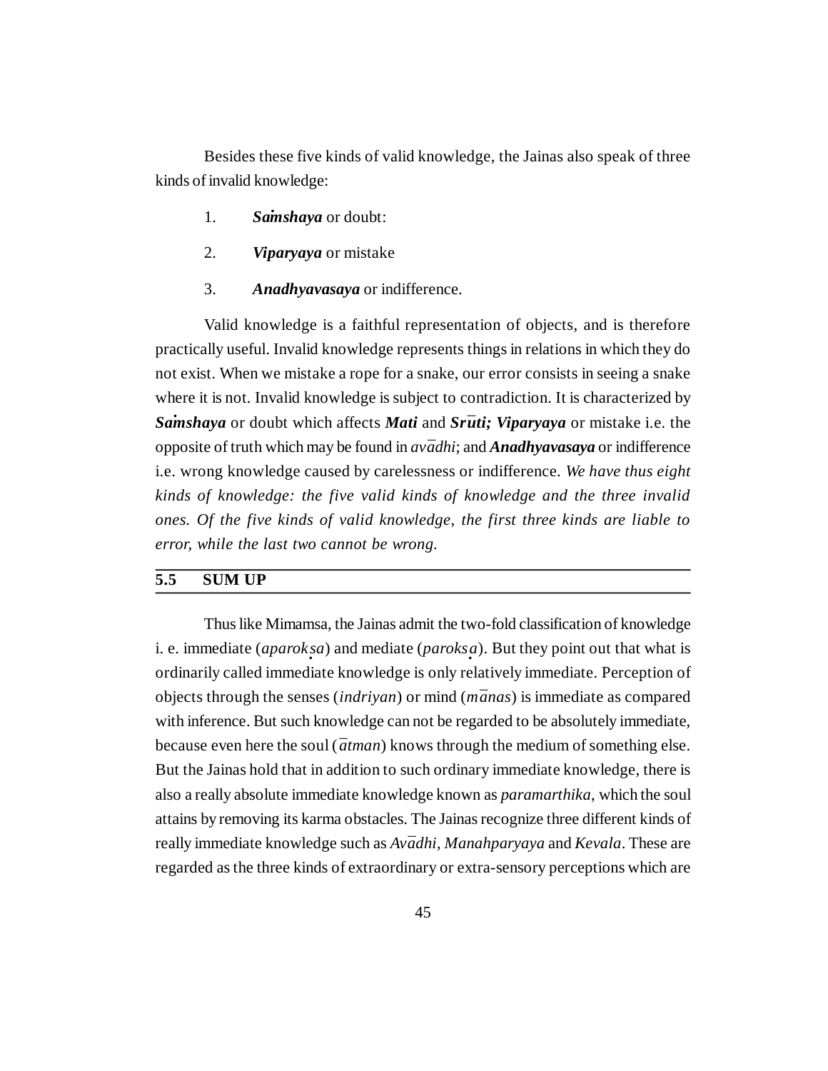Besides these five kinds of valid knowledge, the Jainas also speak of three kinds of invalid knowledge:

1. ***Saṁshaya*** or doubt:
2. ***Viparyaya*** or mistake
3. ***Anadhyavasaya*** or indifference.

Valid knowledge is a faithful representation of objects, and is therefore practically useful. Invalid knowledge represents things in relations in which they do not exist. When we mistake a rope for a snake, our error consists in seeing a snake where it is not. Invalid knowledge is subject to contradiction. It is characterized by ***Saṁshaya*** or doubt which affects ***Mati*** and ***Srūti; Viparyaya*** or mistake i.e. the opposite of truth which may be found in *avādhi*; and ***Anadhyavasaya*** or indifference i.e. wrong knowledge caused by carelessness or indifference. *We have thus eight kinds of knowledge: the five valid kinds of knowledge and the three invalid ones. Of the five kinds of valid knowledge, the first three kinds are liable to error, while the last two cannot be wrong.*

## 5.5 SUM UP

Thus like Mimamsa, the Jainas admit the two-fold classification of knowledge i. e. immediate (*aparokṣa*) and mediate (*parokṣa*). But they point out that what is ordinarily called immediate knowledge is only relatively immediate. Perception of objects through the senses (*indriyan*) or mind (*mānas*) is immediate as compared with inference. But such knowledge can not be regarded to be absolutely immediate, because even here the soul (*ātman*) knows through the medium of something else. But the Jainas hold that in addition to such ordinary immediate knowledge, there is also a really absolute immediate knowledge known as *paramarthika*, which the soul attains by removing its karma obstacles. The Jainas recognize three different kinds of really immediate knowledge such as *Avādhi*, *Manahparyaya* and *Kevala*. These are regarded as the three kinds of extraordinary or extra-sensory perceptions which are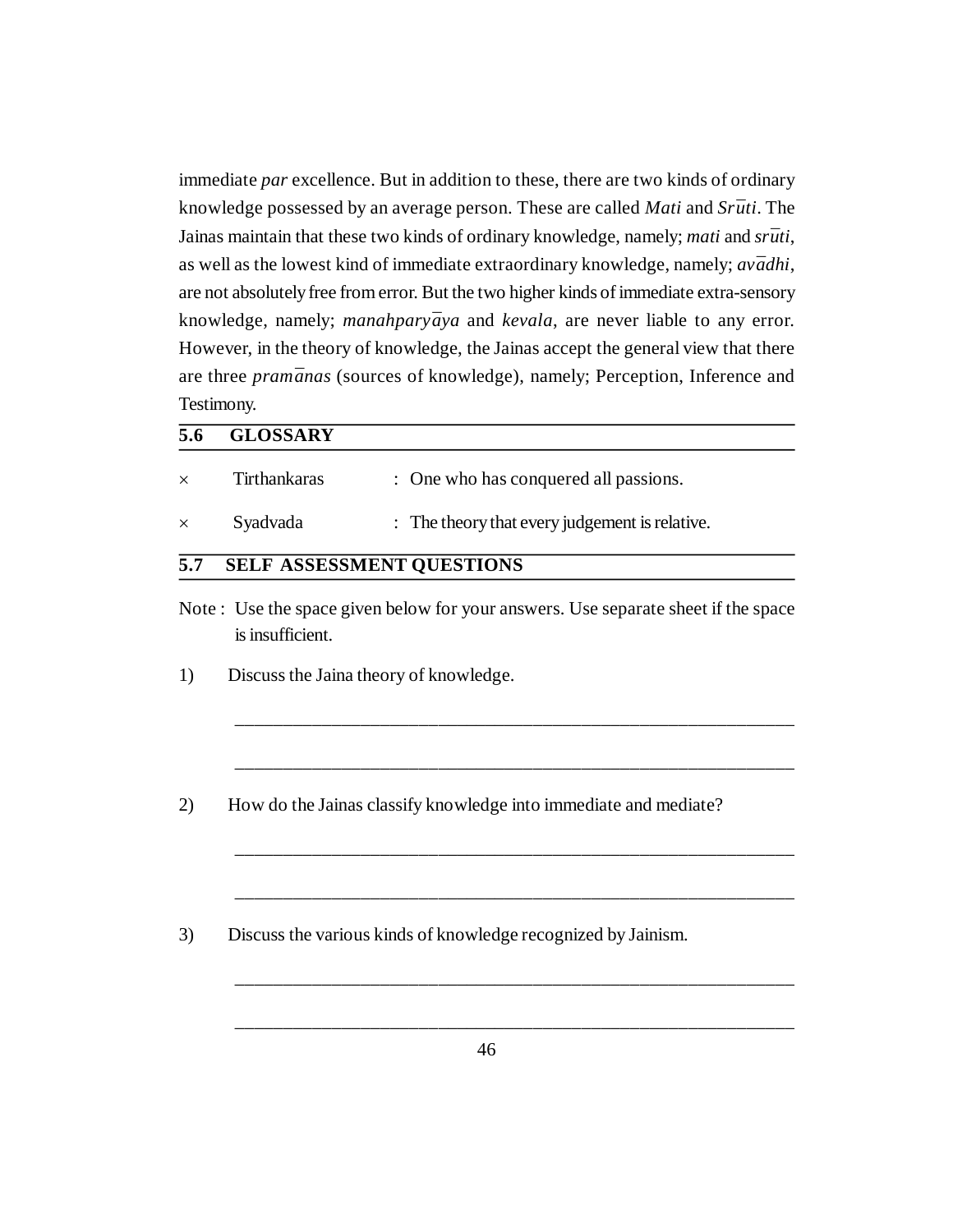immediate *par* excellence. But in addition to these, there are two kinds of ordinary knowledge possessed by an average person. These are called *Mati* and *Srūti*. The Jainas maintain that these two kinds of ordinary knowledge, namely; *mati* and *srūti*, as well as the lowest kind of immediate extraordinary knowledge, namely; *avādhi*, are not absolutely free from error. But the two higher kinds of immediate extra-sensory knowledge, namely; *manahparyāya* and *kevala*, are never liable to any error. However, in the theory of knowledge, the Jainas accept the general view that there are three *pramānas* (sources of knowledge), namely; Perception, Inference and Testimony.

## 5.6 GLOSSARY

× Tirthankaras : One who has conquered all passions.

× Syadvada : The theory that every judgement is relative.

## 5.7 SELF ASSESSMENT QUESTIONS

Note : Use the space given below for your answers. Use separate sheet if the space is insufficient.

1) Discuss the Jaina theory of knowledge.

______________________________________________________________

______________________________________________________________

2) How do the Jainas classify knowledge into immediate and mediate?

______________________________________________________________

______________________________________________________________

3) Discuss the various kinds of knowledge recognized by Jainism.

______________________________________________________________

______________________________________________________________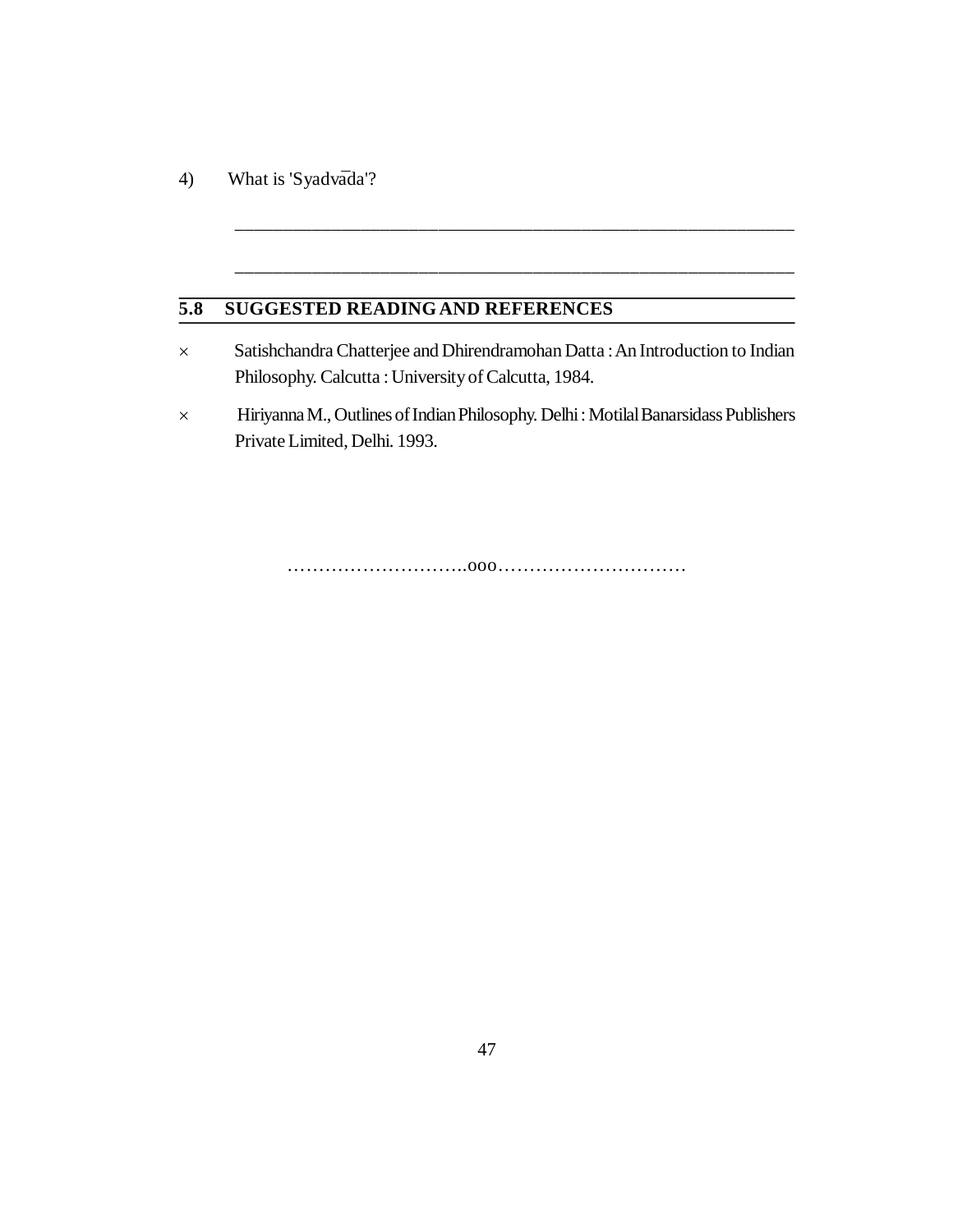4) What is 'Syadvāda'?

_______________________________________________________________

_______________________________________________________________

## 5.8 SUGGESTED READING AND REFERENCES

× Satishchandra Chatterjee and Dhirendramohan Datta : An Introduction to Indian Philosophy. Calcutta : University of Calcutta, 1984.

× Hiriyanna M., Outlines of Indian Philosophy. Delhi : Motilal Banarsidass Publishers Private Limited, Delhi. 1993.

………………………..ooo…………………………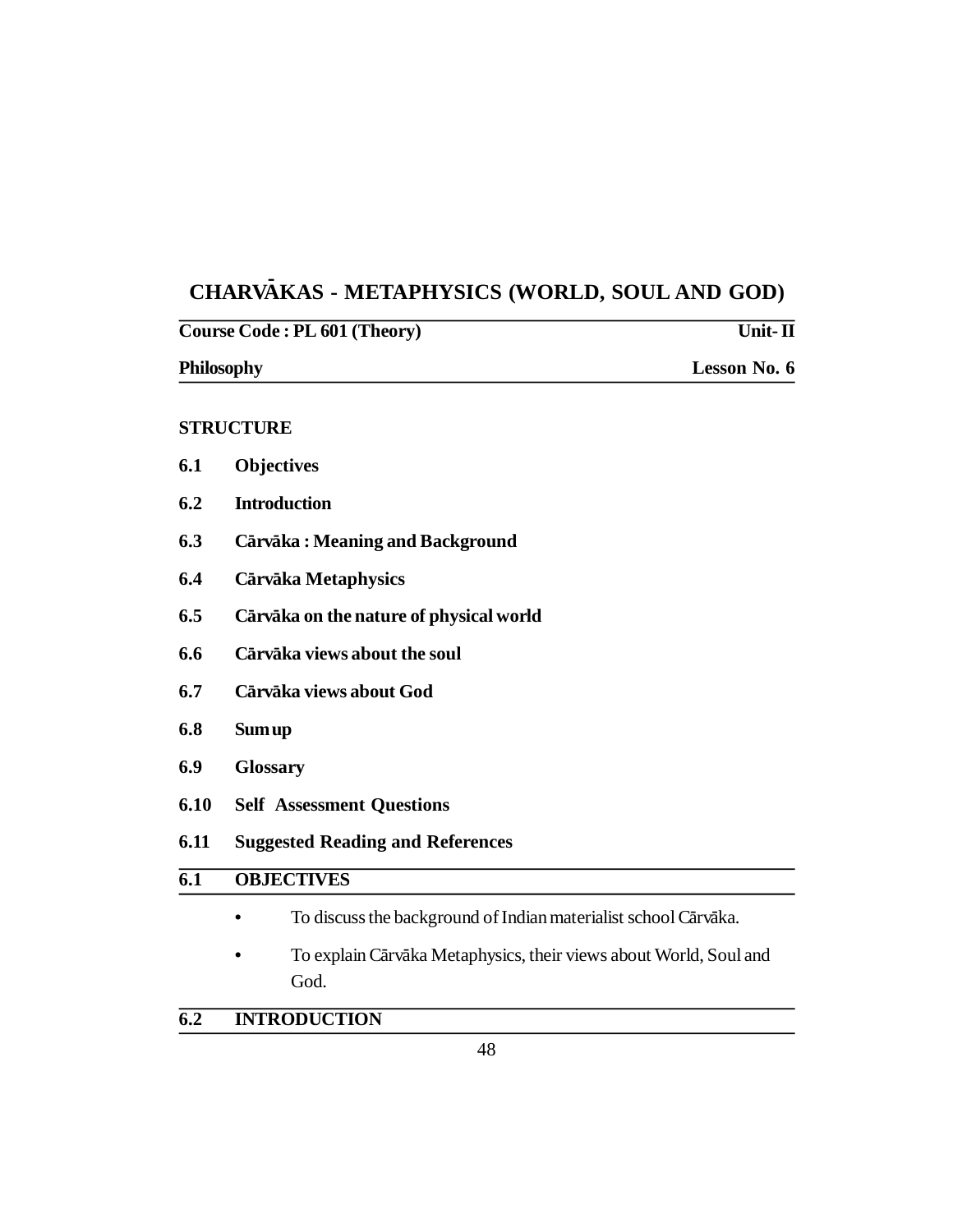# CHARVĀKAS - METAPHYSICS (WORLD, SOUL AND GOD)

**Course Code : PL 601 (Theory)** **Unit- II**

**Philosophy** **Lesson No. 6**

**STRUCTURE**

**6.1 Objectives**

**6.2 Introduction**

**6.3 Cārvāka : Meaning and Background**

**6.4 Cārvāka Metaphysics**

**6.5 Cārvāka on the nature of physical world**

**6.6 Cārvāka views about the soul**

**6.7 Cārvāka views about God**

**6.8 Sum up**

**6.9 Glossary**

**6.10 Self Assessment Questions**

**6.11 Suggested Reading and References**

## 6.1 OBJECTIVES

- To discuss the background of Indian materialist school Cārvāka.
- To explain Cārvāka Metaphysics, their views about World, Soul and God.

## 6.2 INTRODUCTION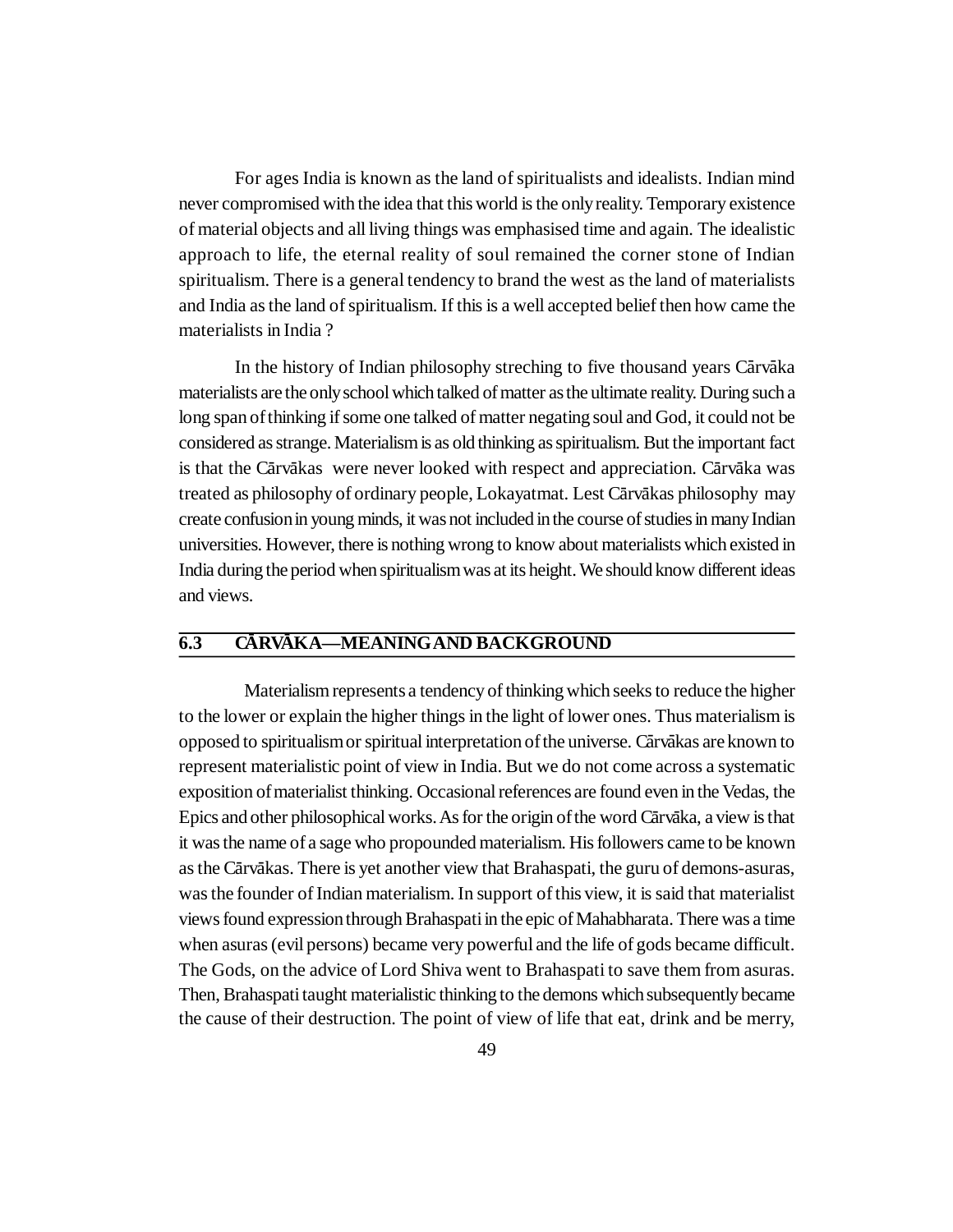For ages India is known as the land of spiritualists and idealists. Indian mind never compromised with the idea that this world is the only reality. Temporary existence of material objects and all living things was emphasised time and again. The idealistic approach to life, the eternal reality of soul remained the corner stone of Indian spiritualism. There is a general tendency to brand the west as the land of materialists and India as the land of spiritualism. If this is a well accepted belief then how came the materialists in India ?

In the history of Indian philosophy streching to five thousand years Cārvāka materialists are the only school which talked of matter as the ultimate reality. During such a long span of thinking if some one talked of matter negating soul and God, it could not be considered as strange. Materialism is as old thinking as spiritualism. But the important fact is that the Cārvākas were never looked with respect and appreciation. Cārvāka was treated as philosophy of ordinary people, Lokayatmat. Lest Cārvākas philosophy may create confusion in young minds, it was not included in the course of studies in many Indian universities. However, there is nothing wrong to know about materialists which existed in India during the period when spiritualism was at its height. We should know different ideas and views.

## 6.3 CĀRVĀKA—MEANING AND BACKGROUND

Materialism represents a tendency of thinking which seeks to reduce the higher to the lower or explain the higher things in the light of lower ones. Thus materialism is opposed to spiritualism or spiritual interpretation of the universe. Cārvākas are known to represent materialistic point of view in India. But we do not come across a systematic exposition of materialist thinking. Occasional references are found even in the Vedas, the Epics and other philosophical works. As for the origin of the word Cārvāka, a view is that it was the name of a sage who propounded materialism. His followers came to be known as the Cārvākas. There is yet another view that Brahaspati, the guru of demons-asuras, was the founder of Indian materialism. In support of this view, it is said that materialist views found expression through Brahaspati in the epic of Mahabharata. There was a time when asuras (evil persons) became very powerful and the life of gods became difficult. The Gods, on the advice of Lord Shiva went to Brahaspati to save them from asuras. Then, Brahaspati taught materialistic thinking to the demons which subsequently became the cause of their destruction. The point of view of life that eat, drink and be merry,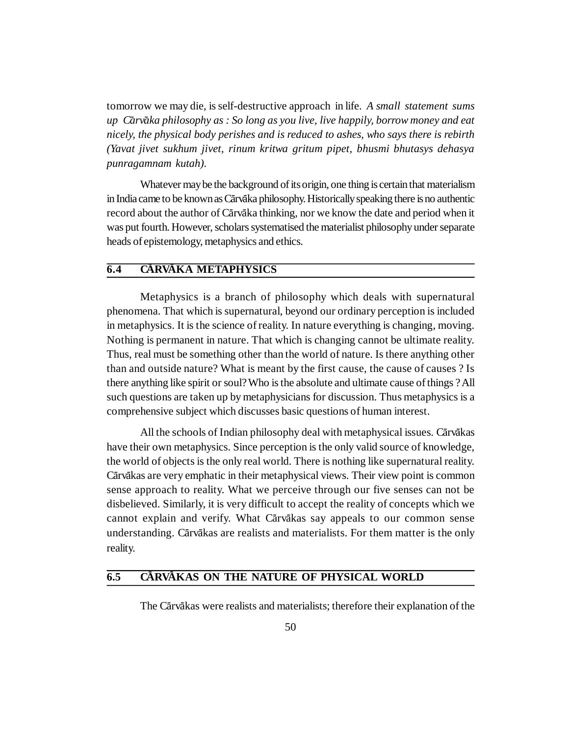tomorrow we may die, is self-destructive approach in life. *A small statement sums up Cārvāka philosophy as : So long as you live, live happily, borrow money and eat nicely, the physical body perishes and is reduced to ashes, who says there is rebirth (Yavat jivet sukhum jivet, rinum kritwa gritum pipet, bhusmi bhutasys dehasya punragamnam kutah).*

Whatever may be the background of its origin, one thing is certain that materialism in India came to be known as Cārvāka philosophy. Historically speaking there is no authentic record about the author of Cārvāka thinking, nor we know the date and period when it was put fourth. However, scholars systematised the materialist philosophy under separate heads of epistemology, metaphysics and ethics.

## 6.4 CĀRVĀKA METAPHYSICS

Metaphysics is a branch of philosophy which deals with supernatural phenomena. That which is supernatural, beyond our ordinary perception is included in metaphysics. It is the science of reality. In nature everything is changing, moving. Nothing is permanent in nature. That which is changing cannot be ultimate reality. Thus, real must be something other than the world of nature. Is there anything other than and outside nature? What is meant by the first cause, the cause of causes ? Is there anything like spirit or soul? Who is the absolute and ultimate cause of things ? All such questions are taken up by metaphysicians for discussion. Thus metaphysics is a comprehensive subject which discusses basic questions of human interest.

All the schools of Indian philosophy deal with metaphysical issues. Cārvākas have their own metaphysics. Since perception is the only valid source of knowledge, the world of objects is the only real world. There is nothing like supernatural reality. Cārvākas are very emphatic in their metaphysical views. Their view point is common sense approach to reality. What we perceive through our five senses can not be disbelieved. Similarly, it is very difficult to accept the reality of concepts which we cannot explain and verify. What Cārvākas say appeals to our common sense understanding. Cārvākas are realists and materialists. For them matter is the only reality.

## 6.5 CĀRVĀKAS ON THE NATURE OF PHYSICAL WORLD

The Cārvākas were realists and materialists; therefore their explanation of the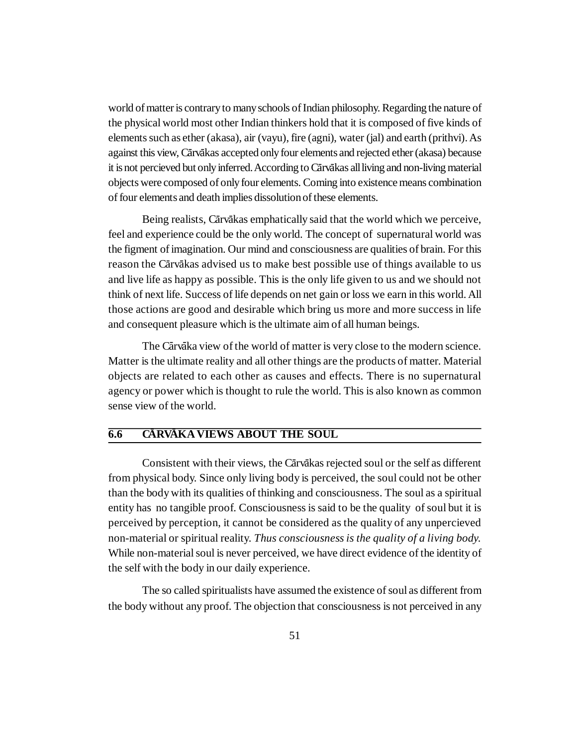world of matter is contrary to many schools of Indian philosophy. Regarding the nature of the physical world most other Indian thinkers hold that it is composed of five kinds of elements such as ether (akasa), air (vayu), fire (agni), water (jal) and earth (prithvi). As against this view, Cārvākas accepted only four elements and rejected ether (akasa) because it is not percieved but only inferred. According to Cārvākas all living and non-living material objects were composed of only four elements. Coming into existence means combination of four elements and death implies dissolution of these elements.

Being realists, Cārvākas emphatically said that the world which we perceive, feel and experience could be the only world. The concept of supernatural world was the figment of imagination. Our mind and consciousness are qualities of brain. For this reason the Cārvākas advised us to make best possible use of things available to us and live life as happy as possible. This is the only life given to us and we should not think of next life. Success of life depends on net gain or loss we earn in this world. All those actions are good and desirable which bring us more and more success in life and consequent pleasure which is the ultimate aim of all human beings.

The Cārvāka view of the world of matter is very close to the modern science. Matter is the ultimate reality and all other things are the products of matter. Material objects are related to each other as causes and effects. There is no supernatural agency or power which is thought to rule the world. This is also known as common sense view of the world.

## 6.6 CĀRVĀKA VIEWS ABOUT THE SOUL

Consistent with their views, the Cārvākas rejected soul or the self as different from physical body. Since only living body is perceived, the soul could not be other than the body with its qualities of thinking and consciousness. The soul as a spiritual entity has no tangible proof. Consciousness is said to be the quality of soul but it is perceived by perception, it cannot be considered as the quality of any unpercieved non-material or spiritual reality. *Thus consciousness is the quality of a living body.* While non-material soul is never perceived, we have direct evidence of the identity of the self with the body in our daily experience.

The so called spiritualists have assumed the existence of soul as different from the body without any proof. The objection that consciousness is not perceived in any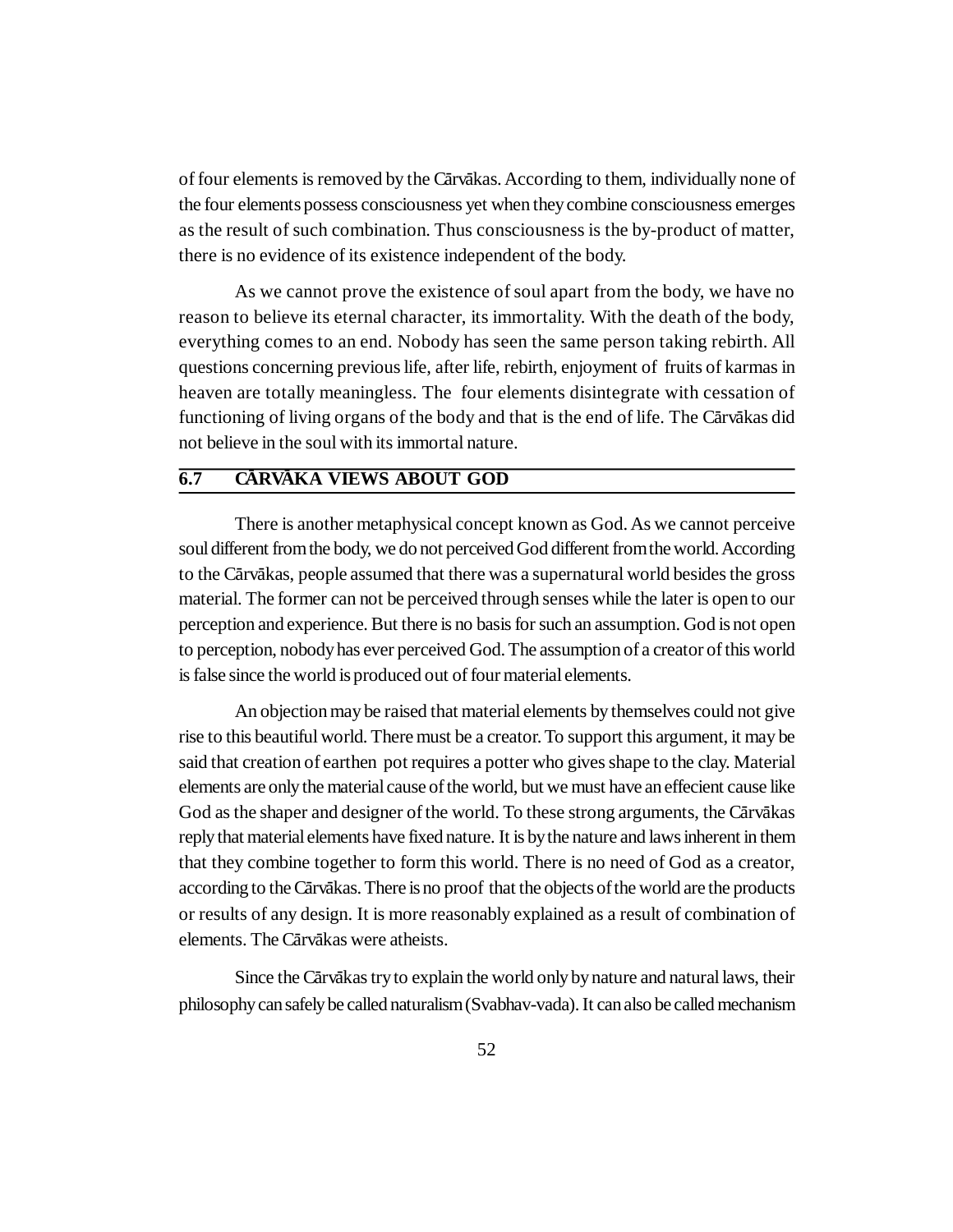of four elements is removed by the Cārvākas. According to them, individually none of the four elements possess consciousness yet when they combine consciousness emerges as the result of such combination. Thus consciousness is the by-product of matter, there is no evidence of its existence independent of the body.

As we cannot prove the existence of soul apart from the body, we have no reason to believe its eternal character, its immortality. With the death of the body, everything comes to an end. Nobody has seen the same person taking rebirth. All questions concerning previous life, after life, rebirth, enjoyment of fruits of karmas in heaven are totally meaningless. The four elements disintegrate with cessation of functioning of living organs of the body and that is the end of life. The Cārvākas did not believe in the soul with its immortal nature.

## 6.7 CĀRVĀKA VIEWS ABOUT GOD

There is another metaphysical concept known as God. As we cannot perceive soul different from the body, we do not perceived God different from the world. According to the Cārvākas, people assumed that there was a supernatural world besides the gross material. The former can not be perceived through senses while the later is open to our perception and experience. But there is no basis for such an assumption. God is not open to perception, nobody has ever perceived God. The assumption of a creator of this world is false since the world is produced out of four material elements.

An objection may be raised that material elements by themselves could not give rise to this beautiful world. There must be a creator. To support this argument, it may be said that creation of earthen pot requires a potter who gives shape to the clay. Material elements are only the material cause of the world, but we must have an effecient cause like God as the shaper and designer of the world. To these strong arguments, the Cārvākas reply that material elements have fixed nature. It is by the nature and laws inherent in them that they combine together to form this world. There is no need of God as a creator, according to the Cārvākas. There is no proof that the objects of the world are the products or results of any design. It is more reasonably explained as a result of combination of elements. The Cārvākas were atheists.

Since the Cārvākas try to explain the world only by nature and natural laws, their philosophy can safely be called naturalism (Svabhav-vada). It can also be called mechanism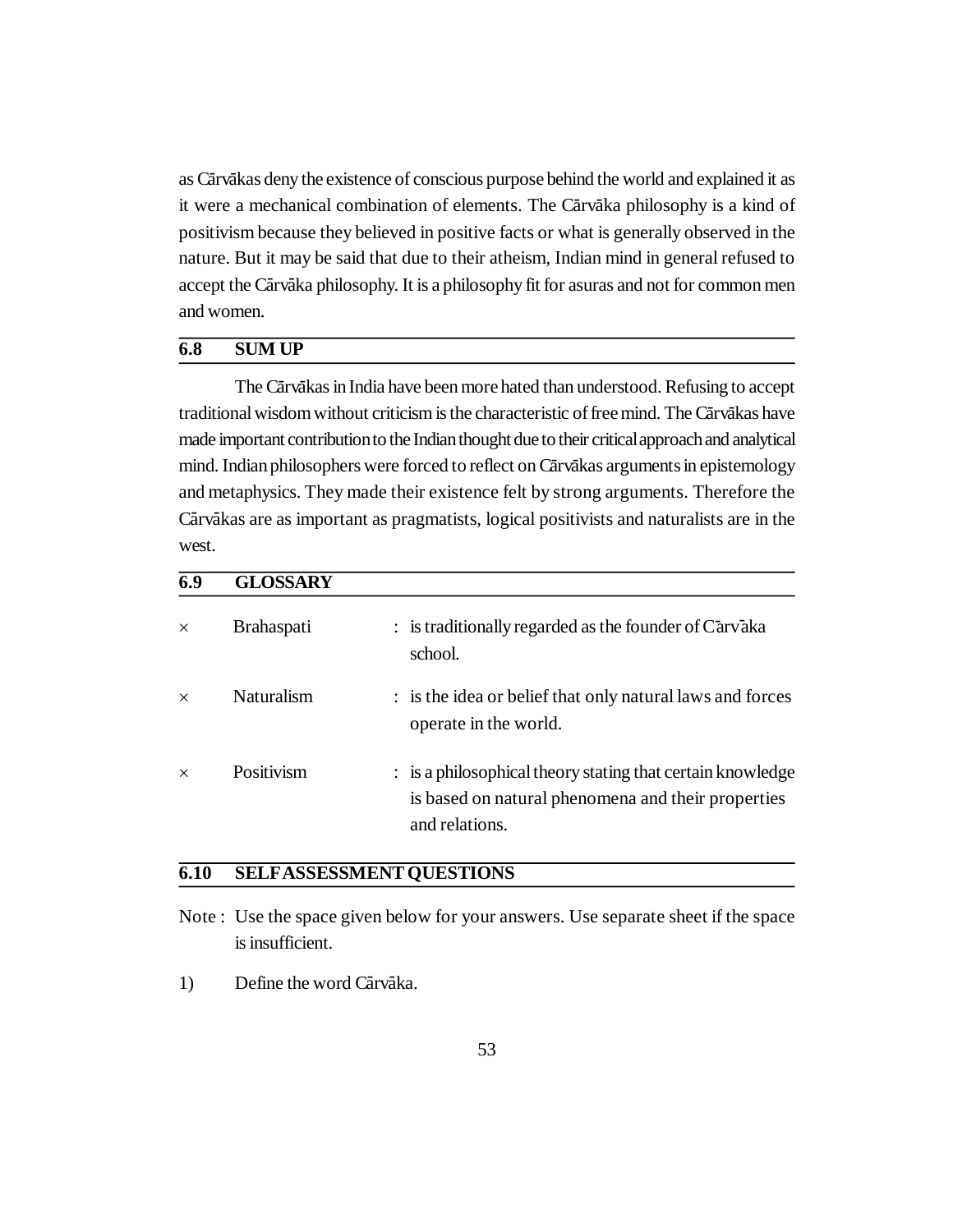as Cārvākas deny the existence of conscious purpose behind the world and explained it as it were a mechanical combination of elements. The Cārvāka philosophy is a kind of positivism because they believed in positive facts or what is generally observed in the nature. But it may be said that due to their atheism, Indian mind in general refused to accept the Cārvāka philosophy. It is a philosophy fit for asuras and not for common men and women.

## 6.8 SUM UP

The Cārvākas in India have been more hated than understood. Refusing to accept traditional wisdom without criticism is the characteristic of free mind. The Cārvākas have made important contribution to the Indian thought due to their critical approach and analytical mind. Indian philosophers were forced to reflect on Cārvākas arguments in epistemology and metaphysics. They made their existence felt by strong arguments. Therefore the Cārvākas are as important as pragmatists, logical positivists and naturalists are in the west.

## 6.9 GLOSSARY

- Brahaspati : is traditionally regarded as the founder of Cārvāka school.
- Naturalism : is the idea or belief that only natural laws and forces operate in the world.
- Positivism : is a philosophical theory stating that certain knowledge is based on natural phenomena and their properties and relations.

## 6.10 SELF ASSESSMENT QUESTIONS

Note : Use the space given below for your answers. Use separate sheet if the space is insufficient.

1) Define the word Cārvāka.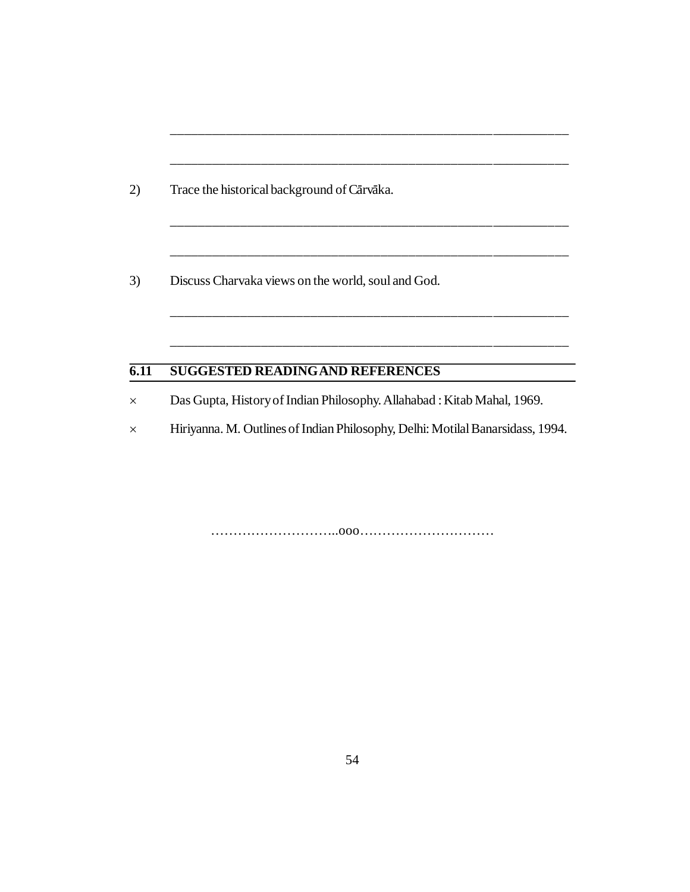______________________________________________________________

______________________________________________________________

2) Trace the historical background of Cārvāka.

______________________________________________________________

______________________________________________________________

3) Discuss Charvaka views on the world, soul and God.

______________________________________________________________

______________________________________________________________

## 6.11 SUGGESTED READING AND REFERENCES

× Das Gupta, History of Indian Philosophy. Allahabad : Kitab Mahal, 1969.

× Hiriyanna. M. Outlines of Indian Philosophy, Delhi: Motilal Banarsidass, 1994.

………………………..ooo…………………………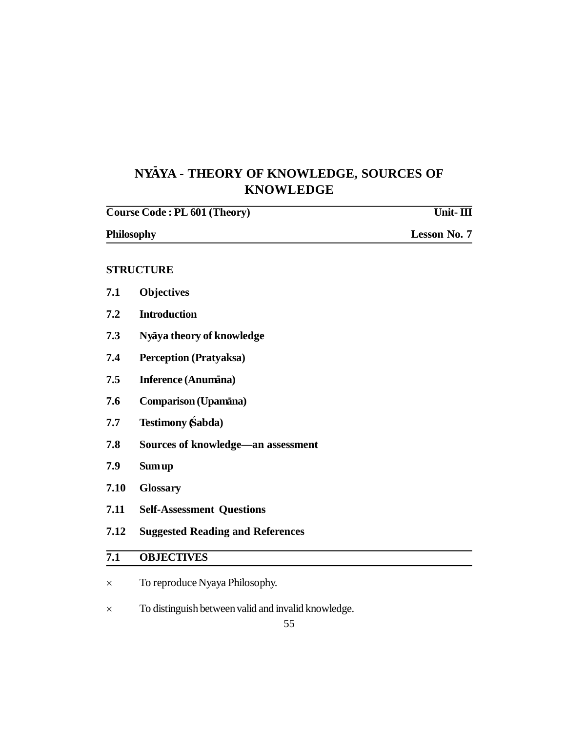# NYĀYA - THEORY OF KNOWLEDGE, SOURCES OF KNOWLEDGE

**Course Code : PL 601 (Theory)** **Unit- III**

**Philosophy** **Lesson No. 7**

**STRUCTURE**

**7.1 Objectives**

**7.2 Introduction**

**7.3 Nyāya theory of knowledge**

**7.4 Perception (Pratyaksa)**

**7.5 Inference (Anumāna)**

**7.6 Comparison (Upamāna)**

**7.7 Testimony (Śabda)**

**7.8 Sources of knowledge—an assessment**

**7.9 Sum up**

**7.10 Glossary**

**7.11 Self-Assessment Questions**

**7.12 Suggested Reading and References**

## 7.1 OBJECTIVES

× To reproduce Nyaya Philosophy.

× To distinguish between valid and invalid knowledge.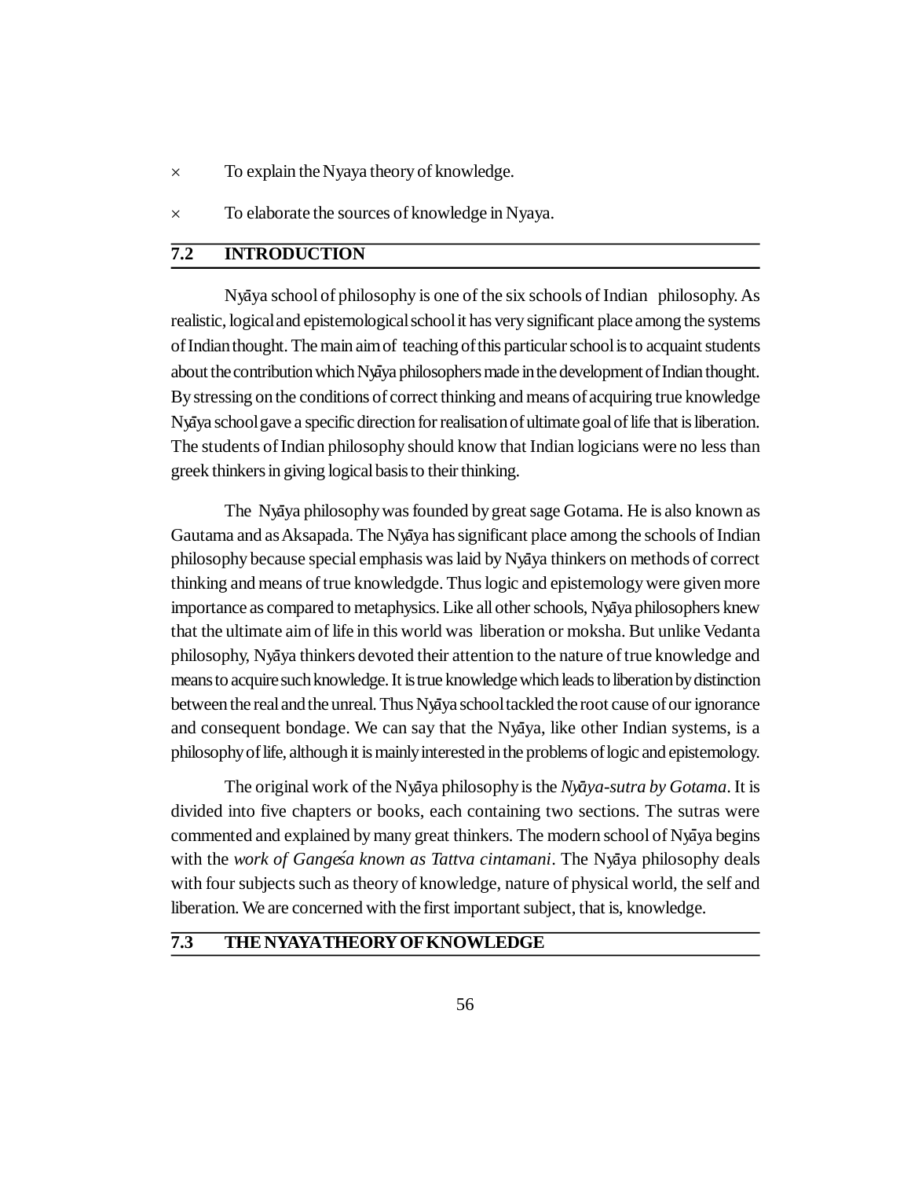- To explain the Nyaya theory of knowledge.
- To elaborate the sources of knowledge in Nyaya.

## 7.2 INTRODUCTION

Nyāya school of philosophy is one of the six schools of Indian philosophy. As realistic, logical and epistemological school it has very significant place among the systems of Indian thought. The main aim of teaching of this particular school is to acquaint students about the contribution which Nyāya philosophers made in the development of Indian thought. By stressing on the conditions of correct thinking and means of acquiring true knowledge Nyāya school gave a specific direction for realisation of ultimate goal of life that is liberation. The students of Indian philosophy should know that Indian logicians were no less than greek thinkers in giving logical basis to their thinking.

The Nyāya philosophy was founded by great sage Gotama. He is also known as Gautama and as Aksapada. The Nyāya has significant place among the schools of Indian philosophy because special emphasis was laid by Nyāya thinkers on methods of correct thinking and means of true knowledgde. Thus logic and epistemology were given more importance as compared to metaphysics. Like all other schools, Nyāya philosophers knew that the ultimate aim of life in this world was liberation or moksha. But unlike Vedanta philosophy, Nyāya thinkers devoted their attention to the nature of true knowledge and means to acquire such knowledge. It is true knowledge which leads to liberation by distinction between the real and the unreal. Thus Nyāya school tackled the root cause of our ignorance and consequent bondage. We can say that the Nyāya, like other Indian systems, is a philosophy of life, although it is mainly interested in the problems of logic and epistemology.

The original work of the Nyāya philosophy is the *Nyāya-sutra by Gotama*. It is divided into five chapters or books, each containing two sections. The sutras were commented and explained by many great thinkers. The modern school of Nyāya begins with the *work of Gangeśa known as Tattva cintamani*. The Nyāya philosophy deals with four subjects such as theory of knowledge, nature of physical world, the self and liberation. We are concerned with the first important subject, that is, knowledge.

## 7.3 THE NYAYA THEORY OF KNOWLEDGE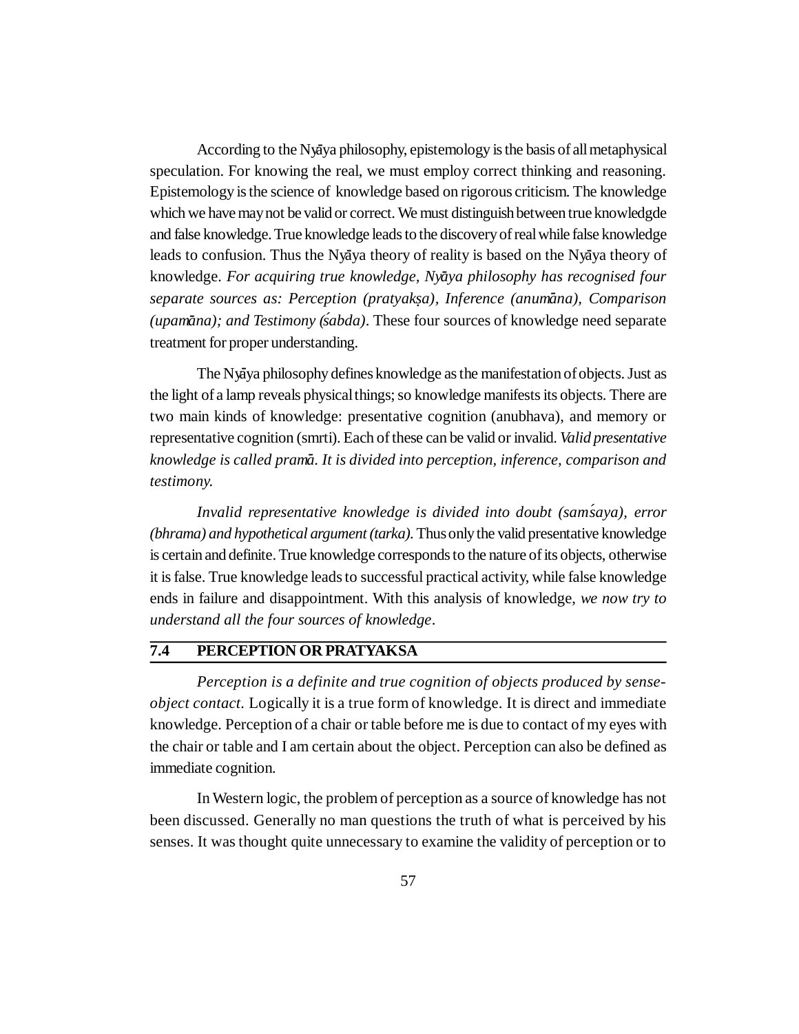According to the Nyāya philosophy, epistemology is the basis of all metaphysical speculation. For knowing the real, we must employ correct thinking and reasoning. Epistemology is the science of knowledge based on rigorous criticism. The knowledge which we have may not be valid or correct. We must distinguish between true knowledgde and false knowledge. True knowledge leads to the discovery of real while false knowledge leads to confusion. Thus the Nyāya theory of reality is based on the Nyāya theory of knowledge. *For acquiring true knowledge, Nyāya philosophy has recognised four separate sources as: Perception (pratyakṣa), Inference (anumāna), Comparison (upamāna); and Testimony (śabda)*. These four sources of knowledge need separate treatment for proper understanding.

The Nyāya philosophy defines knowledge as the manifestation of objects. Just as the light of a lamp reveals physical things; so knowledge manifests its objects. There are two main kinds of knowledge: presentative cognition (anubhava), and memory or representative cognition (smrti). Each of these can be valid or invalid. *Valid presentative knowledge is called pramā. It is divided into perception, inference, comparison and testimony.*

*Invalid representative knowledge is divided into doubt (samśaya), error (bhrama) and hypothetical argument (tarka).* Thus only the valid presentative knowledge is certain and definite. True knowledge corresponds to the nature of its objects, otherwise it is false. True knowledge leads to successful practical activity, while false knowledge ends in failure and disappointment. With this analysis of knowledge, *we now try to understand all the four sources of knowledge*.

## 7.4 PERCEPTION OR PRATYAKSA

*Perception is a definite and true cognition of objects produced by sense-object contact.* Logically it is a true form of knowledge. It is direct and immediate knowledge. Perception of a chair or table before me is due to contact of my eyes with the chair or table and I am certain about the object. Perception can also be defined as immediate cognition.

In Western logic, the problem of perception as a source of knowledge has not been discussed. Generally no man questions the truth of what is perceived by his senses. It was thought quite unnecessary to examine the validity of perception or to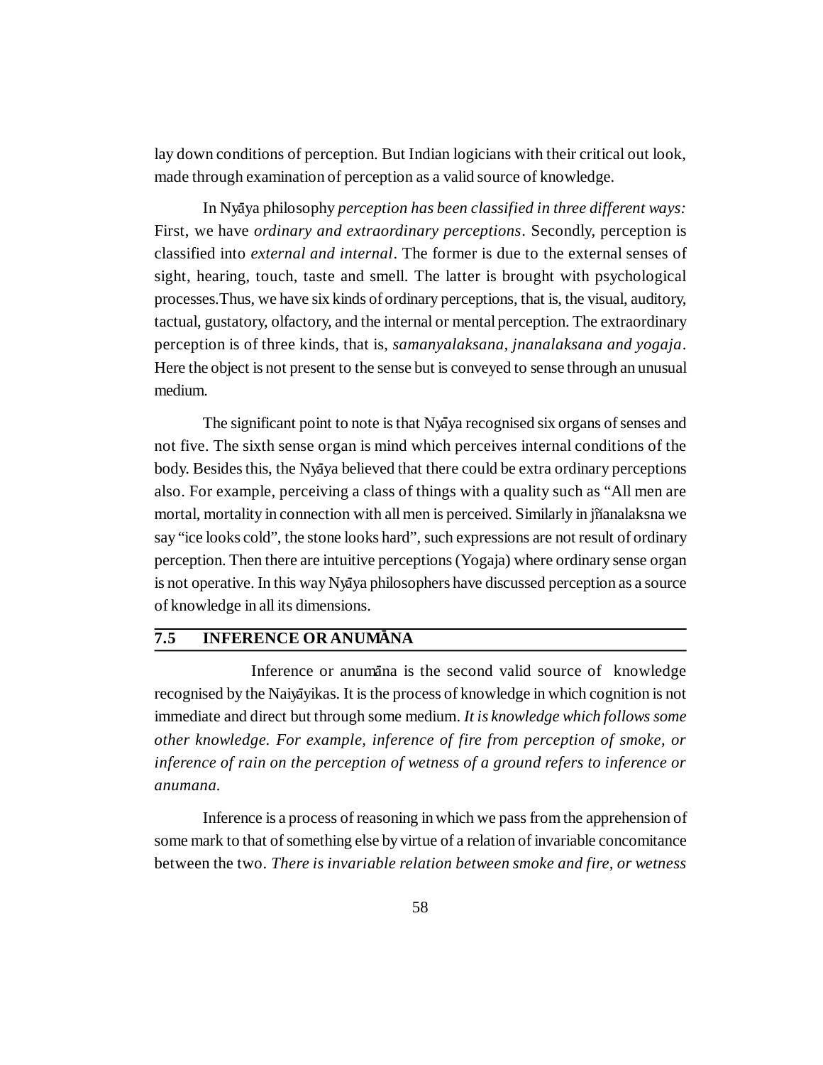lay down conditions of perception. But Indian logicians with their critical out look, made through examination of perception as a valid source of knowledge.

In Nyāya philosophy *perception has been classified in three different ways:* First, we have *ordinary and extraordinary perceptions*. Secondly, perception is classified into *external and internal*. The former is due to the external senses of sight, hearing, touch, taste and smell. The latter is brought with psychological processes.Thus, we have six kinds of ordinary perceptions, that is, the visual, auditory, tactual, gustatory, olfactory, and the internal or mental perception. The extraordinary perception is of three kinds, that is, *samanyalaksana, jnanalaksana and yogaja*. Here the object is not present to the sense but is conveyed to sense through an unusual medium.

The significant point to note is that Nyāya recognised six organs of senses and not five. The sixth sense organ is mind which perceives internal conditions of the body. Besides this, the Nyāya believed that there could be extra ordinary perceptions also. For example, perceiving a class of things with a quality such as "All men are mortal, mortality in connection with all men is perceived. Similarly in jñanalaksna we say "ice looks cold", the stone looks hard", such expressions are not result of ordinary perception. Then there are intuitive perceptions (Yogaja) where ordinary sense organ is not operative. In this way Nyāya philosophers have discussed perception as a source of knowledge in all its dimensions.

## 7.5 INFERENCE OR ANUMĀNA

Inference or anumāna is the second valid source of knowledge recognised by the Naiyāyikas. It is the process of knowledge in which cognition is not immediate and direct but through some medium. *It is knowledge which follows some other knowledge. For example, inference of fire from perception of smoke, or inference of rain on the perception of wetness of a ground refers to inference or anumana.*

Inference is a process of reasoning in which we pass from the apprehension of some mark to that of something else by virtue of a relation of invariable concomitance between the two. *There is invariable relation between smoke and fire, or wetness*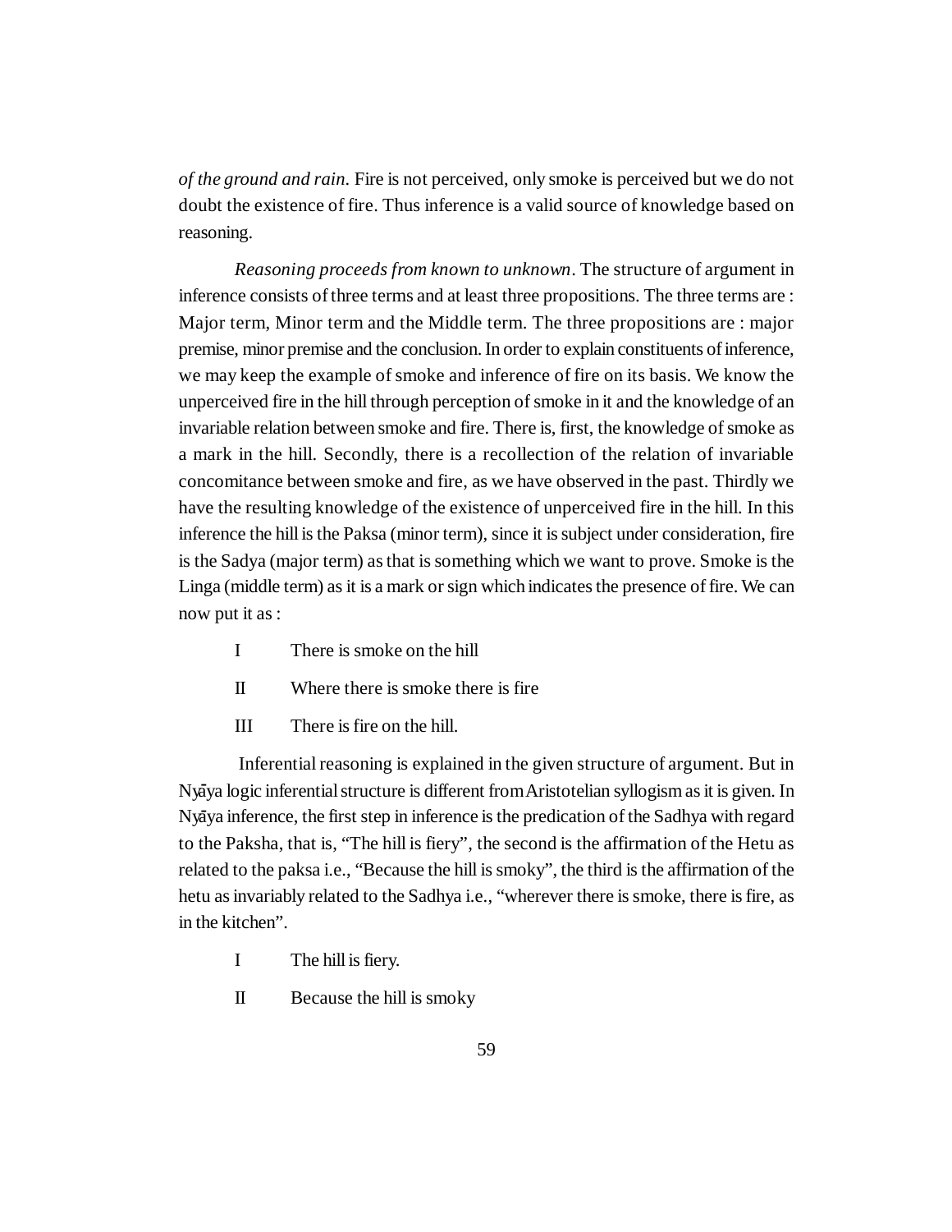*of the ground and rain.* Fire is not perceived, only smoke is perceived but we do not doubt the existence of fire. Thus inference is a valid source of knowledge based on reasoning.

*Reasoning proceeds from known to unknown*. The structure of argument in inference consists of three terms and at least three propositions. The three terms are : Major term, Minor term and the Middle term. The three propositions are : major premise, minor premise and the conclusion. In order to explain constituents of inference, we may keep the example of smoke and inference of fire on its basis. We know the unperceived fire in the hill through perception of smoke in it and the knowledge of an invariable relation between smoke and fire. There is, first, the knowledge of smoke as a mark in the hill. Secondly, there is a recollection of the relation of invariable concomitance between smoke and fire, as we have observed in the past. Thirdly we have the resulting knowledge of the existence of unperceived fire in the hill. In this inference the hill is the Paksa (minor term), since it is subject under consideration, fire is the Sadya (major term) as that is something which we want to prove. Smoke is the Linga (middle term) as it is a mark or sign which indicates the presence of fire. We can now put it as :

I There is smoke on the hill

II Where there is smoke there is fire

III There is fire on the hill.

Inferential reasoning is explained in the given structure of argument. But in Nyāya logic inferential structure is different from Aristotelian syllogism as it is given. In Nyāya inference, the first step in inference is the predication of the Sadhya with regard to the Paksha, that is, "The hill is fiery", the second is the affirmation of the Hetu as related to the paksa i.e., "Because the hill is smoky", the third is the affirmation of the hetu as invariably related to the Sadhya i.e., "wherever there is smoke, there is fire, as in the kitchen".

I The hill is fiery.

II Because the hill is smoky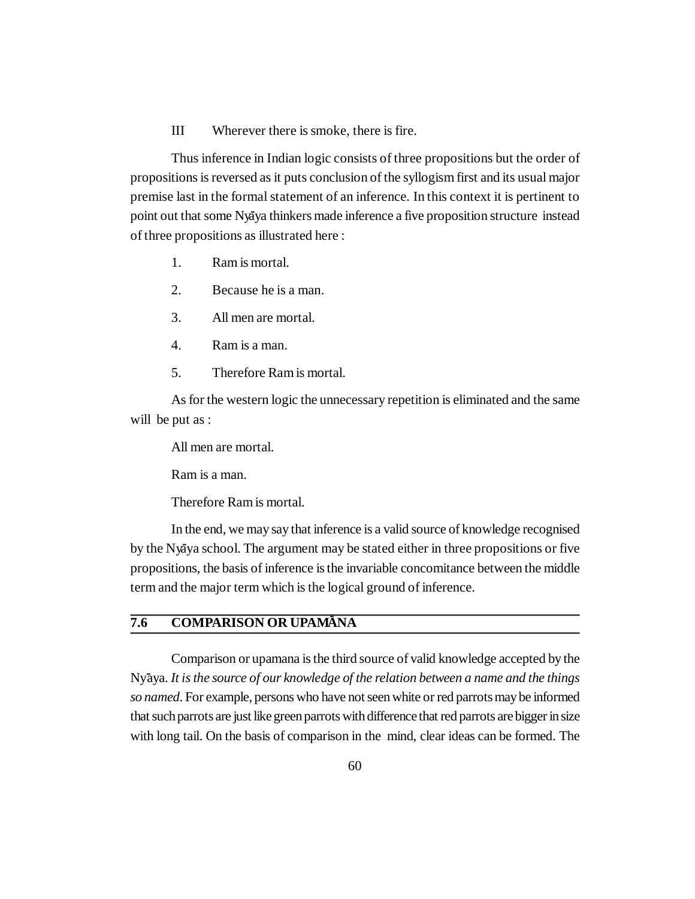III Wherever there is smoke, there is fire.

Thus inference in Indian logic consists of three propositions but the order of propositions is reversed as it puts conclusion of the syllogism first and its usual major premise last in the formal statement of an inference. In this context it is pertinent to point out that some Nyāya thinkers made inference a five proposition structure instead of three propositions as illustrated here :

1. Ram is mortal.
2. Because he is a man.
3. All men are mortal.
4. Ram is a man.
5. Therefore Ram is mortal.

As for the western logic the unnecessary repetition is eliminated and the same will be put as :

All men are mortal.

Ram is a man.

Therefore Ram is mortal.

In the end, we may say that inference is a valid source of knowledge recognised by the Nyāya school. The argument may be stated either in three propositions or five propositions, the basis of inference is the invariable concomitance between the middle term and the major term which is the logical ground of inference.

## 7.6 COMPARISON OR UPAMĀNA

Comparison or upamana is the third source of valid knowledge accepted by the Nyāya. *It is the source of our knowledge of the relation between a name and the things so named*. For example, persons who have not seen white or red parrots may be informed that such parrots are just like green parrots with difference that red parrots are bigger in size with long tail. On the basis of comparison in the mind, clear ideas can be formed. The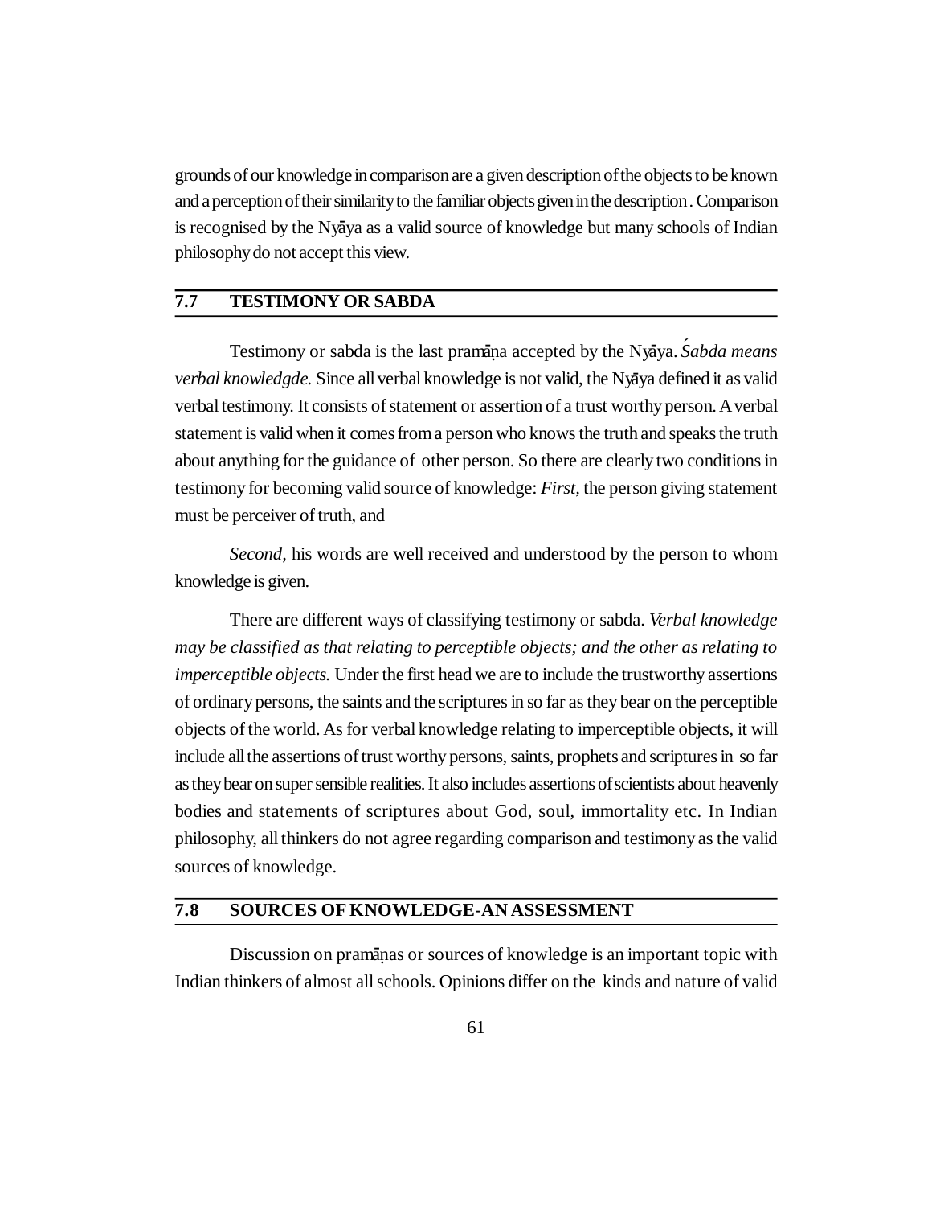grounds of our knowledge in comparison are a given description of the objects to be known and a perception of their similarity to the familiar objects given in the description. Comparison is recognised by the Nyāya as a valid source of knowledge but many schools of Indian philosophy do not accept this view.

## 7.7 TESTIMONY OR SABDA

Testimony or sabda is the last pramāṇa accepted by the Nyāya. *Śabda means verbal knowledgde.* Since all verbal knowledge is not valid, the Nyāya defined it as valid verbal testimony. It consists of statement or assertion of a trust worthy person. A verbal statement is valid when it comes from a person who knows the truth and speaks the truth about anything for the guidance of other person. So there are clearly two conditions in testimony for becoming valid source of knowledge: *First,* the person giving statement must be perceiver of truth, and

*Second,* his words are well received and understood by the person to whom knowledge is given.

There are different ways of classifying testimony or sabda. *Verbal knowledge may be classified as that relating to perceptible objects; and the other as relating to imperceptible objects.* Under the first head we are to include the trustworthy assertions of ordinary persons, the saints and the scriptures in so far as they bear on the perceptible objects of the world. As for verbal knowledge relating to imperceptible objects, it will include all the assertions of trust worthy persons, saints, prophets and scriptures in so far as they bear on super sensible realities. It also includes assertions of scientists about heavenly bodies and statements of scriptures about God, soul, immortality etc. In Indian philosophy, all thinkers do not agree regarding comparison and testimony as the valid sources of knowledge.

## 7.8 SOURCES OF KNOWLEDGE-AN ASSESSMENT

Discussion on pramāṇas or sources of knowledge is an important topic with Indian thinkers of almost all schools. Opinions differ on the kinds and nature of valid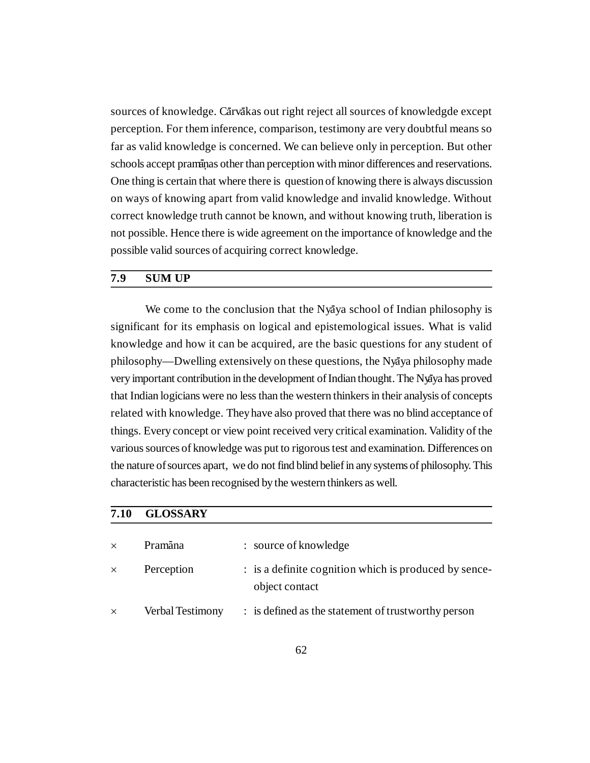sources of knowledge. Cārvākas out right reject all sources of knowledgde except perception. For them inference, comparison, testimony are very doubtful means so far as valid knowledge is concerned. We can believe only in perception. But other schools accept pramāṇas other than perception with minor differences and reservations. One thing is certain that where there is question of knowing there is always discussion on ways of knowing apart from valid knowledge and invalid knowledge. Without correct knowledge truth cannot be known, and without knowing truth, liberation is not possible. Hence there is wide agreement on the importance of knowledge and the possible valid sources of acquiring correct knowledge.

## 7.9 SUM UP

We come to the conclusion that the Nyāya school of Indian philosophy is significant for its emphasis on logical and epistemological issues. What is valid knowledge and how it can be acquired, are the basic questions for any student of philosophy—Dwelling extensively on these questions, the Nyāya philosophy made very important contribution in the development of Indian thought. The Nyāya has proved that Indian logicians were no less than the western thinkers in their analysis of concepts related with knowledge. They have also proved that there was no blind acceptance of things. Every concept or view point received very critical examination. Validity of the various sources of knowledge was put to rigorous test and examination. Differences on the nature of sources apart, we do not find blind belief in any systems of philosophy. This characteristic has been recognised by the western thinkers as well.

## 7.10 GLOSSARY

× Pramāna : source of knowledge

× Perception : is a definite cognition which is produced by sence-object contact

× Verbal Testimony : is defined as the statement of trustworthy person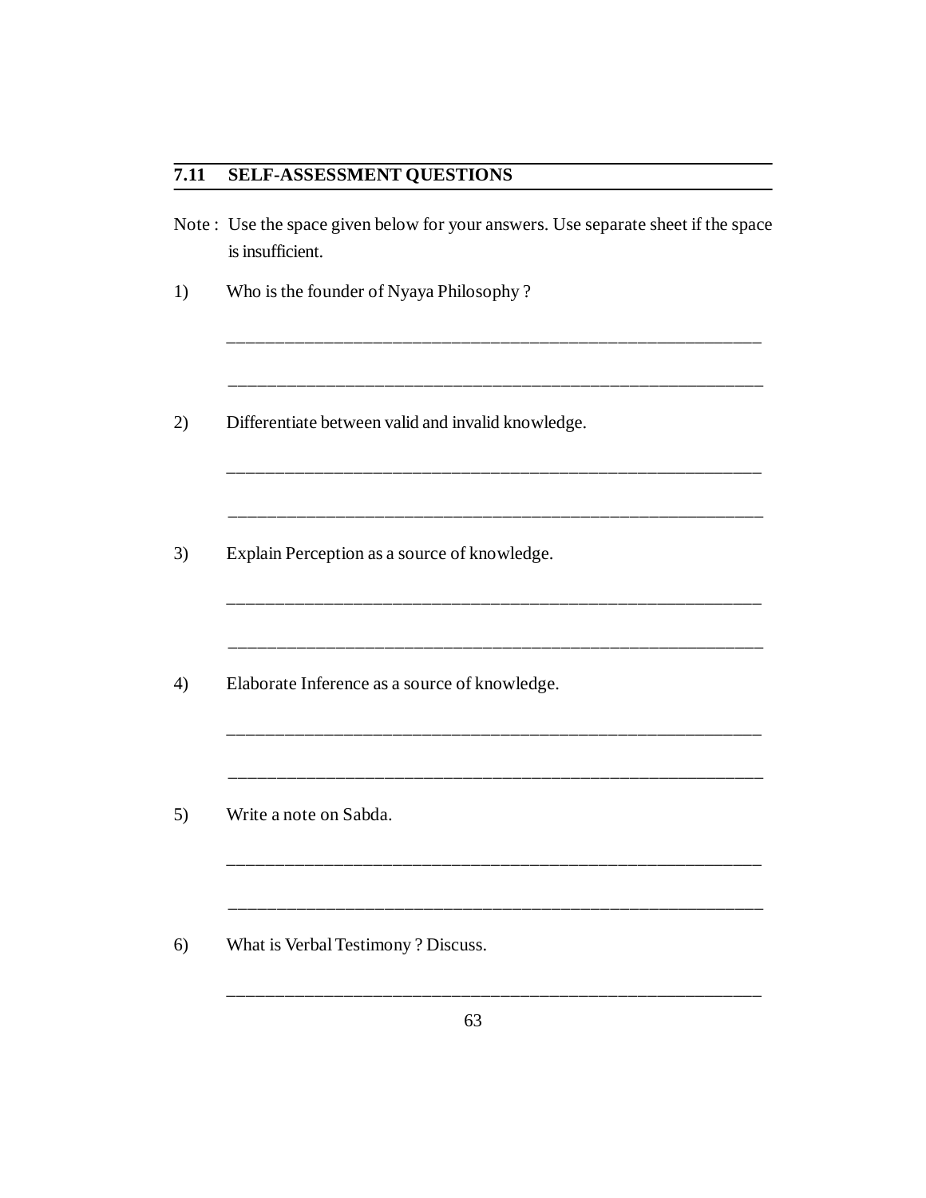## 7.11 SELF-ASSESSMENT QUESTIONS

Note : Use the space given below for your answers. Use separate sheet if the space is insufficient.

1) Who is the founder of Nyaya Philosophy ?

_______________________________________________________________

_______________________________________________________________

2) Differentiate between valid and invalid knowledge.

_______________________________________________________________

_______________________________________________________________

3) Explain Perception as a source of knowledge.

_______________________________________________________________

_______________________________________________________________

4) Elaborate Inference as a source of knowledge.

_______________________________________________________________

_______________________________________________________________

5) Write a note on Sabda.

_______________________________________________________________

_______________________________________________________________

6) What is Verbal Testimony ? Discuss.

_______________________________________________________________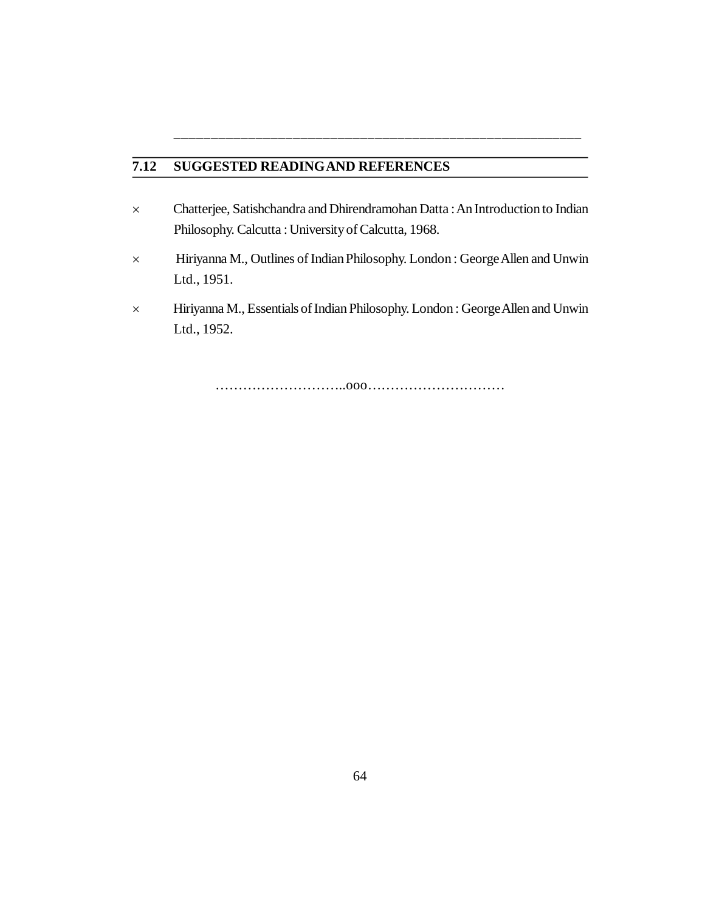______________________________________________________________

## 7.12 SUGGESTED READING AND REFERENCES

- Chatterjee, Satishchandra and Dhirendramohan Datta : An Introduction to Indian Philosophy. Calcutta : University of Calcutta, 1968.
- Hiriyanna M., Outlines of Indian Philosophy. London : George Allen and Unwin Ltd., 1951.
- Hiriyanna M., Essentials of Indian Philosophy. London : George Allen and Unwin Ltd., 1952.

………………………..ooo…………………………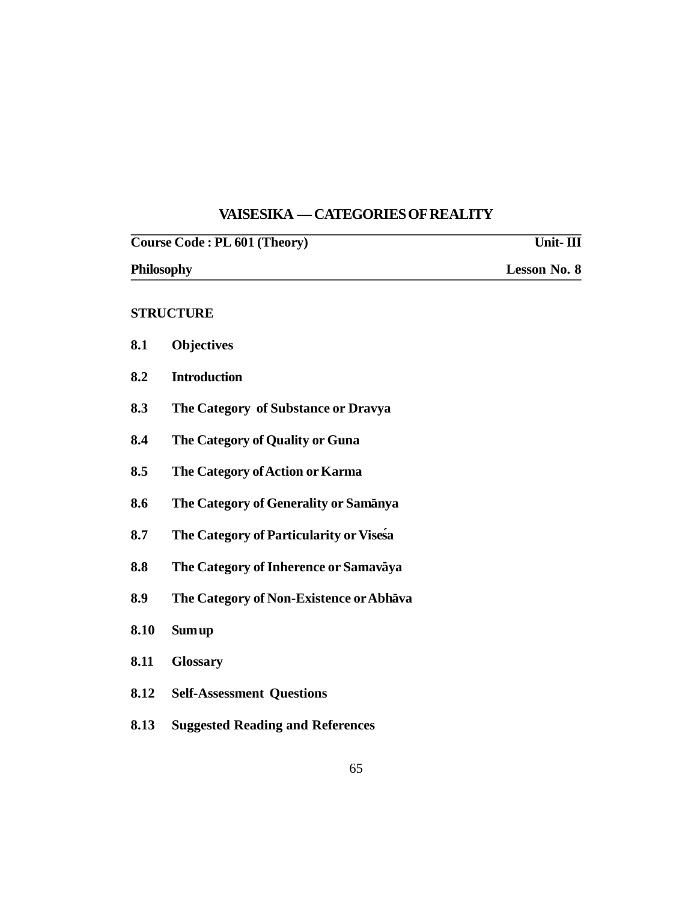# VAISESIKA — CATEGORIES OF REALITY

| **Course Code : PL 601 (Theory)** | **Unit- III** |
|---|---|
| **Philosophy** | **Lesson No. 8** |

**STRUCTURE**

**8.1 Objectives**

**8.2 Introduction**

**8.3 The Category of Substance or Dravya**

**8.4 The Category of Quality or Guna**

**8.5 The Category of Action or Karma**

**8.6 The Category of Generality or Samānya**

**8.7 The Category of Particularity or Viseśa**

**8.8 The Category of Inherence or Samavāya**

**8.9 The Category of Non-Existence or Abhāva**

**8.10 Sum up**

**8.11 Glossary**

**8.12 Self-Assessment Questions**

**8.13 Suggested Reading and References**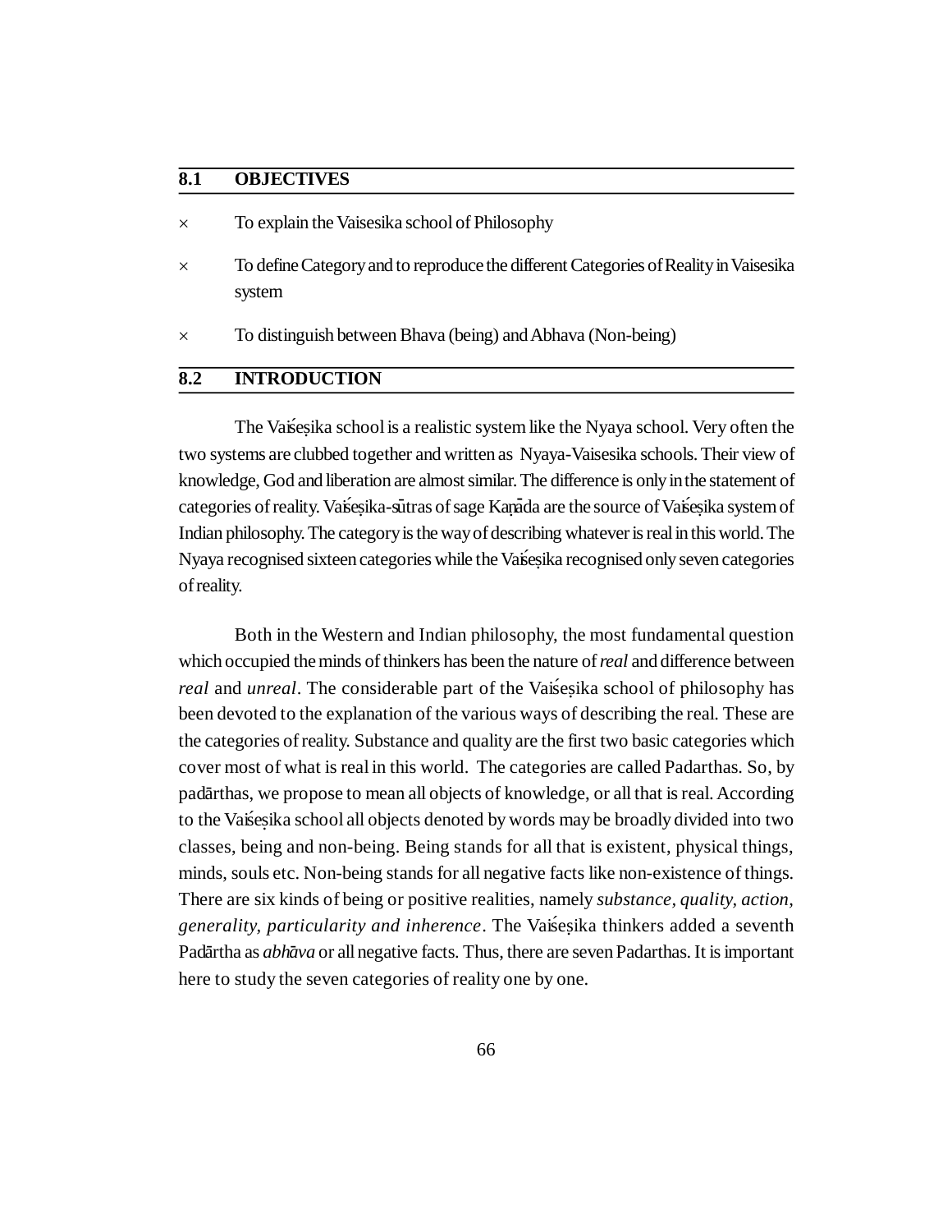## 8.1 OBJECTIVES

× To explain the Vaisesika school of Philosophy

× To define Category and to reproduce the different Categories of Reality in Vaisesika system

× To distinguish between Bhava (being) and Abhava (Non-being)

## 8.2 INTRODUCTION

The Vaiśeṣika school is a realistic system like the Nyaya school. Very often the two systems are clubbed together and written as Nyaya-Vaisesika schools. Their view of knowledge, God and liberation are almost similar. The difference is only in the statement of categories of reality. Vaiśeṣika-sūtras of sage Kaṇāda are the source of Vaiśeṣika system of Indian philosophy. The category is the way of describing whatever is real in this world. The Nyaya recognised sixteen categories while the Vaiśeṣika recognised only seven categories of reality.

Both in the Western and Indian philosophy, the most fundamental question which occupied the minds of thinkers has been the nature of *real* and difference between *real* and *unreal*. The considerable part of the Vaiśeṣika school of philosophy has been devoted to the explanation of the various ways of describing the real. These are the categories of reality. Substance and quality are the first two basic categories which cover most of what is real in this world. The categories are called Padarthas. So, by padārthas, we propose to mean all objects of knowledge, or all that is real. According to the Vaiśeṣika school all objects denoted by words may be broadly divided into two classes, being and non-being. Being stands for all that is existent, physical things, minds, souls etc. Non-being stands for all negative facts like non-existence of things. There are six kinds of being or positive realities, namely *substance, quality, action, generality, particularity and inherence*. The Vaiśeṣika thinkers added a seventh Padārtha as *abhāva* or all negative facts. Thus, there are seven Padarthas. It is important here to study the seven categories of reality one by one.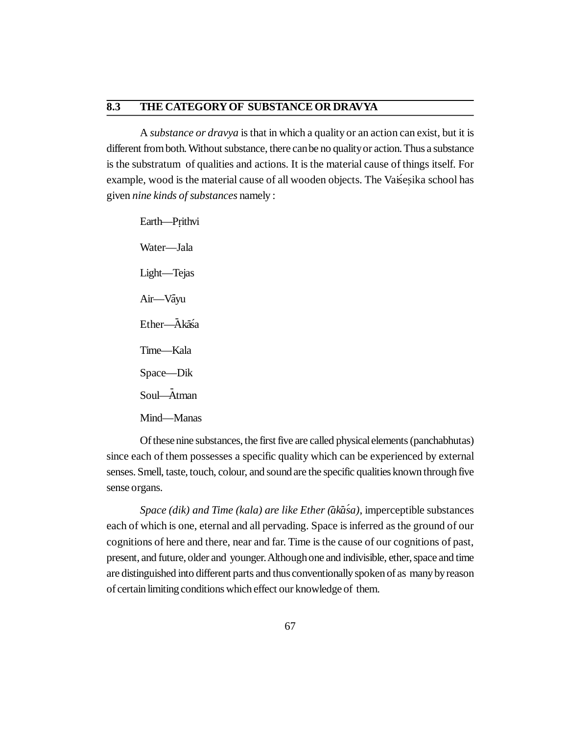## 8.3 THE CATEGORY OF SUBSTANCE OR DRAVYA

A *substance or dravya* is that in which a quality or an action can exist, but it is different from both. Without substance, there can be no quality or action. Thus a substance is the substratum of qualities and actions. It is the material cause of things itself. For example, wood is the material cause of all wooden objects. The Vaiśeṣika school has given *nine kinds of substances* namely :

Earth—Pṛithvi

Water—Jala

Light—Tejas

Air—Vāyu

Ether—Ākāśa

Time—Kala

Space—Dik

Soul—Ātman

Mind—Manas

Of these nine substances, the first five are called physical elements (panchabhutas) since each of them possesses a specific quality which can be experienced by external senses. Smell, taste, touch, colour, and sound are the specific qualities known through five sense organs.

*Space (dik) and Time (kala) are like Ether (ākāśa)*, imperceptible substances each of which is one, eternal and all pervading. Space is inferred as the ground of our cognitions of here and there, near and far. Time is the cause of our cognitions of past, present, and future, older and younger. Although one and indivisible, ether, space and time are distinguished into different parts and thus conventionally spoken of as many by reason of certain limiting conditions which effect our knowledge of them.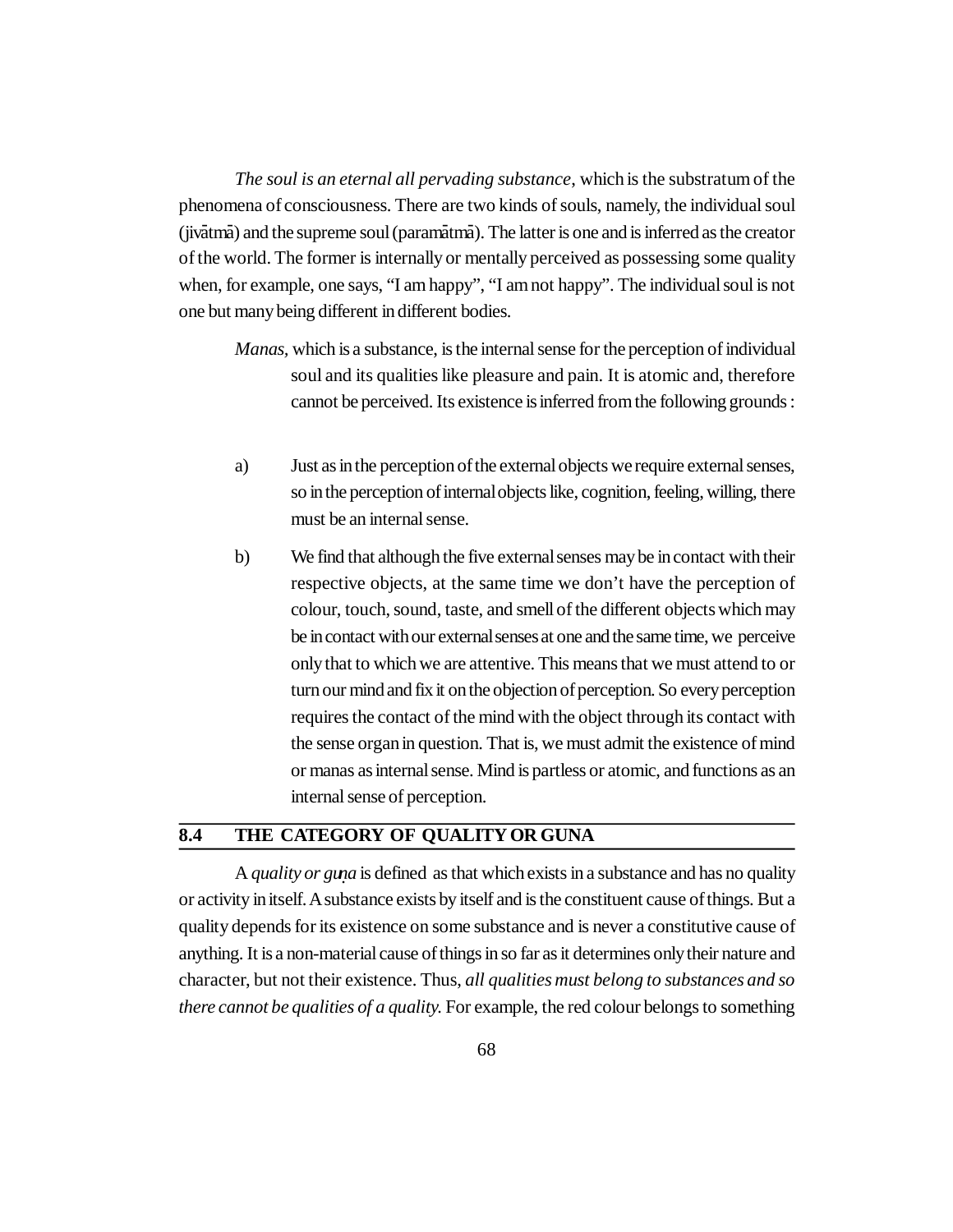*The soul is an eternal all pervading substance*, which is the substratum of the phenomena of consciousness. There are two kinds of souls, namely, the individual soul (jivātmā) and the supreme soul (paramātmā). The latter is one and is inferred as the creator of the world. The former is internally or mentally perceived as possessing some quality when, for example, one says, "I am happy", "I am not happy". The individual soul is not one but many being different in different bodies.

*Manas*, which is a substance, is the internal sense for the perception of individual soul and its qualities like pleasure and pain. It is atomic and, therefore cannot be perceived. Its existence is inferred from the following grounds :

a) Just as in the perception of the external objects we require external senses, so in the perception of internal objects like, cognition, feeling, willing, there must be an internal sense.

b) We find that although the five external senses may be in contact with their respective objects, at the same time we don't have the perception of colour, touch, sound, taste, and smell of the different objects which may be in contact with our external senses at one and the same time, we perceive only that to which we are attentive. This means that we must attend to or turn our mind and fix it on the objection of perception. So every perception requires the contact of the mind with the object through its contact with the sense organ in question. That is, we must admit the existence of mind or manas as internal sense. Mind is partless or atomic, and functions as an internal sense of perception.

## 8.4 THE CATEGORY OF QUALITY OR GUNA

A *quality or guṇa* is defined as that which exists in a substance and has no quality or activity in itself. A substance exists by itself and is the constituent cause of things. But a quality depends for its existence on some substance and is never a constitutive cause of anything. It is a non-material cause of things in so far as it determines only their nature and character, but not their existence. Thus, *all qualities must belong to substances and so there cannot be qualities of a quality.* For example, the red colour belongs to something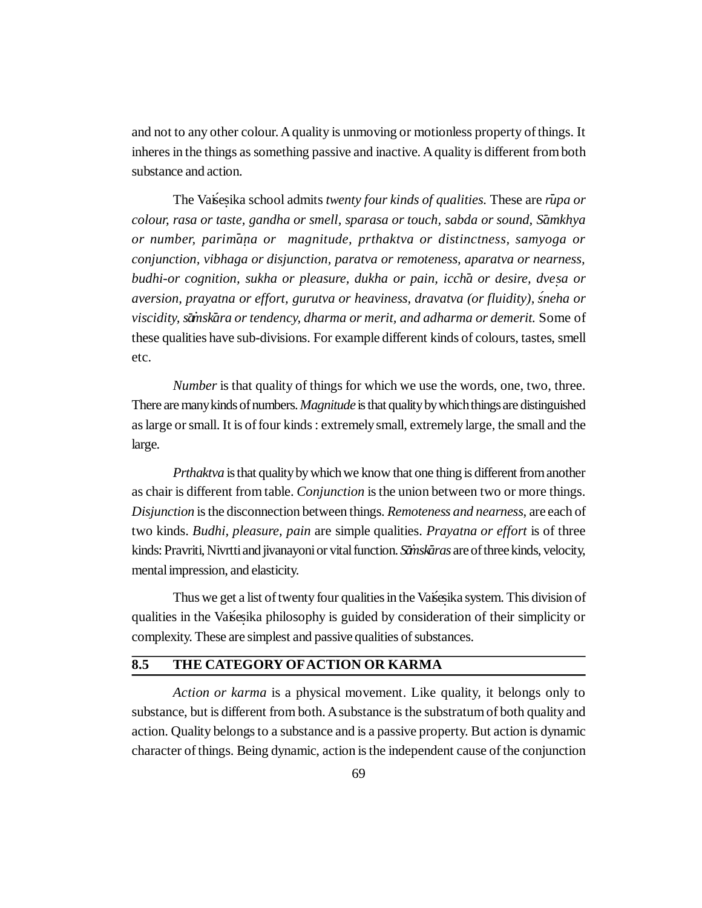and not to any other colour. A quality is unmoving or motionless property of things. It inheres in the things as something passive and inactive. A quality is different from both substance and action.

The Vaiśeṣika school admits *twenty four kinds of qualities.* These are *rūpa or colour, rasa or taste, gandha or smell, sparasa or touch, sabda or sound, Sāmkhya or number, parimāṇa or magnitude, prthaktva or distinctness, samyoga or conjunction, vibhaga or disjunction, paratva or remoteness, aparatva or nearness, budhi-or cognition, sukha or pleasure, dukha or pain, icchā or desire, dveṣa or aversion, prayatna or effort, gurutva or heaviness, dravatva (or fluidity), śneha or viscidity, sāṁskāra or tendency, dharma or merit, and adharma or demerit.* Some of these qualities have sub-divisions. For example different kinds of colours, tastes, smell etc.

*Number* is that quality of things for which we use the words, one, two, three. There are many kinds of numbers. *Magnitude* is that quality by which things are distinguished as large or small. It is of four kinds : extremely small, extremely large, the small and the large.

*Prthaktva* is that quality by which we know that one thing is different from another as chair is different from table. *Conjunction* is the union between two or more things. *Disjunction* is the disconnection between things. *Remoteness and nearness*, are each of two kinds. *Budhi, pleasure, pain* are simple qualities. *Prayatna or effort* is of three kinds: Pravriti, Nivrtti and jivanayoni or vital function. *Sāṁskāras* are of three kinds, velocity, mental impression, and elasticity.

Thus we get a list of twenty four qualities in the Vaiśeṣika system. This division of qualities in the Vaiśeṣika philosophy is guided by consideration of their simplicity or complexity. These are simplest and passive qualities of substances.

## 8.5 THE CATEGORY OF ACTION OR KARMA

*Action or karma* is a physical movement. Like quality, it belongs only to substance, but is different from both. A substance is the substratum of both quality and action. Quality belongs to a substance and is a passive property. But action is dynamic character of things. Being dynamic, action is the independent cause of the conjunction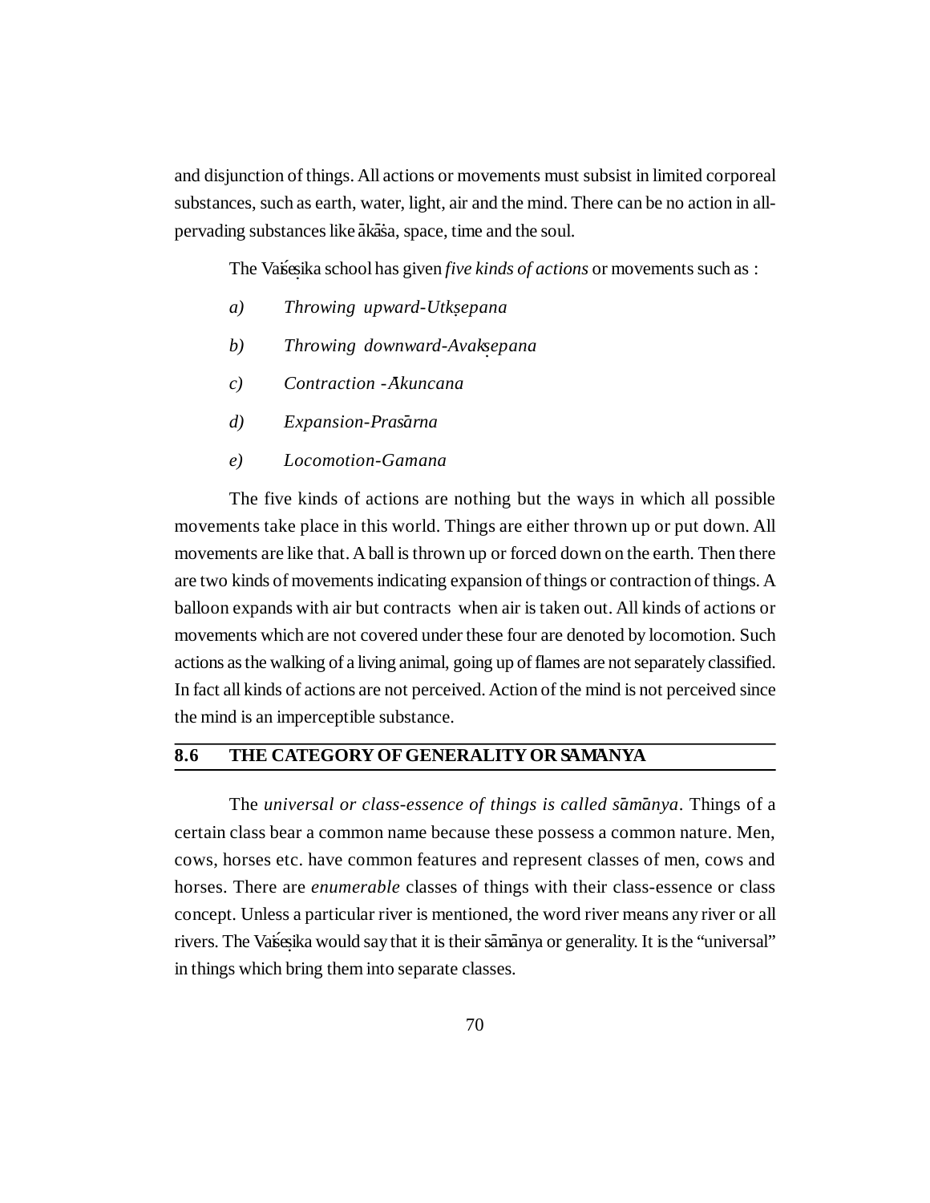and disjunction of things. All actions or movements must subsist in limited corporeal substances, such as earth, water, light, air and the mind. There can be no action in all-pervading substances like ākāśa, space, time and the soul.

The Vaiśeṣika school has given *five kinds of actions* or movements such as :

a) *Throwing upward-Utkṣepana*

b) *Throwing downward-Avakṣepana*

c) *Contraction -Ākuncana*

d) *Expansion-Prasārna*

e) *Locomotion-Gamana*

The five kinds of actions are nothing but the ways in which all possible movements take place in this world. Things are either thrown up or put down. All movements are like that. A ball is thrown up or forced down on the earth. Then there are two kinds of movements indicating expansion of things or contraction of things. A balloon expands with air but contracts when air is taken out. All kinds of actions or movements which are not covered under these four are denoted by locomotion. Such actions as the walking of a living animal, going up of flames are not separately classified. In fact all kinds of actions are not perceived. Action of the mind is not perceived since the mind is an imperceptible substance.

## 8.6 THE CATEGORY OF GENERALITY OR SĀMĀNYA

The *universal or class-essence of things is called sāmānya*. Things of a certain class bear a common name because these possess a common nature. Men, cows, horses etc. have common features and represent classes of men, cows and horses. There are *enumerable* classes of things with their class-essence or class concept. Unless a particular river is mentioned, the word river means any river or all rivers. The Vaiśeṣika would say that it is their sāmānya or generality. It is the "universal" in things which bring them into separate classes.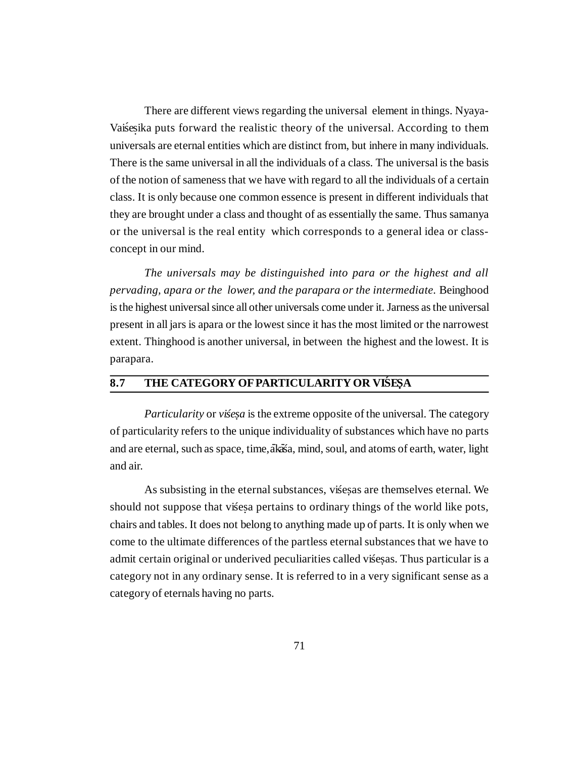There are different views regarding the universal element in things. Nyaya-Vaiśeṣika puts forward the realistic theory of the universal. According to them universals are eternal entities which are distinct from, but inhere in many individuals. There is the same universal in all the individuals of a class. The universal is the basis of the notion of sameness that we have with regard to all the individuals of a certain class. It is only because one common essence is present in different individuals that they are brought under a class and thought of as essentially the same. Thus samanya or the universal is the real entity which corresponds to a general idea or class-concept in our mind.

*The universals may be distinguished into para or the highest and all pervading, apara or the lower, and the parapara or the intermediate.* Beinghood is the highest universal since all other universals come under it. Jarness as the universal present in all jars is apara or the lowest since it has the most limited or the narrowest extent. Thinghood is another universal, in between the highest and the lowest. It is parapara.

## 8.7 THE CATEGORY OF PARTICULARITY OR VIŚEṢA

*Particularity* or *viśeṣa* is the extreme opposite of the universal. The category of particularity refers to the unique individuality of substances which have no parts and are eternal, such as space, time, ākāśa, mind, soul, and atoms of earth, water, light and air.

As subsisting in the eternal substances, viśeṣas are themselves eternal. We should not suppose that viśeṣa pertains to ordinary things of the world like pots, chairs and tables. It does not belong to anything made up of parts. It is only when we come to the ultimate differences of the partless eternal substances that we have to admit certain original or underived peculiarities called viśeṣas. Thus particular is a category not in any ordinary sense. It is referred to in a very significant sense as a category of eternals having no parts.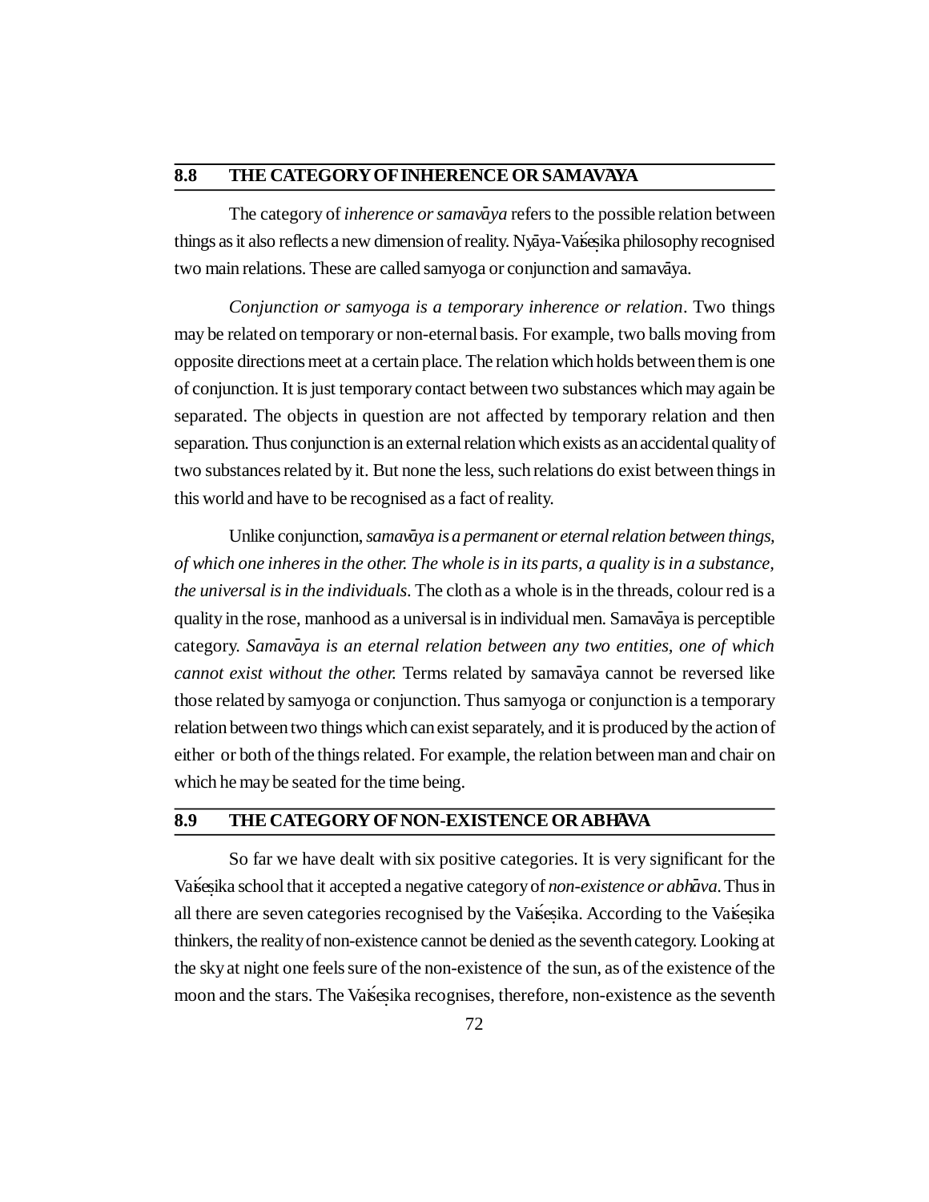## 8.8 THE CATEGORY OF INHERENCE OR SAMAVĀYA

The category of *inherence or samavāya* refers to the possible relation between things as it also reflects a new dimension of reality. Nyāya-Vaiśeṣika philosophy recognised two main relations. These are called samyoga or conjunction and samavāya.

*Conjunction or samyoga is a temporary inherence or relation*. Two things may be related on temporary or non-eternal basis. For example, two balls moving from opposite directions meet at a certain place. The relation which holds between them is one of conjunction. It is just temporary contact between two substances which may again be separated. The objects in question are not affected by temporary relation and then separation. Thus conjunction is an external relation which exists as an accidental quality of two substances related by it. But none the less, such relations do exist between things in this world and have to be recognised as a fact of reality.

Unlike conjunction, *samavāya is a permanent or eternal relation between things, of which one inheres in the other. The whole is in its parts, a quality is in a substance, the universal is in the individuals*. The cloth as a whole is in the threads, colour red is a quality in the rose, manhood as a universal is in individual men. Samavāya is perceptible category. *Samavāya is an eternal relation between any two entities, one of which cannot exist without the other.* Terms related by samavāya cannot be reversed like those related by samyoga or conjunction. Thus samyoga or conjunction is a temporary relation between two things which can exist separately, and it is produced by the action of either or both of the things related. For example, the relation between man and chair on which he may be seated for the time being.

## 8.9 THE CATEGORY OF NON-EXISTENCE OR ABHĀVA

So far we have dealt with six positive categories. It is very significant for the Vaiśeṣika school that it accepted a negative category of *non-existence or abhāva*. Thus in all there are seven categories recognised by the Vaiśeṣika. According to the Vaiśeṣika thinkers, the reality of non-existence cannot be denied as the seventh category. Looking at the sky at night one feels sure of the non-existence of the sun, as of the existence of the moon and the stars. The Vaiśeṣika recognises, therefore, non-existence as the seventh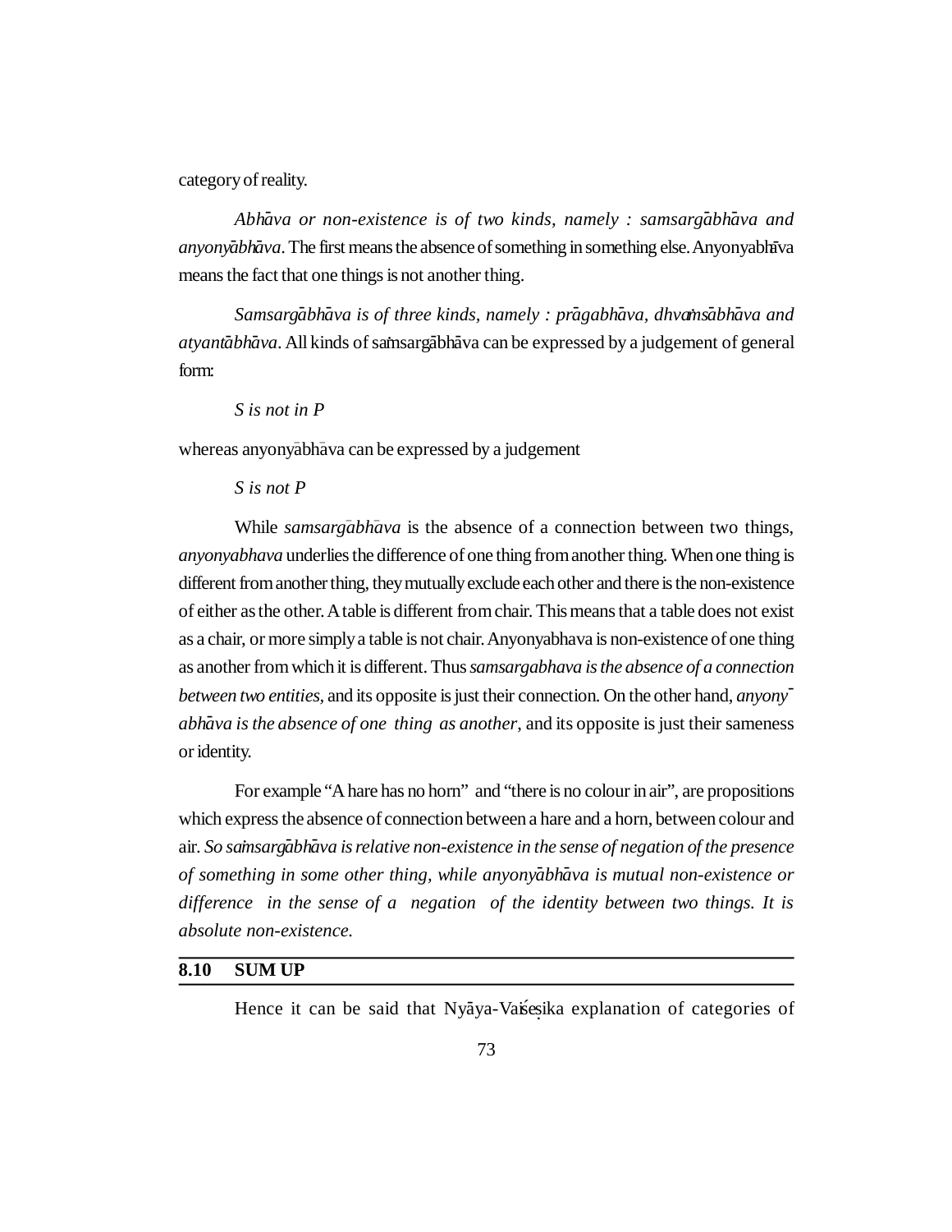category of reality.

*Abhāva or non-existence is of two kinds, namely : samsargābhāva and anyonyābhāva*. The first means the absence of something in something else. Anyonyabhāva means the fact that one things is not another thing.

*Samsargābhāva is of three kinds, namely : prāgabhāva, dhvaṁsābhāva and atyantābhāva*. All kinds of saṁsargābhāva can be expressed by a judgement of general form:

*S is not in P*

whereas anyonyābhāva can be expressed by a judgement

*S is not P*

While *samsargābhāva* is the absence of a connection between two things, *anyonyabhava* underlies the difference of one thing from another thing. When one thing is different from another thing, they mutually exclude each other and there is the non-existence of either as the other. A table is different from chair. This means that a table does not exist as a chair, or more simply a table is not chair. Anyonyabhava is non-existence of one thing as another from which it is different. Thus *samsargabhava is the absence of a connection between two entities*, and its opposite is just their connection. On the other hand, *anyonyābhāva is the absence of one thing as another*, and its opposite is just their sameness or identity.

For example "A hare has no horn" and "there is no colour in air", are propositions which express the absence of connection between a hare and a horn, between colour and air. *So saṁsargābhāva is relative non-existence in the sense of negation of the presence of something in some other thing, while anyonyābhāva is mutual non-existence or difference in the sense of a negation of the identity between two things. It is absolute non-existence.*

## 8.10 SUM UP

Hence it can be said that Nyāya-Vaiśeṣika explanation of categories of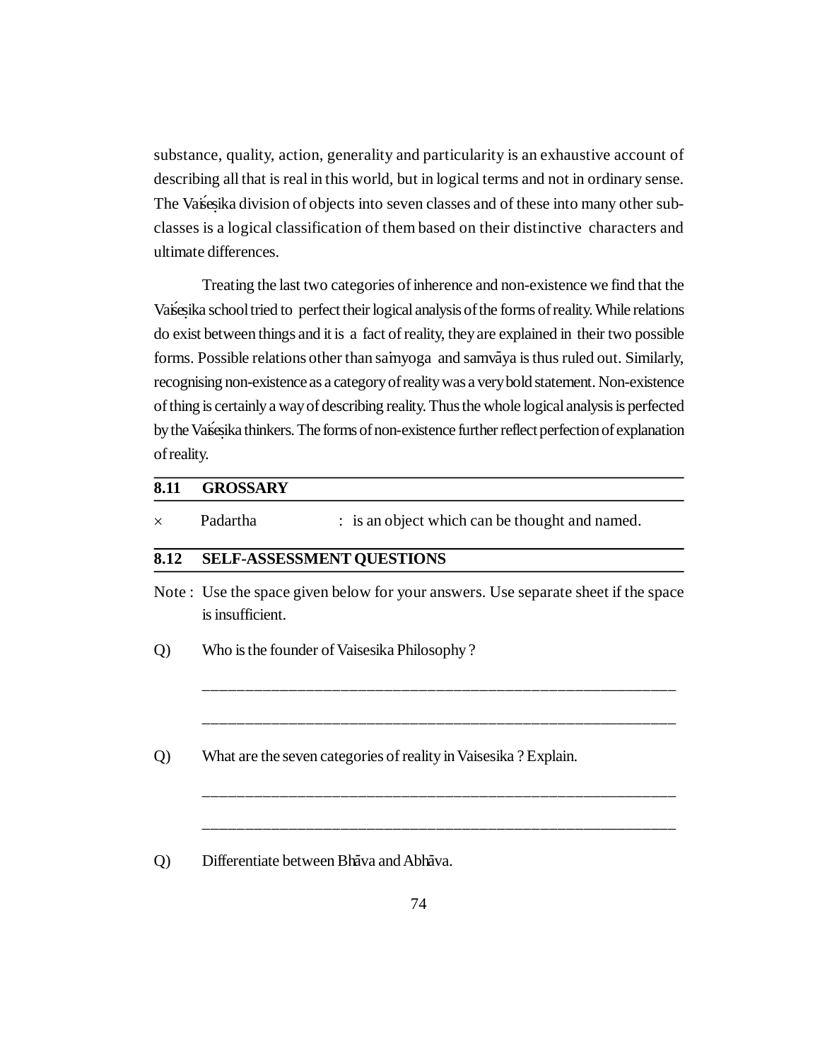substance, quality, action, generality and particularity is an exhaustive account of describing all that is real in this world, but in logical terms and not in ordinary sense. The Vaiśeṣika division of objects into seven classes and of these into many other sub-classes is a logical classification of them based on their distinctive characters and ultimate differences.

Treating the last two categories of inherence and non-existence we find that the Vaiśeṣika school tried to perfect their logical analysis of the forms of reality. While relations do exist between things and it is a fact of reality, they are explained in their two possible forms. Possible relations other than saṁyoga and samvāya is thus ruled out. Similarly, recognising non-existence as a category of reality was a very bold statement. Non-existence of thing is certainly a way of describing reality. Thus the whole logical analysis is perfected by the Vaiśeṣika thinkers. The forms of non-existence further reflect perfection of explanation of reality.

## 8.11 GROSSARY

× Padartha : is an object which can be thought and named.

## 8.12 SELF-ASSESSMENT QUESTIONS

Note : Use the space given below for your answers. Use separate sheet if the space is insufficient.

Q) Who is the founder of Vaisesika Philosophy ?

_______________________________________________________________

_______________________________________________________________

Q) What are the seven categories of reality in Vaisesika ? Explain.

_______________________________________________________________

_______________________________________________________________

Q) Differentiate between Bhāva and Abhāva.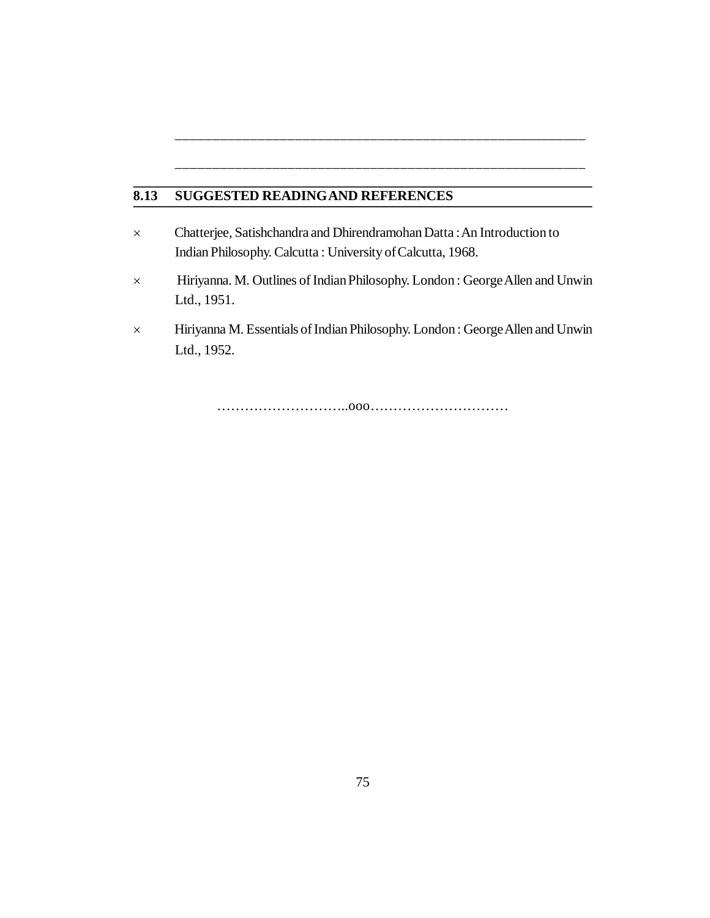\_\_\_\_\_\_\_\_\_\_\_\_\_\_\_\_\_\_\_\_\_\_\_\_\_\_\_\_\_\_\_\_\_\_\_\_\_\_\_\_\_\_\_\_\_\_\_\_\_\_\_\_\_\_\_\_\_\_

\_\_\_\_\_\_\_\_\_\_\_\_\_\_\_\_\_\_\_\_\_\_\_\_\_\_\_\_\_\_\_\_\_\_\_\_\_\_\_\_\_\_\_\_\_\_\_\_\_\_\_\_\_\_\_\_\_\_

## 8.13 SUGGESTED READING AND REFERENCES

- Chatterjee, Satishchandra and Dhirendramohan Datta : An Introduction to Indian Philosophy. Calcutta : University of Calcutta, 1968.
- Hiriyanna. M. Outlines of Indian Philosophy. London : George Allen and Unwin Ltd., 1951.
- Hiriyanna M. Essentials of Indian Philosophy. London : George Allen and Unwin Ltd., 1952.

……………………..ooo…………………………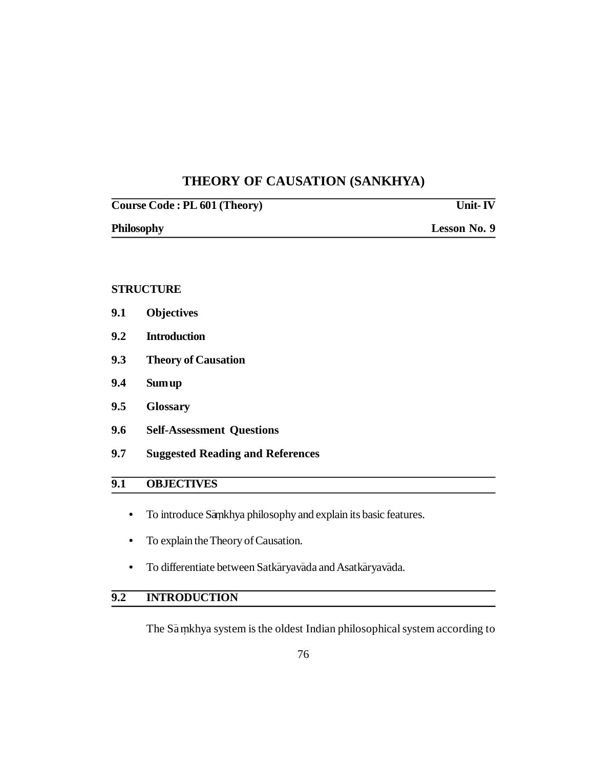# THEORY OF CAUSATION (SANKHYA)

| **Course Code : PL 601 (Theory)** | **Unit- IV** |
|---|---|
| **Philosophy** | **Lesson No. 9** |

**STRUCTURE**

**9.1 Objectives**

**9.2 Introduction**

**9.3 Theory of Causation**

**9.4 Sum up**

**9.5 Glossary**

**9.6 Self-Assessment Questions**

**9.7 Suggested Reading and References**

## 9.1 OBJECTIVES

- To introduce Sāṃkhya philosophy and explain its basic features.
- To explain the Theory of Causation.
- To differentiate between Satkāryavāda and Asatkāryavāda.

## 9.2 INTRODUCTION

The Sāṃkhya system is the oldest Indian philosophical system according to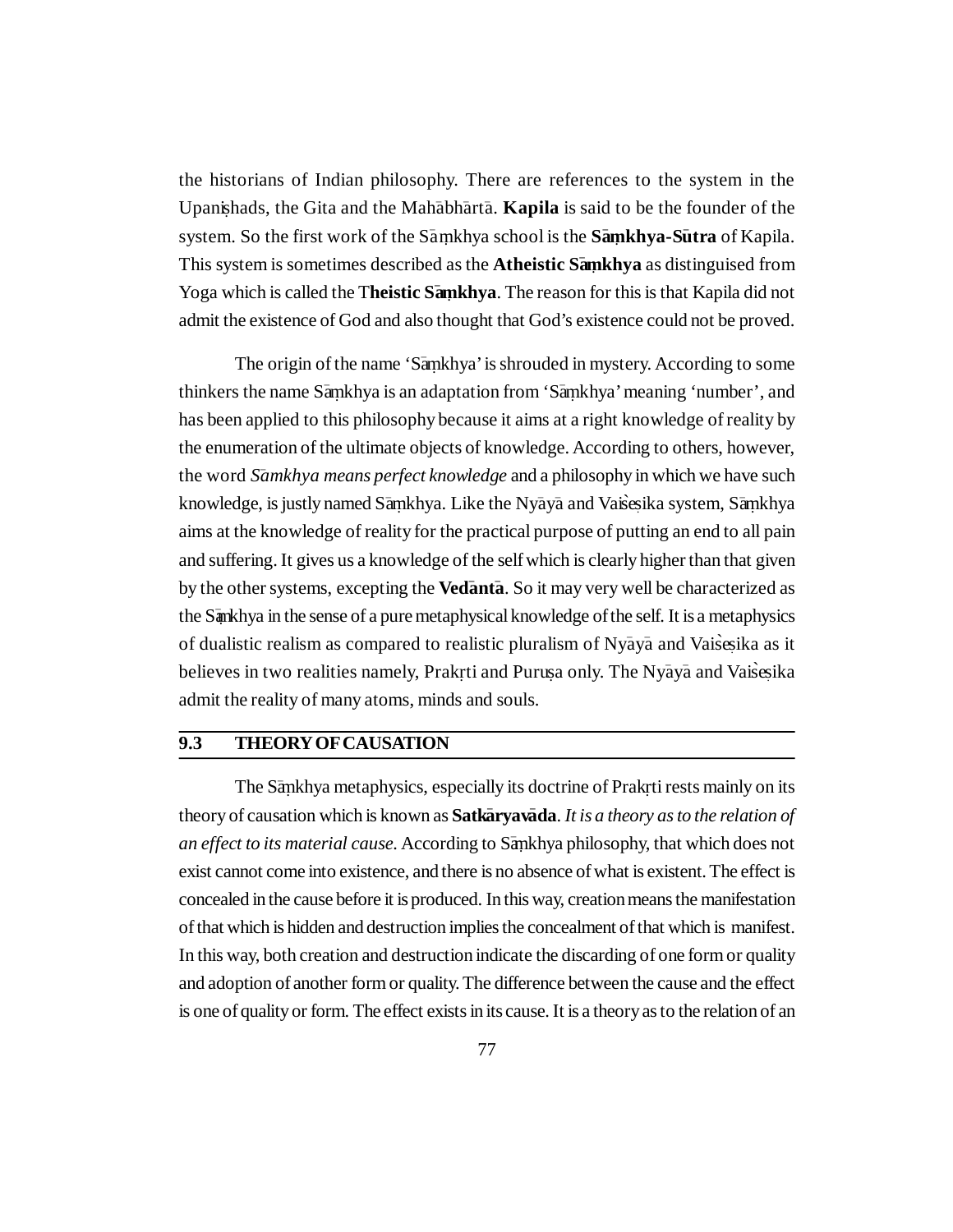the historians of Indian philosophy. There are references to the system in the Upaniṣhads, the Gita and the Mahābhārtā. **Kapila** is said to be the founder of the system. So the first work of the Sāṃkhya school is the **Sāṃkhya-Sūtra** of Kapila. This system is sometimes described as the **Atheistic Sāṃkhya** as distinguised from Yoga which is called the T**heistic Sāṃkhya**. The reason for this is that Kapila did not admit the existence of God and also thought that God's existence could not be proved.

The origin of the name 'Sāṃkhya' is shrouded in mystery. According to some thinkers the name Sāṃkhya is an adaptation from 'Sāṃkhya' meaning 'number', and has been applied to this philosophy because it aims at a right knowledge of reality by the enumeration of the ultimate objects of knowledge. According to others, however, the word *Sāmkhya means perfect knowledge* and a philosophy in which we have such knowledge, is justly named Sāṃkhya. Like the Nyāyā and Vaiśeṣika system, Sāṃkhya aims at the knowledge of reality for the practical purpose of putting an end to all pain and suffering. It gives us a knowledge of the self which is clearly higher than that given by the other systems, excepting the **Vedāntā**. So it may very well be characterized as the Sāṃkhya in the sense of a pure metaphysical knowledge of the self. It is a metaphysics of dualistic realism as compared to realistic pluralism of Nyāyā and Vaiśeṣika as it believes in two realities namely, Prakṛti and Puruṣa only. The Nyāyā and Vaiśeṣika admit the reality of many atoms, minds and souls.

## 9.3 THEORY OF CAUSATION

The Sāṃkhya metaphysics, especially its doctrine of Prakṛti rests mainly on its theory of causation which is known as **Satkāryavāda**. *It is a theory as to the relation of an effect to its material cause.* According to Sāṃkhya philosophy, that which does not exist cannot come into existence, and there is no absence of what is existent. The effect is concealed in the cause before it is produced. In this way, creation means the manifestation of that which is hidden and destruction implies the concealment of that which is manifest. In this way, both creation and destruction indicate the discarding of one form or quality and adoption of another form or quality. The difference between the cause and the effect is one of quality or form. The effect exists in its cause. It is a theory as to the relation of an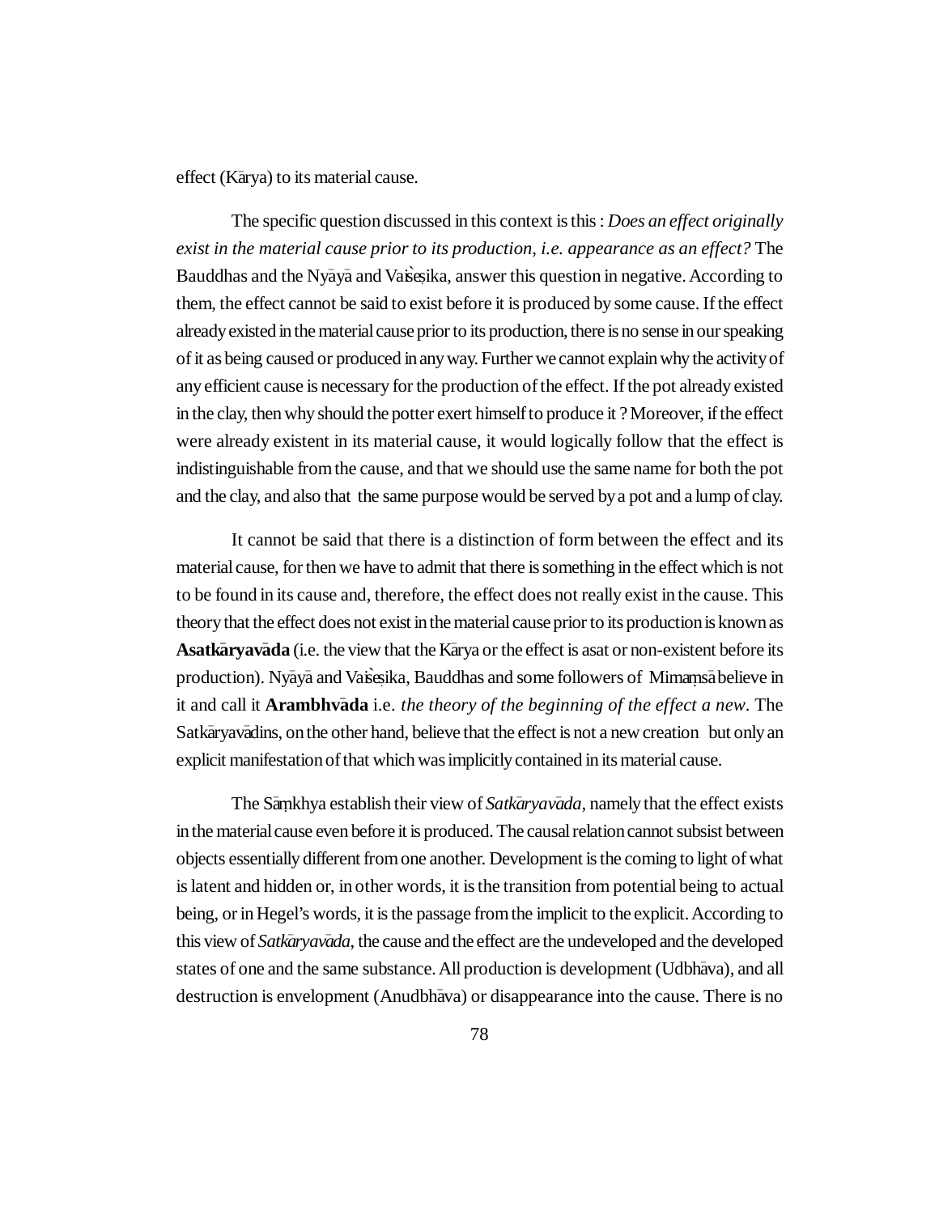effect (Kārya) to its material cause.

The specific question discussed in this context is this : *Does an effect originally exist in the material cause prior to its production, i.e. appearance as an effect?* The Bauddhas and the Nyāyā and Vaiśeṣika, answer this question in negative. According to them, the effect cannot be said to exist before it is produced by some cause. If the effect already existed in the material cause prior to its production, there is no sense in our speaking of it as being caused or produced in any way. Further we cannot explain why the activity of any efficient cause is necessary for the production of the effect. If the pot already existed in the clay, then why should the potter exert himself to produce it ? Moreover, if the effect were already existent in its material cause, it would logically follow that the effect is indistinguishable from the cause, and that we should use the same name for both the pot and the clay, and also that the same purpose would be served by a pot and a lump of clay.

It cannot be said that there is a distinction of form between the effect and its material cause, for then we have to admit that there is something in the effect which is not to be found in its cause and, therefore, the effect does not really exist in the cause. This theory that the effect does not exist in the material cause prior to its production is known as **Asatkāryavāda** (i.e. the view that the Kārya or the effect is asat or non-existent before its production). Nyāya and Vaiśeṣika, Bauddhas and some followers of Mimaṃsā believe in it and call it **Arambhvāda** i.e. *the theory of the beginning of the effect a new.* The Satkāryavādins, on the other hand, believe that the effect is not a new creation but only an explicit manifestation of that which was implicitly contained in its material cause.

The Sāṃkhya establish their view of *Satkāryavāda*, namely that the effect exists in the material cause even before it is produced. The causal relation cannot subsist between objects essentially different from one another. Development is the coming to light of what is latent and hidden or, in other words, it is the transition from potential being to actual being, or in Hegel's words, it is the passage from the implicit to the explicit. According to this view of *Satkāryavāda*, the cause and the effect are the undeveloped and the developed states of one and the same substance. All production is development (Udbhāva), and all destruction is envelopment (Anudbhāva) or disappearance into the cause. There is no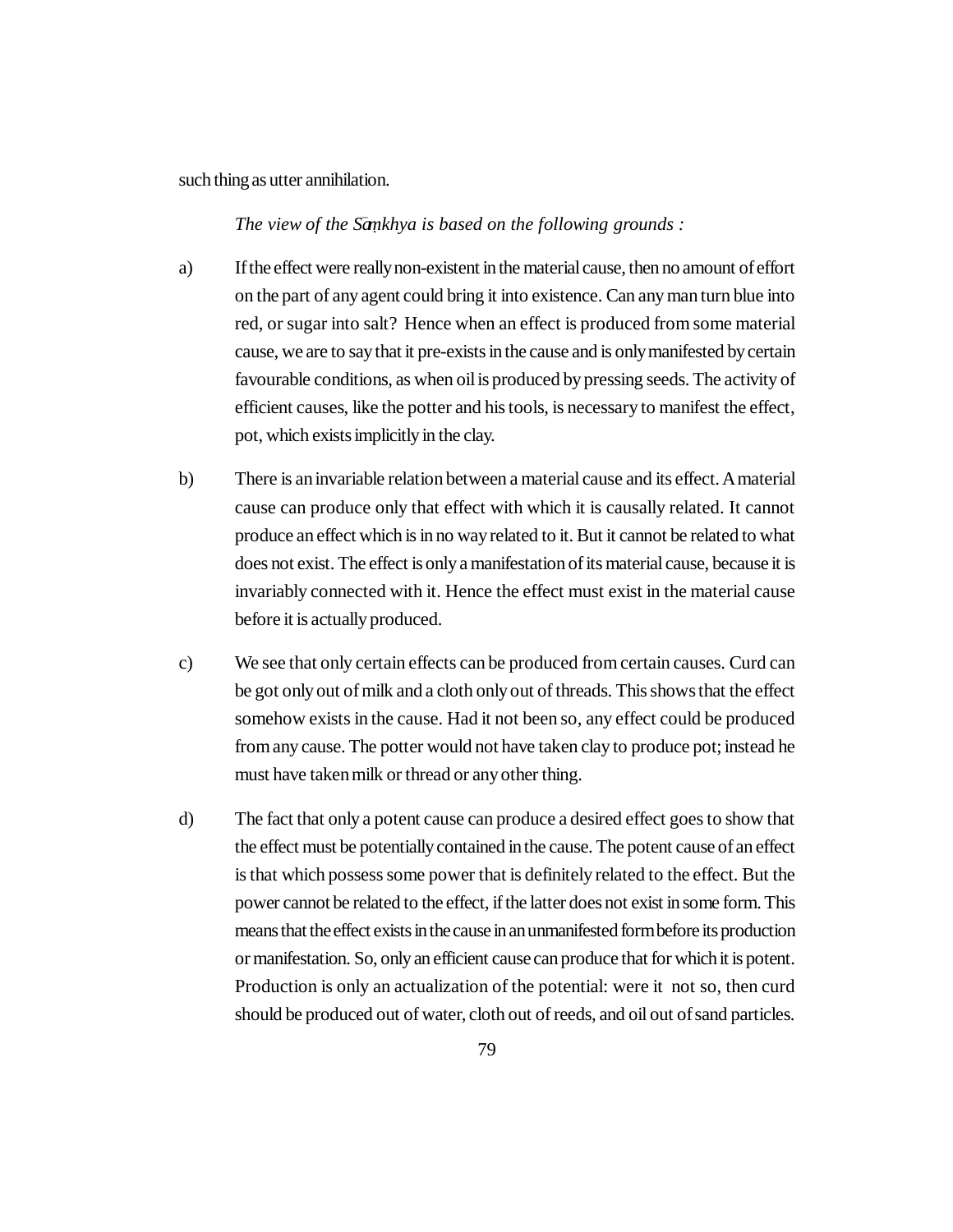such thing as utter annihilation.

*The view of the Sāṃkhya is based on the following grounds :*

a) If the effect were really non-existent in the material cause, then no amount of effort on the part of any agent could bring it into existence. Can any man turn blue into red, or sugar into salt? Hence when an effect is produced from some material cause, we are to say that it pre-exists in the cause and is only manifested by certain favourable conditions, as when oil is produced by pressing seeds. The activity of efficient causes, like the potter and his tools, is necessary to manifest the effect, pot, which exists implicitly in the clay.

b) There is an invariable relation between a material cause and its effect. A material cause can produce only that effect with which it is causally related. It cannot produce an effect which is in no way related to it. But it cannot be related to what does not exist. The effect is only a manifestation of its material cause, because it is invariably connected with it. Hence the effect must exist in the material cause before it is actually produced.

c) We see that only certain effects can be produced from certain causes. Curd can be got only out of milk and a cloth only out of threads. This shows that the effect somehow exists in the cause. Had it not been so, any effect could be produced from any cause. The potter would not have taken clay to produce pot; instead he must have taken milk or thread or any other thing.

d) The fact that only a potent cause can produce a desired effect goes to show that the effect must be potentially contained in the cause. The potent cause of an effect is that which possess some power that is definitely related to the effect. But the power cannot be related to the effect, if the latter does not exist in some form. This means that the effect exists in the cause in an unmanifested form before its production or manifestation. So, only an efficient cause can produce that for which it is potent. Production is only an actualization of the potential: were it not so, then curd should be produced out of water, cloth out of reeds, and oil out of sand particles.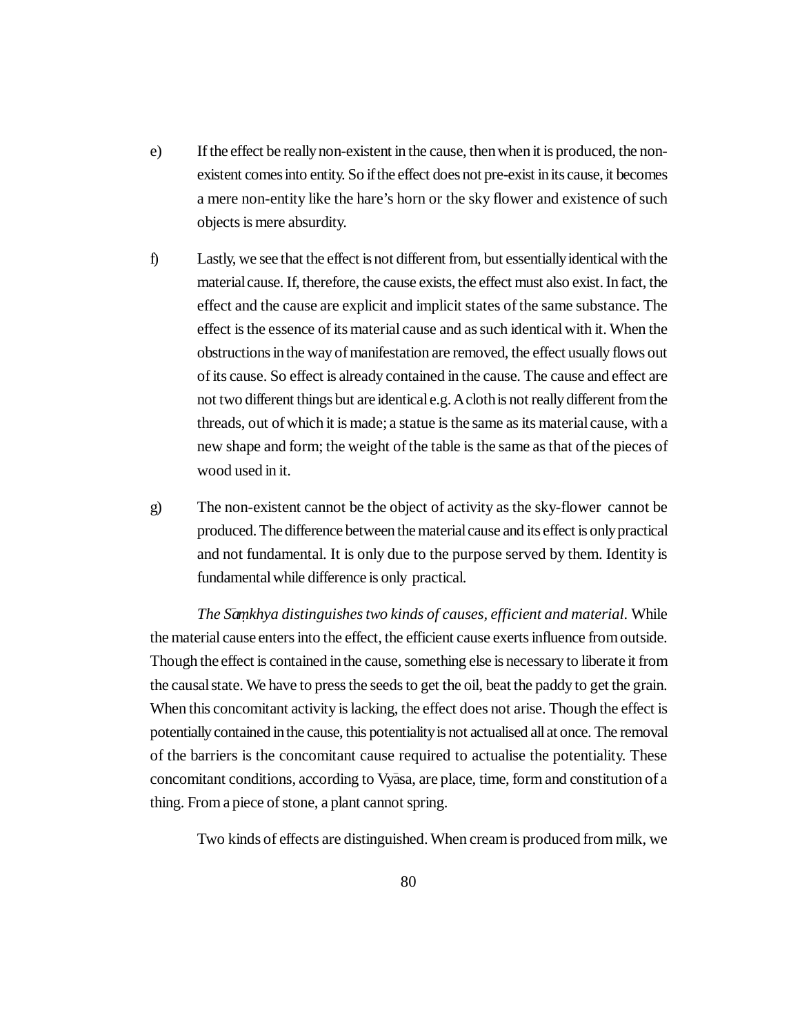e) If the effect be really non-existent in the cause, then when it is produced, the non-existent comes into entity. So if the effect does not pre-exist in its cause, it becomes a mere non-entity like the hare's horn or the sky flower and existence of such objects is mere absurdity.

f) Lastly, we see that the effect is not different from, but essentially identical with the material cause. If, therefore, the cause exists, the effect must also exist. In fact, the effect and the cause are explicit and implicit states of the same substance. The effect is the essence of its material cause and as such identical with it. When the obstructions in the way of manifestation are removed, the effect usually flows out of its cause. So effect is already contained in the cause. The cause and effect are not two different things but are identical e.g. A cloth is not really different from the threads, out of which it is made; a statue is the same as its material cause, with a new shape and form; the weight of the table is the same as that of the pieces of wood used in it.

g) The non-existent cannot be the object of activity as the sky-flower cannot be produced. The difference between the material cause and its effect is only practical and not fundamental. It is only due to the purpose served by them. Identity is fundamental while difference is only practical.

*The Sāṃkhya distinguishes two kinds of causes, efficient and material*. While the material cause enters into the effect, the efficient cause exerts influence from outside. Though the effect is contained in the cause, something else is necessary to liberate it from the causal state. We have to press the seeds to get the oil, beat the paddy to get the grain. When this concomitant activity is lacking, the effect does not arise. Though the effect is potentially contained in the cause, this potentiality is not actualised all at once. The removal of the barriers is the concomitant cause required to actualise the potentiality. These concomitant conditions, according to Vyāsa, are place, time, form and constitution of a thing. From a piece of stone, a plant cannot spring.

Two kinds of effects are distinguished. When cream is produced from milk, we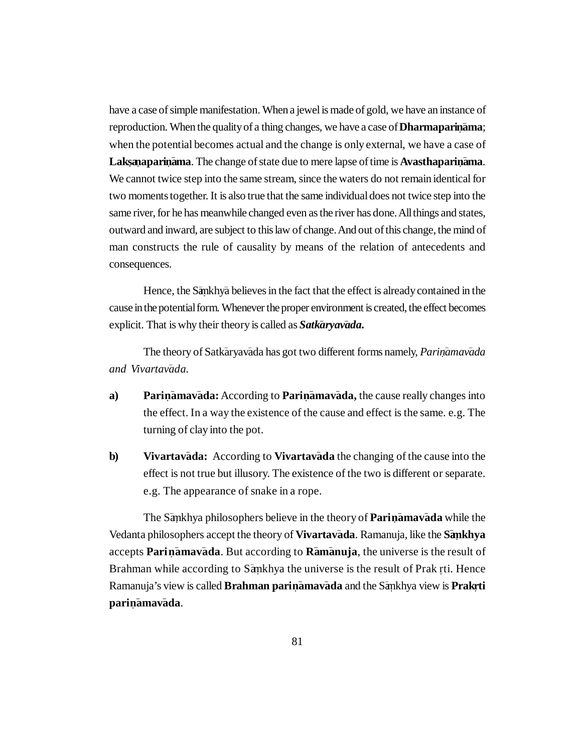have a case of simple manifestation. When a jewel is made of gold, we have an instance of reproduction. When the quality of a thing changes, we have a case of **Dharmapariṇāma**; when the potential becomes actual and the change is only external, we have a case of **Lakṣaṇapariṇāma**. The change of state due to mere lapse of time is **Avasthapariṇāma**. We cannot twice step into the same stream, since the waters do not remain identical for two moments together. It is also true that the same individual does not twice step into the same river, for he has meanwhile changed even as the river has done. All things and states, outward and inward, are subject to this law of change. And out of this change, the mind of man constructs the rule of causality by means of the relation of antecedents and consequences.

Hence, the Sāṃkhyā believes in the fact that the effect is already contained in the cause in the potential form. Whenever the proper environment is created, the effect becomes explicit. That is why their theory is called as ***Satkāryavāda.***

The theory of Satkāryavāda has got two different forms namely, *Pariṇāmavāda and Vivartavāda.*

**a)** **Pariṇāmavāda:** According to **Pariṇāmavāda,** the cause really changes into the effect. In a way the existence of the cause and effect is the same. e.g. The turning of clay into the pot.

**b)** **Vivartavāda:** According to **Vivartavāda** the changing of the cause into the effect is not true but illusory. The existence of the two is different or separate. e.g. The appearance of snake in a rope.

The Sāṃkhya philosophers believe in the theory of **Pariṇāmavāda** while the Vedanta philosophers accept the theory of **Vivartavāda**. Ramanuja, like the **Sāṃkhya** accepts **Pariṇāmavāda**. But according to **Rāmānuja**, the universe is the result of Brahman while according to Sāṃkhya the universe is the result of Prakṛti. Hence Ramanuja's view is called **Brahman pariṇāmavāda** and the Sāṃkhya view is **Prakṛti pariṇāmavāda**.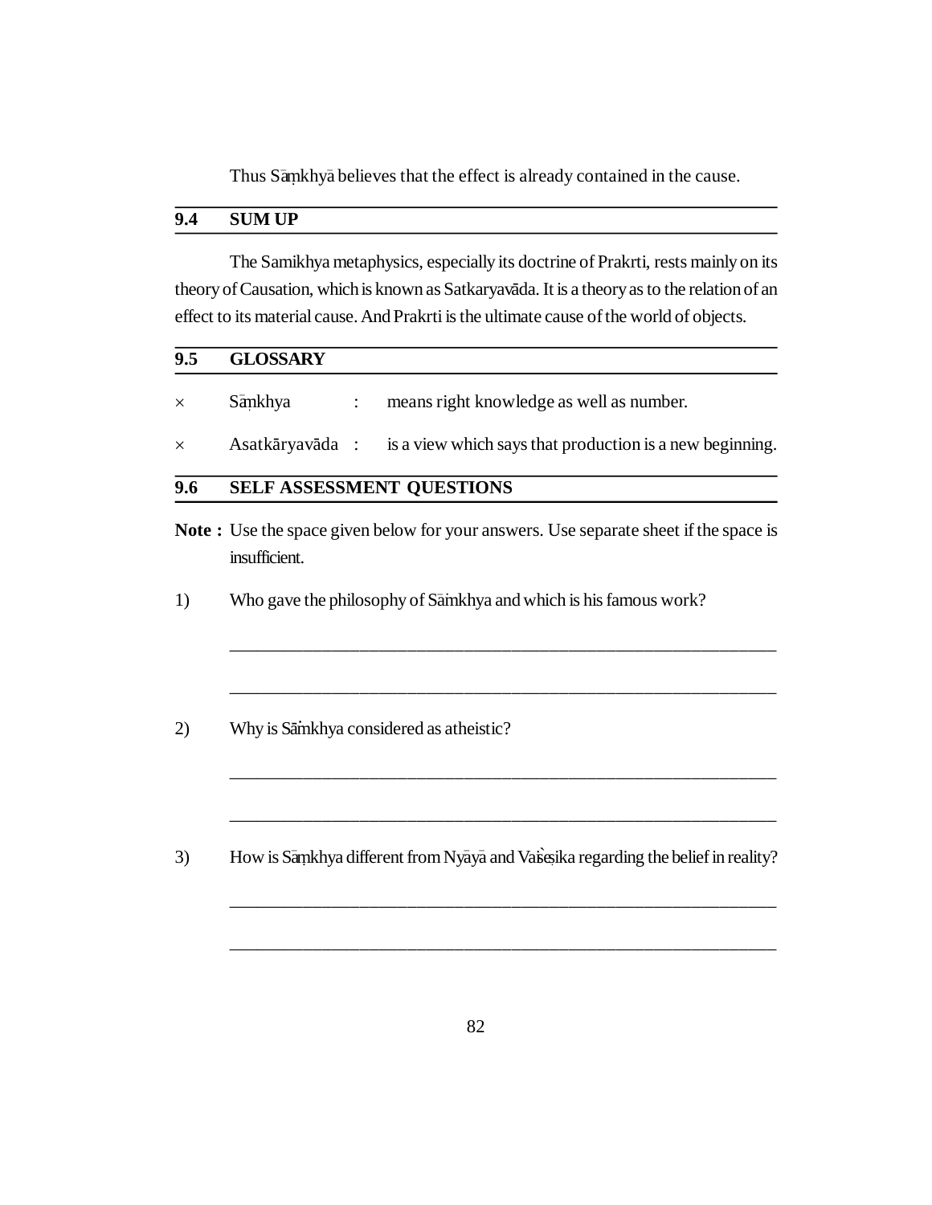Thus Sāṃkhyā believes that the effect is already contained in the cause.

## 9.4 SUM UP

The Samikhya metaphysics, especially its doctrine of Prakrti, rests mainly on its theory of Causation, which is known as Satkaryavāda. It is a theory as to the relation of an effect to its material cause. And Prakrti is the ultimate cause of the world of objects.

## 9.5 GLOSSARY

× Sāṃkhya : means right knowledge as well as number.

× Asatkāryavāda : is a view which says that production is a new beginning.

## 9.6 SELF ASSESSMENT QUESTIONS

**Note :** Use the space given below for your answers. Use separate sheet if the space is insufficient.

1) Who gave the philosophy of Sāṁkhya and which is his famous work?

_______________________________________________________________

_______________________________________________________________

2) Why is Sāṁkhya considered as atheistic?

_______________________________________________________________

_______________________________________________________________

3) How is Sāṃkhya different from Nyāyā and Vaiśeṣika regarding the belief in reality?

_______________________________________________________________

_______________________________________________________________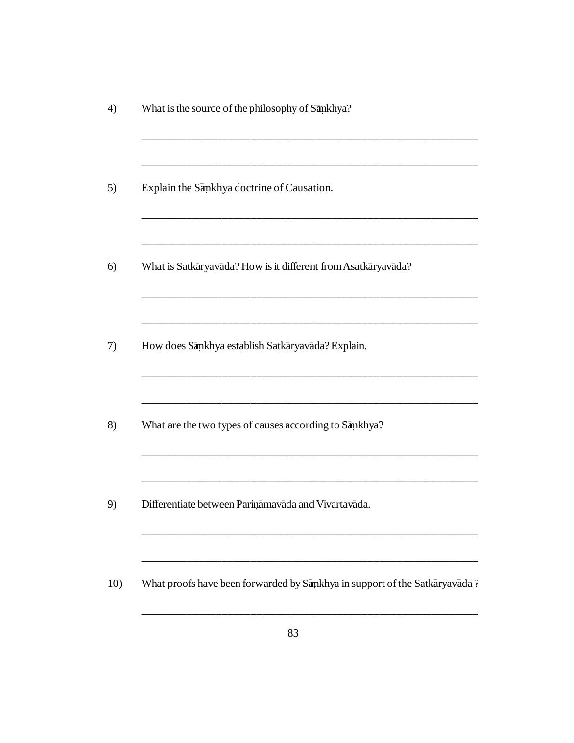4) What is the source of the philosophy of Sāṃkhya?

_______________________________________________________________

_______________________________________________________________

5) Explain the Sāṃkhya doctrine of Causation.

_______________________________________________________________

_______________________________________________________________

6) What is Satkāryavāda? How is it different from Asatkāryavāda?

_______________________________________________________________

_______________________________________________________________

7) How does Sāṃkhya establish Satkāryavāda? Explain.

_______________________________________________________________

_______________________________________________________________

8) What are the two types of causes according to Sāṃkhya?

_______________________________________________________________

_______________________________________________________________

9) Differentiate between Pariṇāmavāda and Vivartavāda.

_______________________________________________________________

_______________________________________________________________

10) What proofs have been forwarded by Sāṃkhya in support of the Satkāryavāda ?

_______________________________________________________________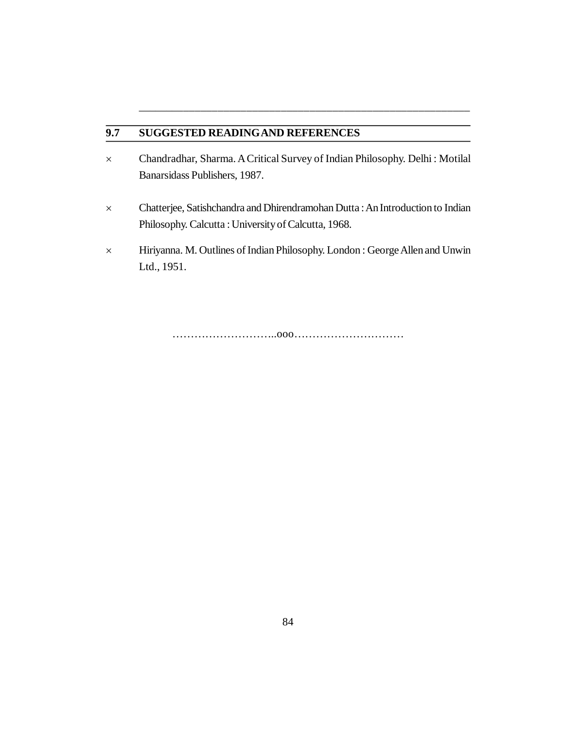## 9.7 SUGGESTED READING AND REFERENCES

- Chandradhar, Sharma. A Critical Survey of Indian Philosophy. Delhi : Motilal Banarsidass Publishers, 1987.
- Chatterjee, Satishchandra and Dhirendramohan Dutta : An Introduction to Indian Philosophy. Calcutta : University of Calcutta, 1968.
- Hiriyanna. M. Outlines of Indian Philosophy. London : George Allen and Unwin Ltd., 1951.

………………………..ooo…………………………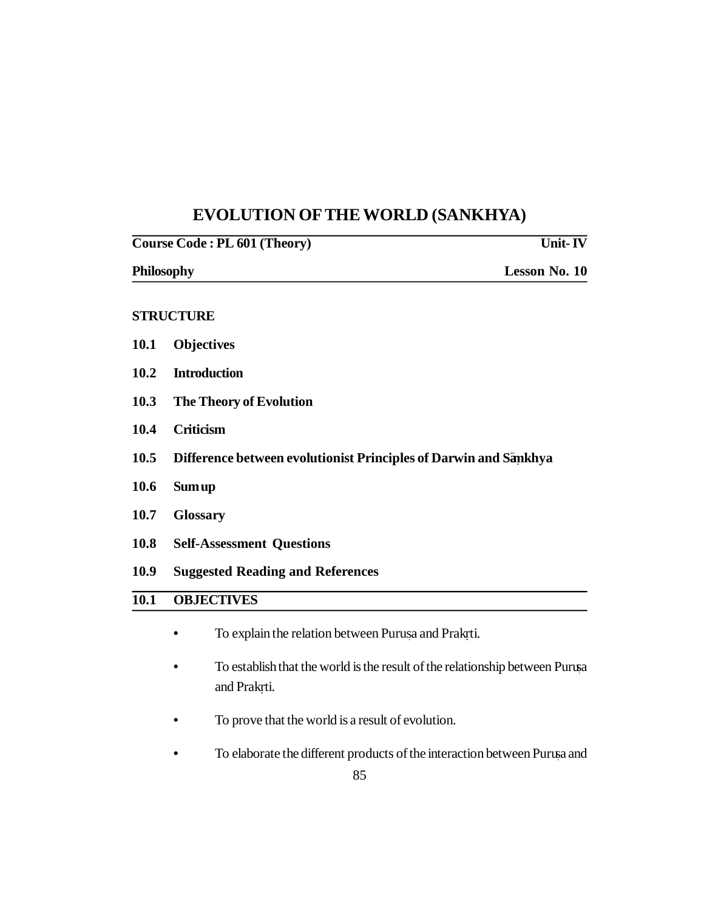# EVOLUTION OF THE WORLD (SANKHYA)

**Course Code : PL 601 (Theory)** **Unit- IV**

**Philosophy** **Lesson No. 10**

**STRUCTURE**

**10.1 Objectives**

**10.2 Introduction**

**10.3 The Theory of Evolution**

**10.4 Criticism**

**10.5 Difference between evolutionist Principles of Darwin and Sāṃkhya**

**10.6 Sum up**

**10.7 Glossary**

**10.8 Self-Assessment Questions**

**10.9 Suggested Reading and References**

## 10.1 OBJECTIVES

- To explain the relation between Puruṣa and Prakṛti.
- To establish that the world is the result of the relationship between Puruṣa and Prakṛti.
- To prove that the world is a result of evolution.
- To elaborate the different products of the interaction between Puruṣa and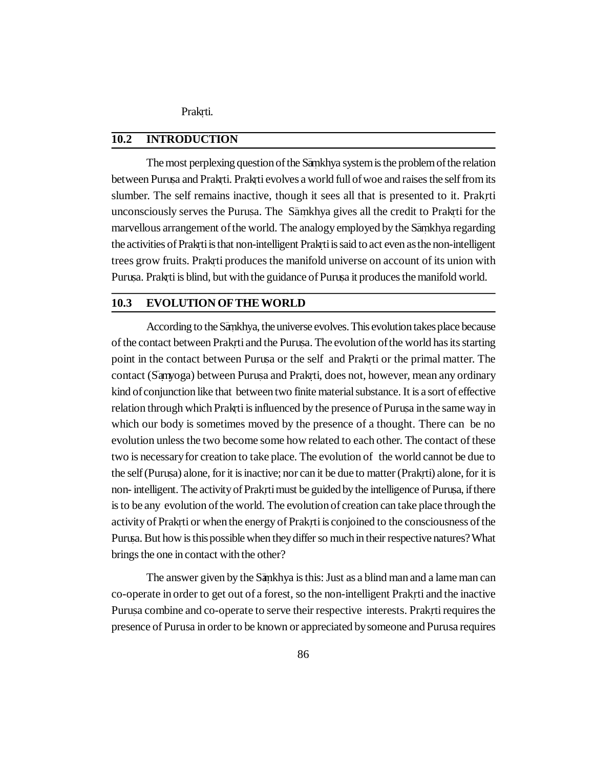Prakṛti.

## 10.2 INTRODUCTION

The most perplexing question of the Sāṃkhya system is the problem of the relation between Puruṣa and Prakṛti. Prakṛti evolves a world full of woe and raises the self from its slumber. The self remains inactive, though it sees all that is presented to it. Prakṛti unconsciously serves the Puruṣa. The Sāṃkhya gives all the credit to Prakṛti for the marvellous arrangement of the world. The analogy employed by the Sāṃkhya regarding the activities of Prakṛti is that non-intelligent Prakṛti is said to act even as the non-intelligent trees grow fruits. Prakṛti produces the manifold universe on account of its union with Puruṣa. Prakṛti is blind, but with the guidance of Puruṣa it produces the manifold world.

## 10.3 EVOLUTION OF THE WORLD

According to the Sāṃkhya, the universe evolves. This evolution takes place because of the contact between Prakṛti and the Puruṣa. The evolution of the world has its starting point in the contact between Puruṣa or the self and Prakṛti or the primal matter. The contact (Sāṃyoga) between Puruṣa and Prakṛti, does not, however, mean any ordinary kind of conjunction like that between two finite material substance. It is a sort of effective relation through which Prakṛti is influenced by the presence of Puruṣa in the same way in which our body is sometimes moved by the presence of a thought. There can be no evolution unless the two become some how related to each other. The contact of these two is necessary for creation to take place. The evolution of the world cannot be due to the self (Puruṣa) alone, for it is inactive; nor can it be due to matter (Prakṛti) alone, for it is non- intelligent. The activity of Prakṛti must be guided by the intelligence of Puruṣa, if there is to be any evolution of the world. The evolution of creation can take place through the activity of Prakṛti or when the energy of Prakṛti is conjoined to the consciousness of the Puruṣa. But how is this possible when they differ so much in their respective natures? What brings the one in contact with the other?

The answer given by the Sāṃkhya is this: Just as a blind man and a lame man can co-operate in order to get out of a forest, so the non-intelligent Prakṛti and the inactive Puruṣa combine and co-operate to serve their respective interests. Prakṛti requires the presence of Purusa in order to be known or appreciated by someone and Purusa requires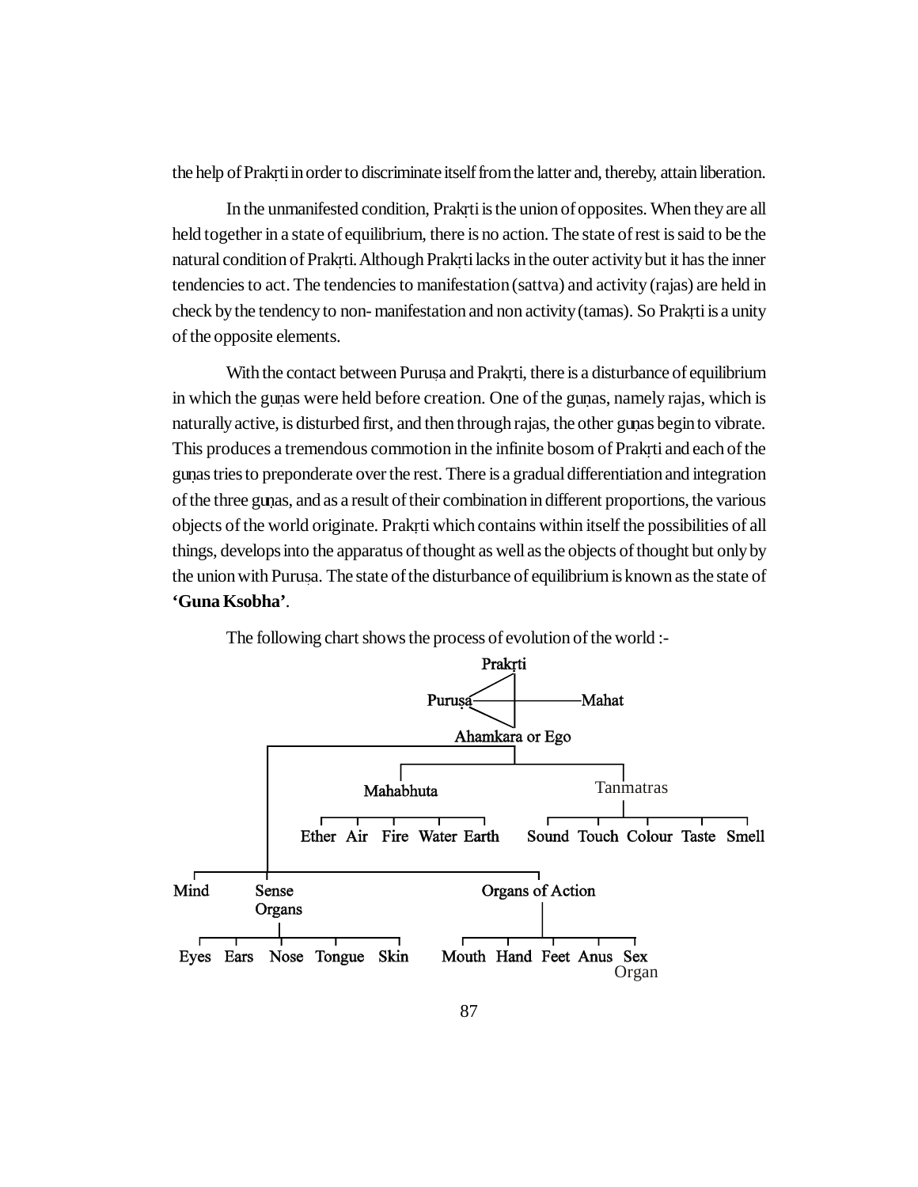the help of Prakṛti in order to discriminate itself from the latter and, thereby, attain liberation.

In the unmanifested condition, Prakṛti is the union of opposites. When they are all held together in a state of equilibrium, there is no action. The state of rest is said to be the natural condition of Prakṛti. Although Prakṛti lacks in the outer activity but it has the inner tendencies to act. The tendencies to manifestation (sattva) and activity (rajas) are held in check by the tendency to non- manifestation and non activity (tamas). So Prakṛti is a unity of the opposite elements.

With the contact between Puruṣa and Prakṛti, there is a disturbance of equilibrium in which the guṇas were held before creation. One of the guṇas, namely rajas, which is naturally active, is disturbed first, and then through rajas, the other guṇas begin to vibrate. This produces a tremendous commotion in the infinite bosom of Prakṛti and each of the guṇas tries to preponderate over the rest. There is a gradual differentiation and integration of the three guṇas, and as a result of their combination in different proportions, the various objects of the world originate. Prakṛti which contains within itself the possibilities of all things, develops into the apparatus of thought as well as the objects of thought but only by the union with Puruṣa. The state of the disturbance of equilibrium is known as the state of **'Guna Ksobha'**.

The following chart shows the process of evolution of the world :-

- Prakṛti
- Puruṣa — Mahat
- Ahamkara or Ego
  - Mahabhuta
    - Ether, Air, Fire, Water, Earth
  - Tanmatras
    - Sound, Touch, Colour, Taste, Smell
  - Mind
  - Sense Organs
    - Eyes, Ears, Nose, Tongue, Skin
  - Organs of Action
    - Mouth, Hand, Feet, Anus, Sex Organ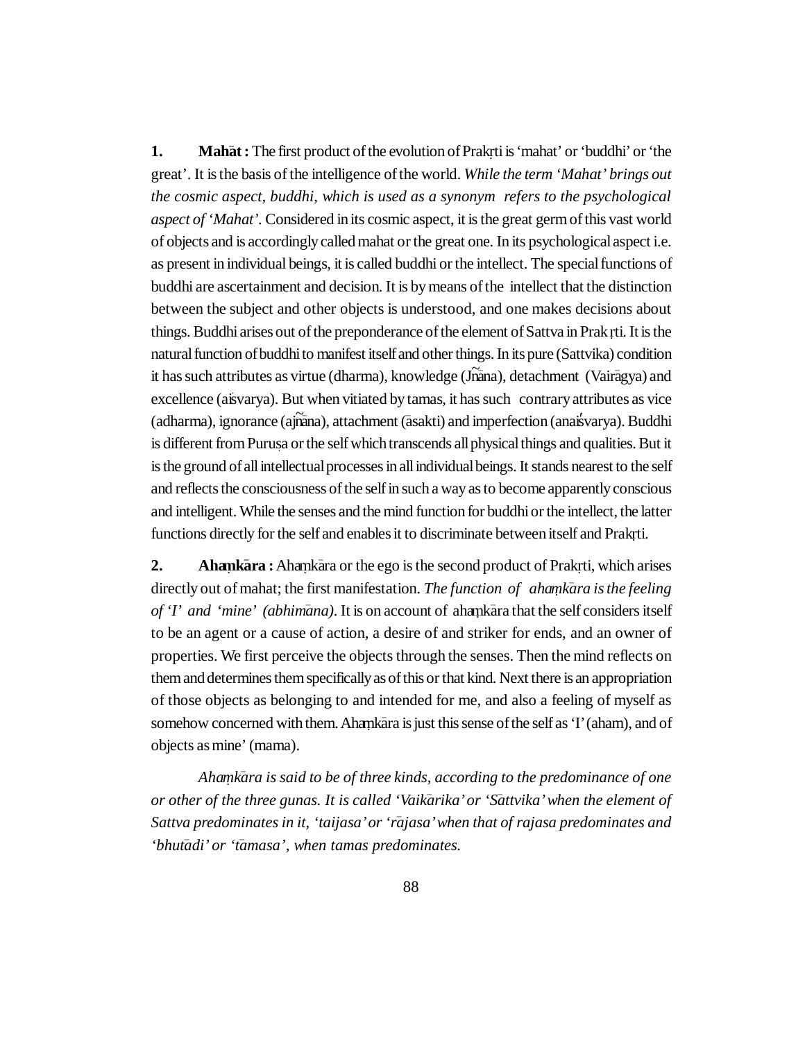**1. Mahāt :** The first product of the evolution of Prakṛti is 'mahat' or 'buddhi' or 'the great'. It is the basis of the intelligence of the world. *While the term 'Mahat' brings out the cosmic aspect, buddhi, which is used as a synonym refers to the psychological aspect of 'Mahat'.* Considered in its cosmic aspect, it is the great germ of this vast world of objects and is accordingly called mahat or the great one. In its psychological aspect i.e. as present in individual beings, it is called buddhi or the intellect. The special functions of buddhi are ascertainment and decision. It is by means of the intellect that the distinction between the subject and other objects is understood, and one makes decisions about things. Buddhi arises out of the preponderance of the element of Sattva in Prak ṛti. It is the natural function of buddhi to manifest itself and other things. In its pure (Sattvika) condition it has such attributes as virtue (dharma), knowledge (Jñāna), detachment (Vairāgya) and excellence (aiśvarya). But when vitiated by tamas, it has such contrary attributes as vice (adharma), ignorance (ajñāna), attachment (āsakti) and imperfection (anaiśvarya). Buddhi is different from Puruṣa or the self which transcends all physical things and qualities. But it is the ground of all intellectual processes in all individual beings. It stands nearest to the self and reflects the consciousness of the self in such a way as to become apparently conscious and intelligent. While the senses and the mind function for buddhi or the intellect, the latter functions directly for the self and enables it to discriminate between itself and Prakṛti.

**2. Ahaṃkāra :** Ahaṃkāra or the ego is the second product of Prakṛti, which arises directly out of mahat; the first manifestation. *The function of ahaṃkāra is the feeling of 'I' and 'mine' (abhimāna).* It is on account of ahaṃkāra that the self considers itself to be an agent or a cause of action, a desire of and striker for ends, and an owner of properties. We first perceive the objects through the senses. Then the mind reflects on them and determines them specifically as of this or that kind. Next there is an appropriation of those objects as belonging to and intended for me, and also a feeling of myself as somehow concerned with them. Ahaṃkāra is just this sense of the self as 'I' (aham), and of objects as mine' (mama).

*Ahaṃkāra is said to be of three kinds, according to the predominance of one or other of the three gunas. It is called 'Vaikārika' or 'Sāttvika' when the element of Sattva predominates in it, 'taijasa' or 'rājasa' when that of rajasa predominates and 'bhutādi' or 'tāmasa', when tamas predominates.*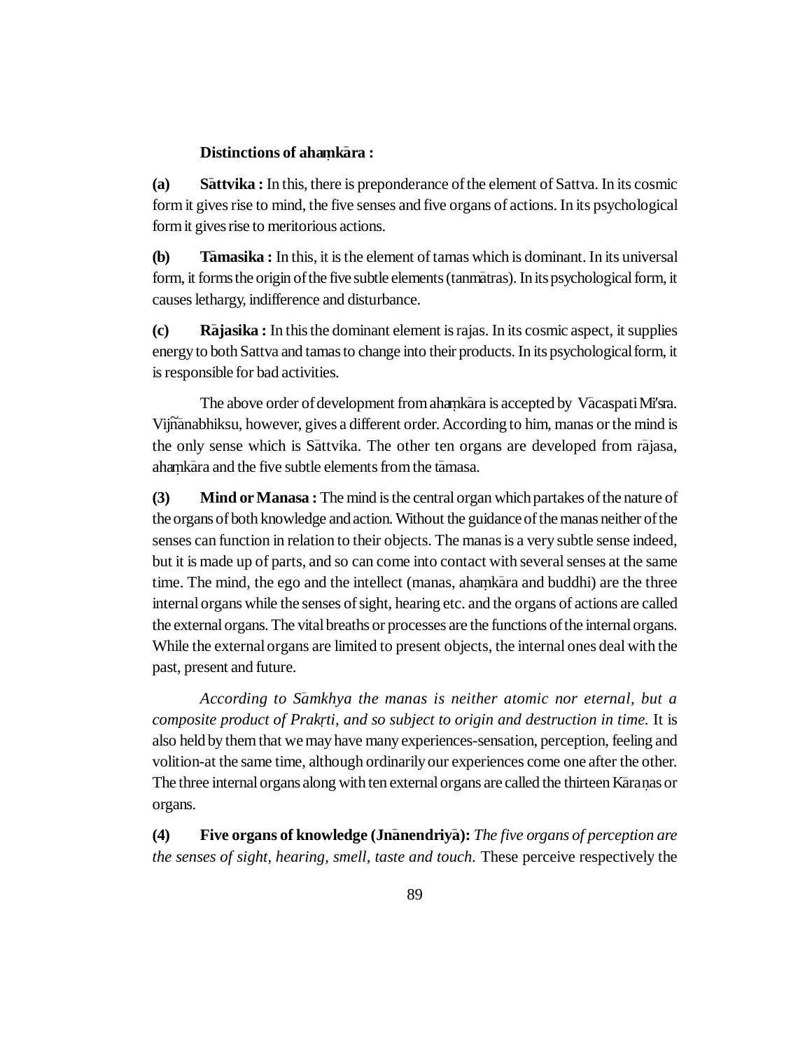**Distinctions of ahaṃkāra :**

**(a) Sāttvika :** In this, there is preponderance of the element of Sattva. In its cosmic form it gives rise to mind, the five senses and five organs of actions. In its psychological form it gives rise to meritorious actions.

**(b) Tāmasika :** In this, it is the element of tamas which is dominant. In its universal form, it forms the origin of the five subtle elements (tanmātras). In its psychological form, it causes lethargy, indifference and disturbance.

**(c) Rājasika :** In this the dominant element is rajas. In its cosmic aspect, it supplies energy to both Sattva and tamas to change into their products. In its psychological form, it is responsible for bad activities.

The above order of development from ahaṃkāra is accepted by Vācaspati Miśra. Vijñānabhiksu, however, gives a different order. According to him, manas or the mind is the only sense which is Sāttvika. The other ten organs are developed from rājasa, ahaṃkāra and the five subtle elements from the tāmasa.

**(3) Mind or Manasa :** The mind is the central organ which partakes of the nature of the organs of both knowledge and action. Without the guidance of the manas neither of the senses can function in relation to their objects. The manas is a very subtle sense indeed, but it is made up of parts, and so can come into contact with several senses at the same time. The mind, the ego and the intellect (manas, ahaṃkāra and buddhi) are the three internal organs while the senses of sight, hearing etc. and the organs of actions are called the external organs. The vital breaths or processes are the functions of the internal organs. While the external organs are limited to present objects, the internal ones deal with the past, present and future.

*According to Sāmkhya the manas is neither atomic nor eternal, but a composite product of Prakṛti, and so subject to origin and destruction in time.* It is also held by them that we may have many experiences-sensation, perception, feeling and volition-at the same time, although ordinarily our experiences come one after the other. The three internal organs along with ten external organs are called the thirteen Kāraṇas or organs.

**(4) Five organs of knowledge (Jnānendriyā):** *The five organs of perception are the senses of sight, hearing, smell, taste and touch.* These perceive respectively the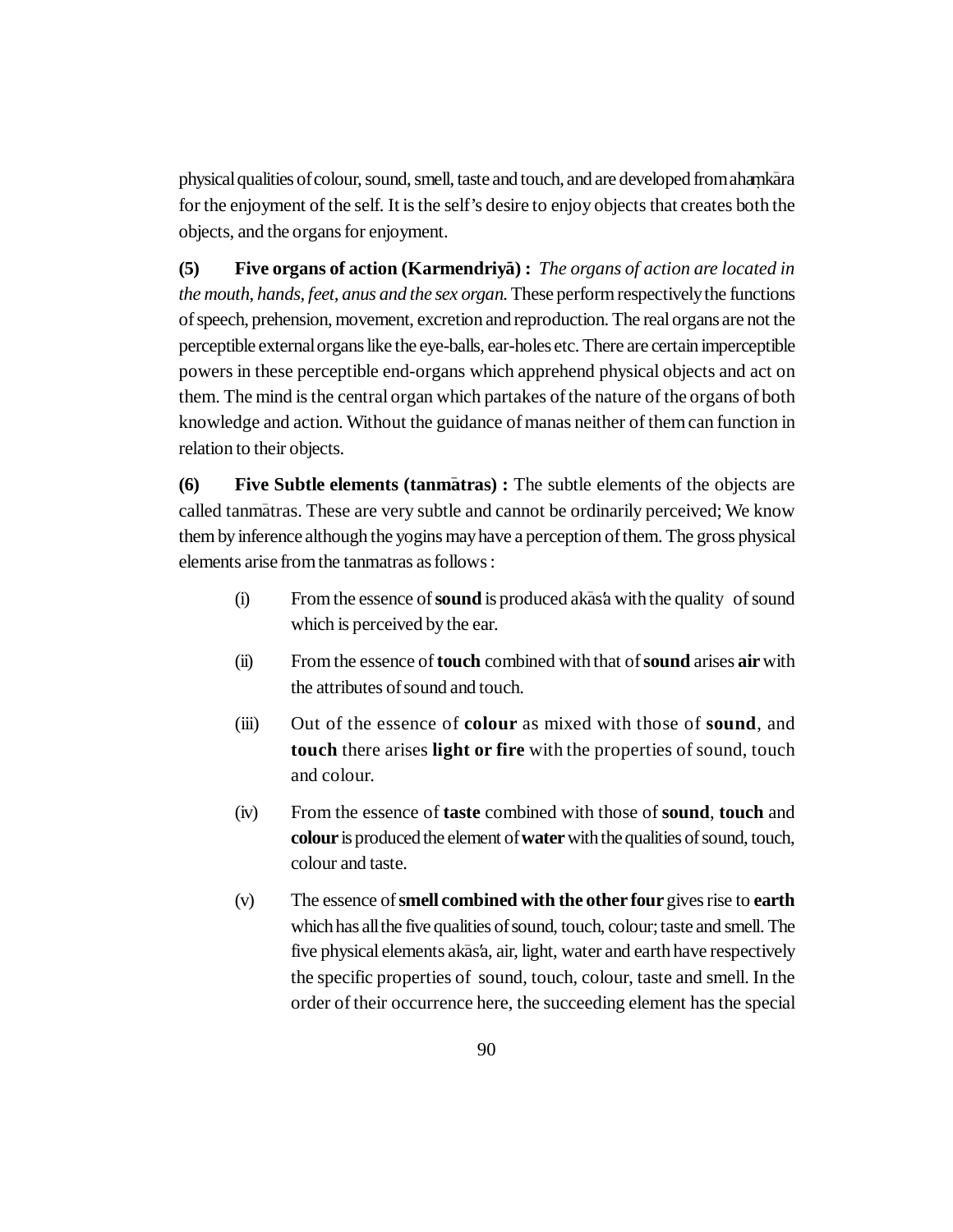physical qualities of colour, sound, smell, taste and touch, and are developed from ahaṃkāra for the enjoyment of the self. It is the self's desire to enjoy objects that creates both the objects, and the organs for enjoyment.

**(5) Five organs of action (Karmendriyā) :** *The organs of action are located in the mouth, hands, feet, anus and the sex organ.* These perform respectively the functions of speech, prehension, movement, excretion and reproduction. The real organs are not the perceptible external organs like the eye-balls, ear-holes etc. There are certain imperceptible powers in these perceptible end-organs which apprehend physical objects and act on them. The mind is the central organ which partakes of the nature of the organs of both knowledge and action. Without the guidance of manas neither of them can function in relation to their objects.

**(6) Five Subtle elements (tanmātras) :** The subtle elements of the objects are called tanmātras. These are very subtle and cannot be ordinarily perceived; We know them by inference although the yogins may have a perception of them. The gross physical elements arise from the tanmatras as follows :

(i) From the essence of **sound** is produced akāsa with the quality of sound which is perceived by the ear.

(ii) From the essence of **touch** combined with that of **sound** arises **air** with the attributes of sound and touch.

(iii) Out of the essence of **colour** as mixed with those of **sound**, and **touch** there arises **light or fire** with the properties of sound, touch and colour.

(iv) From the essence of **taste** combined with those of **sound**, **touch** and **colour** is produced the element of **water** with the qualities of sound, touch, colour and taste.

(v) The essence of **smell combined with the other four** gives rise to **earth** which has all the five qualities of sound, touch, colour; taste and smell. The five physical elements akāsa, air, light, water and earth have respectively the specific properties of sound, touch, colour, taste and smell. In the order of their occurrence here, the succeeding element has the special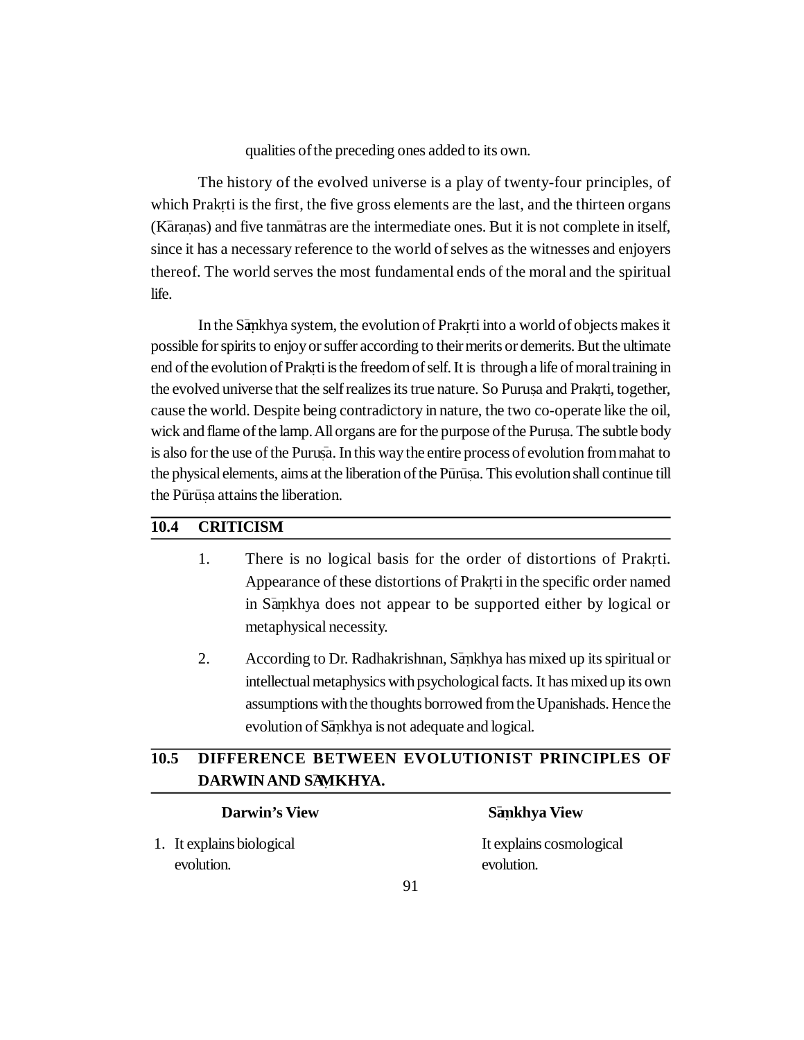qualities of the preceding ones added to its own.

The history of the evolved universe is a play of twenty-four principles, of which Prakṛti is the first, the five gross elements are the last, and the thirteen organs (Kāraṇas) and five tanmātras are the intermediate ones. But it is not complete in itself, since it has a necessary reference to the world of selves as the witnesses and enjoyers thereof. The world serves the most fundamental ends of the moral and the spiritual life.

In the Sāṃkhya system, the evolution of Prakṛti into a world of objects makes it possible for spirits to enjoy or suffer according to their merits or demerits. But the ultimate end of the evolution of Prakṛti is the freedom of self. It is through a life of moral training in the evolved universe that the self realizes its true nature. So Puruṣa and Prakṛti, together, cause the world. Despite being contradictory in nature, the two co-operate like the oil, wick and flame of the lamp. All organs are for the purpose of the Puruṣa. The subtle body is also for the use of the Puruṣā. In this way the entire process of evolution from mahat to the physical elements, aims at the liberation of the Pūrūṣa. This evolution shall continue till the Pūrūṣa attains the liberation.

## 10.4 CRITICISM

1. There is no logical basis for the order of distortions of Prakṛti. Appearance of these distortions of Prakṛti in the specific order named in Sāṃkhya does not appear to be supported either by logical or metaphysical necessity.

2. According to Dr. Radhakrishnan, Sāṃkhya has mixed up its spiritual or intellectual metaphysics with psychological facts. It has mixed up its own assumptions with the thoughts borrowed from the Upanishads. Hence the evolution of Sāṃkhya is not adequate and logical.

## 10.5 DIFFERENCE BETWEEN EVOLUTIONIST PRINCIPLES OF DARWIN AND SĀṂKHYA.

| | Darwin's View | Sāṃkhya View |
|---|---|---|
| 1. | It explains biological evolution. | It explains cosmological evolution. |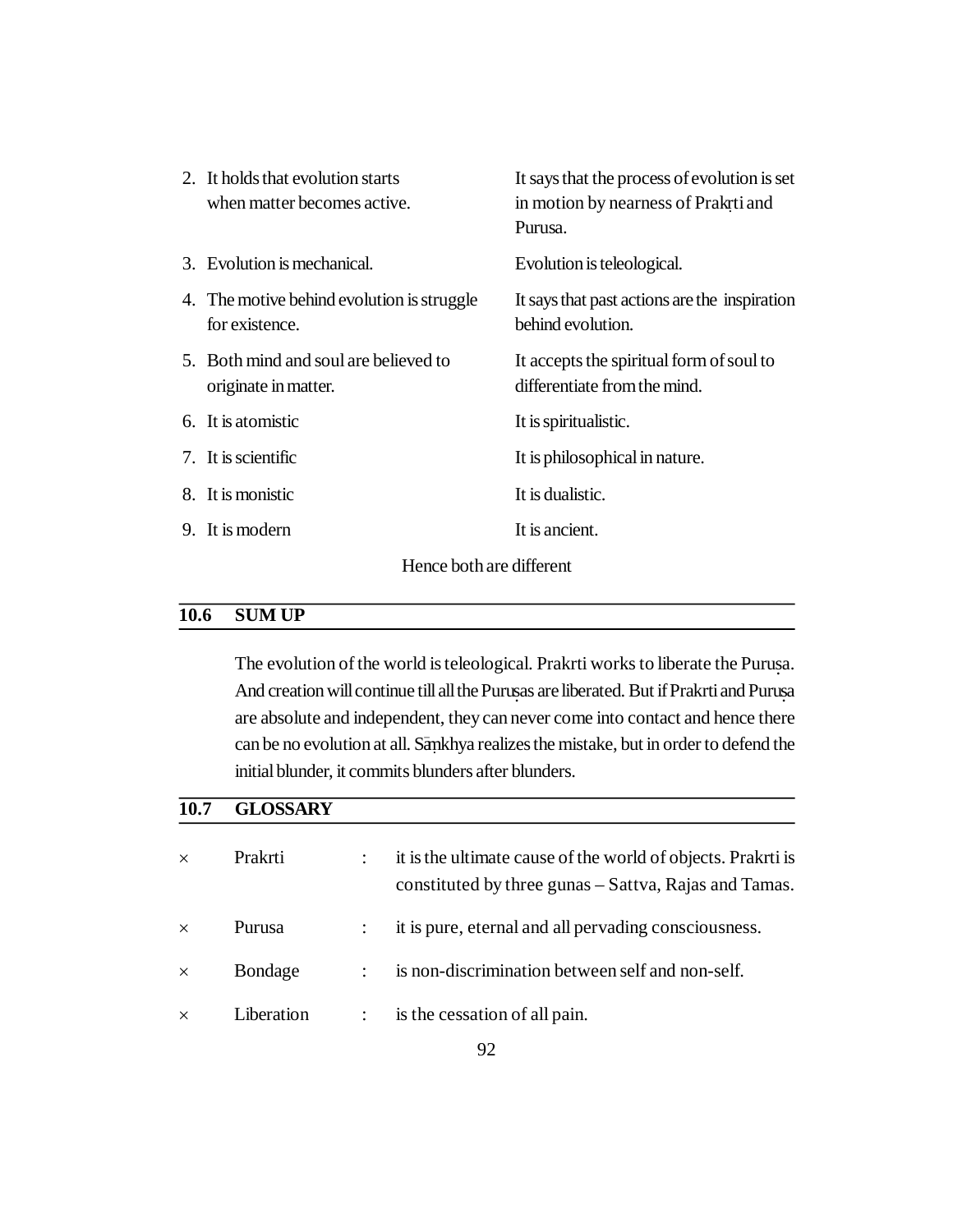| | |
|---|---|
| 2. It holds that evolution starts when matter becomes active. | It says that the process of evolution is set in motion by nearness of Prakṛti and Purusa. |
| 3. Evolution is mechanical. | Evolution is teleological. |
| 4. The motive behind evolution is struggle for existence. | It says that past actions are the inspiration behind evolution. |
| 5. Both mind and soul are believed to originate in matter. | It accepts the spiritual form of soul to differentiate from the mind. |
| 6. It is atomistic | It is spiritualistic. |
| 7. It is scientific | It is philosophical in nature. |
| 8. It is monistic | It is dualistic. |
| 9. It is modern | It is ancient. |

Hence both are different

## 10.6 SUM UP

The evolution of the world is teleological. Prakrti works to liberate the Puruṣa. And creation will continue till all the Puruṣas are liberated. But if Prakrti and Puruṣa are absolute and independent, they can never come into contact and hence there can be no evolution at all. Sāṃkhya realizes the mistake, but in order to defend the initial blunder, it commits blunders after blunders.

## 10.7 GLOSSARY

× Prakrti : it is the ultimate cause of the world of objects. Prakrti is constituted by three gunas – Sattva, Rajas and Tamas.

× Purusa : it is pure, eternal and all pervading consciousness.

× Bondage : is non-discrimination between self and non-self.

× Liberation : is the cessation of all pain.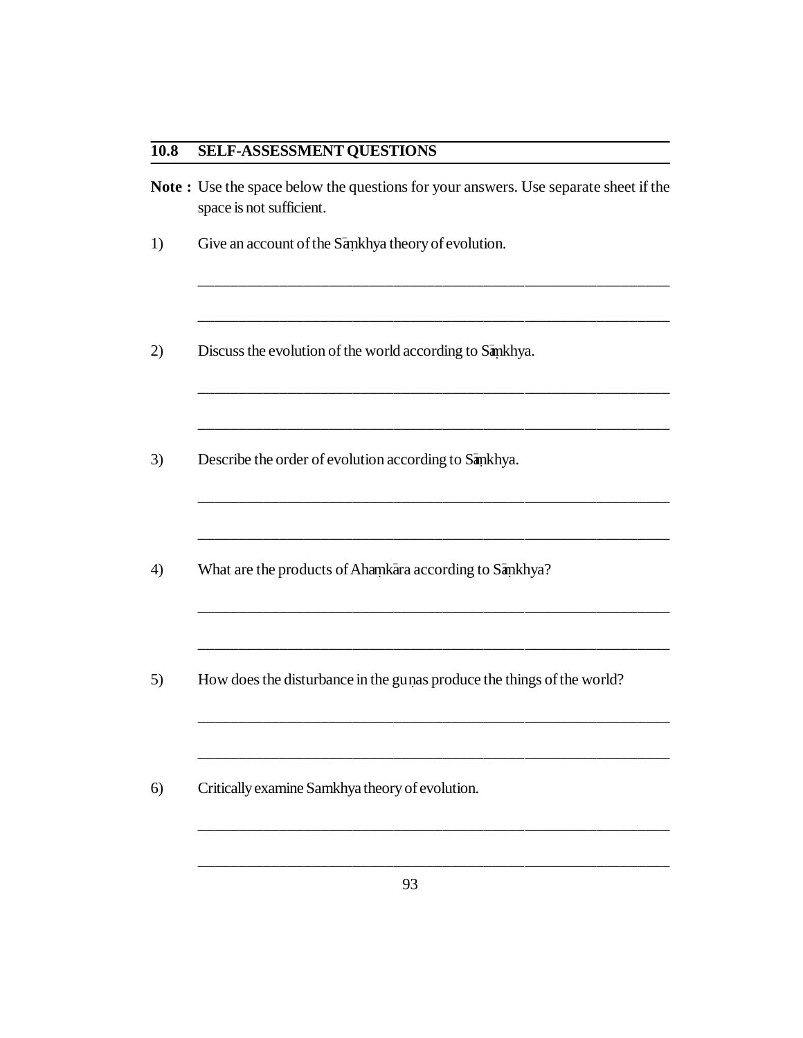## 10.8 SELF-ASSESSMENT QUESTIONS

**Note :** Use the space below the questions for your answers. Use separate sheet if the space is not sufficient.

1) Give an account of the Sāṃkhya theory of evolution.

____________________________________________________________

____________________________________________________________

2) Discuss the evolution of the world according to Sāṃkhya.

____________________________________________________________

____________________________________________________________

3) Describe the order of evolution according to Sāṃkhya.

____________________________________________________________

____________________________________________________________

4) What are the products of Ahaṃkāra according to Sāṃkhya?

____________________________________________________________

____________________________________________________________

5) How does the disturbance in the guṇas produce the things of the world?

____________________________________________________________

____________________________________________________________

6) Critically examine Samkhya theory of evolution.

____________________________________________________________

____________________________________________________________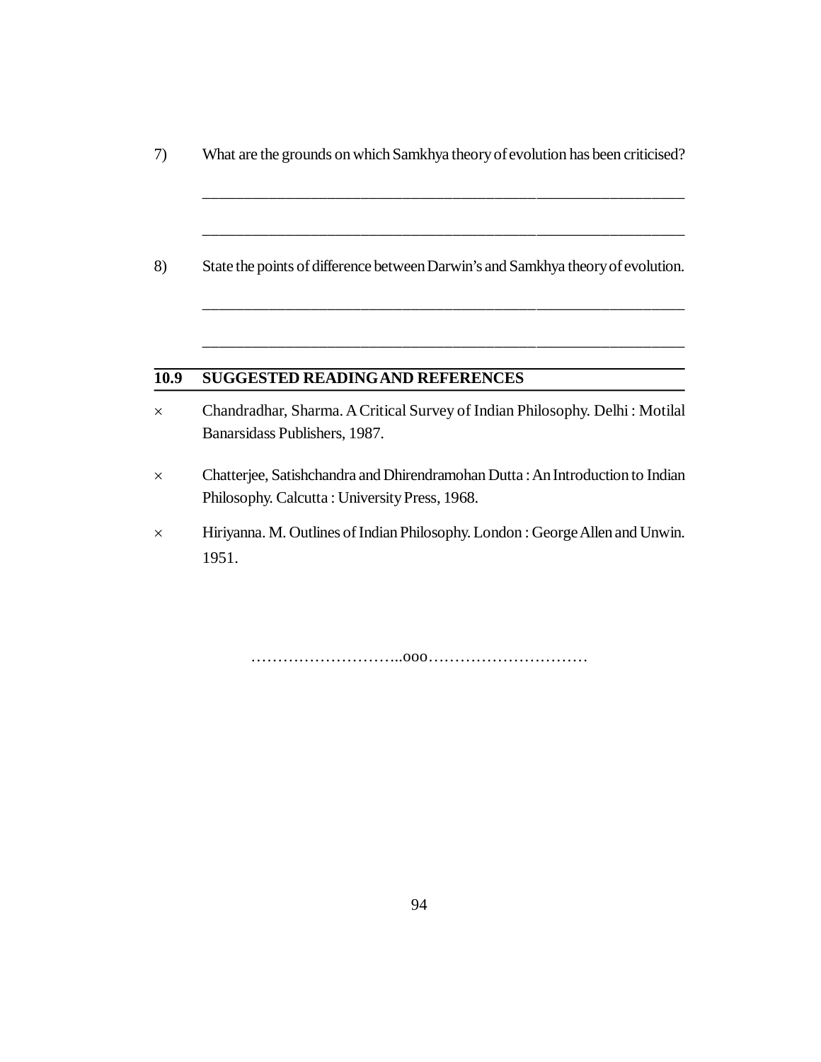7) What are the grounds on which Samkhya theory of evolution has been criticised?

_______________________________________________________________

_______________________________________________________________

8) State the points of difference between Darwin's and Samkhya theory of evolution.

_______________________________________________________________

_______________________________________________________________

## 10.9 SUGGESTED READING AND REFERENCES

× Chandradhar, Sharma. A Critical Survey of Indian Philosophy. Delhi : Motilal Banarsidass Publishers, 1987.

× Chatterjee, Satishchandra and Dhirendramohan Dutta : An Introduction to Indian Philosophy. Calcutta : University Press, 1968.

× Hiriyanna. M. Outlines of Indian Philosophy. London : George Allen and Unwin. 1951.

………………………..ooo…………………………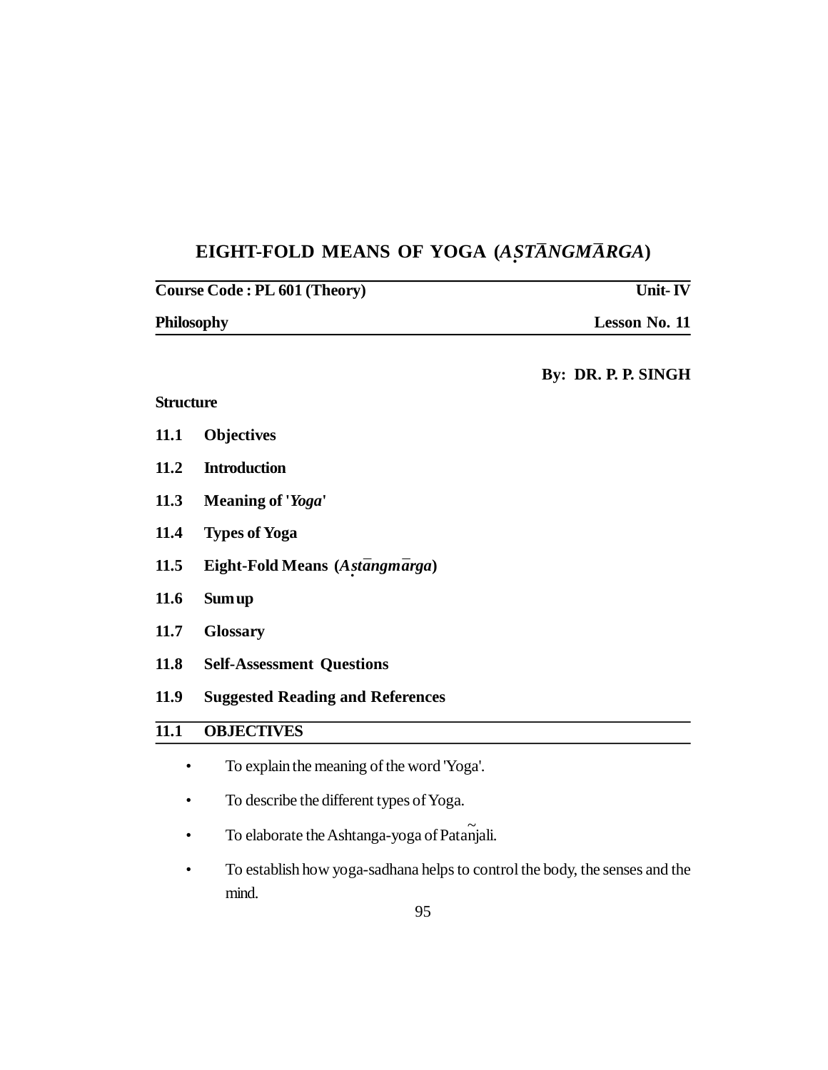# EIGHT-FOLD MEANS OF YOGA (*AṢTĀNGMĀRGA*)

| **Course Code : PL 601 (Theory)** | **Unit- IV** |
|---|---|
| **Philosophy** | **Lesson No. 11** |

**By: DR. P. P. SINGH**

**Structure**

**11.1 Objectives**

**11.2 Introduction**

**11.3 Meaning of '*Yoga*'**

**11.4 Types of Yoga**

**11.5 Eight-Fold Means (*Aṣtāngmārga*)**

**11.6 Sum up**

**11.7 Glossary**

**11.8 Self-Assessment Questions**

**11.9 Suggested Reading and References**

## 11.1 OBJECTIVES

- To explain the meaning of the word 'Yoga'.
- To describe the different types of Yoga.
- To elaborate the Ashtanga-yoga of Patañjali.
- To establish how yoga-sadhana helps to control the body, the senses and the mind.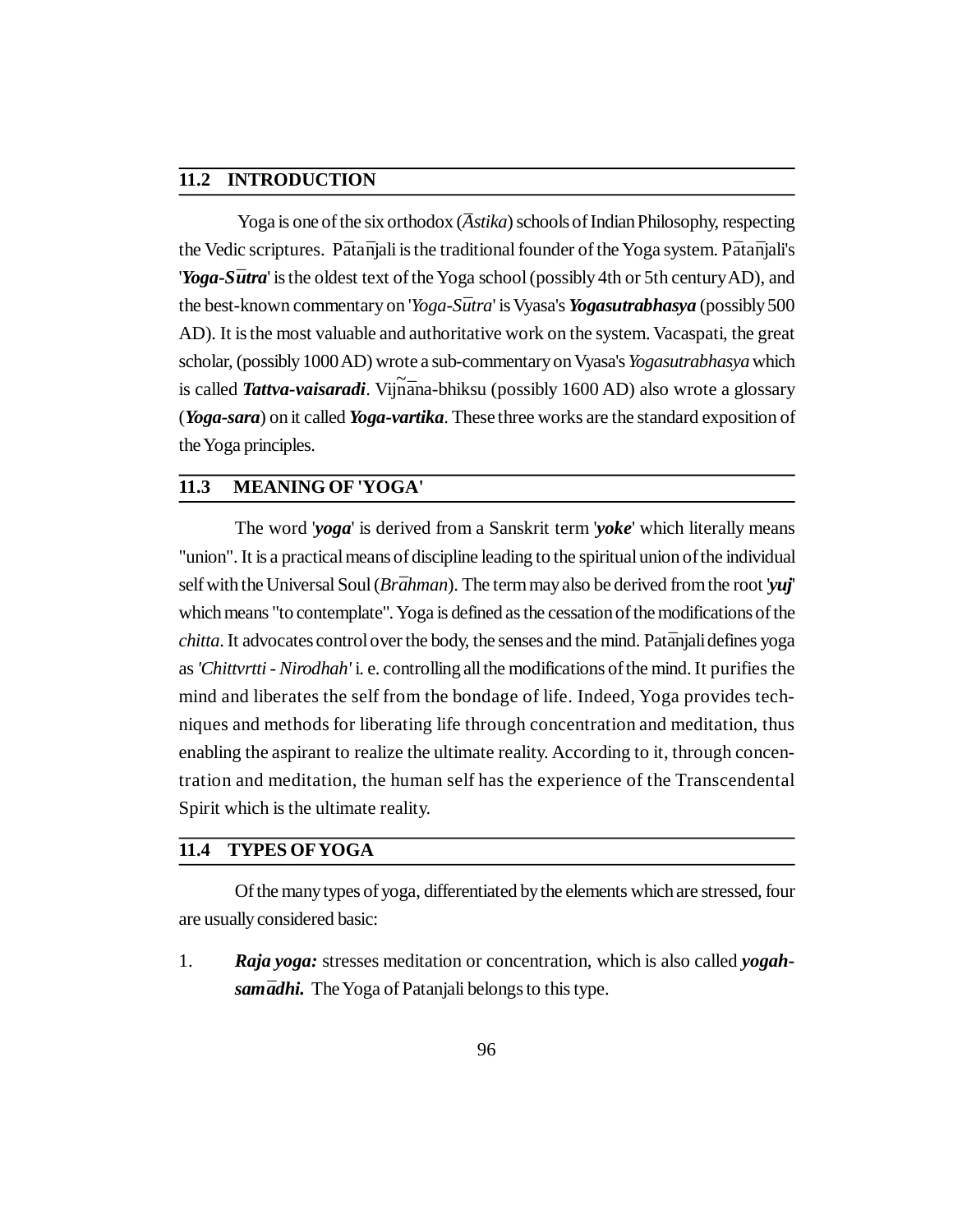## 11.2 INTRODUCTION

Yoga is one of the six orthodox (*Āstika*) schools of Indian Philosophy, respecting the Vedic scriptures. Pātañjali is the traditional founder of the Yoga system. Pātañjali's '***Yoga-Sūtra***' is the oldest text of the Yoga school (possibly 4th or 5th century AD), and the best-known commentary on '*Yoga-Sūtra*' is Vyasa's ***Yogasutrabhasya*** (possibly 500 AD). It is the most valuable and authoritative work on the system. Vacaspati, the great scholar, (possibly 1000 AD) wrote a sub-commentary on Vyasa's *Yogasutrabhasya* which is called ***Tattva-vaisaradi***. Vijñāna-bhiksu (possibly 1600 AD) also wrote a glossary (***Yoga-sara***) on it called ***Yoga-vartika***. These three works are the standard exposition of the Yoga principles.

## 11.3 MEANING OF 'YOGA'

The word '***yoga***' is derived from a Sanskrit term '***yoke***' which literally means "union". It is a practical means of discipline leading to the spiritual union of the individual self with the Universal Soul (*Brāhman*). The term may also be derived from the root '***yuj***' which means "to contemplate". Yoga is defined as the cessation of the modifications of the *chitta*. It advocates control over the body, the senses and the mind. Patāñjali defines yoga as *'Chittvrtti - Nirodhah'* i. e. controlling all the modifications of the mind. It purifies the mind and liberates the self from the bondage of life. Indeed, Yoga provides techniques and methods for liberating life through concentration and meditation, thus enabling the aspirant to realize the ultimate reality. According to it, through concentration and meditation, the human self has the experience of the Transcendental Spirit which is the ultimate reality.

## 11.4 TYPES OF YOGA

Of the many types of yoga, differentiated by the elements which are stressed, four are usually considered basic:

1. ***Raja yoga:*** stresses meditation or concentration, which is also called ***yogah-samādhi.*** The Yoga of Patanjali belongs to this type.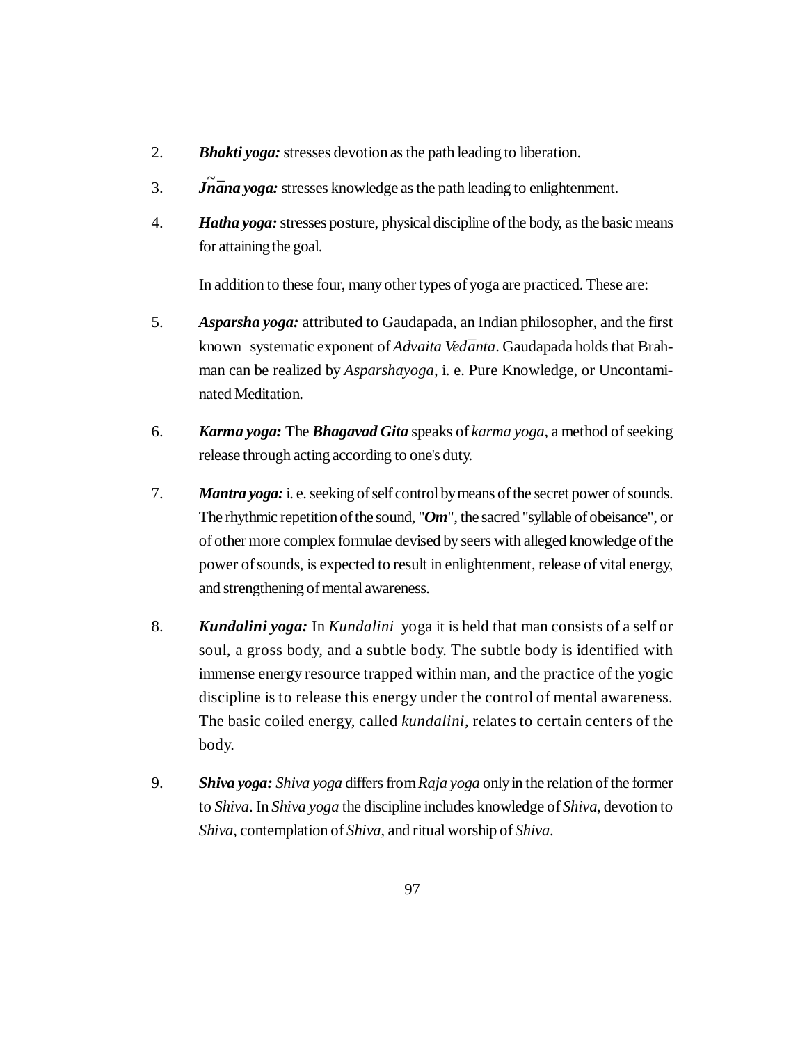2. ***Bhakti yoga:*** stresses devotion as the path leading to liberation.

3. ***Jñāna yoga:*** stresses knowledge as the path leading to enlightenment.

4. ***Hatha yoga:*** stresses posture, physical discipline of the body, as the basic means for attaining the goal.

   In addition to these four, many other types of yoga are practiced. These are:

5. ***Asparsha yoga:*** attributed to Gaudapada, an Indian philosopher, and the first known systematic exponent of *Advaita Vedānta*. Gaudapada holds that Brahman can be realized by *Asparshayoga*, i. e. Pure Knowledge, or Uncontaminated Meditation.

6. ***Karma yoga:*** The ***Bhagavad Gita*** speaks of *karma yoga*, a method of seeking release through acting according to one's duty.

7. ***Mantra yoga:*** i. e. seeking of self control by means of the secret power of sounds. The rhythmic repetition of the sound, "***Om***", the sacred "syllable of obeisance", or of other more complex formulae devised by seers with alleged knowledge of the power of sounds, is expected to result in enlightenment, release of vital energy, and strengthening of mental awareness.

8. ***Kundalini yoga:*** In *Kundalini* yoga it is held that man consists of a self or soul, a gross body, and a subtle body. The subtle body is identified with immense energy resource trapped within man, and the practice of the yogic discipline is to release this energy under the control of mental awareness. The basic coiled energy, called *kundalini*, relates to certain centers of the body.

9. ***Shiva yoga:*** *Shiva yoga* differs from *Raja yoga* only in the relation of the former to *Shiva*. In *Shiva yoga* the discipline includes knowledge of *Shiva*, devotion to *Shiva*, contemplation of *Shiva*, and ritual worship of *Shiva*.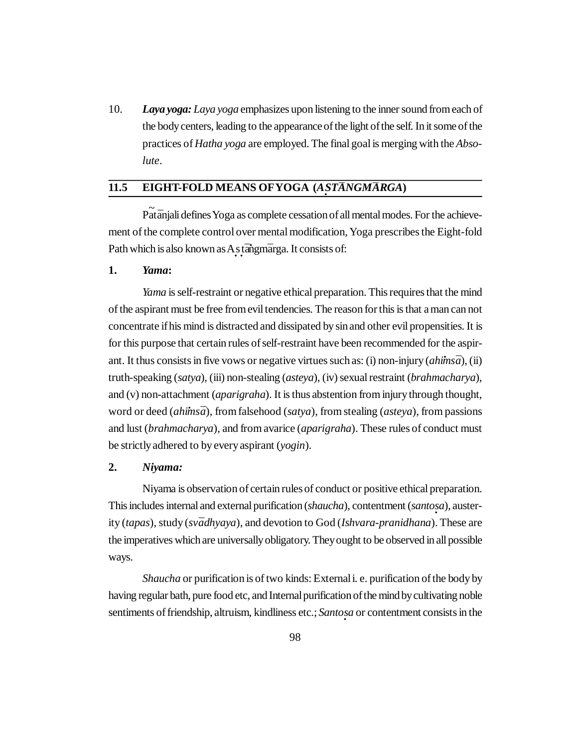10. ***Laya yoga:*** *Laya yoga* emphasizes upon listening to the inner sound from each of the body centers, leading to the appearance of the light of the self. In it some of the practices of *Hatha yoga* are employed. The final goal is merging with the *Absolute*.

## 11.5 EIGHT-FOLD MEANS OF YOGA (*AṢṬĀNGMĀRGA*)

Pātañjali defines Yoga as complete cessation of all mental modes. For the achievement of the complete control over mental modification, Yoga prescribes the Eight-fold Path which is also known as Aṣṭāṅgmārga. It consists of:

**1. *Yama*:**

*Yama* is self-restraint or negative ethical preparation. This requires that the mind of the aspirant must be free from evil tendencies. The reason for this is that a man can not concentrate if his mind is distracted and dissipated by sin and other evil propensities. It is for this purpose that certain rules of self-restraint have been recommended for the aspirant. It thus consists in five vows or negative virtues such as: (i) non-injury (*ahiṁsā*), (ii) truth-speaking (*satya*), (iii) non-stealing (*asteya*), (iv) sexual restraint (*brahmacharya*), and (v) non-attachment (*aparigraha*). It is thus abstention from injury through thought, word or deed (*ahiṁsā*), from falsehood (*satya*), from stealing (*asteya*), from passions and lust (*brahmacharya*), and from avarice (*aparigraha*). These rules of conduct must be strictly adhered to by every aspirant (*yogin*).

**2. *Niyama:***

Niyama is observation of certain rules of conduct or positive ethical preparation. This includes internal and external purification (*shaucha*), contentment (*santoṣa*), austerity (*tapas*), study (*svādhyaya*), and devotion to God (*Ishvara-pranidhana*). These are the imperatives which are universally obligatory. They ought to be observed in all possible ways.

*Shaucha* or purification is of two kinds: External i. e. purification of the body by having regular bath, pure food etc, and Internal purification of the mind by cultivating noble sentiments of friendship, altruism, kindliness etc.; *Santoṣa* or contentment consists in the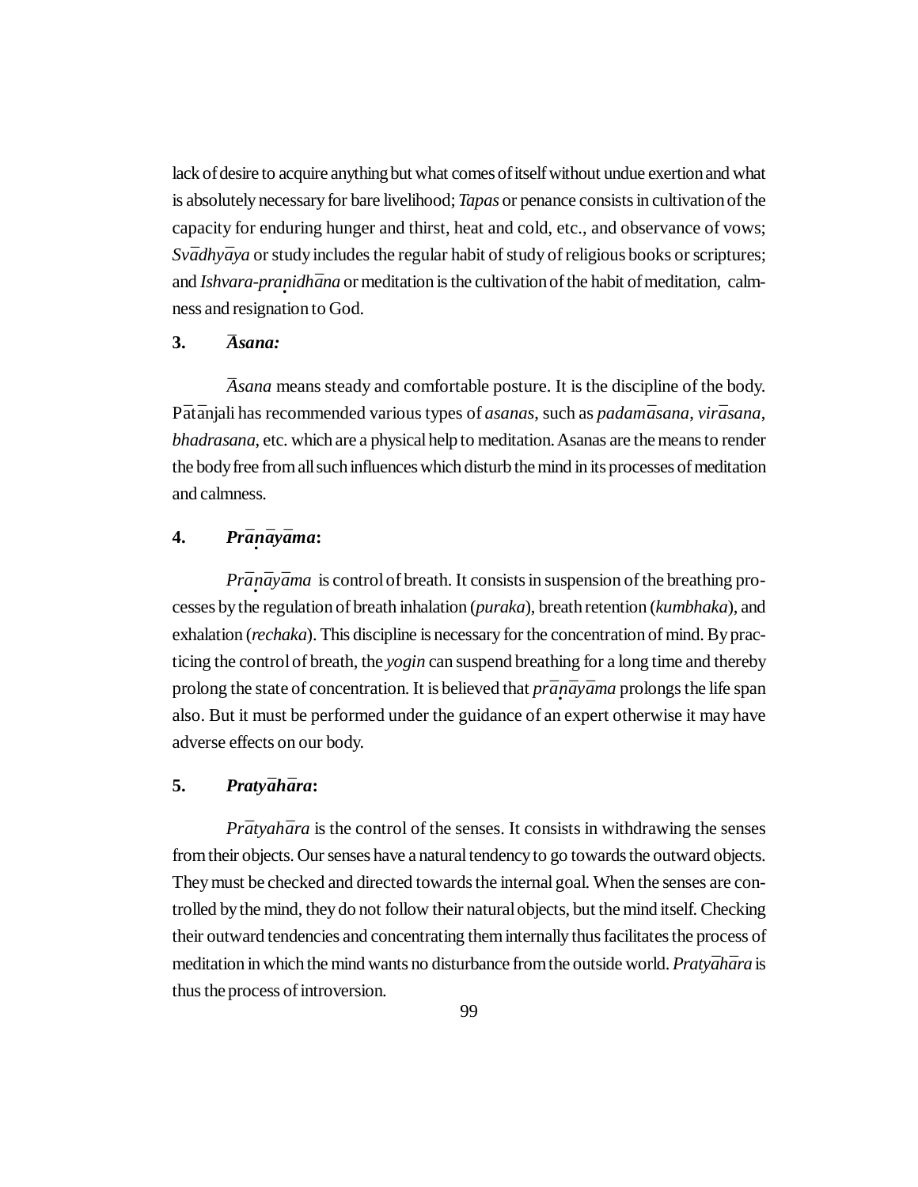lack of desire to acquire anything but what comes of itself without undue exertion and what is absolutely necessary for bare livelihood; *Tapas* or penance consists in cultivation of the capacity for enduring hunger and thirst, heat and cold, etc., and observance of vows; *Svādhyāya* or study includes the regular habit of study of religious books or scriptures; and *Ishvara-praṇidhāna* or meditation is the cultivation of the habit of meditation, calmness and resignation to God.

### 3. *Āsana:*

*Āsana* means steady and comfortable posture. It is the discipline of the body. Pātānjali has recommended various types of *asanas*, such as *padamāsana*, *virāsana*, *bhadrasana*, etc. which are a physical help to meditation. Asanas are the means to render the body free from all such influences which disturb the mind in its processes of meditation and calmness.

### 4. *Prāṇāyāma*:

*Prāṇāyāma* is control of breath. It consists in suspension of the breathing processes by the regulation of breath inhalation (*puraka*), breath retention (*kumbhaka*), and exhalation (*rechaka*). This discipline is necessary for the concentration of mind. By practicing the control of breath, the *yogin* can suspend breathing for a long time and thereby prolong the state of concentration. It is believed that *prāṇāyāma* prolongs the life span also. But it must be performed under the guidance of an expert otherwise it may have adverse effects on our body.

### 5. *Pratyāhāra*:

*Prātyahāra* is the control of the senses. It consists in withdrawing the senses from their objects. Our senses have a natural tendency to go towards the outward objects. They must be checked and directed towards the internal goal. When the senses are controlled by the mind, they do not follow their natural objects, but the mind itself. Checking their outward tendencies and concentrating them internally thus facilitates the process of meditation in which the mind wants no disturbance from the outside world. *Pratyāhāra* is thus the process of introversion.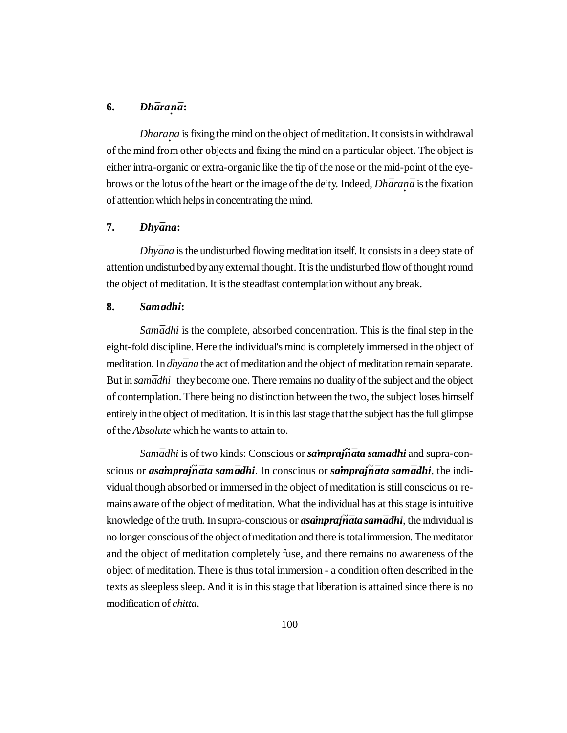## 6. *Dhāraṇā*:

*Dhāraṇā* is fixing the mind on the object of meditation. It consists in withdrawal of the mind from other objects and fixing the mind on a particular object. The object is either intra-organic or extra-organic like the tip of the nose or the mid-point of the eye-brows or the lotus of the heart or the image of the deity. Indeed, *Dhāraṇā* is the fixation of attention which helps in concentrating the mind.

## 7. *Dhyāna*:

*Dhyāna* is the undisturbed flowing meditation itself. It consists in a deep state of attention undisturbed by any external thought. It is the undisturbed flow of thought round the object of meditation. It is the steadfast contemplation without any break.

## 8. *Samādhi*:

*Samādhi* is the complete, absorbed concentration. This is the final step in the eight-fold discipline. Here the individual's mind is completely immersed in the object of meditation. In *dhyāna* the act of meditation and the object of meditation remain separate. But in *samādhi* they become one. There remains no duality of the subject and the object of contemplation. There being no distinction between the two, the subject loses himself entirely in the object of meditation. It is in this last stage that the subject has the full glimpse of the *Absolute* which he wants to attain to.

*Samādhi* is of two kinds: Conscious or ***saṁprajñāta samadhi*** and supra-conscious or ***asaṁprajñāta samādhi***. In conscious or ***saṁprajñāta samādhi***, the individual though absorbed or immersed in the object of meditation is still conscious or remains aware of the object of meditation. What the individual has at this stage is intuitive knowledge of the truth. In supra-conscious or ***asaṁprajñāta samādhi***, the individual is no longer conscious of the object of meditation and there is total immersion. The meditator and the object of meditation completely fuse, and there remains no awareness of the object of meditation. There is thus total immersion - a condition often described in the texts as sleepless sleep. And it is in this stage that liberation is attained since there is no modification of *chitta*.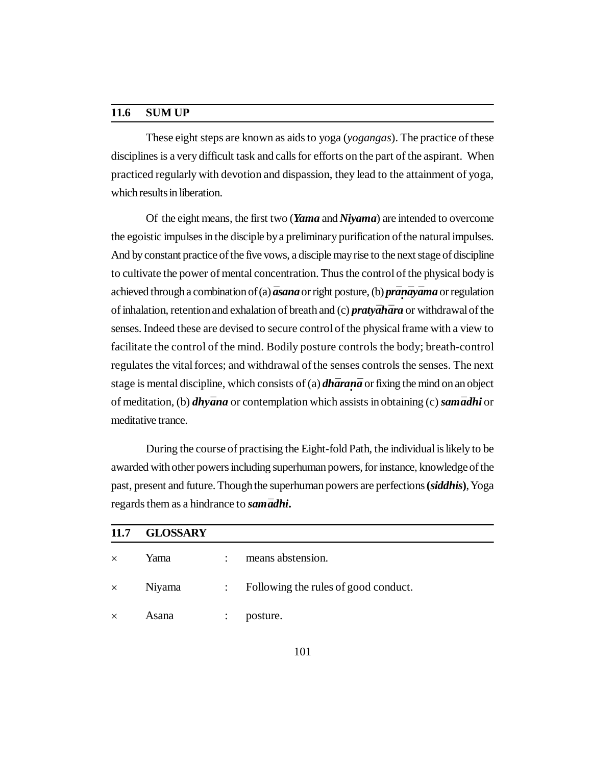## 11.6 SUM UP

These eight steps are known as aids to yoga (*yogangas*). The practice of these disciplines is a very difficult task and calls for efforts on the part of the aspirant. When practiced regularly with devotion and dispassion, they lead to the attainment of yoga, which results in liberation.

Of the eight means, the first two (***Yama*** and ***Niyama***) are intended to overcome the egoistic impulses in the disciple by a preliminary purification of the natural impulses. And by constant practice of the five vows, a disciple may rise to the next stage of discipline to cultivate the power of mental concentration. Thus the control of the physical body is achieved through a combination of (a) ***āsana*** or right posture, (b) ***prāṇāyāma*** or regulation of inhalation, retention and exhalation of breath and (c) ***pratyāhāra*** or withdrawal of the senses. Indeed these are devised to secure control of the physical frame with a view to facilitate the control of the mind. Bodily posture controls the body; breath-control regulates the vital forces; and withdrawal of the senses controls the senses. The next stage is mental discipline, which consists of (a) ***dhāraṇā*** or fixing the mind on an object of meditation, (b) ***dhyāna*** or contemplation which assists in obtaining (c) ***samādhi*** or meditative trance.

During the course of practising the Eight-fold Path, the individual is likely to be awarded with other powers including superhuman powers, for instance, knowledge of the past, present and future. Though the superhuman powers are perfections **(*siddhis*)**, Yoga regards them as a hindrance to ***samādhi*.**

## 11.7 GLOSSARY

- Yama : means abstension.
- Niyama : Following the rules of good conduct.
- Asana : posture.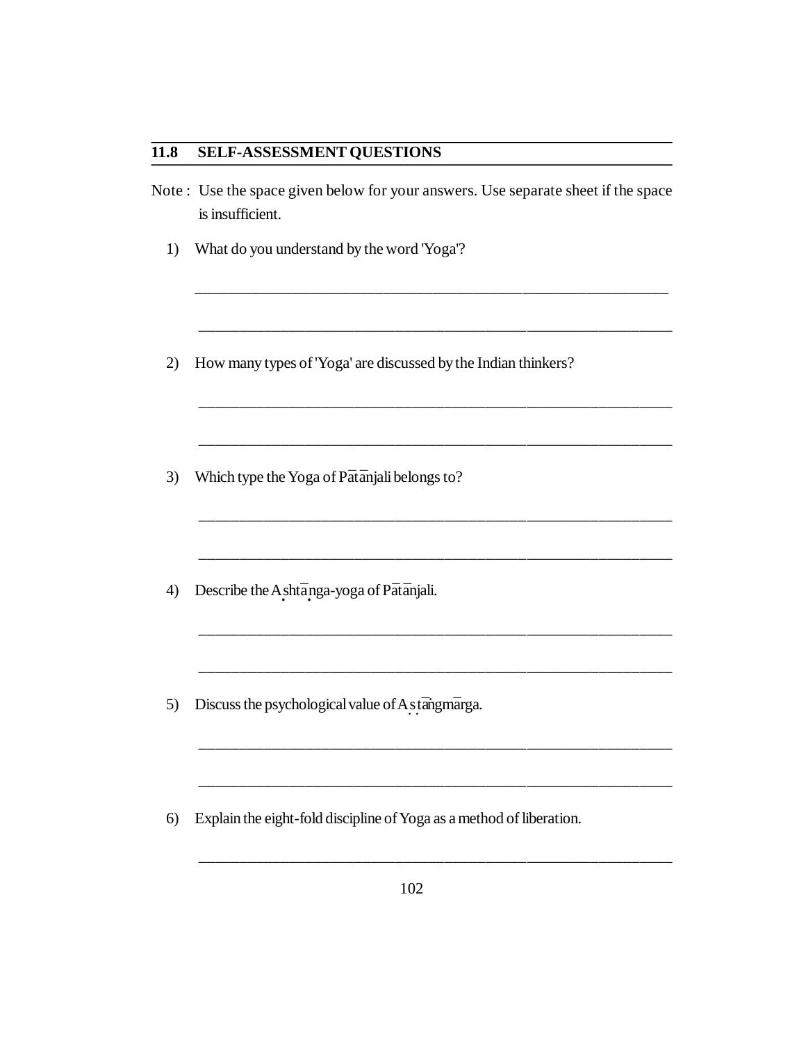## 11.8 SELF-ASSESSMENT QUESTIONS

Note : Use the space given below for your answers. Use separate sheet if the space is insufficient.

1) What do you understand by the word 'Yoga'?

_______________________________________________________________

_______________________________________________________________

2) How many types of 'Yoga' are discussed by the Indian thinkers?

_______________________________________________________________

_______________________________________________________________

3) Which type the Yoga of Pātānjali belongs to?

_______________________________________________________________

_______________________________________________________________

4) Describe the Aṣhtāṇga-yoga of Pātānjali.

_______________________________________________________________

_______________________________________________________________

5) Discuss the psychological value of Aṣṭāṅgmārga.

_______________________________________________________________

_______________________________________________________________

6) Explain the eight-fold discipline of Yoga as a method of liberation.

_______________________________________________________________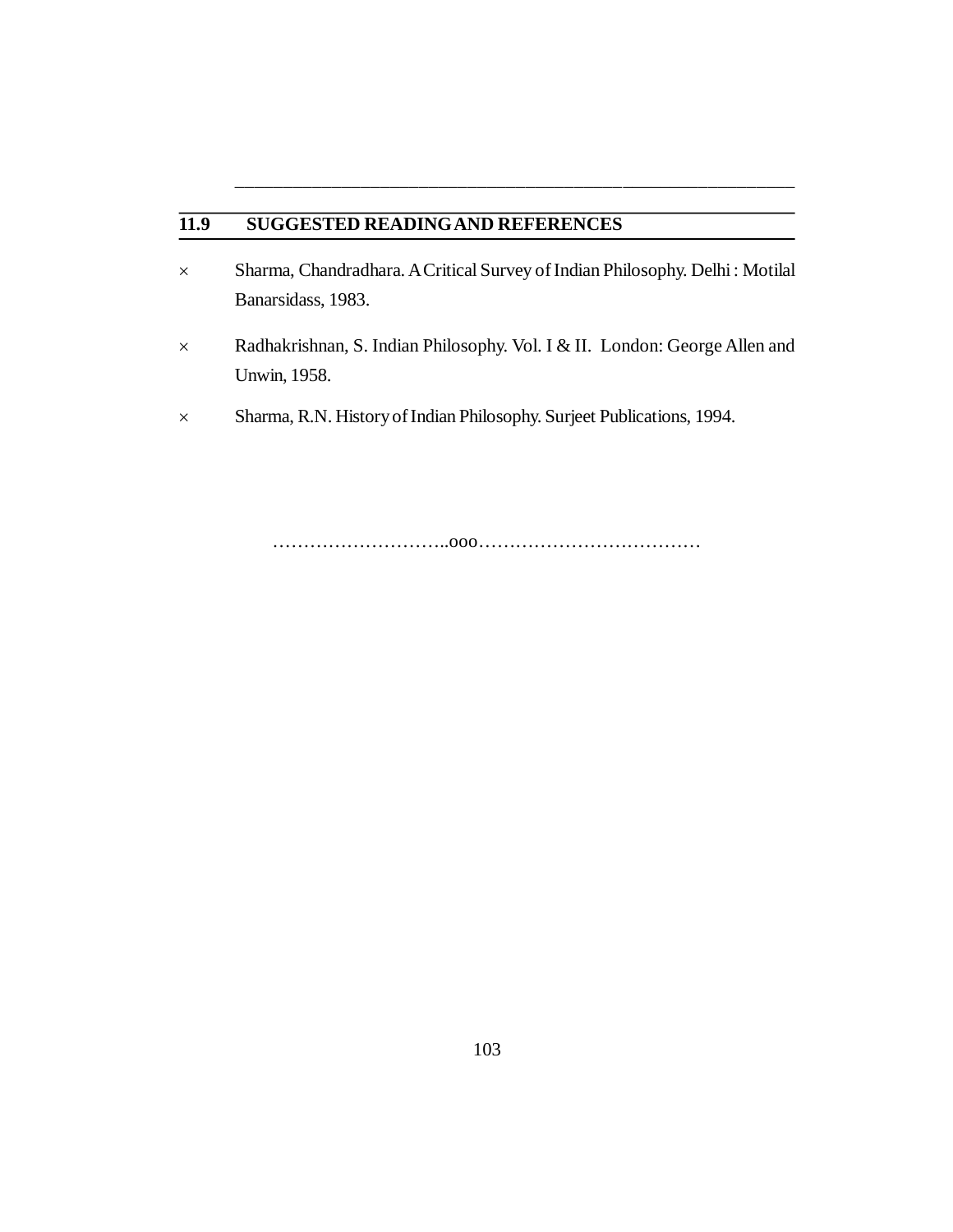## 11.9 SUGGESTED READING AND REFERENCES

- Sharma, Chandradhara. A Critical Survey of Indian Philosophy. Delhi : Motilal Banarsidass, 1983.
- Radhakrishnan, S. Indian Philosophy. Vol. I & II. London: George Allen and Unwin, 1958.
- Sharma, R.N. History of Indian Philosophy. Surjeet Publications, 1994.

………………………..ooo………………………………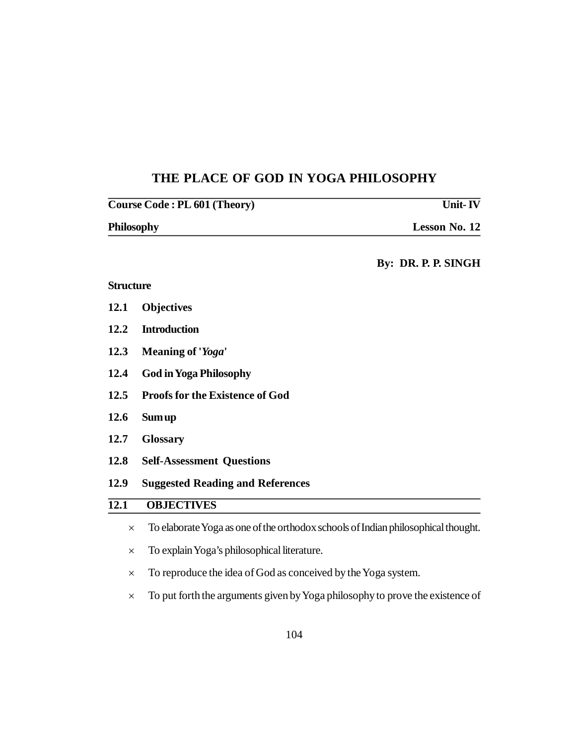# THE PLACE OF GOD IN YOGA PHILOSOPHY

**Course Code : PL 601 (Theory)** **Unit- IV**

**Philosophy** **Lesson No. 12**

**By: DR. P. P. SINGH**

**Structure**

**12.1 Objectives**

**12.2 Introduction**

**12.3 Meaning of '*Yoga*'**

**12.4 God in Yoga Philosophy**

**12.5 Proofs for the Existence of God**

**12.6 Sum up**

**12.7 Glossary**

**12.8 Self-Assessment Questions**

**12.9 Suggested Reading and References**

## 12.1 OBJECTIVES

- × To elaborate Yoga as one of the orthodox schools of Indian philosophical thought.
- × To explain Yoga's philosophical literature.
- × To reproduce the idea of God as conceived by the Yoga system.
- × To put forth the arguments given by Yoga philosophy to prove the existence of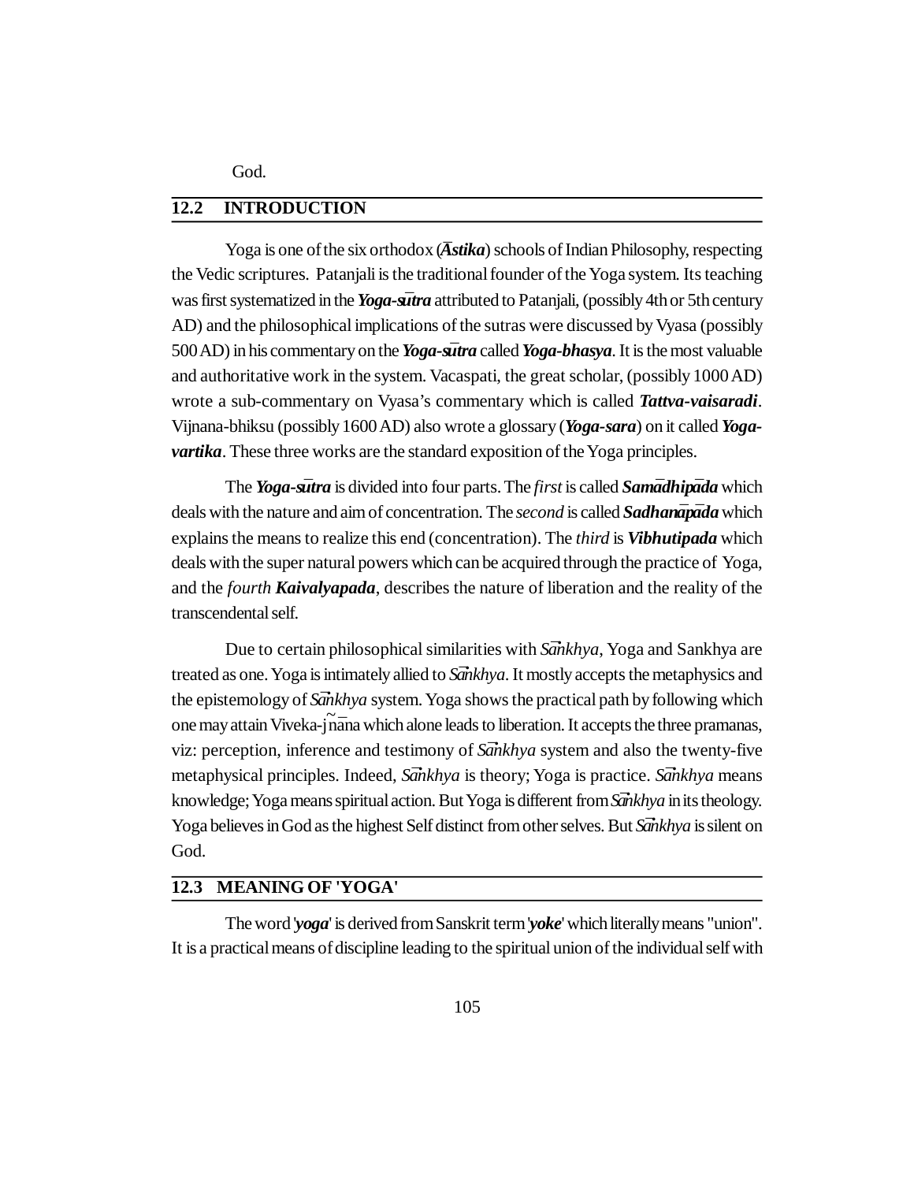God.

## 12.2 INTRODUCTION

Yoga is one of the six orthodox (***Āstika***) schools of Indian Philosophy, respecting the Vedic scriptures. Patanjali is the traditional founder of the Yoga system. Its teaching was first systematized in the ***Yoga-sūtra*** attributed to Patanjali, (possibly 4th or 5th century AD) and the philosophical implications of the sutras were discussed by Vyasa (possibly 500 AD) in his commentary on the ***Yoga-sūtra*** called ***Yoga-bhasya***. It is the most valuable and authoritative work in the system. Vacaspati, the great scholar, (possibly 1000 AD) wrote a sub-commentary on Vyasa's commentary which is called ***Tattva-vaisaradi***. Vijnana-bhiksu (possibly 1600 AD) also wrote a glossary (***Yoga-sara***) on it called ***Yoga-vartika***. These three works are the standard exposition of the Yoga principles.

The ***Yoga-sūtra*** is divided into four parts. The *first* is called ***Samādhipāda*** which deals with the nature and aim of concentration. The *second* is called ***Sadhanāpāda*** which explains the means to realize this end (concentration). The *third* is ***Vibhutipada*** which deals with the super natural powers which can be acquired through the practice of Yoga, and the *fourth* ***Kaivalyapada***, describes the nature of liberation and the reality of the transcendental self.

Due to certain philosophical similarities with *Sāṅkhya*, Yoga and Sankhya are treated as one. Yoga is intimately allied to *Sāṅkhya*. It mostly accepts the metaphysics and the epistemology of *Sāṅkhya* system. Yoga shows the practical path by following which one may attain Viveka-jñāna which alone leads to liberation. It accepts the three pramanas, viz: perception, inference and testimony of *Sāṅkhya* system and also the twenty-five metaphysical principles. Indeed, *Sāṅkhya* is theory; Yoga is practice. *Sāṅkhya* means knowledge; Yoga means spiritual action. But Yoga is different from *Sāṅkhya* in its theology. Yoga believes in God as the highest Self distinct from other selves. But *Sāṅkhya* is silent on God.

## 12.3 MEANING OF 'YOGA'

The word '***yoga***' is derived from Sanskrit term '***yoke***' which literally means "union". It is a practical means of discipline leading to the spiritual union of the individual self with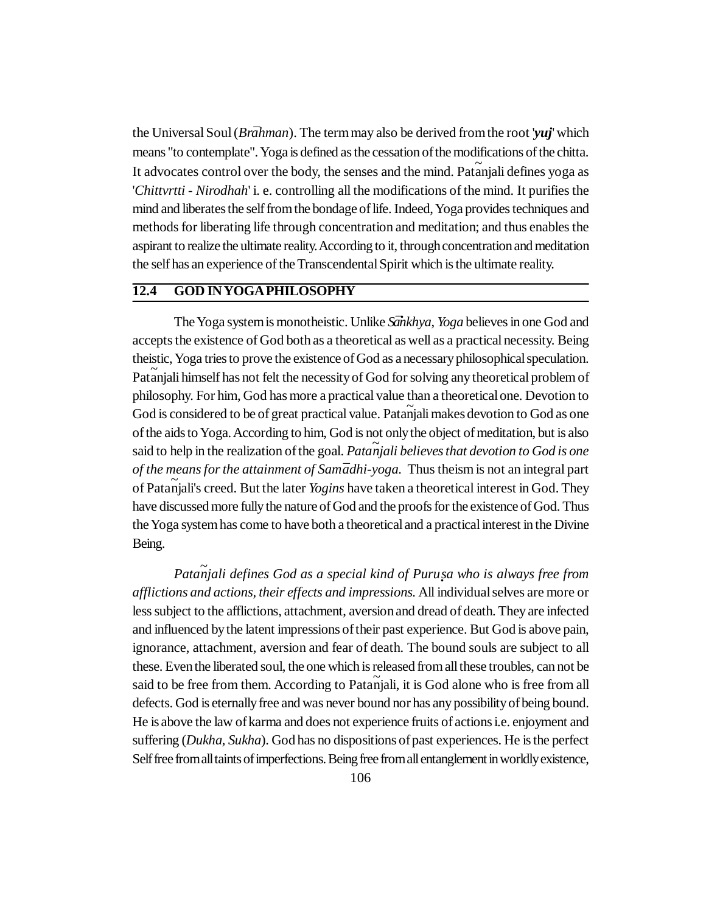the Universal Soul (*Brāhman*). The term may also be derived from the root '***yuj***' which means "to contemplate". Yoga is defined as the cessation of the modifications of the chitta. It advocates control over the body, the senses and the mind. Patañjali defines yoga as '*Chittvrtti - Nirodhah*' i. e. controlling all the modifications of the mind. It purifies the mind and liberates the self from the bondage of life. Indeed, Yoga provides techniques and methods for liberating life through concentration and meditation; and thus enables the aspirant to realize the ultimate reality. According to it, through concentration and meditation the self has an experience of the Transcendental Spirit which is the ultimate reality.

## 12.4 GOD IN YOGA PHILOSOPHY

The Yoga system is monotheistic. Unlike *Sāṅkhya*, *Yoga* believes in one God and accepts the existence of God both as a theoretical as well as a practical necessity. Being theistic, Yoga tries to prove the existence of God as a necessary philosophical speculation. Patañjali himself has not felt the necessity of God for solving any theoretical problem of philosophy. For him, God has more a practical value than a theoretical one. Devotion to God is considered to be of great practical value. Patañjali makes devotion to God as one of the aids to Yoga. According to him, God is not only the object of meditation, but is also said to help in the realization of the goal. *Patañjali believes that devotion to God is one of the means for the attainment of Samādhi-yoga.* Thus theism is not an integral part of Patañjali's creed. But the later *Yogins* have taken a theoretical interest in God. They have discussed more fully the nature of God and the proofs for the existence of God. Thus the Yoga system has come to have both a theoretical and a practical interest in the Divine Being.

*Patañjali defines God as a special kind of Puruṣa who is always free from afflictions and actions, their effects and impressions.* All individual selves are more or less subject to the afflictions, attachment, aversion and dread of death. They are infected and influenced by the latent impressions of their past experience. But God is above pain, ignorance, attachment, aversion and fear of death. The bound souls are subject to all these. Even the liberated soul, the one which is released from all these troubles, can not be said to be free from them. According to Patañjali, it is God alone who is free from all defects. God is eternally free and was never bound nor has any possibility of being bound. He is above the law of karma and does not experience fruits of actions i.e. enjoyment and suffering (*Dukha, Sukha*). God has no dispositions of past experiences. He is the perfect Self free from all taints of imperfections. Being free from all entanglement in worldly existence,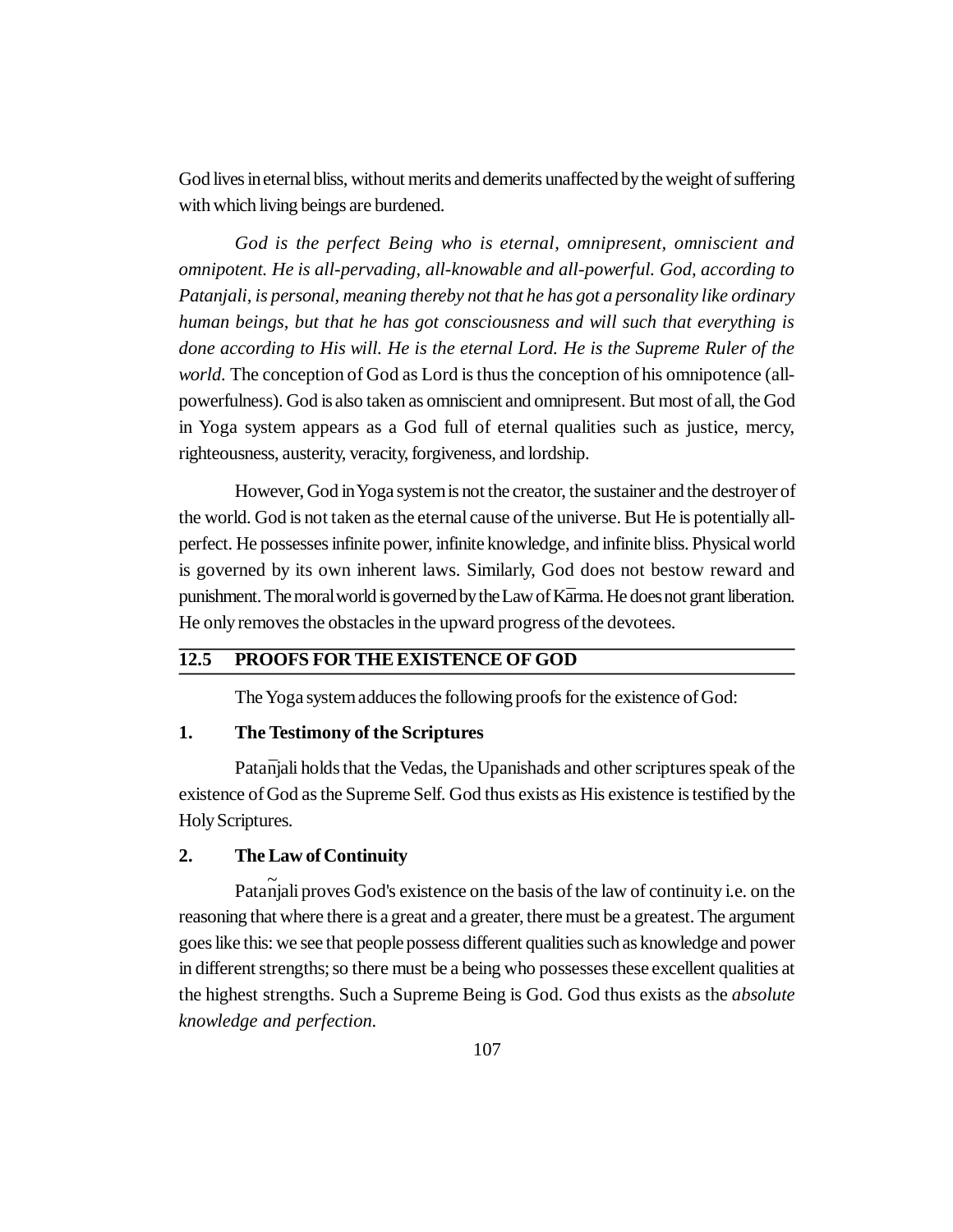God lives in eternal bliss, without merits and demerits unaffected by the weight of suffering with which living beings are burdened.

*God is the perfect Being who is eternal, omnipresent, omniscient and omnipotent. He is all-pervading, all-knowable and all-powerful. God, according to Patanjali, is personal, meaning thereby not that he has got a personality like ordinary human beings, but that he has got consciousness and will such that everything is done according to His will. He is the eternal Lord. He is the Supreme Ruler of the world.* The conception of God as Lord is thus the conception of his omnipotence (all-powerfulness). God is also taken as omniscient and omnipresent. But most of all, the God in Yoga system appears as a God full of eternal qualities such as justice, mercy, righteousness, austerity, veracity, forgiveness, and lordship.

However, God in Yoga system is not the creator, the sustainer and the destroyer of the world. God is not taken as the eternal cause of the universe. But He is potentially all-perfect. He possesses infinite power, infinite knowledge, and infinite bliss. Physical world is governed by its own inherent laws. Similarly, God does not bestow reward and punishment. The moral world is governed by the Law of Kārma. He does not grant liberation. He only removes the obstacles in the upward progress of the devotees.

## 12.5 PROOFS FOR THE EXISTENCE OF GOD

The Yoga system adduces the following proofs for the existence of God:

### 1. The Testimony of the Scriptures

Patañjali holds that the Vedas, the Upanishads and other scriptures speak of the existence of God as the Supreme Self. God thus exists as His existence is testified by the Holy Scriptures.

### 2. The Law of Continuity

Patañjali proves God's existence on the basis of the law of continuity i.e. on the reasoning that where there is a great and a greater, there must be a greatest. The argument goes like this: we see that people possess different qualities such as knowledge and power in different strengths; so there must be a being who possesses these excellent qualities at the highest strengths. Such a Supreme Being is God. God thus exists as the *absolute knowledge and perfection.*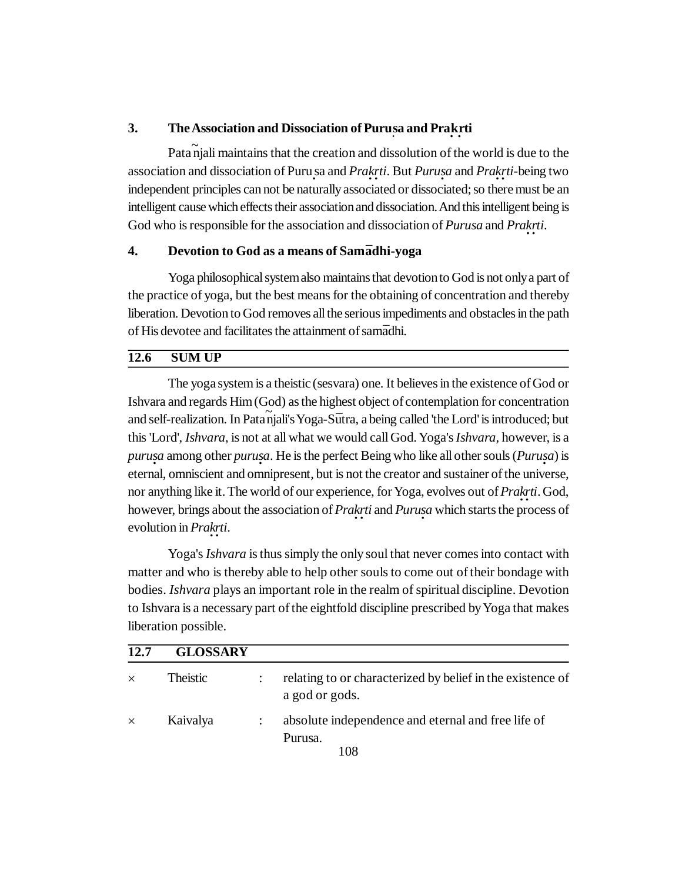### 3. The Association and Dissociation of Puruṣa and Prakṛti

Patañjali maintains that the creation and dissolution of the world is due to the association and dissociation of Puruṣa and *Prakṛti*. But *Puruṣa* and *Prakṛti*-being two independent principles can not be naturally associated or dissociated; so there must be an intelligent cause which effects their association and dissociation. And this intelligent being is God who is responsible for the association and dissociation of *Purusa* and *Prakṛti*.

### 4. Devotion to God as a means of Samādhi-yoga

Yoga philosophical system also maintains that devotion to God is not only a part of the practice of yoga, but the best means for the obtaining of concentration and thereby liberation. Devotion to God removes all the serious impediments and obstacles in the path of His devotee and facilitates the attainment of samādhi.

## 12.6 SUM UP

The yoga system is a theistic (sesvara) one. It believes in the existence of God or Ishvara and regards Him (God) as the highest object of contemplation for concentration and self-realization. In Patañjali's Yoga-Sūtra, a being called 'the Lord' is introduced; but this 'Lord', *Ishvara*, is not at all what we would call God. Yoga's *Ishvara*, however, is a *puruṣa* among other *puruṣa*. He is the perfect Being who like all other souls (*Puruṣa*) is eternal, omniscient and omnipresent, but is not the creator and sustainer of the universe, nor anything like it. The world of our experience, for Yoga, evolves out of *Prakṛti*. God, however, brings about the association of *Prakṛti* and *Puruṣa* which starts the process of evolution in *Prakṛti*.

Yoga's *Ishvara* is thus simply the only soul that never comes into contact with matter and who is thereby able to help other souls to come out of their bondage with bodies. *Ishvara* plays an important role in the realm of spiritual discipline. Devotion to Ishvara is a necessary part of the eightfold discipline prescribed by Yoga that makes liberation possible.

## 12.7 GLOSSARY

- Theistic : relating to or characterized by belief in the existence of a god or gods.
- Kaivalya : absolute independence and eternal and free life of Purusa.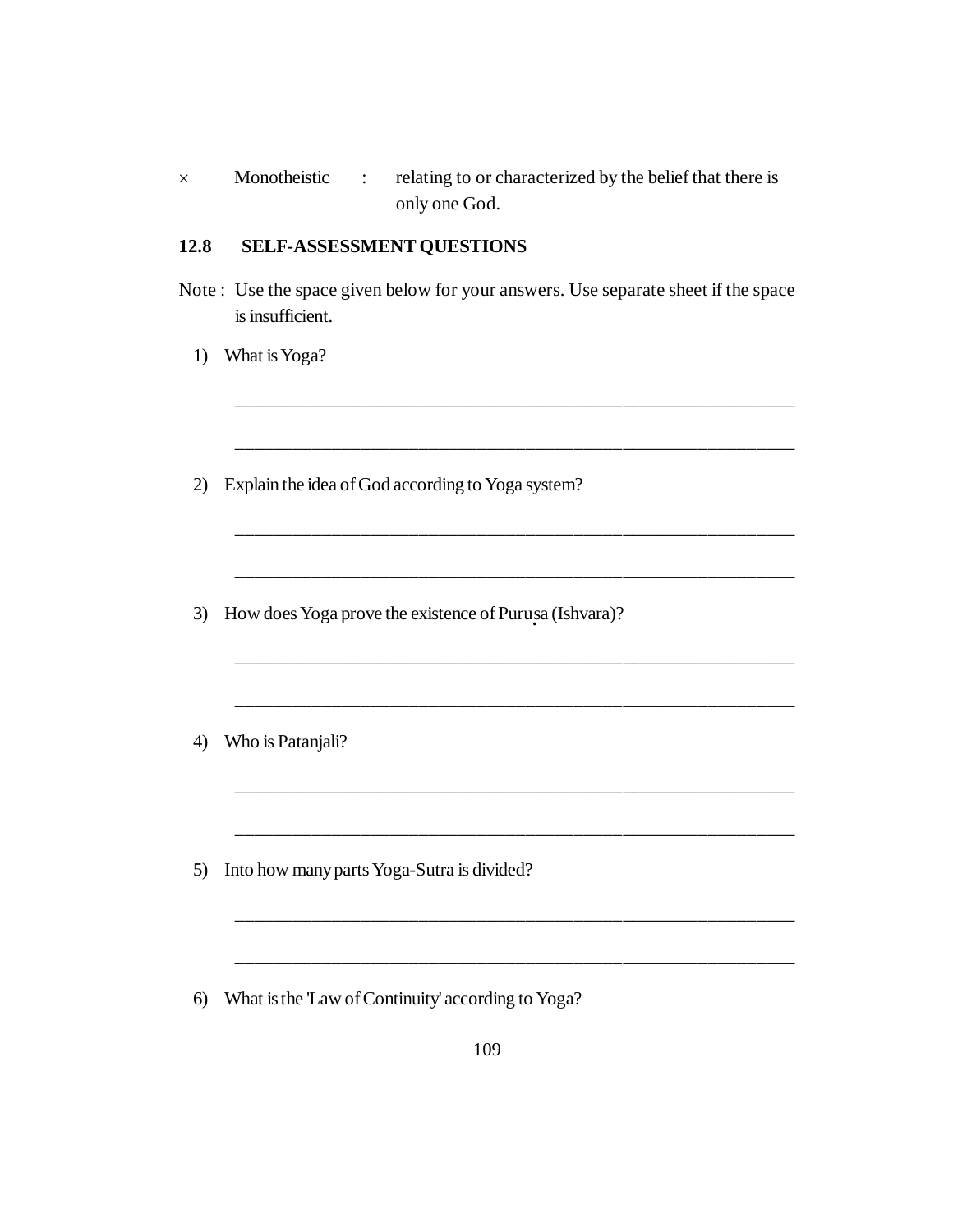× Monotheistic : relating to or characterized by the belief that there is only one God.

## 12.8 SELF-ASSESSMENT QUESTIONS

Note : Use the space given below for your answers. Use separate sheet if the space is insufficient.

1) What is Yoga?

______________________________________________________________

______________________________________________________________

2) Explain the idea of God according to Yoga system?

______________________________________________________________

______________________________________________________________

3) How does Yoga prove the existence of Puruṣa (Ishvara)?

______________________________________________________________

______________________________________________________________

4) Who is Patanjali?

______________________________________________________________

______________________________________________________________

5) Into how many parts Yoga-Sutra is divided?

______________________________________________________________

______________________________________________________________

6) What is the 'Law of Continuity' according to Yoga?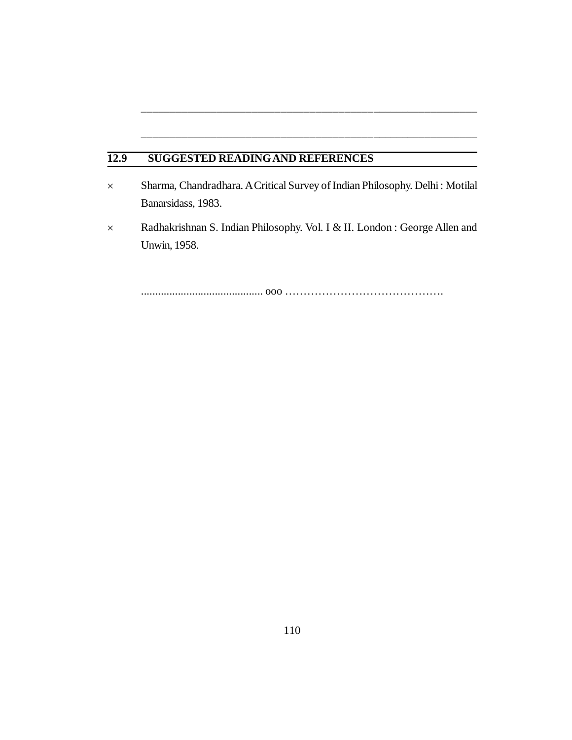\_\_\_\_\_\_\_\_\_\_\_\_\_\_\_\_\_\_\_\_\_\_\_\_\_\_\_\_\_\_\_\_\_\_\_\_\_\_\_\_\_\_\_\_\_\_\_\_\_\_\_\_\_\_\_\_\_\_\_\_

\_\_\_\_\_\_\_\_\_\_\_\_\_\_\_\_\_\_\_\_\_\_\_\_\_\_\_\_\_\_\_\_\_\_\_\_\_\_\_\_\_\_\_\_\_\_\_\_\_\_\_\_\_\_\_\_\_\_\_\_

## 12.9 SUGGESTED READING AND REFERENCES

× Sharma, Chandradhara. A Critical Survey of Indian Philosophy. Delhi : Motilal Banarsidass, 1983.

× Radhakrishnan S. Indian Philosophy. Vol. I & II. London : George Allen and Unwin, 1958.

.......................................... ooo ……………………………………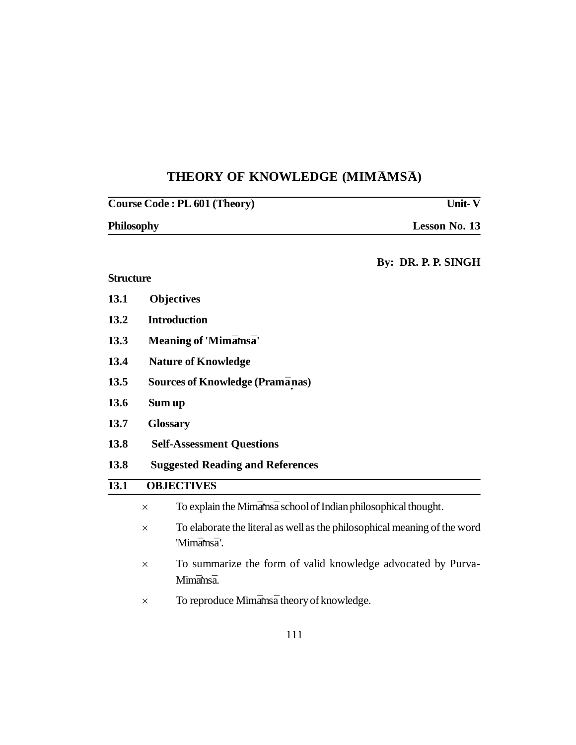# THEORY OF KNOWLEDGE (MIMĀMSĀ)

| **Course Code : PL 601 (Theory)** | **Unit- V** |
|---|---|
| **Philosophy** | **Lesson No. 13** |

**By: DR. P. P. SINGH**

**Structure**

**13.1 Objectives**

**13.2 Introduction**

**13.3 Meaning of 'Mimāṁsā'**

**13.4 Nature of Knowledge**

**13.5 Sources of Knowledge (Pramāṇas)**

**13.6 Sum up**

**13.7 Glossary**

**13.8 Self-Assessment Questions**

**13.8 Suggested Reading and References**

## 13.1 OBJECTIVES

× To explain the Mimāṁsā school of Indian philosophical thought.

× To elaborate the literal as well as the philosophical meaning of the word 'Mimāṁsā'.

× To summarize the form of valid knowledge advocated by Purva-Mimāṁsā.

× To reproduce Mimāṁsā theory of knowledge.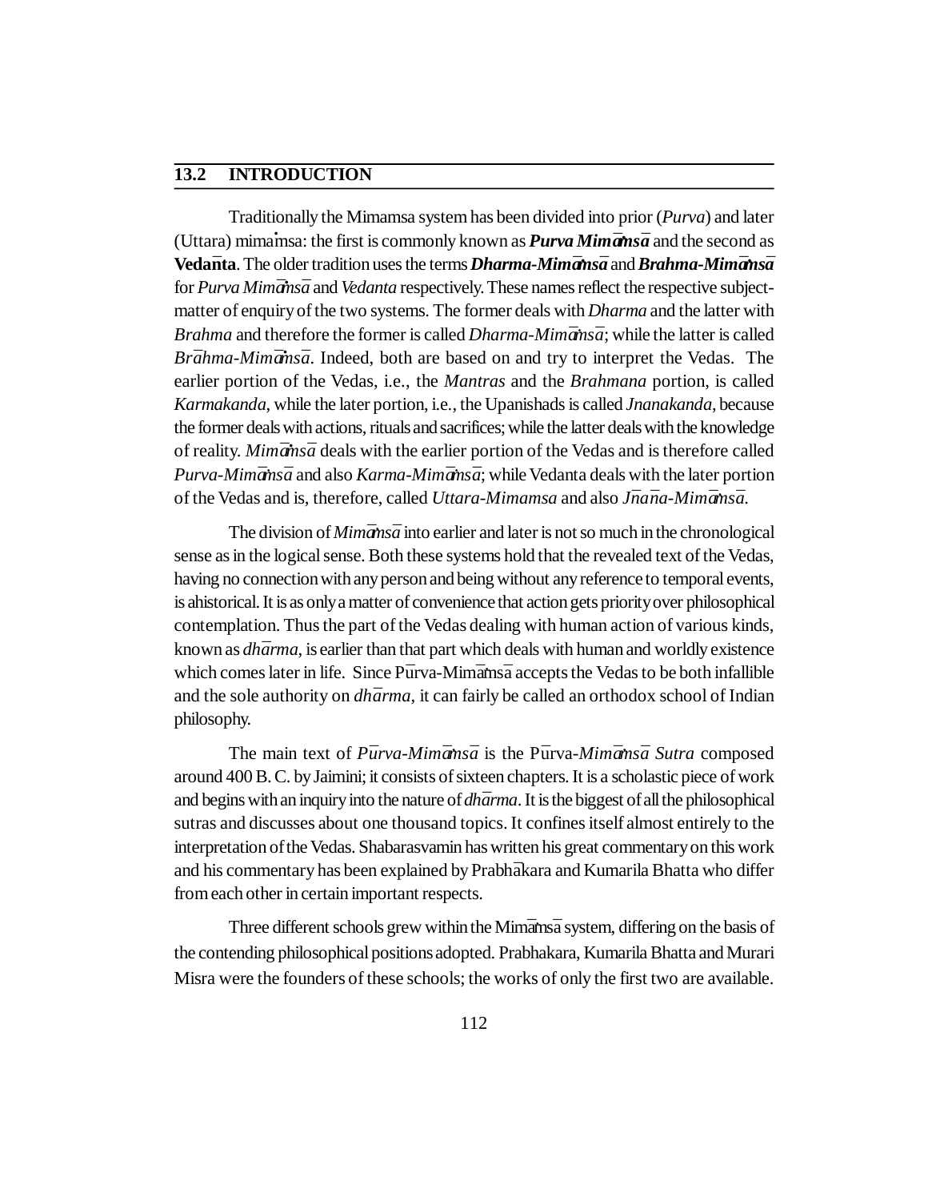## 13.2 INTRODUCTION

Traditionally the Mimamsa system has been divided into prior (*Purva*) and later (Uttara) mimaṁsa: the first is commonly known as ***Purva Mimāṁsā*** and the second as **Vedānta**. The older tradition uses the terms ***Dharma-Mimāṁsā*** and ***Brahma-Mimāṁsā*** for *Purva Mimāṁsā* and *Vedanta* respectively. These names reflect the respective subject-matter of enquiry of the two systems. The former deals with *Dharma* and the latter with *Brahma* and therefore the former is called *Dharma-Mimāṁsā*; while the latter is called *Brāhma-Mimāṁsā*. Indeed, both are based on and try to interpret the Vedas. The earlier portion of the Vedas, i.e., the *Mantras* and the *Brahmana* portion, is called *Karmakanda*, while the later portion, i.e., the Upanishads is called *Jnanakanda*, because the former deals with actions, rituals and sacrifices; while the latter deals with the knowledge of reality. *Mimāṁsā* deals with the earlier portion of the Vedas and is therefore called *Purva-Mimāṁsā* and also *Karma-Mimāṁsā*; while Vedanta deals with the later portion of the Vedas and is, therefore, called *Uttara-Mimamsa* and also *Jnāna-Mimāṁsā*.

The division of *Mimāṁsā* into earlier and later is not so much in the chronological sense as in the logical sense. Both these systems hold that the revealed text of the Vedas, having no connection with any person and being without any reference to temporal events, is ahistorical. It is as only a matter of convenience that action gets priority over philosophical contemplation. Thus the part of the Vedas dealing with human action of various kinds, known as *dhārma*, is earlier than that part which deals with human and worldly existence which comes later in life. Since Pūrva-Mimāṁsā accepts the Vedas to be both infallible and the sole authority on *dhārma*, it can fairly be called an orthodox school of Indian philosophy.

The main text of *Pūrva-Mimāṁsā* is the Pūrva-*Mimāṁsā Sutra* composed around 400 B. C. by Jaimini; it consists of sixteen chapters. It is a scholastic piece of work and begins with an inquiry into the nature of *dhārma*. It is the biggest of all the philosophical sutras and discusses about one thousand topics. It confines itself almost entirely to the interpretation of the Vedas. Shabarasvamin has written his great commentary on this work and his commentary has been explained by Prabhākara and Kumarila Bhatta who differ from each other in certain important respects.

Three different schools grew within the Mimāṁsā system, differing on the basis of the contending philosophical positions adopted. Prabhakara, Kumarila Bhatta and Murari Misra were the founders of these schools; the works of only the first two are available.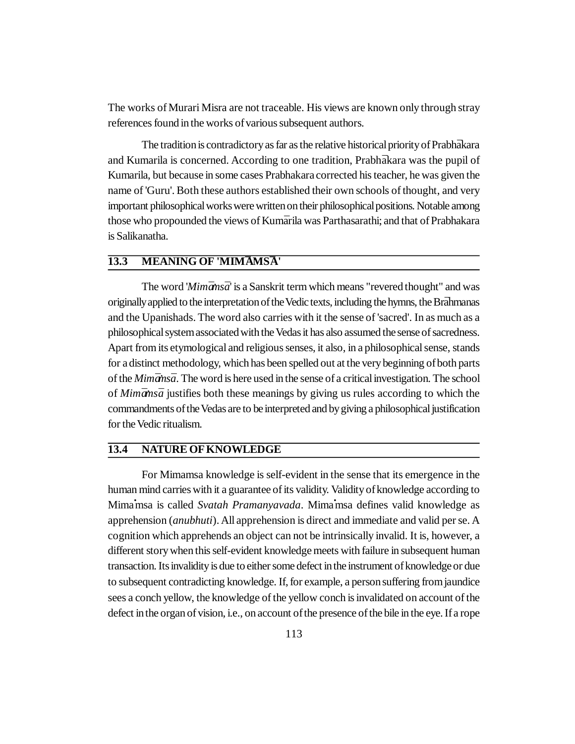The works of Murari Misra are not traceable. His views are known only through stray references found in the works of various subsequent authors.

The tradition is contradictory as far as the relative historical priority of Prabhākara and Kumarila is concerned. According to one tradition, Prabhākara was the pupil of Kumarila, but because in some cases Prabhakara corrected his teacher, he was given the name of 'Guru'. Both these authors established their own schools of thought, and very important philosophical works were written on their philosophical positions. Notable among those who propounded the views of Kumārila was Parthasarathi; and that of Prabhakara is Salikanatha.

## 13.3 MEANING OF 'MIMĀMSĀ'

The word '*Mimāṁsā*' is a Sanskrit term which means "revered thought" and was originally applied to the interpretation of the Vedic texts, including the hymns, the Brāhmanas and the Upanishads. The word also carries with it the sense of 'sacred'. In as much as a philosophical system associated with the Vedas it has also assumed the sense of sacredness. Apart from its etymological and religious senses, it also, in a philosophical sense, stands for a distinct methodology, which has been spelled out at the very beginning of both parts of the *Mimāṁsā*. The word is here used in the sense of a critical investigation. The school of *Mimāṁsā* justifies both these meanings by giving us rules according to which the commandments of the Vedas are to be interpreted and by giving a philosophical justification for the Vedic ritualism.

## 13.4 NATURE OF KNOWLEDGE

For Mimamsa knowledge is self-evident in the sense that its emergence in the human mind carries with it a guarantee of its validity. Validity of knowledge according to Mimaṁsa is called *Svatah Pramanyavada*. Mimaṁsa defines valid knowledge as apprehension (*anubhuti*). All apprehension is direct and immediate and valid per se. A cognition which apprehends an object can not be intrinsically invalid. It is, however, a different story when this self-evident knowledge meets with failure in subsequent human transaction. Its invalidity is due to either some defect in the instrument of knowledge or due to subsequent contradicting knowledge. If, for example, a person suffering from jaundice sees a conch yellow, the knowledge of the yellow conch is invalidated on account of the defect in the organ of vision, i.e., on account of the presence of the bile in the eye. If a rope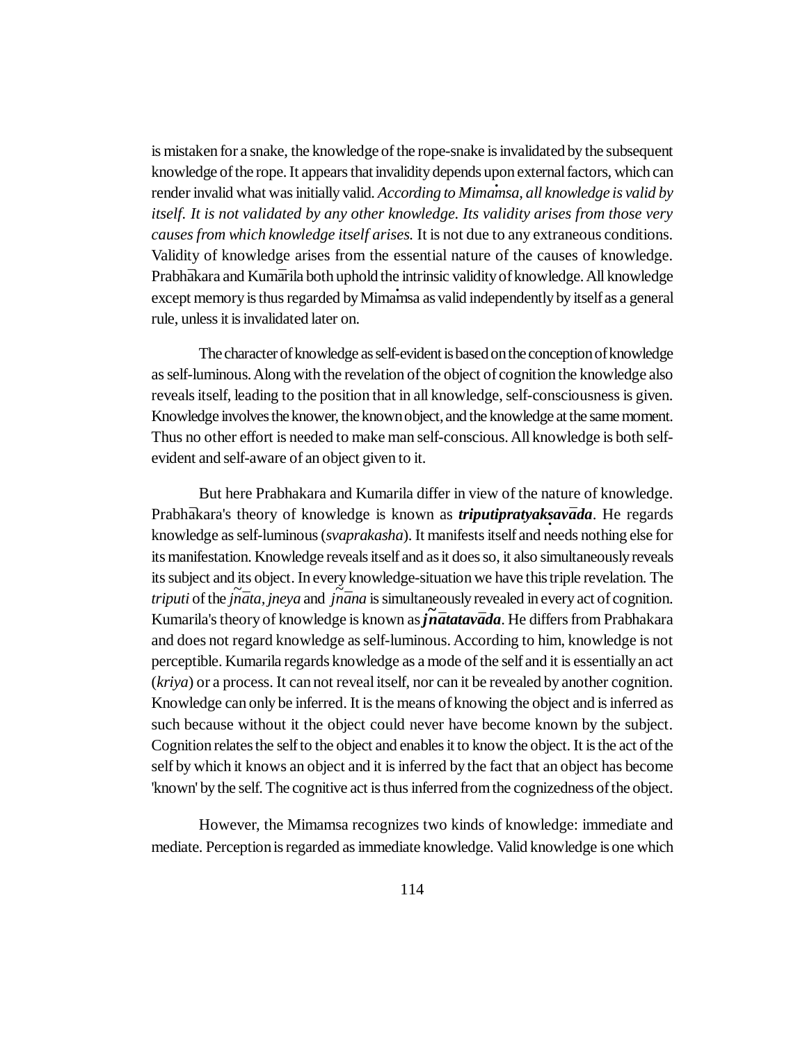is mistaken for a snake, the knowledge of the rope-snake is invalidated by the subsequent knowledge of the rope. It appears that invalidity depends upon external factors, which can render invalid what was initially valid. *According to Mimaṁsa, all knowledge is valid by itself. It is not validated by any other knowledge. Its validity arises from those very causes from which knowledge itself arises.* It is not due to any extraneous conditions. Validity of knowledge arises from the essential nature of the causes of knowledge. Prabhākara and Kumārila both uphold the intrinsic validity of knowledge. All knowledge except memory is thus regarded by Mimaṁsa as valid independently by itself as a general rule, unless it is invalidated later on.

The character of knowledge as self-evident is based on the conception of knowledge as self-luminous. Along with the revelation of the object of cognition the knowledge also reveals itself, leading to the position that in all knowledge, self-consciousness is given. Knowledge involves the knower, the known object, and the knowledge at the same moment. Thus no other effort is needed to make man self-conscious. All knowledge is both self-evident and self-aware of an object given to it.

But here Prabhakara and Kumarila differ in view of the nature of knowledge. Prabhākara's theory of knowledge is known as ***triputipratyakṣavāda***. He regards knowledge as self-luminous (*svaprakasha*). It manifests itself and needs nothing else for its manifestation. Knowledge reveals itself and as it does so, it also simultaneously reveals its subject and its object. In every knowledge-situation we have this triple revelation. The *triputi* of the *jñāta*, *jneya* and *jñāna* is simultaneously revealed in every act of cognition. Kumarila's theory of knowledge is known as ***jñātatavāda***. He differs from Prabhakara and does not regard knowledge as self-luminous. According to him, knowledge is not perceptible. Kumarila regards knowledge as a mode of the self and it is essentially an act (*kriya*) or a process. It can not reveal itself, nor can it be revealed by another cognition. Knowledge can only be inferred. It is the means of knowing the object and is inferred as such because without it the object could never have become known by the subject. Cognition relates the self to the object and enables it to know the object. It is the act of the self by which it knows an object and it is inferred by the fact that an object has become 'known' by the self. The cognitive act is thus inferred from the cognizedness of the object.

However, the Mimamsa recognizes two kinds of knowledge: immediate and mediate. Perception is regarded as immediate knowledge. Valid knowledge is one which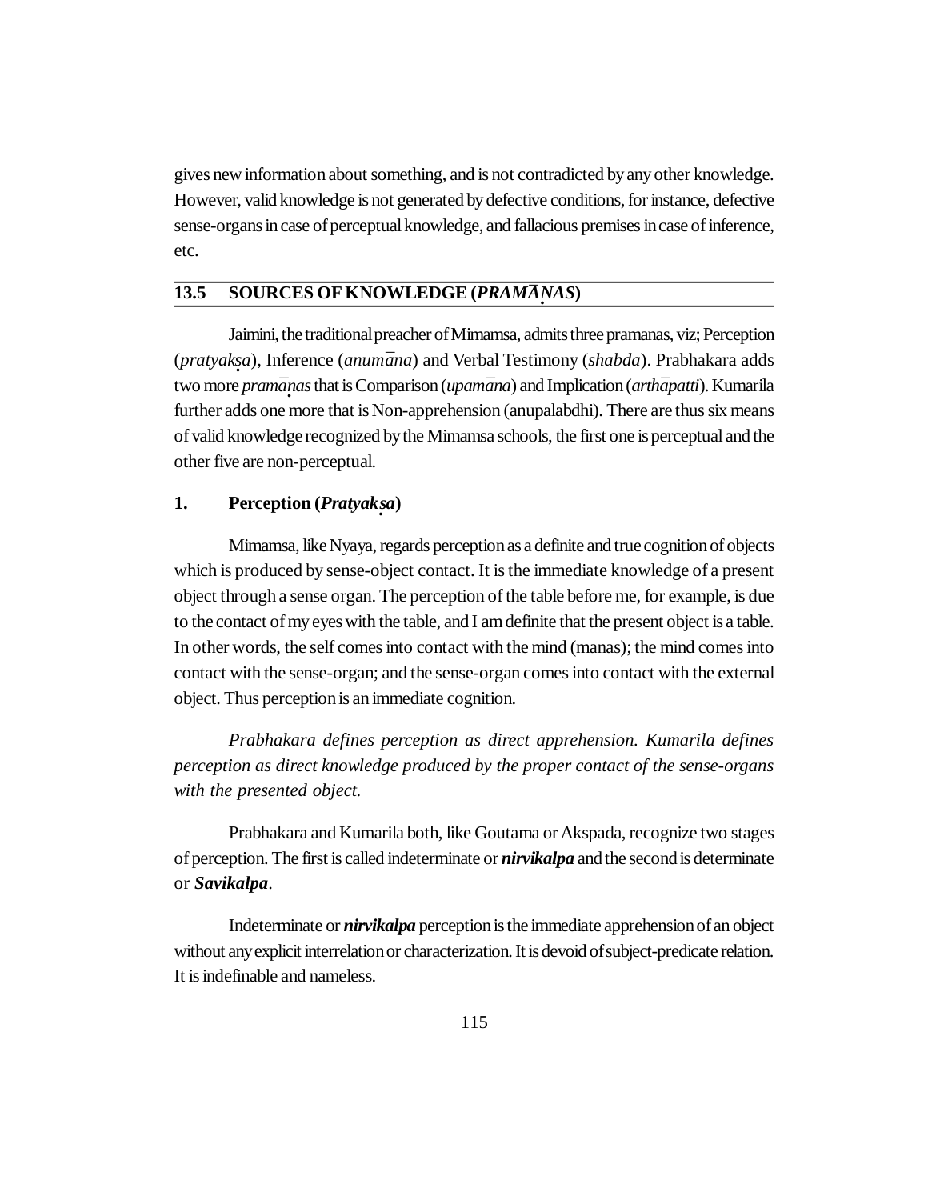gives new information about something, and is not contradicted by any other knowledge. However, valid knowledge is not generated by defective conditions, for instance, defective sense-organs in case of perceptual knowledge, and fallacious premises in case of inference, etc.

## 13.5 SOURCES OF KNOWLEDGE (*PRAMĀṆAS*)

Jaimini, the traditional preacher of Mimamsa, admits three pramanas, viz; Perception (*pratyakṣa*), Inference (*anumāna*) and Verbal Testimony (*shabda*). Prabhakara adds two more *pramāṇas* that is Comparison (*upamāna*) and Implication (*arthāpatti*). Kumarila further adds one more that is Non-apprehension (anupalabdhi). There are thus six means of valid knowledge recognized by the Mimamsa schools, the first one is perceptual and the other five are non-perceptual.

### 1. Perception (*Pratyakṣa*)

Mimamsa, like Nyaya, regards perception as a definite and true cognition of objects which is produced by sense-object contact. It is the immediate knowledge of a present object through a sense organ. The perception of the table before me, for example, is due to the contact of my eyes with the table, and I am definite that the present object is a table. In other words, the self comes into contact with the mind (manas); the mind comes into contact with the sense-organ; and the sense-organ comes into contact with the external object. Thus perception is an immediate cognition.

*Prabhakara defines perception as direct apprehension. Kumarila defines perception as direct knowledge produced by the proper contact of the sense-organs with the presented object.*

Prabhakara and Kumarila both, like Goutama or Akspada, recognize two stages of perception. The first is called indeterminate or ***nirvikalpa*** and the second is determinate or ***Savikalpa***.

Indeterminate or ***nirvikalpa*** perception is the immediate apprehension of an object without any explicit interrelation or characterization. It is devoid of subject-predicate relation. It is indefinable and nameless.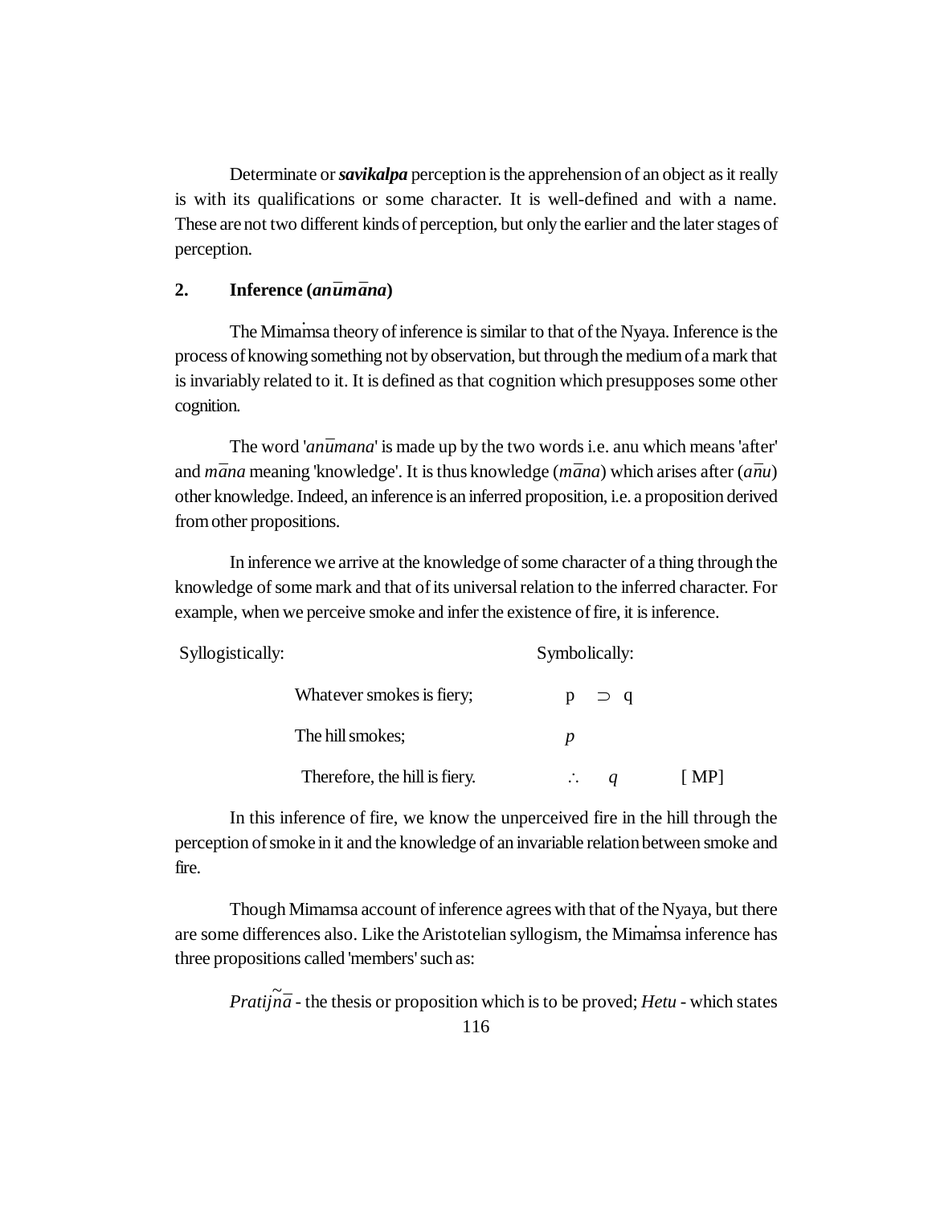Determinate or ***savikalpa*** perception is the apprehension of an object as it really is with its qualifications or some character. It is well-defined and with a name. These are not two different kinds of perception, but only the earlier and the later stages of perception.

## 2. Inference (*anūmāna*)

The Mimaṁsa theory of inference is similar to that of the Nyaya. Inference is the process of knowing something not by observation, but through the medium of a mark that is invariably related to it. It is defined as that cognition which presupposes some other cognition.

The word '*anūmana*' is made up by the two words i.e. anu which means 'after' and *māna* meaning 'knowledge'. It is thus knowledge (*māna*) which arises after (*ānu*) other knowledge. Indeed, an inference is an inferred proposition, i.e. a proposition derived from other propositions.

In inference we arrive at the knowledge of some character of a thing through the knowledge of some mark and that of its universal relation to the inferred character. For example, when we perceive smoke and infer the existence of fire, it is inference.

| Syllogistically: | Symbolically: | |
|---|---|---|
| Whatever smokes is fiery; | $p \supset q$ | |
| The hill smokes; | $p$ | |
| Therefore, the hill is fiery. | $\therefore \; q$ | [ MP] |

In this inference of fire, we know the unperceived fire in the hill through the perception of smoke in it and the knowledge of an invariable relation between smoke and fire.

Though Mimamsa account of inference agrees with that of the Nyaya, but there are some differences also. Like the Aristotelian syllogism, the Mimaṁsa inference has three propositions called 'members' such as:

*Pratijñā* - the thesis or proposition which is to be proved; *Hetu* - which states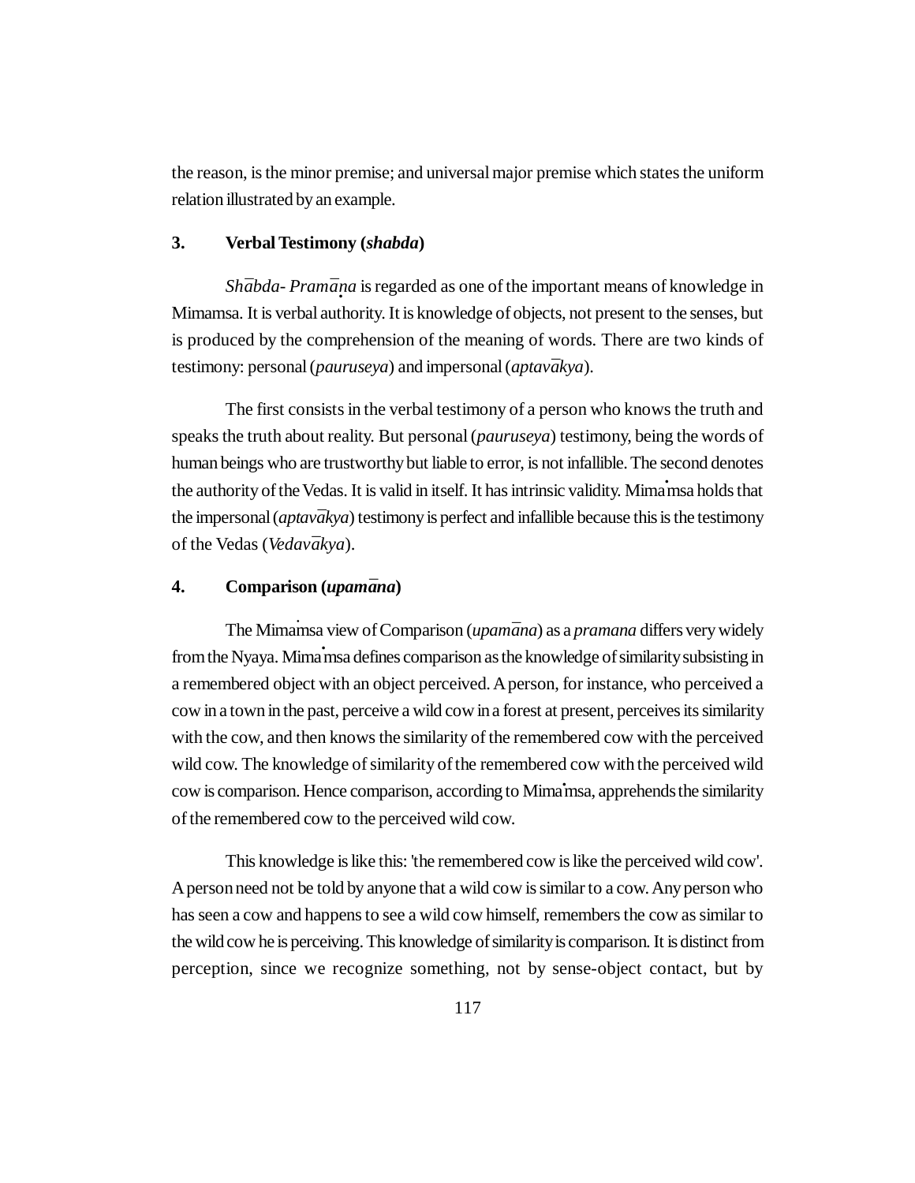the reason, is the minor premise; and universal major premise which states the uniform relation illustrated by an example.

### 3. Verbal Testimony (*shabda*)

*Shābda- Pramāṇa* is regarded as one of the important means of knowledge in Mimamsa. It is verbal authority. It is knowledge of objects, not present to the senses, but is produced by the comprehension of the meaning of words. There are two kinds of testimony: personal (*pauruseya*) and impersonal (*aptavākya*).

The first consists in the verbal testimony of a person who knows the truth and speaks the truth about reality. But personal (*pauruseya*) testimony, being the words of human beings who are trustworthy but liable to error, is not infallible. The second denotes the authority of the Vedas. It is valid in itself. It has intrinsic validity. Mimaṁsa holds that the impersonal (*aptavākya*) testimony is perfect and infallible because this is the testimony of the Vedas (*Vedavākya*).

### 4. Comparison (*upamāna*)

The Mimaṁsa view of Comparison (*upamāna*) as a *pramana* differs very widely from the Nyaya. Mimaṁsa defines comparison as the knowledge of similarity subsisting in a remembered object with an object perceived. A person, for instance, who perceived a cow in a town in the past, perceive a wild cow in a forest at present, perceives its similarity with the cow, and then knows the similarity of the remembered cow with the perceived wild cow. The knowledge of similarity of the remembered cow with the perceived wild cow is comparison. Hence comparison, according to Mimaṁsa, apprehends the similarity of the remembered cow to the perceived wild cow.

This knowledge is like this: 'the remembered cow is like the perceived wild cow'. A person need not be told by anyone that a wild cow is similar to a cow. Any person who has seen a cow and happens to see a wild cow himself, remembers the cow as similar to the wild cow he is perceiving. This knowledge of similarity is comparison. It is distinct from perception, since we recognize something, not by sense-object contact, but by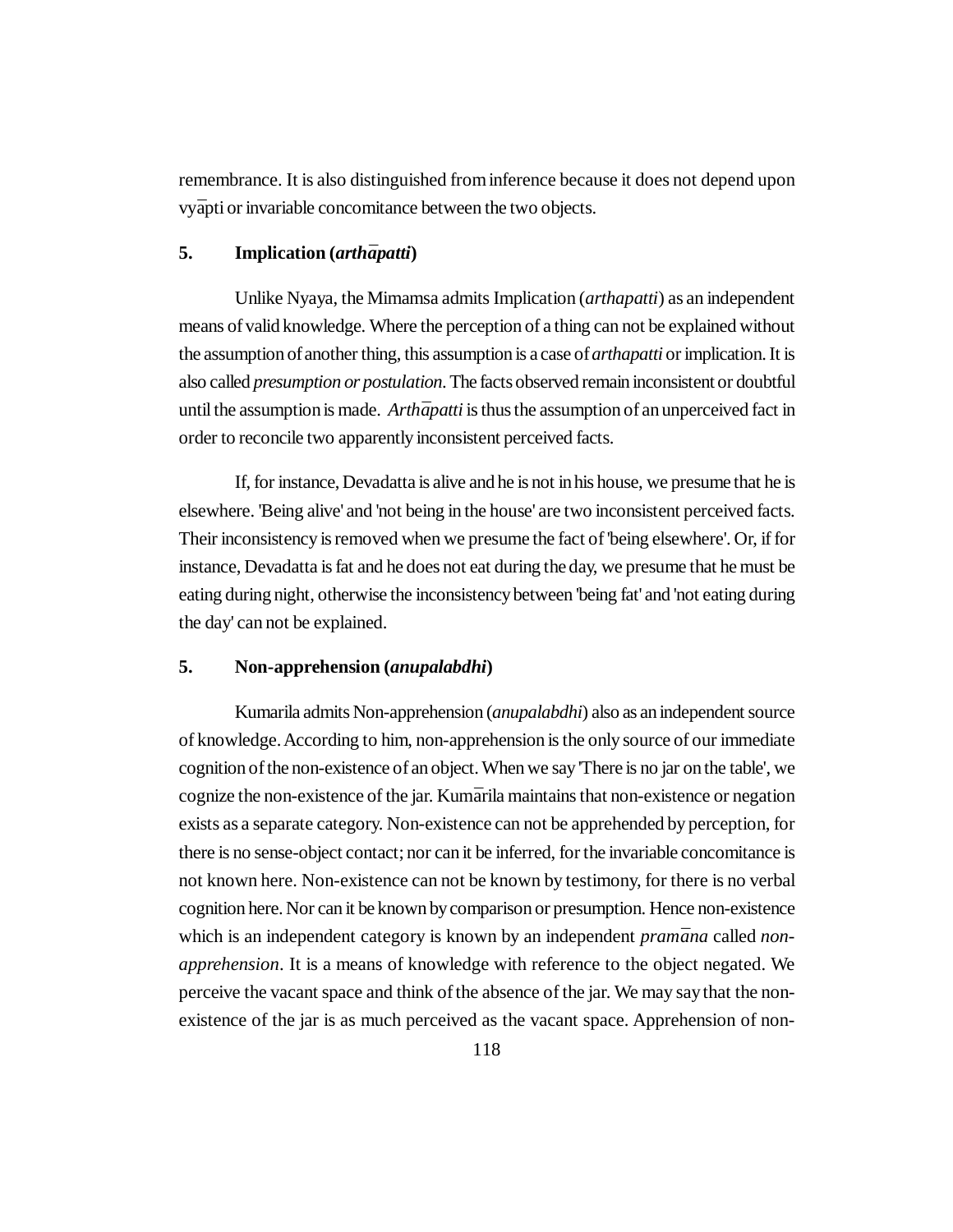remembrance. It is also distinguished from inference because it does not depend upon vyāpti or invariable concomitance between the two objects.

### 5. Implication (*arthāpatti*)

Unlike Nyaya, the Mimamsa admits Implication (*arthapatti*) as an independent means of valid knowledge. Where the perception of a thing can not be explained without the assumption of another thing, this assumption is a case of *arthapatti* or implication. It is also called *presumption or postulation*. The facts observed remain inconsistent or doubtful until the assumption is made. *Arthāpatti* is thus the assumption of an unperceived fact in order to reconcile two apparently inconsistent perceived facts.

If, for instance, Devadatta is alive and he is not in his house, we presume that he is elsewhere. 'Being alive' and 'not being in the house' are two inconsistent perceived facts. Their inconsistency is removed when we presume the fact of 'being elsewhere'. Or, if for instance, Devadatta is fat and he does not eat during the day, we presume that he must be eating during night, otherwise the inconsistency between 'being fat' and 'not eating during the day' can not be explained.

### 5. Non-apprehension (*anupalabdhi*)

Kumarila admits Non-apprehension (*anupalabdhi*) also as an independent source of knowledge. According to him, non-apprehension is the only source of our immediate cognition of the non-existence of an object. When we say 'There is no jar on the table', we cognize the non-existence of the jar. Kumārila maintains that non-existence or negation exists as a separate category. Non-existence can not be apprehended by perception, for there is no sense-object contact; nor can it be inferred, for the invariable concomitance is not known here. Non-existence can not be known by testimony, for there is no verbal cognition here. Nor can it be known by comparison or presumption. Hence non-existence which is an independent category is known by an independent *pramāna* called *non-apprehension*. It is a means of knowledge with reference to the object negated. We perceive the vacant space and think of the absence of the jar. We may say that the non-existence of the jar is as much perceived as the vacant space. Apprehension of non-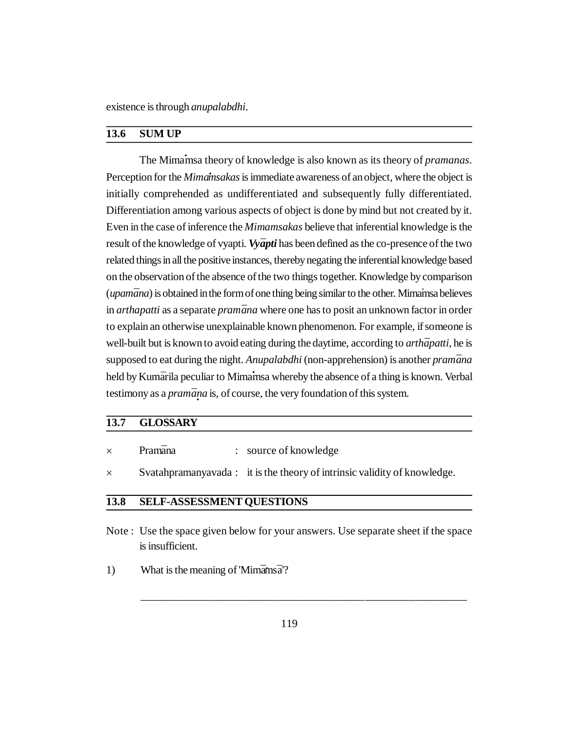existence is through *anupalabdhi*.

## 13.6 SUM UP

The Mimaṁsa theory of knowledge is also known as its theory of *pramanas*. Perception for the *Mimaṁsakas* is immediate awareness of an object, where the object is initially comprehended as undifferentiated and subsequently fully differentiated. Differentiation among various aspects of object is done by mind but not created by it. Even in the case of inference the *Mimamsakas* believe that inferential knowledge is the result of the knowledge of vyapti. ***Vyāpti*** has been defined as the co-presence of the two related things in all the positive instances, thereby negating the inferential knowledge based on the observation of the absence of the two things together. Knowledge by comparison (*upamāna*) is obtained in the form of one thing being similar to the other. Mimaṁsa believes in *arthapatti* as a separate *pramāna* where one has to posit an unknown factor in order to explain an otherwise unexplainable known phenomenon. For example, if someone is well-built but is known to avoid eating during the daytime, according to *arthāpatti*, he is supposed to eat during the night. *Anupalabdhi* (non-apprehension) is another *pramāna* held by Kumārila peculiar to Mimaṁsa whereby the absence of a thing is known. Verbal testimony as a *pramāṇa* is, of course, the very foundation of this system.

## 13.7 GLOSSARY

- Pramāna : source of knowledge
- Svatahpramanyavada : it is the theory of intrinsic validity of knowledge.

## 13.8 SELF-ASSESSMENT QUESTIONS

Note : Use the space given below for your answers. Use separate sheet if the space is insufficient.

1) What is the meaning of 'Mimāṁsā'?

_______________________________________________________________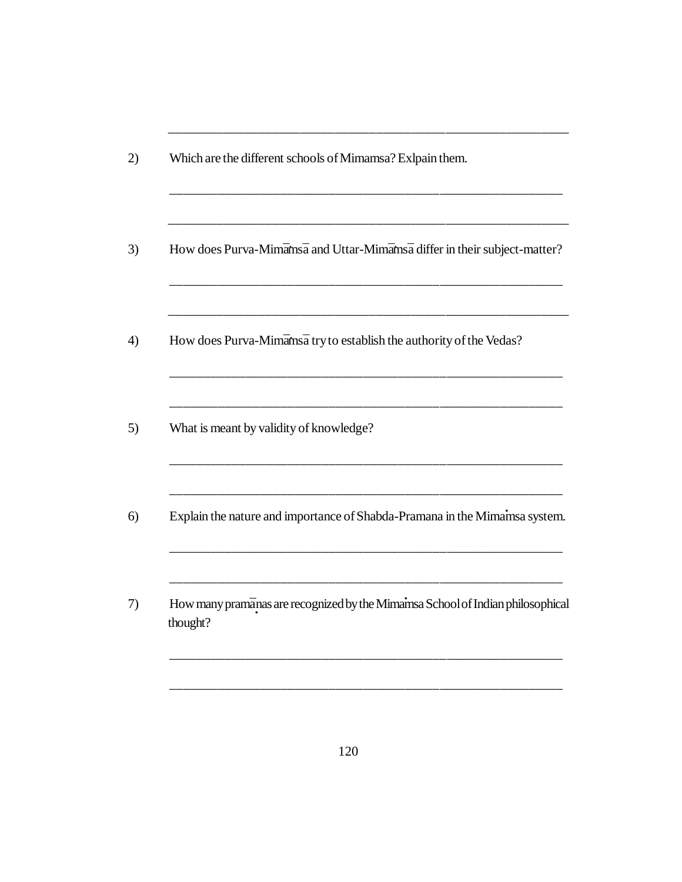______________________________________________________________

2) Which are the different schools of Mimamsa? Exlpain them.

______________________________________________________________

______________________________________________________________

3) How does Purva-Mimāṁsā and Uttar-Mimāṁsā differ in their subject-matter?

______________________________________________________________

______________________________________________________________

4) How does Purva-Mimāṁsā try to establish the authority of the Vedas?

______________________________________________________________

______________________________________________________________

5) What is meant by validity of knowledge?

______________________________________________________________

______________________________________________________________

6) Explain the nature and importance of Shabda-Pramana in the Mimaṁsa system.

______________________________________________________________

______________________________________________________________

7) How many pramāṇas are recognized by the Mimaṁsa School of Indian philosophical thought?

______________________________________________________________

______________________________________________________________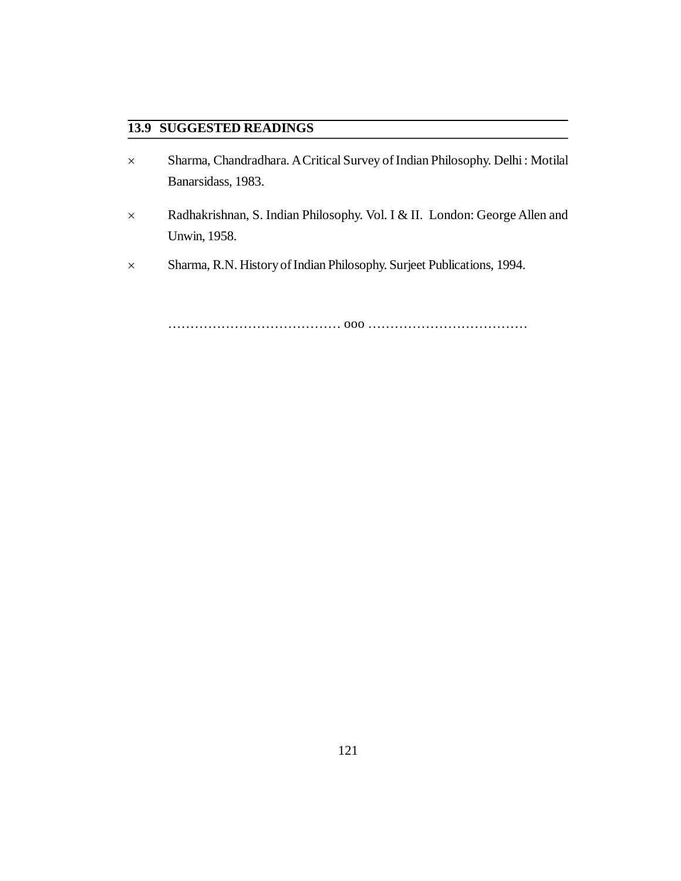## 13.9 SUGGESTED READINGS

- Sharma, Chandradhara. A Critical Survey of Indian Philosophy. Delhi : Motilal Banarsidass, 1983.
- Radhakrishnan, S. Indian Philosophy. Vol. I & II. London: George Allen and Unwin, 1958.
- Sharma, R.N. History of Indian Philosophy. Surjeet Publications, 1994.

…………………………………… ooo ………………………………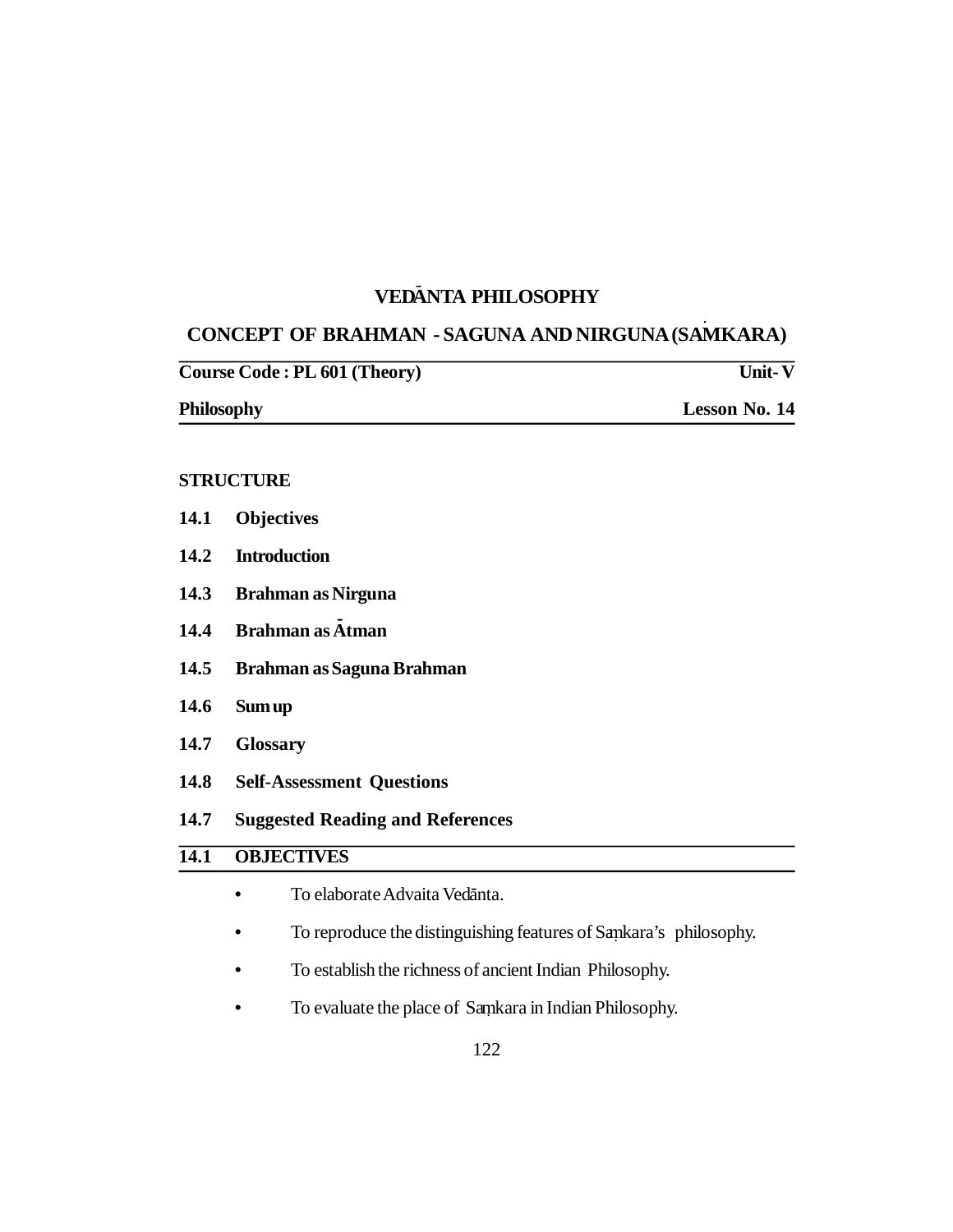# VEDĀNTA PHILOSOPHY

## CONCEPT OF BRAHMAN - SAGUNA AND NIRGUNA (SAṀKARA)

**Course Code : PL 601 (Theory)** **Unit- V**

**Philosophy** **Lesson No. 14**

**STRUCTURE**

**14.1 Objectives**

**14.2 Introduction**

**14.3 Brahman as Nirguna**

**14.4 Brahman as Ātman**

**14.5 Brahman as Saguna Brahman**

**14.6 Sum up**

**14.7 Glossary**

**14.8 Self-Assessment Questions**

**14.7 Suggested Reading and References**

## 14.1 OBJECTIVES

- To elaborate Advaita Vedānta.
- To reproduce the distinguishing features of Saṃkara's philosophy.
- To establish the richness of ancient Indian Philosophy.
- To evaluate the place of Saṃkara in Indian Philosophy.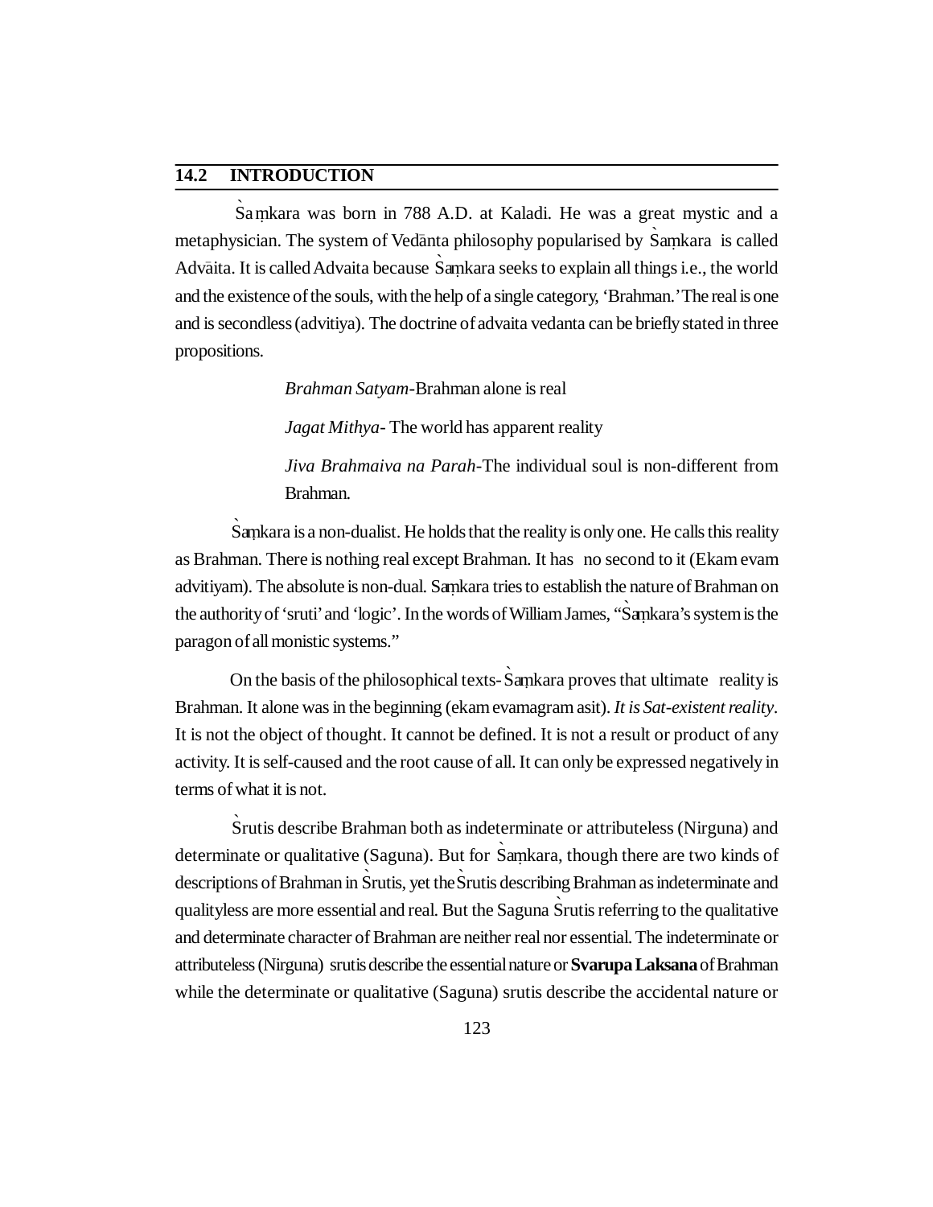## 14.2 INTRODUCTION

Śaṃkara was born in 788 A.D. at Kaladi. He was a great mystic and a metaphysician. The system of Vedānta philosophy popularised by Śaṃkara is called Advāita. It is called Advaita because Śaṃkara seeks to explain all things i.e., the world and the existence of the souls, with the help of a single category, 'Brahman.' The real is one and is secondless (advitiya). The doctrine of advaita vedanta can be briefly stated in three propositions.

> *Brahman Satyam*-Brahman alone is real
>
> *Jagat Mithya*- The world has apparent reality
>
> *Jiva Brahmaiva na Parah*-The individual soul is non-different from Brahman.

Śaṃkara is a non-dualist. He holds that the reality is only one. He calls this reality as Brahman. There is nothing real except Brahman. It has no second to it (Ekam evam advitiyam). The absolute is non-dual. Saṃkara tries to establish the nature of Brahman on the authority of 'sruti' and 'logic'. In the words of William James, "Śaṃkara's system is the paragon of all monistic systems."

On the basis of the philosophical texts-Śaṃkara proves that ultimate reality is Brahman. It alone was in the beginning (ekam evamagram asit). *It is Sat-existent reality*. It is not the object of thought. It cannot be defined. It is not a result or product of any activity. It is self-caused and the root cause of all. It can only be expressed negatively in terms of what it is not.

Śrutis describe Brahman both as indeterminate or attributeless (Nirguna) and determinate or qualitative (Saguna). But for Śaṃkara, though there are two kinds of descriptions of Brahman in Śrutis, yet the Śrutis describing Brahman as indeterminate and qualityless are more essential and real. But the Saguna Śrutis referring to the qualitative and determinate character of Brahman are neither real nor essential. The indeterminate or attributeless (Nirguna) srutis describe the essential nature or **Svarupa Laksana** of Brahman while the determinate or qualitative (Saguna) srutis describe the accidental nature or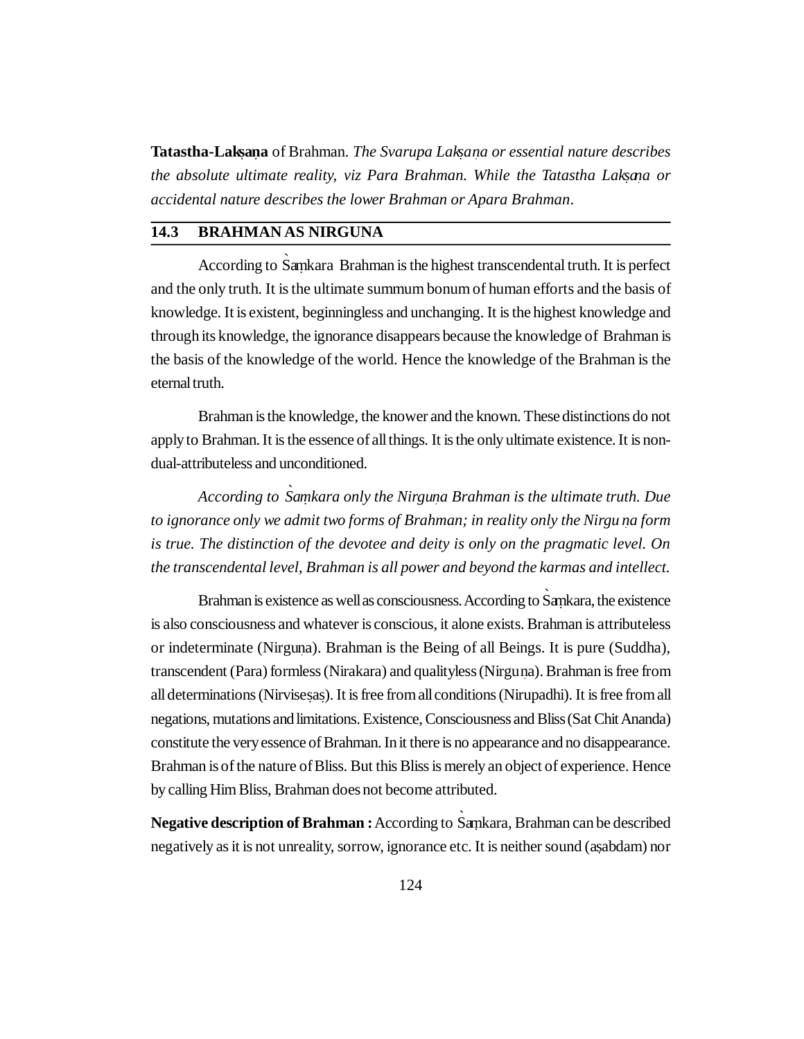**Tatastha-Lakṣaṇa** of Brahman. *The Svarupa Lakṣaṇa or essential nature describes the absolute ultimate reality, viz Para Brahman. While the Tatastha Lakṣaṇa or accidental nature describes the lower Brahman or Apara Brahman*.

## 14.3 BRAHMAN AS NIRGUNA

According to Ṡaṃkara Brahman is the highest transcendental truth. It is perfect and the only truth. It is the ultimate summum bonum of human efforts and the basis of knowledge. It is existent, beginningless and unchanging. It is the highest knowledge and through its knowledge, the ignorance disappears because the knowledge of Brahman is the basis of the knowledge of the world. Hence the knowledge of the Brahman is the eternal truth.

Brahman is the knowledge, the knower and the known. These distinctions do not apply to Brahman. It is the essence of all things. It is the only ultimate existence. It is non-dual-attributeless and unconditioned.

*According to Ṡaṃkara only the Nirguṇa Brahman is the ultimate truth. Due to ignorance only we admit two forms of Brahman; in reality only the Nirguṇa form is true. The distinction of the devotee and deity is only on the pragmatic level. On the transcendental level, Brahman is all power and beyond the karmas and intellect.*

Brahman is existence as well as consciousness. According to Ṡaṃkara, the existence is also consciousness and whatever is conscious, it alone exists. Brahman is attributeless or indeterminate (Nirguṇa). Brahman is the Being of all Beings. It is pure (Suddha), transcendent (Para) formless (Nirakara) and qualityless (Nirguṇa). Brahman is free from all determinations (Nirviseṣaṣ). It is free from all conditions (Nirupadhi). It is free from all negations, mutations and limitations. Existence, Consciousness and Bliss (Sat Chit Ananda) constitute the very essence of Brahman. In it there is no appearance and no disappearance. Brahman is of the nature of Bliss. But this Bliss is merely an object of experience. Hence by calling Him Bliss, Brahman does not become attributed.

**Negative description of Brahman :** According to Ṡaṃkara, Brahman can be described negatively as it is not unreality, sorrow, ignorance etc. It is neither sound (aṣabdam) nor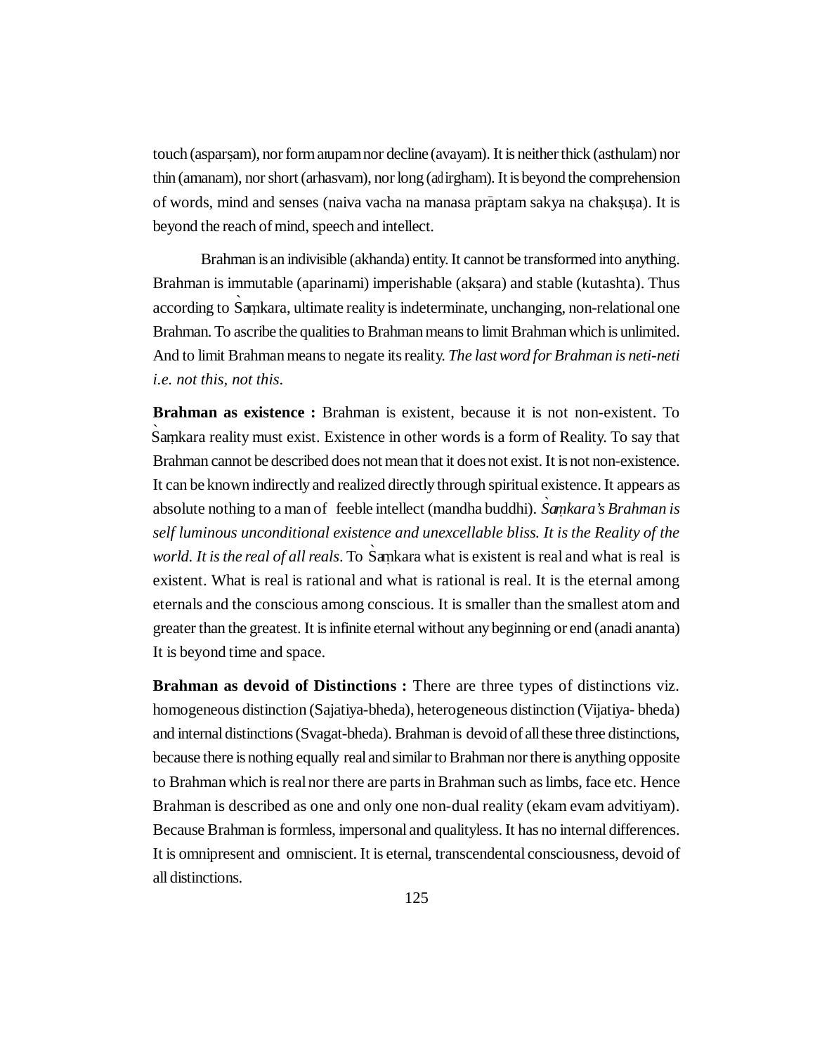touch (asparṣam), nor form arupam nor decline (avayam). It is neither thick (asthulam) nor thin (amanam), nor short (arhasvam), nor long (adirgham). It is beyond the comprehension of words, mind and senses (naiva vacha na manasa prāptam sakya na chakṣuṣa). It is beyond the reach of mind, speech and intellect.

Brahman is an indivisible (akhanda) entity. It cannot be transformed into anything. Brahman is immutable (aparinami) imperishable (akṣara) and stable (kutashta). Thus according to Sàṃkara, ultimate reality is indeterminate, unchanging, non-relational one Brahman. To ascribe the qualities to Brahman means to limit Brahman which is unlimited. And to limit Brahman means to negate its reality. *The last word for Brahman is neti-neti i.e. not this, not this*.

**Brahman as existence :** Brahman is existent, because it is not non-existent. To Sàṃkara reality must exist. Existence in other words is a form of Reality. To say that Brahman cannot be described does not mean that it does not exist. It is not non-existence. It can be known indirectly and realized directly through spiritual existence. It appears as absolute nothing to a man of feeble intellect (mandha buddhi). *Sàṃkara's Brahman is self luminous unconditional existence and unexcellable bliss. It is the Reality of the world. It is the real of all reals*. To Sàṃkara what is existent is real and what is real is existent. What is real is rational and what is rational is real. It is the eternal among eternals and the conscious among conscious. It is smaller than the smallest atom and greater than the greatest. It is infinite eternal without any beginning or end (anadi ananta) It is beyond time and space.

**Brahman as devoid of Distinctions :** There are three types of distinctions viz. homogeneous distinction (Sajatiya-bheda), heterogeneous distinction (Vijatiya- bheda) and internal distinctions (Svagat-bheda). Brahman is devoid of all these three distinctions, because there is nothing equally real and similar to Brahman nor there is anything opposite to Brahman which is real nor there are parts in Brahman such as limbs, face etc. Hence Brahman is described as one and only one non-dual reality (ekam evam advitiyam). Because Brahman is formless, impersonal and qualityless. It has no internal differences. It is omnipresent and omniscient. It is eternal, transcendental consciousness, devoid of all distinctions.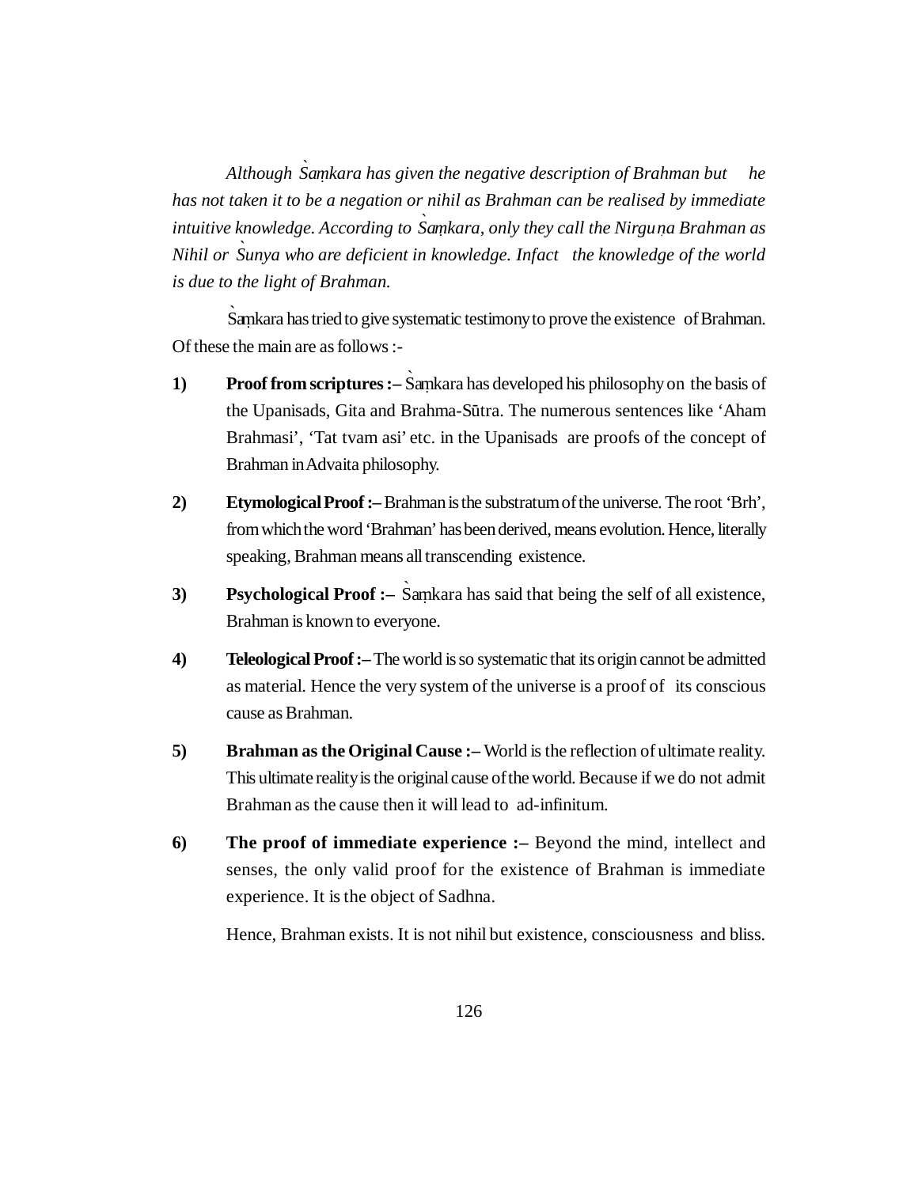*Although Śaṃkara has given the negative description of Brahman but he has not taken it to be a negation or nihil as Brahman can be realised by immediate intuitive knowledge. According to Śaṃkara, only they call the Nirguṇa Brahman as Nihil or Śunya who are deficient in knowledge. Infact the knowledge of the world is due to the light of Brahman.*

Śaṃkara has tried to give systematic testimony to prove the existence of Brahman. Of these the main are as follows :-

1) **Proof from scriptures :–** Śaṃkara has developed his philosophy on the basis of the Upanisads, Gita and Brahma-Sūtra. The numerous sentences like 'Aham Brahmasi', 'Tat tvam asi' etc. in the Upanisads are proofs of the concept of Brahman in Advaita philosophy.

2) **Etymological Proof :–** Brahman is the substratum of the universe. The root 'Brh', from which the word 'Brahman' has been derived, means evolution. Hence, literally speaking, Brahman means all transcending existence.

3) **Psychological Proof :–** Śaṃkara has said that being the self of all existence, Brahman is known to everyone.

4) **Teleological Proof :–** The world is so systematic that its origin cannot be admitted as material. Hence the very system of the universe is a proof of its conscious cause as Brahman.

5) **Brahman as the Original Cause :–** World is the reflection of ultimate reality. This ultimate reality is the original cause of the world. Because if we do not admit Brahman as the cause then it will lead to ad-infinitum.

6) **The proof of immediate experience :–** Beyond the mind, intellect and senses, the only valid proof for the existence of Brahman is immediate experience. It is the object of Sadhna.

Hence, Brahman exists. It is not nihil but existence, consciousness and bliss.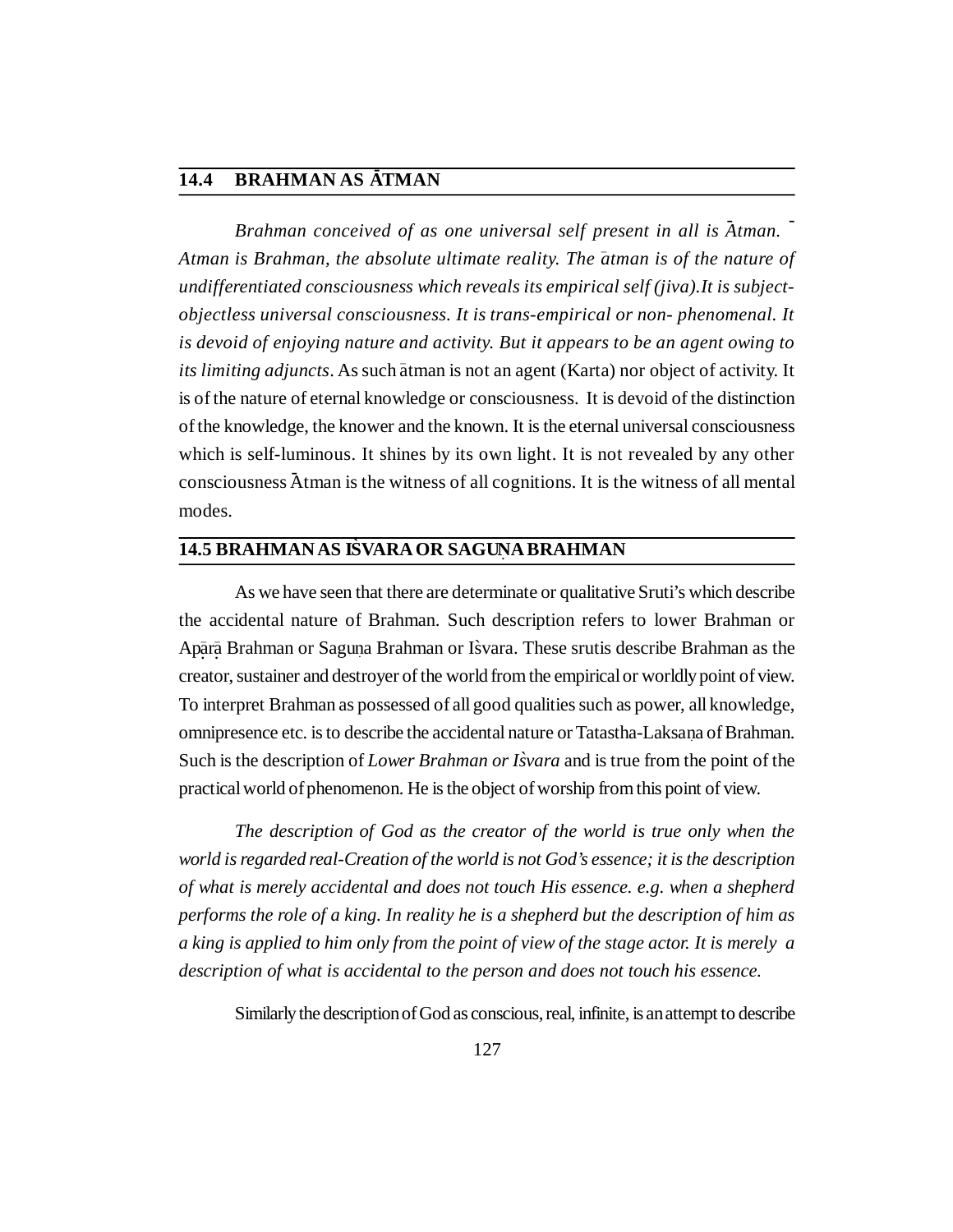## 14.4 BRAHMAN AS ĀTMAN

*Brahman conceived of as one universal self present in all is Ātman. Atman is Brahman, the absolute ultimate reality. The ātman is of the nature of undifferentiated consciousness which reveals its empirical self (jiva).It is subject-objectless universal consciousness. It is trans-empirical or non- phenomenal. It is devoid of enjoying nature and activity. But it appears to be an agent owing to its limiting adjuncts*. As such ātman is not an agent (Karta) nor object of activity. It is of the nature of eternal knowledge or consciousness. It is devoid of the distinction of the knowledge, the knower and the known. It is the eternal universal consciousness which is self-luminous. It shines by its own light. It is not revealed by any other consciousness Ātman is the witness of all cognitions. It is the witness of all mental modes.

## 14.5 BRAHMAN AS IS̀VARA OR SAGUṆA BRAHMAN

As we have seen that there are determinate or qualitative Sruti's which describe the accidental nature of Brahman. Such description refers to lower Brahman or Apāṛā Brahman or Saguṇa Brahman or Is̀vara. These srutis describe Brahman as the creator, sustainer and destroyer of the world from the empirical or worldly point of view. To interpret Brahman as possessed of all good qualities such as power, all knowledge, omnipresence etc. is to describe the accidental nature or Tatastha-Laksaṇa of Brahman. Such is the description of *Lower Brahman or Is̀vara* and is true from the point of the practical world of phenomenon. He is the object of worship from this point of view.

*The description of God as the creator of the world is true only when the world is regarded real-Creation of the world is not God's essence; it is the description of what is merely accidental and does not touch His essence. e.g. when a shepherd performs the role of a king. In reality he is a shepherd but the description of him as a king is applied to him only from the point of view of the stage actor. It is merely a description of what is accidental to the person and does not touch his essence.*

Similarly the description of God as conscious, real, infinite, is an attempt to describe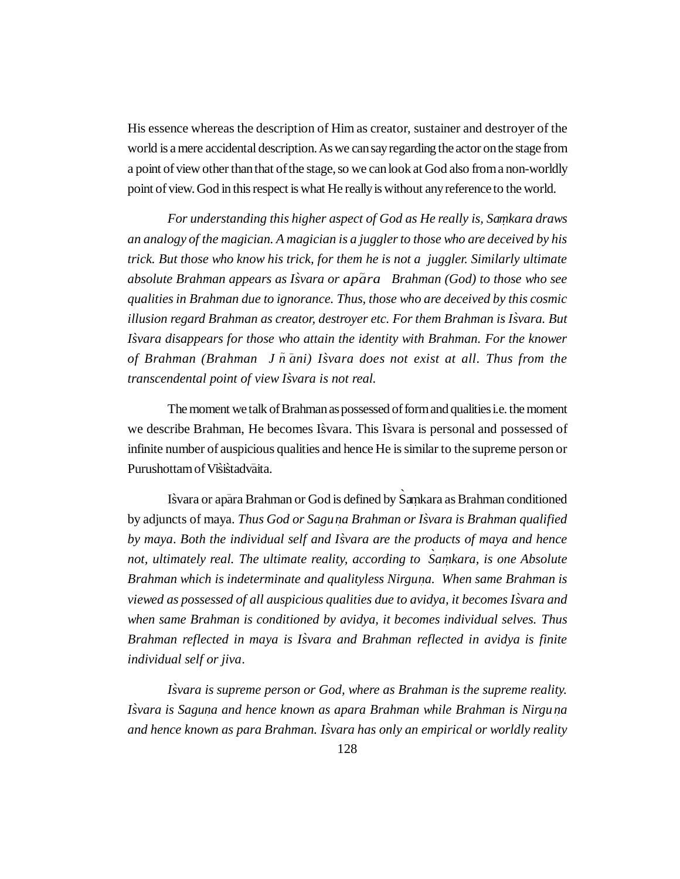His essence whereas the description of Him as creator, sustainer and destroyer of the world is a mere accidental description. As we can say regarding the actor on the stage from a point of view other than that of the stage, so we can look at God also from a non-worldly point of view. God in this respect is what He really is without any reference to the world.

*For understanding this higher aspect of God as He really is, Saṃkara draws an analogy of the magician. A magician is a juggler to those who are deceived by his trick. But those who know his trick, for them he is not a juggler. Similarly ultimate absolute Brahman appears as Is̀vara or apāra Brahman (God) to those who see qualities in Brahman due to ignorance. Thus, those who are deceived by this cosmic illusion regard Brahman as creator, destroyer etc. For them Brahman is Is̀vara. But Is̀vara disappears for those who attain the identity with Brahman. For the knower of Brahman (Brahman Jñāni) Is̀vara does not exist at all. Thus from the transcendental point of view Is̀vara is not real.*

The moment we talk of Brahman as possessed of form and qualities i.e. the moment we describe Brahman, He becomes Is̀vara. This Is̀vara is personal and possessed of infinite number of auspicious qualities and hence He is similar to the supreme person or Purushottam of Vis̀is̀tadvāita.

Is̀vara or apāra Brahman or God is defined by S̀aṃkara as Brahman conditioned by adjuncts of maya. *Thus God or Saguṇa Brahman or Is̀vara is Brahman qualified by maya. Both the individual self and Is̀vara are the products of maya and hence not, ultimately real. The ultimate reality, according to S̀aṃkara, is one Absolute Brahman which is indeterminate and qualityless Nirguṇa. When same Brahman is viewed as possessed of all auspicious qualities due to avidya, it becomes Is̀vara and when same Brahman is conditioned by avidya, it becomes individual selves. Thus Brahman reflected in maya is Is̀vara and Brahman reflected in avidya is finite individual self or jiva.*

*Is̀vara is supreme person or God, where as Brahman is the supreme reality. Is̀vara is Saguṇa and hence known as apara Brahman while Brahman is Nirguṇa and hence known as para Brahman. Is̀vara has only an empirical or worldly reality*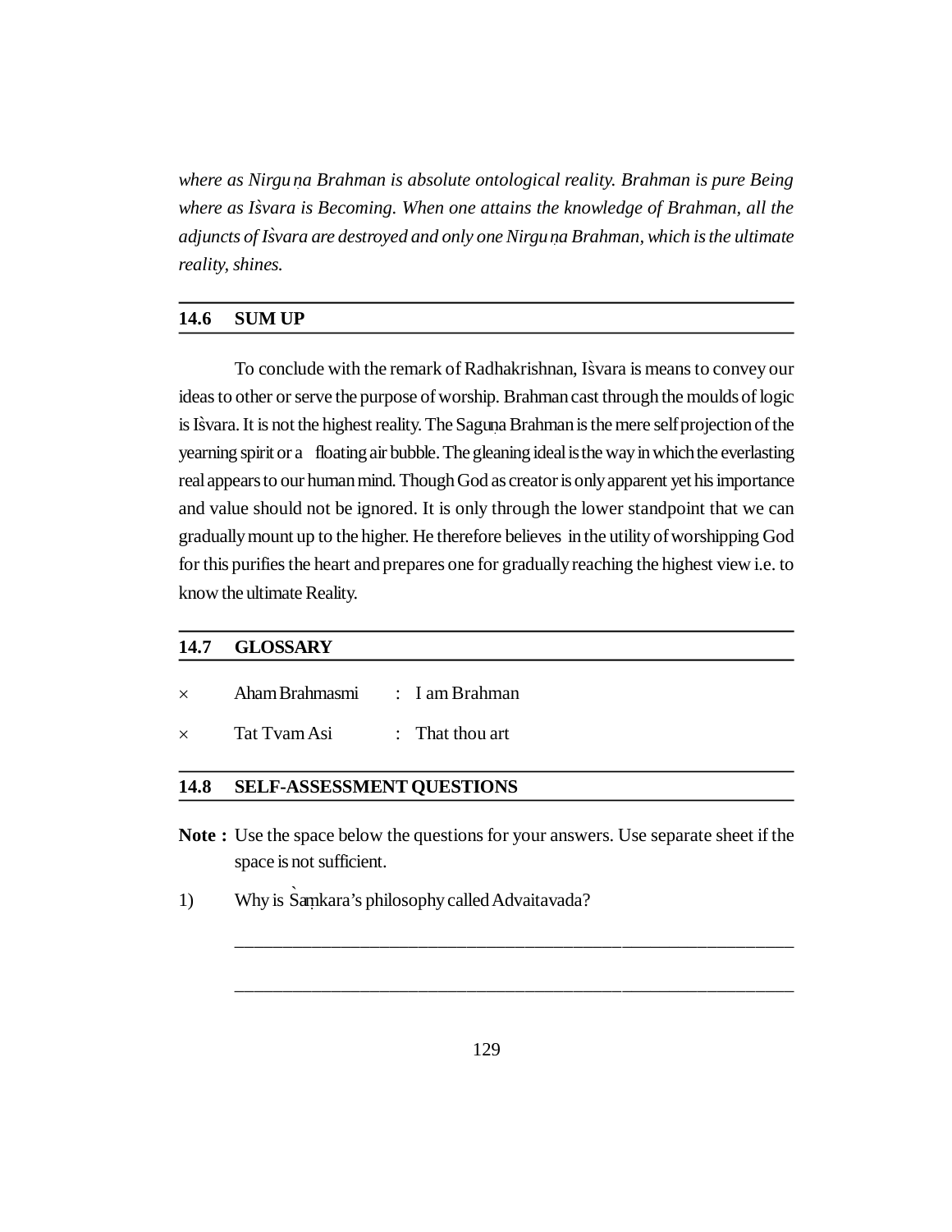*where as Nirguṇa Brahman is absolute ontological reality. Brahman is pure Being where as Is̀vara is Becoming. When one attains the knowledge of Brahman, all the adjuncts of Is̀vara are destroyed and only one Nirguṇa Brahman, which is the ultimate reality, shines.*

## 14.6 SUM UP

To conclude with the remark of Radhakrishnan, Is̀vara is means to convey our ideas to other or serve the purpose of worship. Brahman cast through the moulds of logic is Is̀vara. It is not the highest reality. The Saguṇa Brahman is the mere self projection of the yearning spirit or a floating air bubble. The gleaning ideal is the way in which the everlasting real appears to our human mind. Though God as creator is only apparent yet his importance and value should not be ignored. It is only through the lower standpoint that we can gradually mount up to the higher. He therefore believes in the utility of worshipping God for this purifies the heart and prepares one for gradually reaching the highest view i.e. to know the ultimate Reality.

## 14.7 GLOSSARY

- Aham Brahmasmi : I am Brahman
- Tat Tvam Asi : That thou art

## 14.8 SELF-ASSESSMENT QUESTIONS

**Note :** Use the space below the questions for your answers. Use separate sheet if the space is not sufficient.

1) Why is S̀aṃkara's philosophy called Advaitavada?

_______________________________________________________________

_______________________________________________________________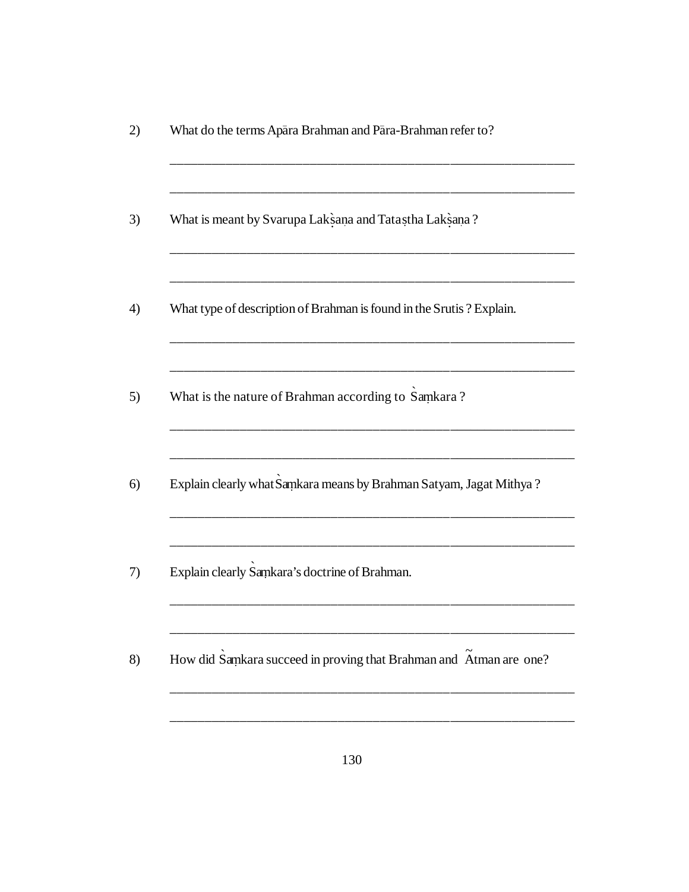2) What do the terms Apāra Brahman and Pāra-Brahman refer to?

_____________________________________________________________

_____________________________________________________________

3) What is meant by Svarupa Lakṣaṇa and Taṭaṣtha Lakṣaṇa ?

_____________________________________________________________

_____________________________________________________________

4) What type of description of Brahman is found in the Srutis ? Explain.

_____________________________________________________________

_____________________________________________________________

5) What is the nature of Brahman according to Śaṃkara ?

_____________________________________________________________

_____________________________________________________________

6) Explain clearly what Śaṃkara means by Brahman Satyam, Jagat Mithya ?

_____________________________________________________________

_____________________________________________________________

7) Explain clearly Śaṃkara's doctrine of Brahman.

_____________________________________________________________

_____________________________________________________________

8) How did Śaṃkara succeed in proving that Brahman and Ãtman are one?

_____________________________________________________________

_____________________________________________________________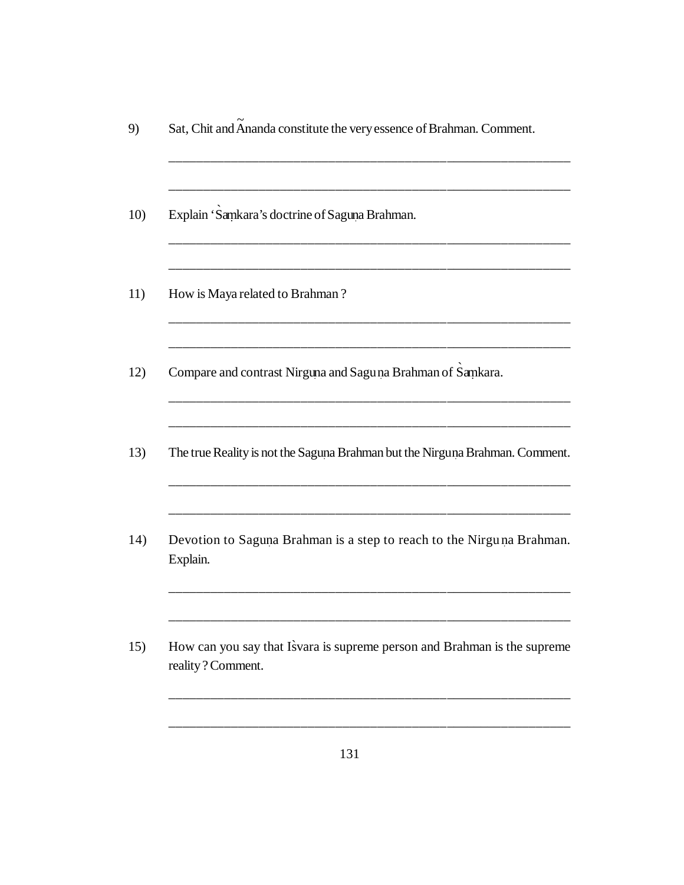9) Sat, Chit and Ãnanda constitute the very essence of Brahman. Comment.

______________________________________________________________________

______________________________________________________________________

10) Explain 'S̀aṃkara's doctrine of Saguṇa Brahman.

______________________________________________________________________

______________________________________________________________________

11) How is Maya related to Brahman ?

______________________________________________________________________

______________________________________________________________________

12) Compare and contrast Nirguṇa and Saguṇa Brahman of S̀aṃkara.

______________________________________________________________________

______________________________________________________________________

13) The true Reality is not the Saguṇa Brahman but the Nirguṇa Brahman. Comment.

______________________________________________________________________

______________________________________________________________________

14) Devotion to Saguṇa Brahman is a step to reach to the Nirguṇa Brahman. Explain.

______________________________________________________________________

______________________________________________________________________

15) How can you say that Is̀vara is supreme person and Brahman is the supreme reality ? Comment.

______________________________________________________________________

______________________________________________________________________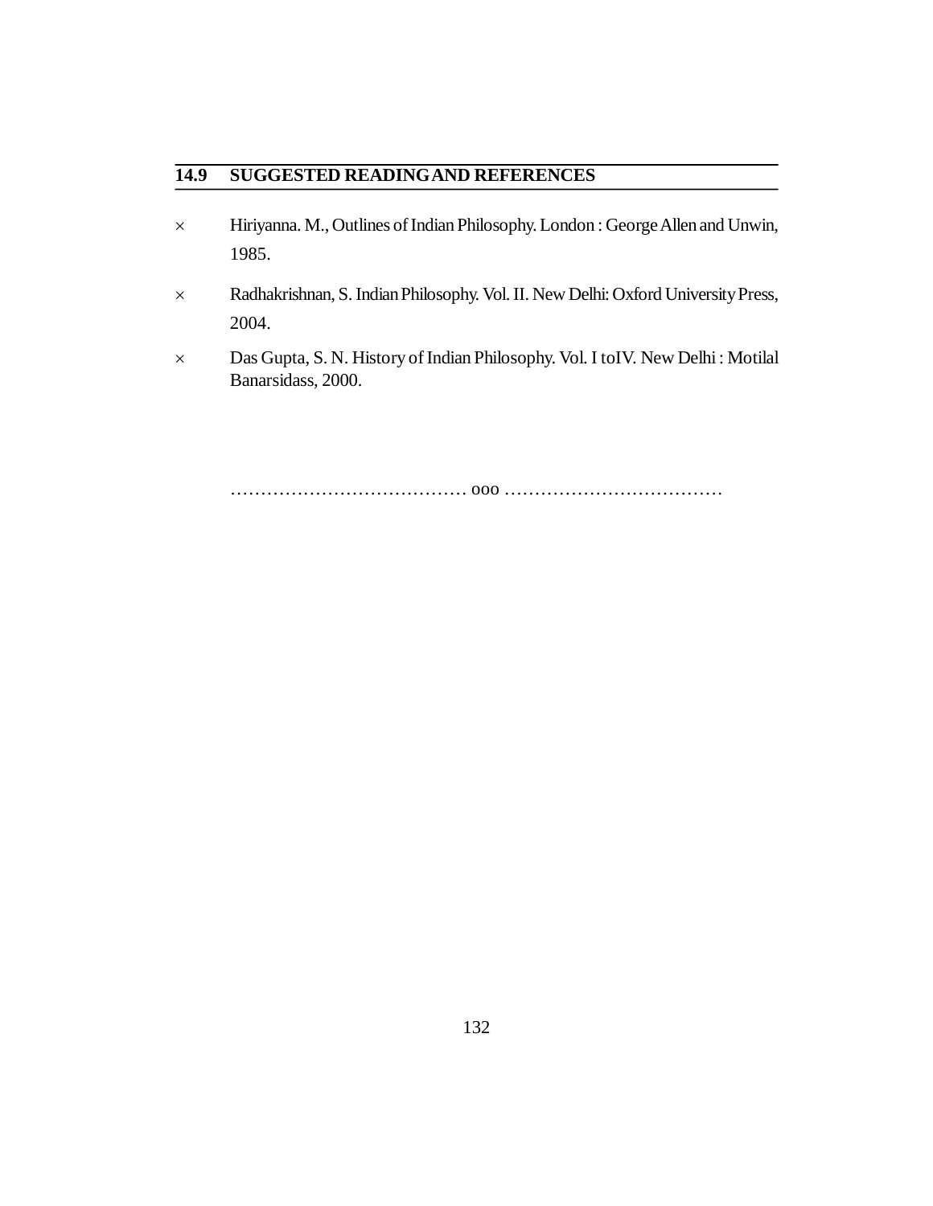## 14.9 SUGGESTED READING AND REFERENCES

× Hiriyanna. M., Outlines of Indian Philosophy. London : George Allen and Unwin, 1985.

× Radhakrishnan, S. Indian Philosophy. Vol. II. New Delhi: Oxford University Press, 2004.

× Das Gupta, S. N. History of Indian Philosophy. Vol. I toIV. New Delhi : Motilal Banarsidass, 2000.

………………………………… ooo ………………………………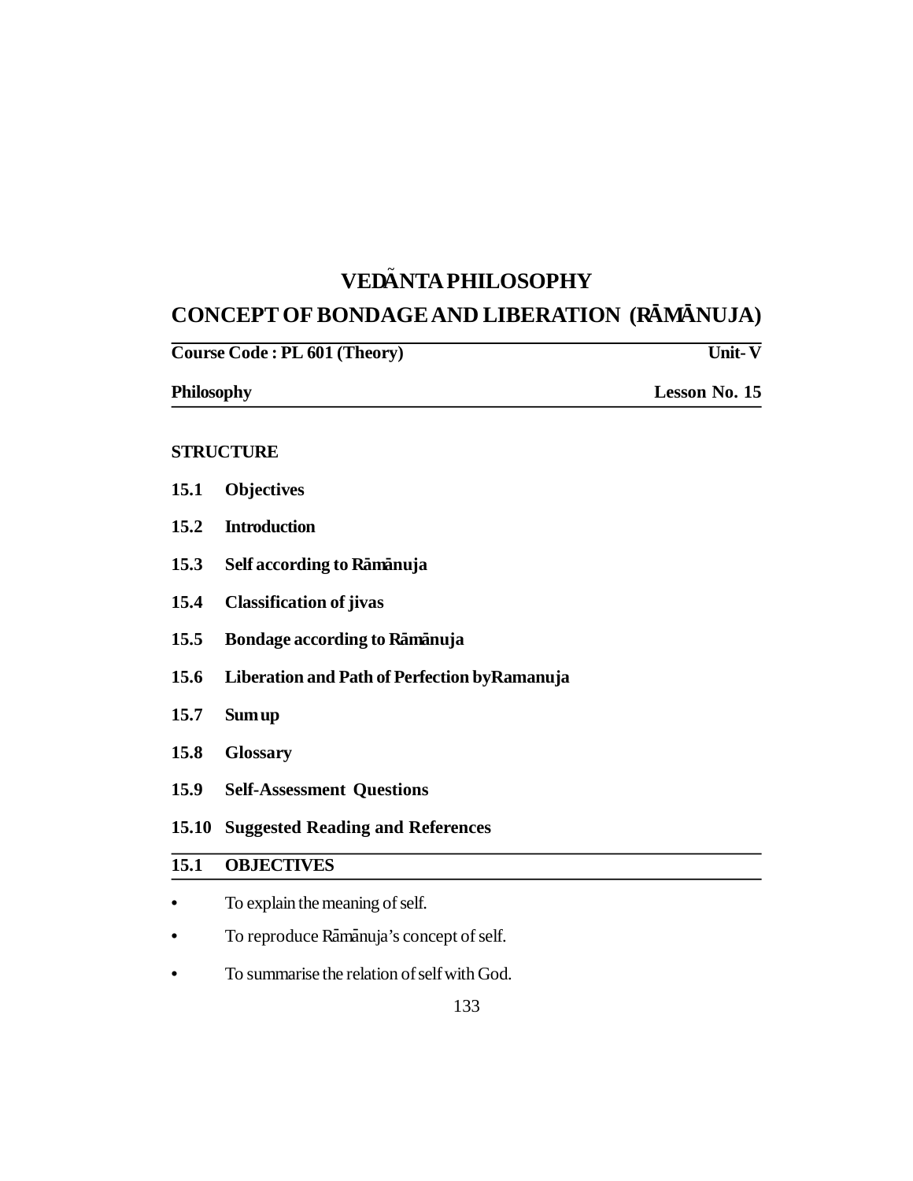# VEDÃNTA PHILOSOPHY

# CONCEPT OF BONDAGE AND LIBERATION (RĀMĀNUJA)

**Course Code : PL 601 (Theory)** **Unit- V**

**Philosophy** **Lesson No. 15**

**STRUCTURE**

**15.1 Objectives**

**15.2 Introduction**

**15.3 Self according to Rāmānuja**

**15.4 Classification of jivas**

**15.5 Bondage according to Rāmānuja**

**15.6 Liberation and Path of Perfection byRamanuja**

**15.7 Sum up**

**15.8 Glossary**

**15.9 Self-Assessment Questions**

**15.10 Suggested Reading and References**

## 15.1 OBJECTIVES

- To explain the meaning of self.
- To reproduce Rāmānuja's concept of self.
- To summarise the relation of self with God.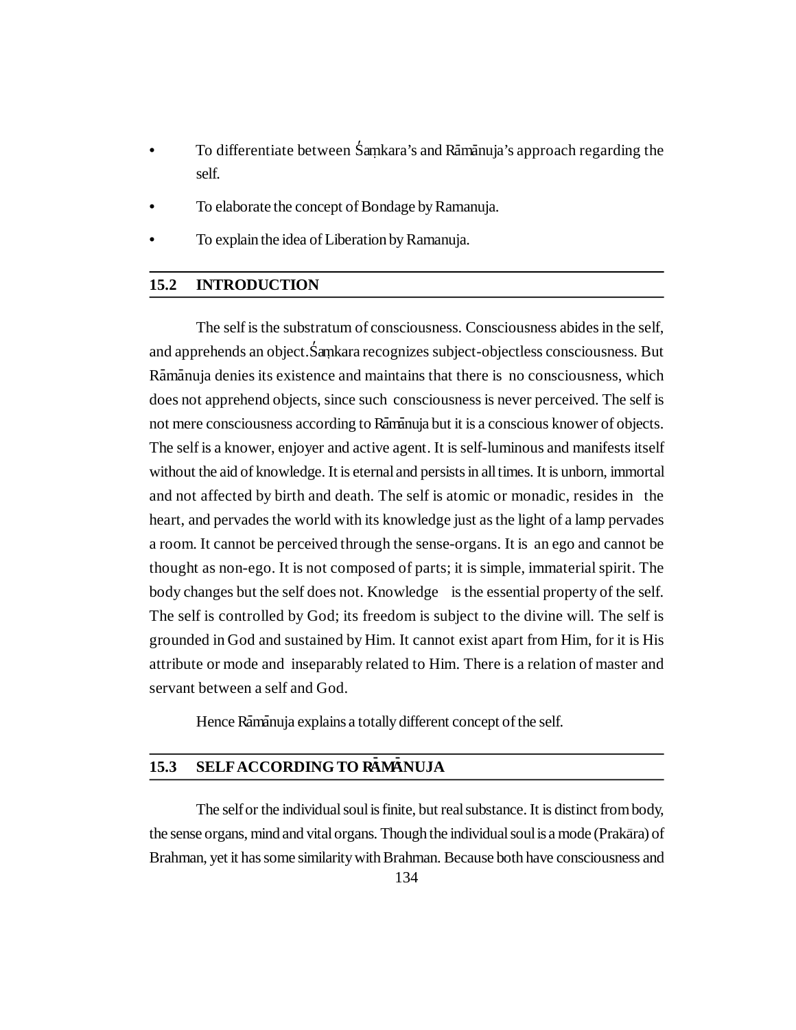- To differentiate between Śaṃkara's and Rāmānuja's approach regarding the self.
- To elaborate the concept of Bondage by Ramanuja.
- To explain the idea of Liberation by Ramanuja.

## 15.2 INTRODUCTION

The self is the substratum of consciousness. Consciousness abides in the self, and apprehends an object. Śaṃkara recognizes subject-objectless consciousness. But Rāmānuja denies its existence and maintains that there is no consciousness, which does not apprehend objects, since such consciousness is never perceived. The self is not mere consciousness according to Rāmānuja but it is a conscious knower of objects. The self is a knower, enjoyer and active agent. It is self-luminous and manifests itself without the aid of knowledge. It is eternal and persists in all times. It is unborn, immortal and not affected by birth and death. The self is atomic or monadic, resides in the heart, and pervades the world with its knowledge just as the light of a lamp pervades a room. It cannot be perceived through the sense-organs. It is an ego and cannot be thought as non-ego. It is not composed of parts; it is simple, immaterial spirit. The body changes but the self does not. Knowledge is the essential property of the self. The self is controlled by God; its freedom is subject to the divine will. The self is grounded in God and sustained by Him. It cannot exist apart from Him, for it is His attribute or mode and inseparably related to Him. There is a relation of master and servant between a self and God.

Hence Rāmānuja explains a totally different concept of the self.

## 15.3 SELF ACCORDING TO RĀMĀNUJA

The self or the individual soul is finite, but real substance. It is distinct from body, the sense organs, mind and vital organs. Though the individual soul is a mode (Prakāra) of Brahman, yet it has some similarity with Brahman. Because both have consciousness and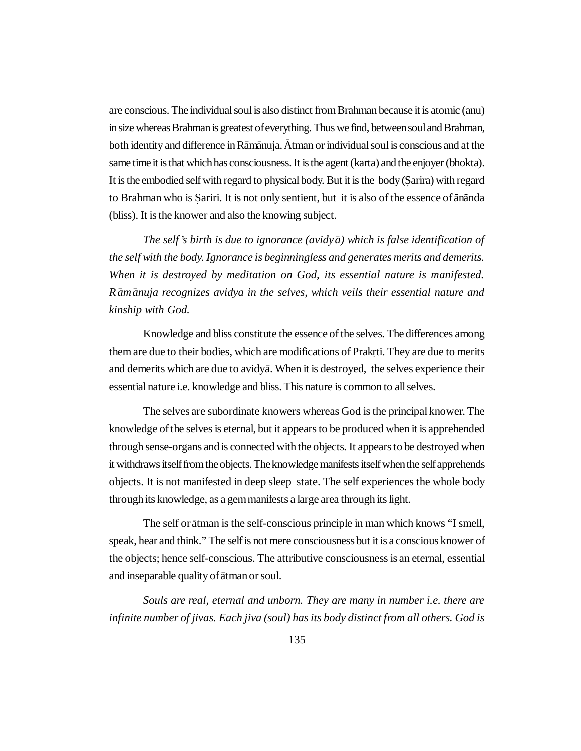are conscious. The individual soul is also distinct from Brahman because it is atomic (anu) in size whereas Brahman is greatest of everything. Thus we find, between soul and Brahman, both identity and difference in Rāmānuja. Ātman or individual soul is conscious and at the same time it is that which has consciousness. It is the agent (karta) and the enjoyer (bhokta). It is the embodied self with regard to physical body. But it is the body (Ṣarira) with regard to Brahman who is Ṣariri. It is not only sentient, but it is also of the essence of ānānda (bliss). It is the knower and also the knowing subject.

*The self's birth is due to ignorance (avidyā) which is false identification of the self with the body. Ignorance is beginningless and generates merits and demerits. When it is destroyed by meditation on God, its essential nature is manifested. Rāmānuja recognizes avidya in the selves, which veils their essential nature and kinship with God.*

Knowledge and bliss constitute the essence of the selves. The differences among them are due to their bodies, which are modifications of Prakṛti. They are due to merits and demerits which are due to avidyā. When it is destroyed, the selves experience their essential nature i.e. knowledge and bliss. This nature is common to all selves.

The selves are subordinate knowers whereas God is the principal knower. The knowledge of the selves is eternal, but it appears to be produced when it is apprehended through sense-organs and is connected with the objects. It appears to be destroyed when it withdraws itself from the objects. The knowledge manifests itself when the self apprehends objects. It is not manifested in deep sleep state. The self experiences the whole body through its knowledge, as a gem manifests a large area through its light.

The self or ātman is the self-conscious principle in man which knows "I smell, speak, hear and think." The self is not mere consciousness but it is a conscious knower of the objects; hence self-conscious. The attributive consciousness is an eternal, essential and inseparable quality of ātman or soul.

*Souls are real, eternal and unborn. They are many in number i.e. there are infinite number of jivas. Each jiva (soul) has its body distinct from all others. God is*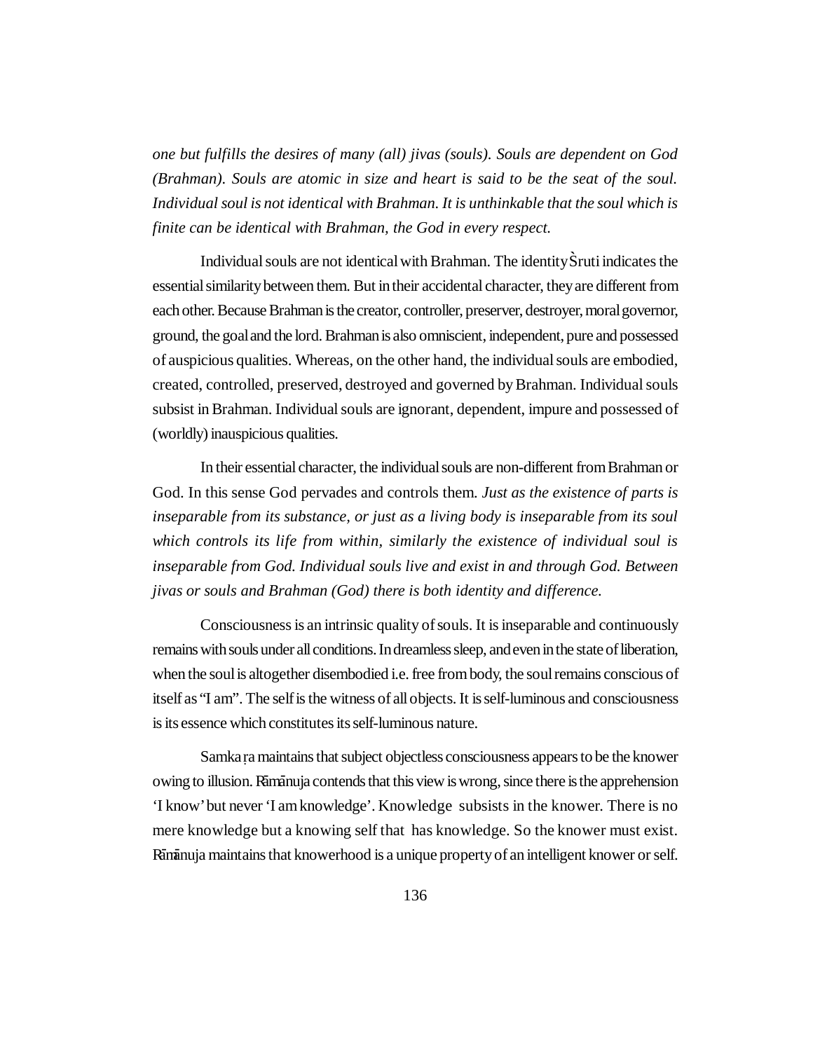*one but fulfills the desires of many (all) jivas (souls). Souls are dependent on God (Brahman). Souls are atomic in size and heart is said to be the seat of the soul. Individual soul is not identical with Brahman. It is unthinkable that the soul which is finite can be identical with Brahman, the God in every respect.*

Individual souls are not identical with Brahman. The identity Śruti indicates the essential similarity between them. But in their accidental character, they are different from each other. Because Brahman is the creator, controller, preserver, destroyer, moral governor, ground, the goal and the lord. Brahman is also omniscient, independent, pure and possessed of auspicious qualities. Whereas, on the other hand, the individual souls are embodied, created, controlled, preserved, destroyed and governed by Brahman. Individual souls subsist in Brahman. Individual souls are ignorant, dependent, impure and possessed of (worldly) inauspicious qualities.

In their essential character, the individual souls are non-different from Brahman or God. In this sense God pervades and controls them. *Just as the existence of parts is inseparable from its substance, or just as a living body is inseparable from its soul which controls its life from within, similarly the existence of individual soul is inseparable from God. Individual souls live and exist in and through God. Between jivas or souls and Brahman (God) there is both identity and difference.*

Consciousness is an intrinsic quality of souls. It is inseparable and continuously remains with souls under all conditions. In dreamless sleep, and even in the state of liberation, when the soul is altogether disembodied i.e. free from body, the soul remains conscious of itself as "I am". The self is the witness of all objects. It is self-luminous and consciousness is its essence which constitutes its self-luminous nature.

Samkaṛa maintains that subject objectless consciousness appears to be the knower owing to illusion. Rāmānuja contends that this view is wrong, since there is the apprehension 'I know' but never 'I am knowledge'. Knowledge subsists in the knower. There is no mere knowledge but a knowing self that has knowledge. So the knower must exist. Rāmānuja maintains that knowerhood is a unique property of an intelligent knower or self.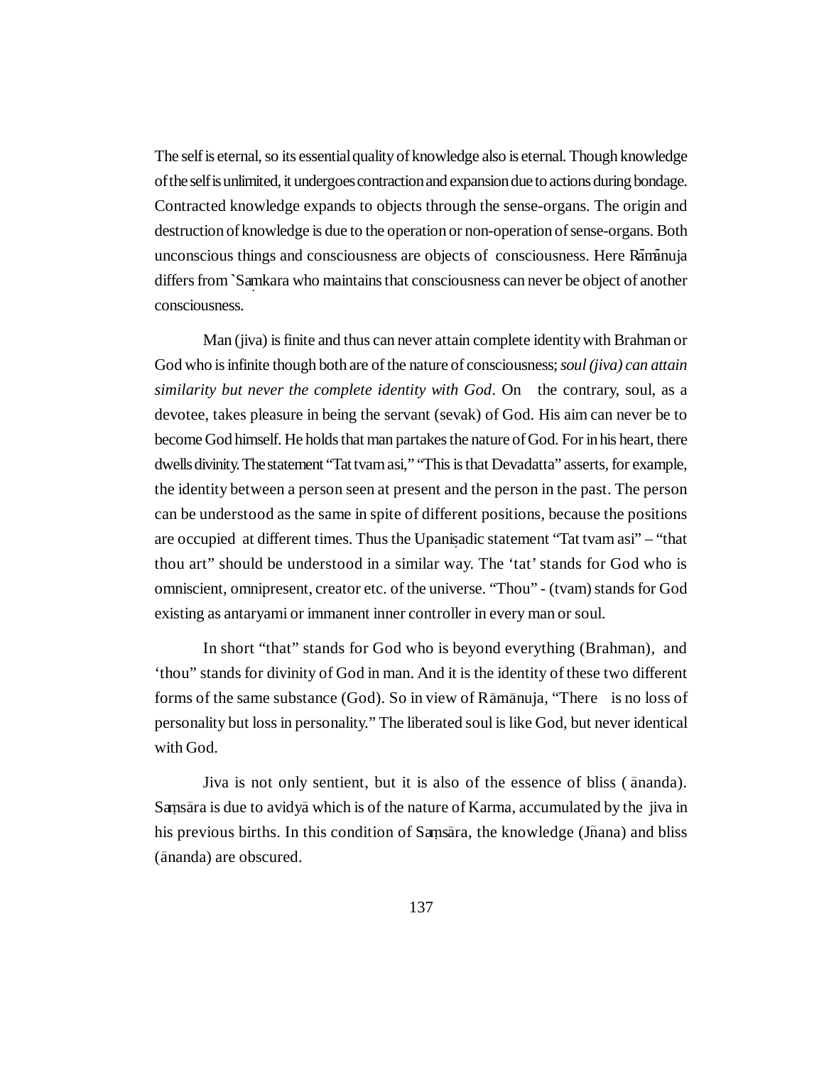The self is eternal, so its essential quality of knowledge also is eternal. Though knowledge of the self is unlimited, it undergoes contraction and expansion due to actions during bondage. Contracted knowledge expands to objects through the sense-organs. The origin and destruction of knowledge is due to the operation or non-operation of sense-organs. Both unconscious things and consciousness are objects of consciousness. Here Rāmānuja differs from `Saṃkara who maintains that consciousness can never be object of another consciousness.

Man (jiva) is finite and thus can never attain complete identity with Brahman or God who is infinite though both are of the nature of consciousness; *soul (jiva) can attain similarity but never the complete identity with God*. On the contrary, soul, as a devotee, takes pleasure in being the servant (sevak) of God. His aim can never be to become God himself. He holds that man partakes the nature of God. For in his heart, there dwells divinity. The statement "Tat tvam asi," "This is that Devadatta" asserts, for example, the identity between a person seen at present and the person in the past. The person can be understood as the same in spite of different positions, because the positions are occupied at different times. Thus the Upaniṣadic statement "Tat tvam asi" – "that thou art" should be understood in a similar way. The 'tat' stands for God who is omniscient, omnipresent, creator etc. of the universe. "Thou" - (tvam) stands for God existing as antaryami or immanent inner controller in every man or soul.

In short "that" stands for God who is beyond everything (Brahman), and 'thou" stands for divinity of God in man. And it is the identity of these two different forms of the same substance (God). So in view of Rāmānuja, "There is no loss of personality but loss in personality." The liberated soul is like God, but never identical with God.

Jiva is not only sentient, but it is also of the essence of bliss (ānanda). Saṃsāra is due to avidyā which is of the nature of Karma, accumulated by the jiva in his previous births. In this condition of Saṃsāra, the knowledge (Jñana) and bliss (ānanda) are obscured.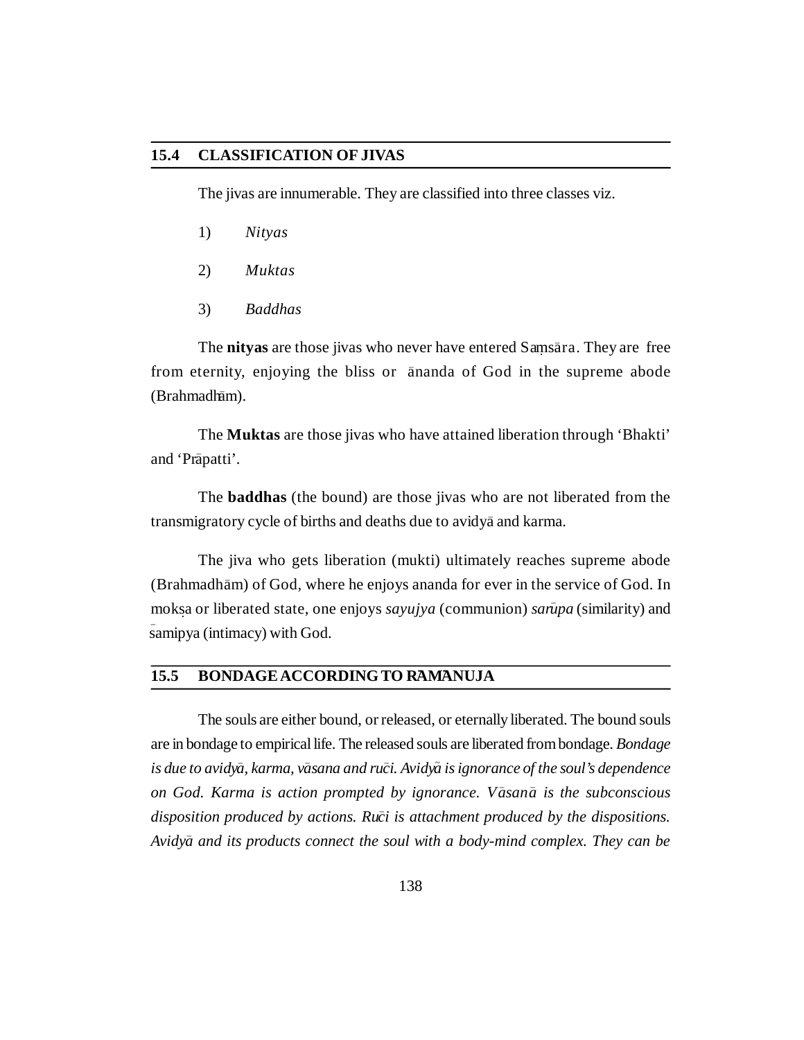## 15.4 CLASSIFICATION OF JIVAS

The jivas are innumerable. They are classified into three classes viz.

1) *Nityas*

2) *Muktas*

3) *Baddhas*

The **nityas** are those jivas who never have entered Saṃsāra. They are free from eternity, enjoying the bliss or ānanda of God in the supreme abode (Brahmadhām).

The **Muktas** are those jivas who have attained liberation through 'Bhakti' and 'Prāpatti'.

The **baddhas** (the bound) are those jivas who are not liberated from the transmigratory cycle of births and deaths due to avidyā and karma.

The jiva who gets liberation (mukti) ultimately reaches supreme abode (Brahmadhām) of God, where he enjoys ananda for ever in the service of God. In mokṣa or liberated state, one enjoys *sayujya* (communion) *sarūpa* (similarity) and sāmipya (intimacy) with God.

## 15.5 BONDAGE ACCORDING TO RĀMĀNUJA

The souls are either bound, or released, or eternally liberated. The bound souls are in bondage to empirical life. The released souls are liberated from bondage. *Bondage is due to avidyā, karma, vāsana and ruci. Avidyā is ignorance of the soul's dependence on God. Karma is action prompted by ignorance. Vāsanā is the subconscious disposition produced by actions. Ruci is attachment produced by the dispositions. Avidyā and its products connect the soul with a body-mind complex. They can be*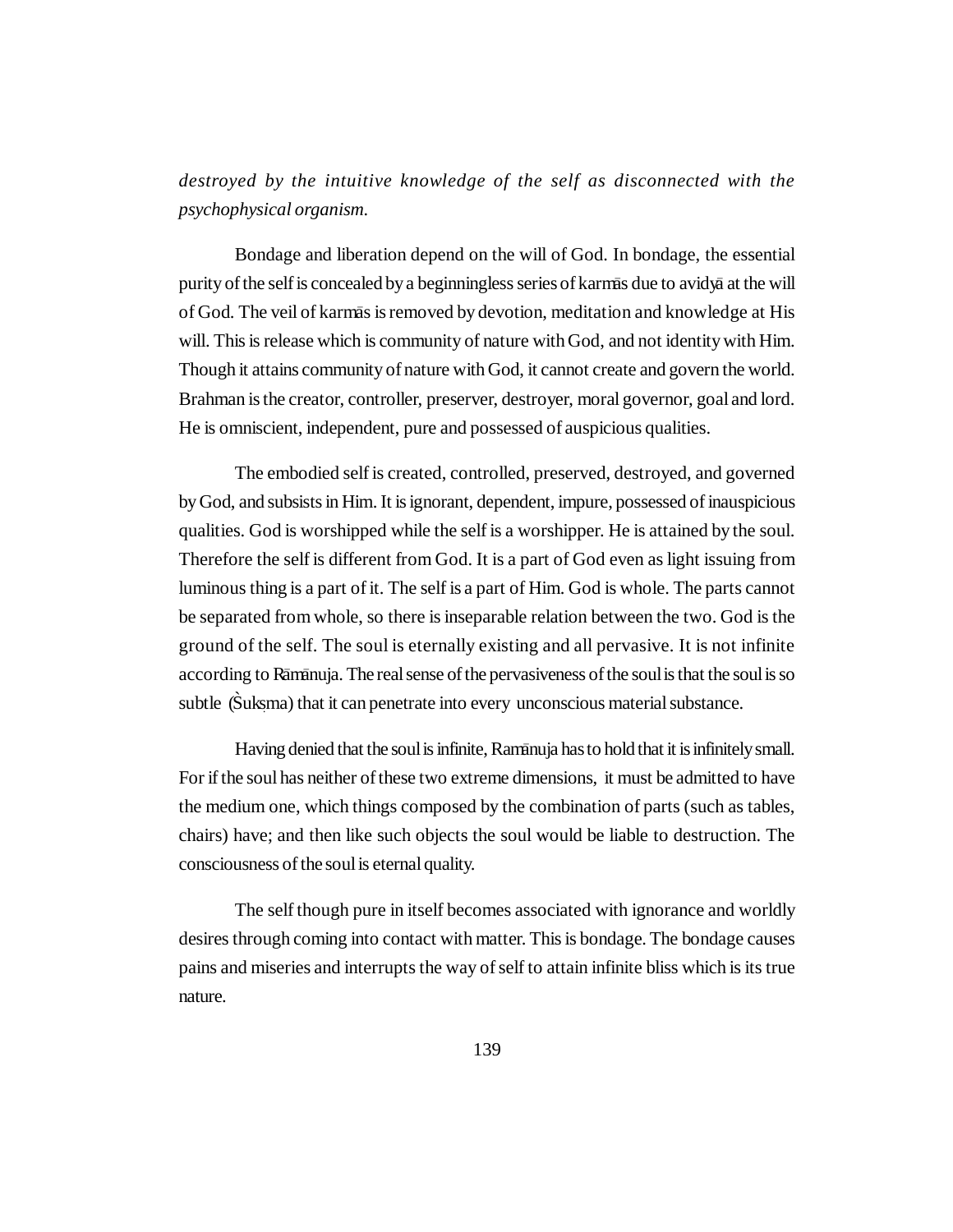*destroyed by the intuitive knowledge of the self as disconnected with the psychophysical organism.*

Bondage and liberation depend on the will of God. In bondage, the essential purity of the self is concealed by a beginningless series of karmās due to avidyā at the will of God. The veil of karmās is removed by devotion, meditation and knowledge at His will. This is release which is community of nature with God, and not identity with Him. Though it attains community of nature with God, it cannot create and govern the world. Brahman is the creator, controller, preserver, destroyer, moral governor, goal and lord. He is omniscient, independent, pure and possessed of auspicious qualities.

The embodied self is created, controlled, preserved, destroyed, and governed by God, and subsists in Him. It is ignorant, dependent, impure, possessed of inauspicious qualities. God is worshipped while the self is a worshipper. He is attained by the soul. Therefore the self is different from God. It is a part of God even as light issuing from luminous thing is a part of it. The self is a part of Him. God is whole. The parts cannot be separated from whole, so there is inseparable relation between the two. God is the ground of the self. The soul is eternally existing and all pervasive. It is not infinite according to Rāmānuja. The real sense of the pervasiveness of the soul is that the soul is so subtle (Ṡukṣma) that it can penetrate into every unconscious material substance.

Having denied that the soul is infinite, Ramānuja has to hold that it is infinitely small. For if the soul has neither of these two extreme dimensions, it must be admitted to have the medium one, which things composed by the combination of parts (such as tables, chairs) have; and then like such objects the soul would be liable to destruction. The consciousness of the soul is eternal quality.

The self though pure in itself becomes associated with ignorance and worldly desires through coming into contact with matter. This is bondage. The bondage causes pains and miseries and interrupts the way of self to attain infinite bliss which is its true nature.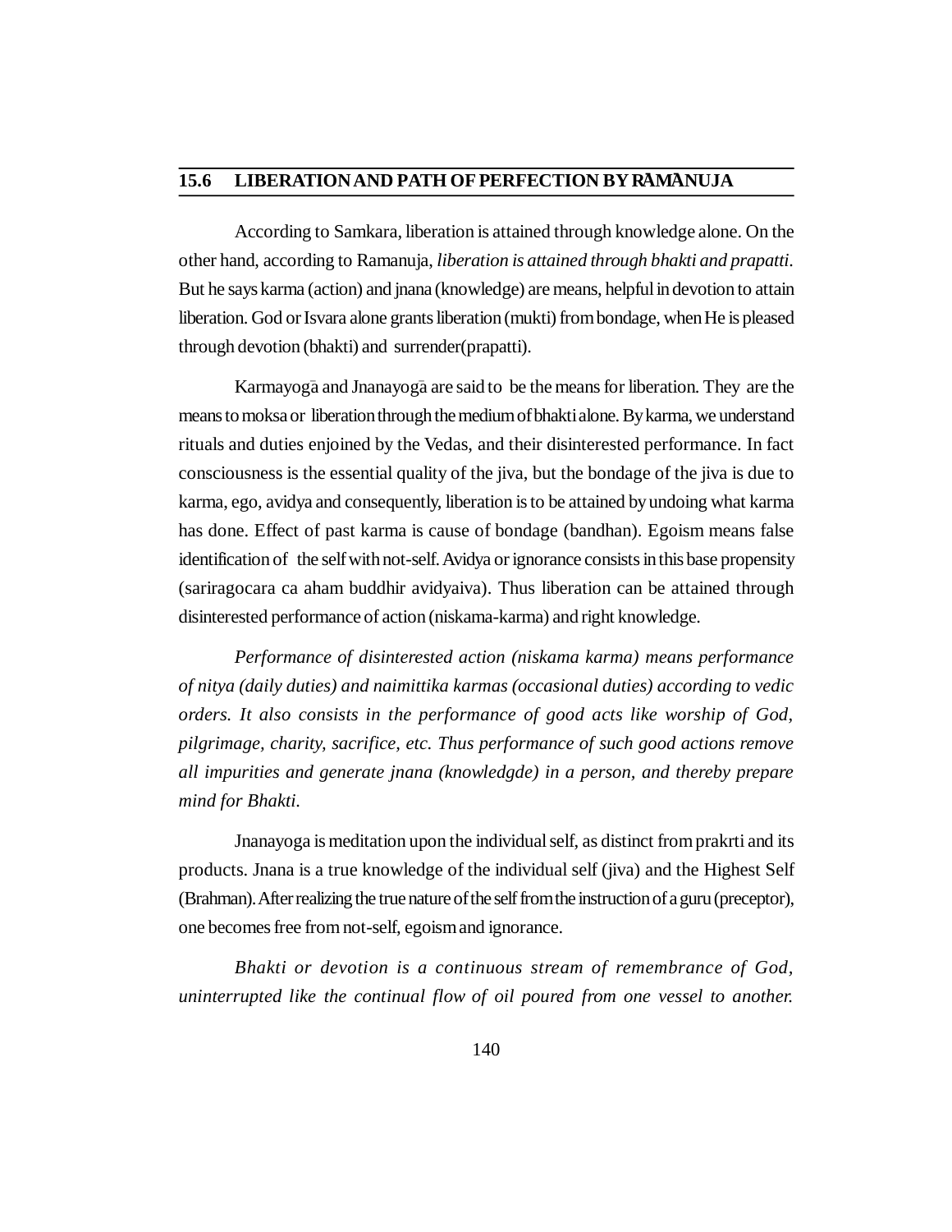## 15.6 LIBERATION AND PATH OF PERFECTION BY RĀMĀNUJA

According to Samkara, liberation is attained through knowledge alone. On the other hand, according to Ramanuja, *liberation is attained through bhakti and prapatti*. But he says karma (action) and jnana (knowledge) are means, helpful in devotion to attain liberation. God or Isvara alone grants liberation (mukti) from bondage, when He is pleased through devotion (bhakti) and surrender(prapatti).

Karmayogā and Jnanayogā are said to be the means for liberation. They are the means to moksa or liberation through the medium of bhakti alone. By karma, we understand rituals and duties enjoined by the Vedas, and their disinterested performance. In fact consciousness is the essential quality of the jiva, but the bondage of the jiva is due to karma, ego, avidya and consequently, liberation is to be attained by undoing what karma has done. Effect of past karma is cause of bondage (bandhan). Egoism means false identification of the self with not-self. Avidya or ignorance consists in this base propensity (sariragocara ca aham buddhir avidyaiva). Thus liberation can be attained through disinterested performance of action (niskama-karma) and right knowledge.

*Performance of disinterested action (niskama karma) means performance of nitya (daily duties) and naimittika karmas (occasional duties) according to vedic orders. It also consists in the performance of good acts like worship of God, pilgrimage, charity, sacrifice, etc. Thus performance of such good actions remove all impurities and generate jnana (knowledgde) in a person, and thereby prepare mind for Bhakti.*

Jnanayoga is meditation upon the individual self, as distinct from prakrti and its products. Jnana is a true knowledge of the individual self (jiva) and the Highest Self (Brahman). After realizing the true nature of the self from the instruction of a guru (preceptor), one becomes free from not-self, egoism and ignorance.

*Bhakti or devotion is a continuous stream of remembrance of God, uninterrupted like the continual flow of oil poured from one vessel to another.*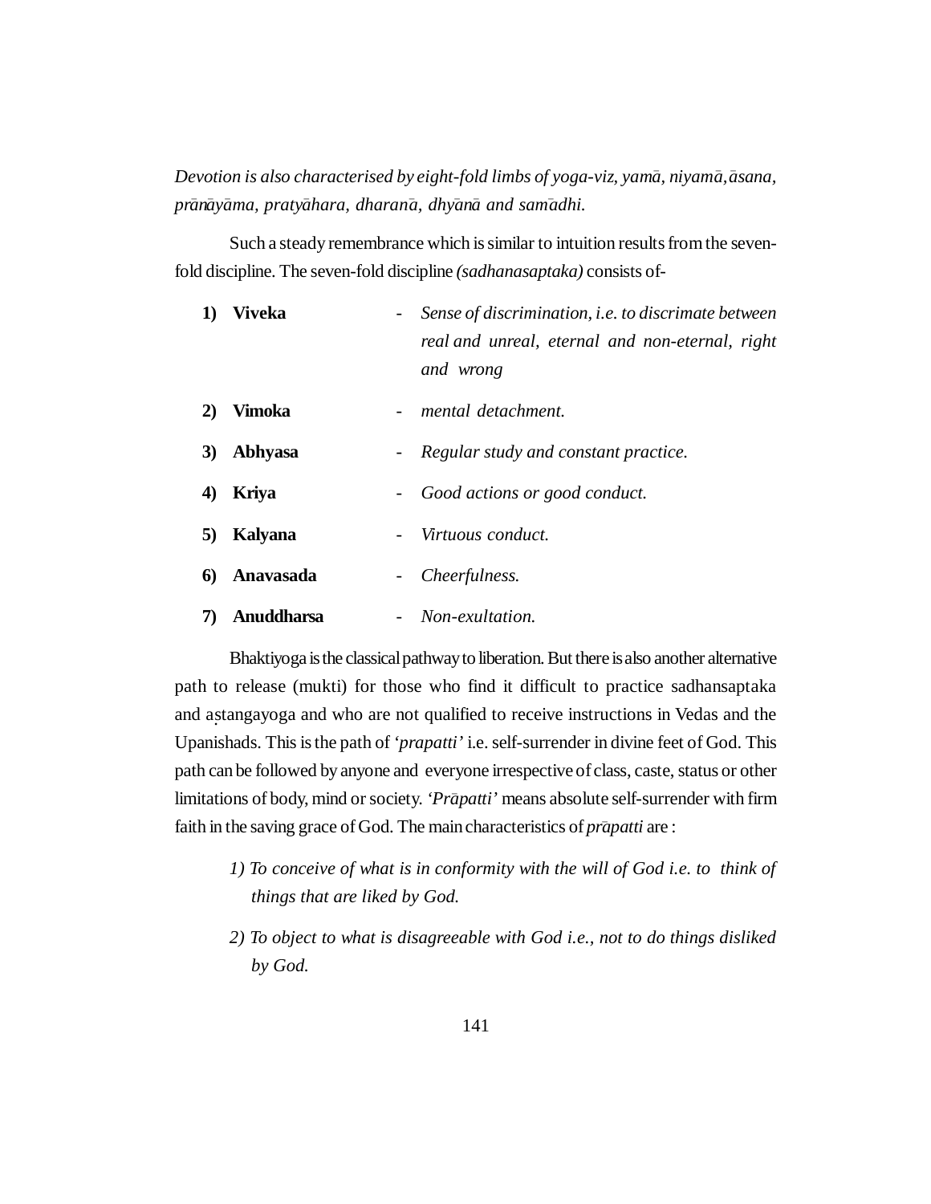*Devotion is also characterised by eight-fold limbs of yoga-viz, yamā, niyamā, āsana, prānāyāma, pratyāhara, dharanā, dhyānā and samādhi.*

Such a steady remembrance which is similar to intuition results from the seven-fold discipline. The seven-fold discipline *(sadhanasaptaka)* consists of-

1) **Viveka** - *Sense of discrimination, i.e. to discrimate between real and unreal, eternal and non-eternal, right and wrong*
2) **Vimoka** - *mental detachment.*
3) **Abhyasa** - *Regular study and constant practice.*
4) **Kriya** - *Good actions or good conduct.*
5) **Kalyana** - *Virtuous conduct.*
6) **Anavasada** - *Cheerfulness.*
7) **Anuddharsa** - *Non-exultation.*

Bhaktiyoga is the classical pathway to liberation. But there is also another alternative path to release (mukti) for those who find it difficult to practice sadhansaptaka and aṣtangayoga and who are not qualified to receive instructions in Vedas and the Upanishads. This is the path of *'prapatti'* i.e. self-surrender in divine feet of God. This path can be followed by anyone and everyone irrespective of class, caste, status or other limitations of body, mind or society. *'Prāpatti'* means absolute self-surrender with firm faith in the saving grace of God. The main characteristics of *prāpatti* are :

*1) To conceive of what is in conformity with the will of God i.e. to think of things that are liked by God.*

*2) To object to what is disagreeable with God i.e., not to do things disliked by God.*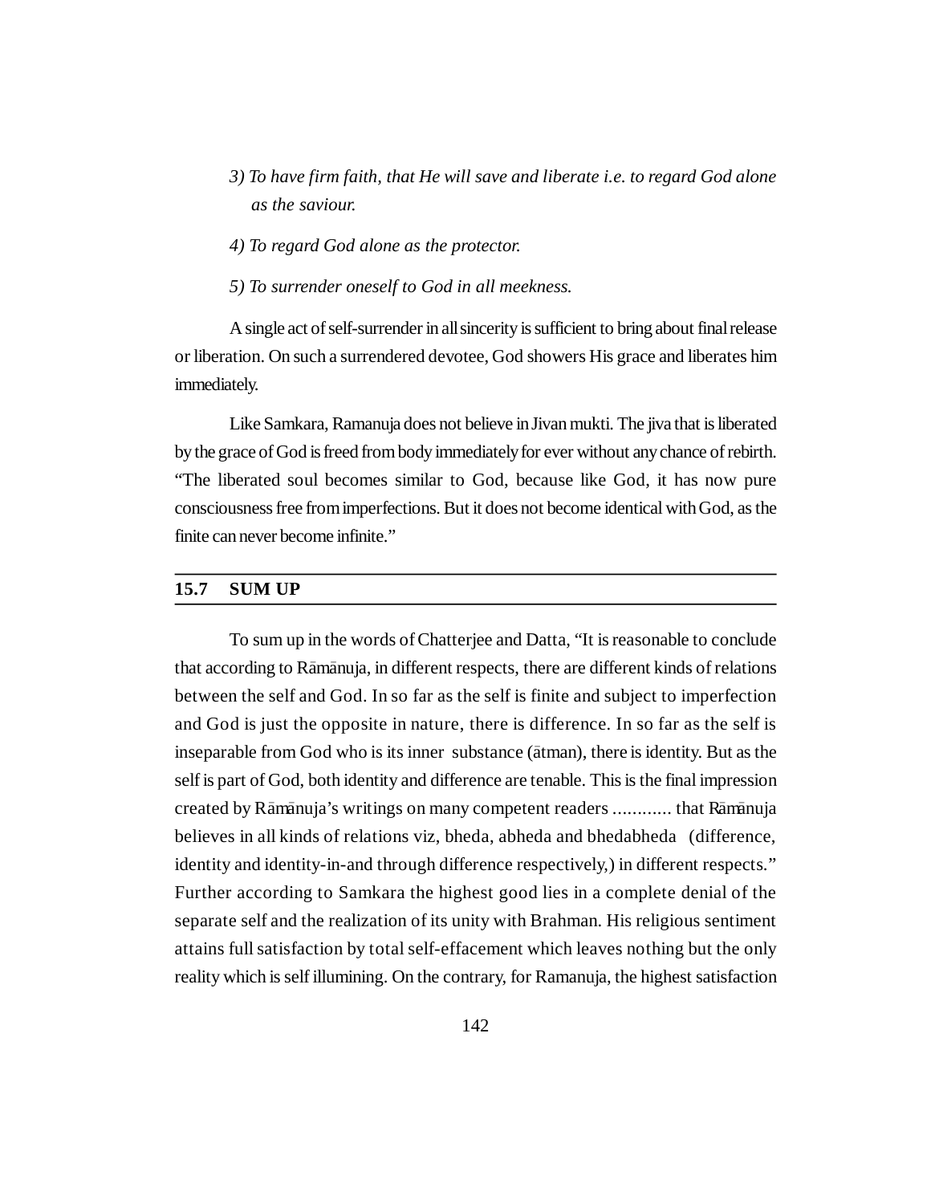*3) To have firm faith, that He will save and liberate i.e. to regard God alone as the saviour.*

*4) To regard God alone as the protector.*

*5) To surrender oneself to God in all meekness.*

A single act of self-surrender in all sincerity is sufficient to bring about final release or liberation. On such a surrendered devotee, God showers His grace and liberates him immediately.

Like Samkara, Ramanuja does not believe in Jivan mukti. The jiva that is liberated by the grace of God is freed from body immediately for ever without any chance of rebirth. "The liberated soul becomes similar to God, because like God, it has now pure consciousness free from imperfections. But it does not become identical with God, as the finite can never become infinite."

## 15.7 SUM UP

To sum up in the words of Chatterjee and Datta, "It is reasonable to conclude that according to Rāmānuja, in different respects, there are different kinds of relations between the self and God. In so far as the self is finite and subject to imperfection and God is just the opposite in nature, there is difference. In so far as the self is inseparable from God who is its inner substance (ātman), there is identity. But as the self is part of God, both identity and difference are tenable. This is the final impression created by Rāmānuja's writings on many competent readers ............ that Rāmānuja believes in all kinds of relations viz, bheda, abheda and bhedabheda (difference, identity and identity-in-and through difference respectively,) in different respects." Further according to Samkara the highest good lies in a complete denial of the separate self and the realization of its unity with Brahman. His religious sentiment attains full satisfaction by total self-effacement which leaves nothing but the only reality which is self illumining. On the contrary, for Ramanuja, the highest satisfaction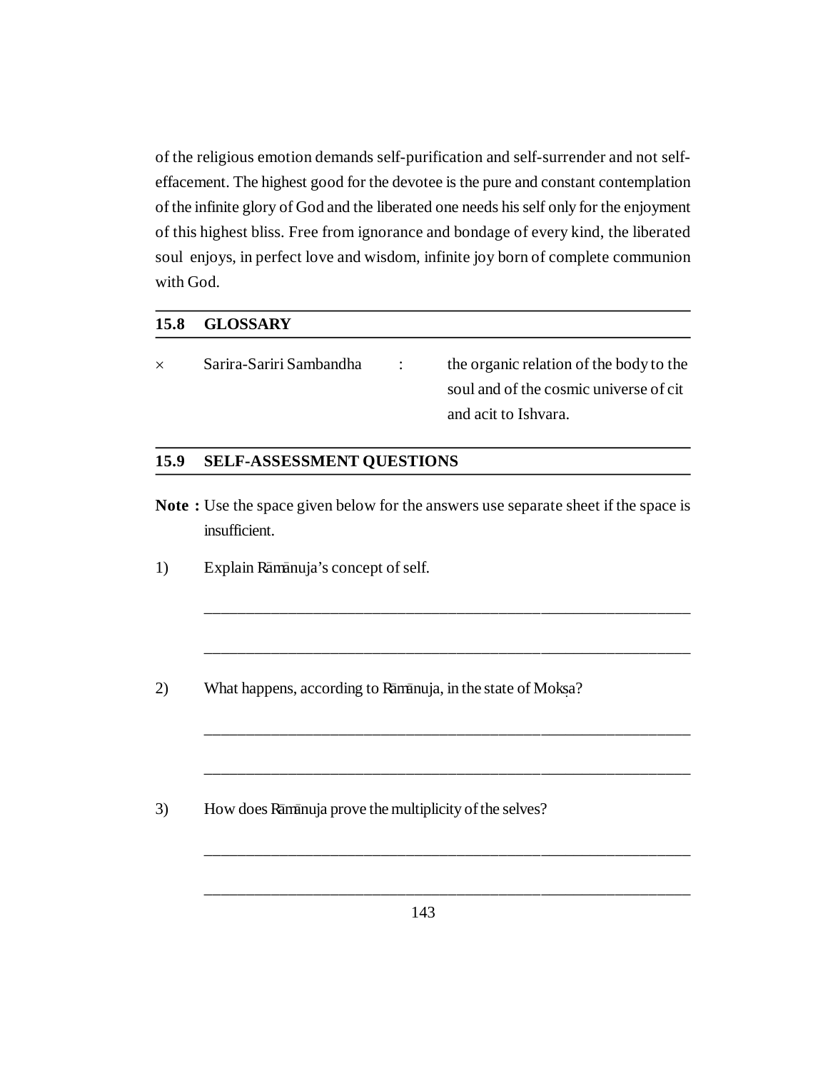of the religious emotion demands self-purification and self-surrender and not self-effacement. The highest good for the devotee is the pure and constant contemplation of the infinite glory of God and the liberated one needs his self only for the enjoyment of this highest bliss. Free from ignorance and bondage of every kind, the liberated soul enjoys, in perfect love and wisdom, infinite joy born of complete communion with God.

## 15.8 GLOSSARY

× Sarira-Sariri Sambandha : the organic relation of the body to the soul and of the cosmic universe of cit and acit to Ishvara.

## 15.9 SELF-ASSESSMENT QUESTIONS

**Note :** Use the space given below for the answers use separate sheet if the space is insufficient.

1) Explain Rāmānuja's concept of self.

_______________________________________________________________

_______________________________________________________________

2) What happens, according to Rāmānuja, in the state of Mokṣa?

_______________________________________________________________

_______________________________________________________________

3) How does Rāmānuja prove the multiplicity of the selves?

_______________________________________________________________

_______________________________________________________________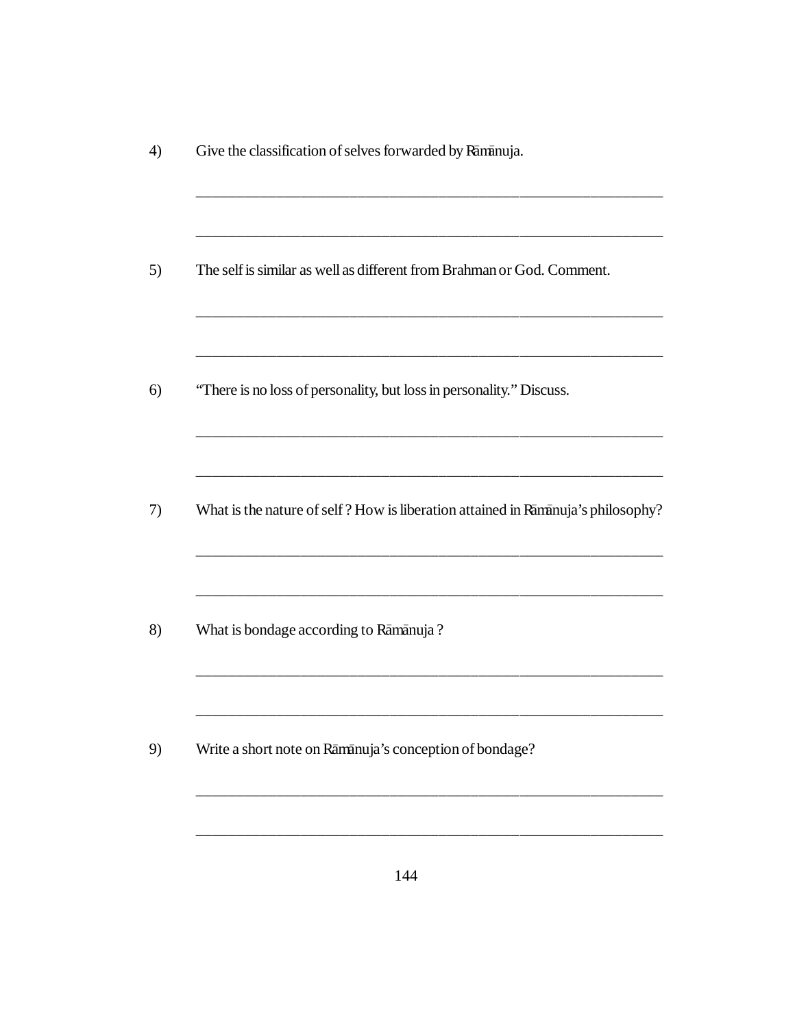4) Give the classification of selves forwarded by Rāmānuja.

______________________________________________________________

______________________________________________________________

5) The self is similar as well as different from Brahman or God. Comment.

______________________________________________________________

______________________________________________________________

6) "There is no loss of personality, but loss in personality." Discuss.

______________________________________________________________

______________________________________________________________

7) What is the nature of self ? How is liberation attained in Rāmānuja's philosophy?

______________________________________________________________

______________________________________________________________

8) What is bondage according to Rāmānuja ?

______________________________________________________________

______________________________________________________________

9) Write a short note on Rāmānuja's conception of bondage?

______________________________________________________________

______________________________________________________________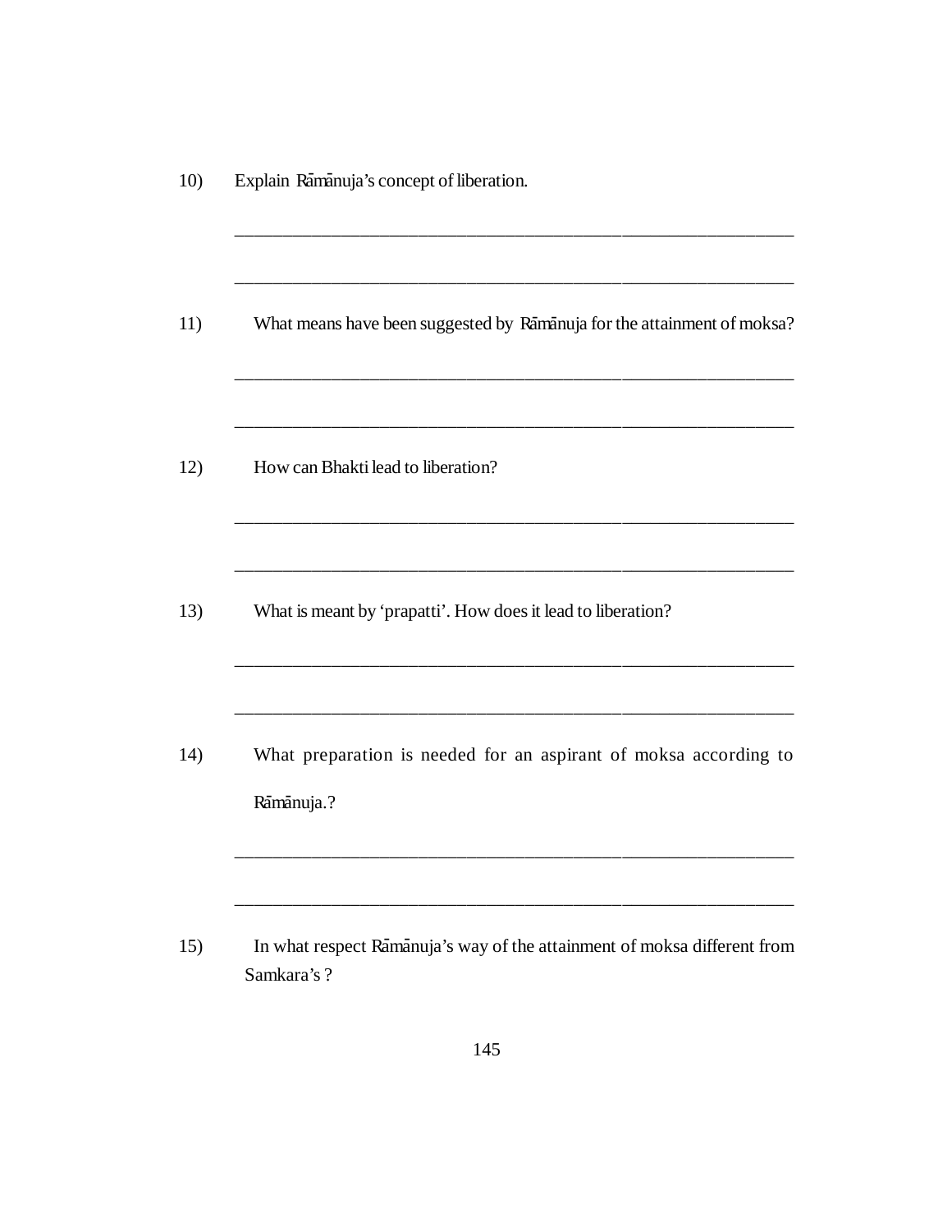10) Explain Rāmānuja's concept of liberation.

______________________________________________________________

______________________________________________________________

11) What means have been suggested by Rāmānuja for the attainment of moksa?

______________________________________________________________

______________________________________________________________

12) How can Bhakti lead to liberation?

______________________________________________________________

______________________________________________________________

13) What is meant by 'prapatti'. How does it lead to liberation?

______________________________________________________________

______________________________________________________________

14) What preparation is needed for an aspirant of moksa according to Rāmānuja.?

______________________________________________________________

______________________________________________________________

15) In what respect Rāmānuja's way of the attainment of moksa different from Samkara's ?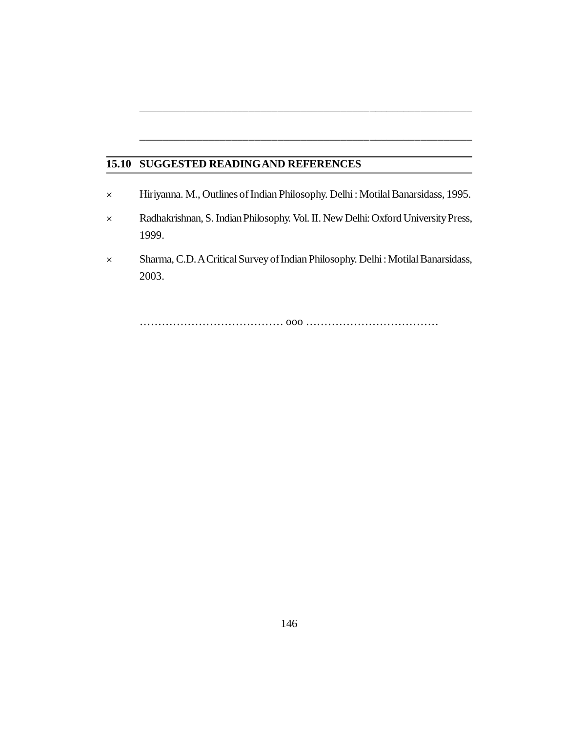\_\_\_\_\_\_\_\_\_\_\_\_\_\_\_\_\_\_\_\_\_\_\_\_\_\_\_\_\_\_\_\_\_\_\_\_\_\_\_\_\_\_\_\_\_\_\_\_\_\_\_\_\_\_\_\_\_\_\_\_

\_\_\_\_\_\_\_\_\_\_\_\_\_\_\_\_\_\_\_\_\_\_\_\_\_\_\_\_\_\_\_\_\_\_\_\_\_\_\_\_\_\_\_\_\_\_\_\_\_\_\_\_\_\_\_\_\_\_\_\_

## 15.10 SUGGESTED READING AND REFERENCES

- Hiriyanna. M., Outlines of Indian Philosophy. Delhi : Motilal Banarsidass, 1995.
- Radhakrishnan, S. Indian Philosophy. Vol. II. New Delhi: Oxford University Press, 1999.
- Sharma, C.D. A Critical Survey of Indian Philosophy. Delhi : Motilal Banarsidass, 2003.

………………………………… ooo ………………………………